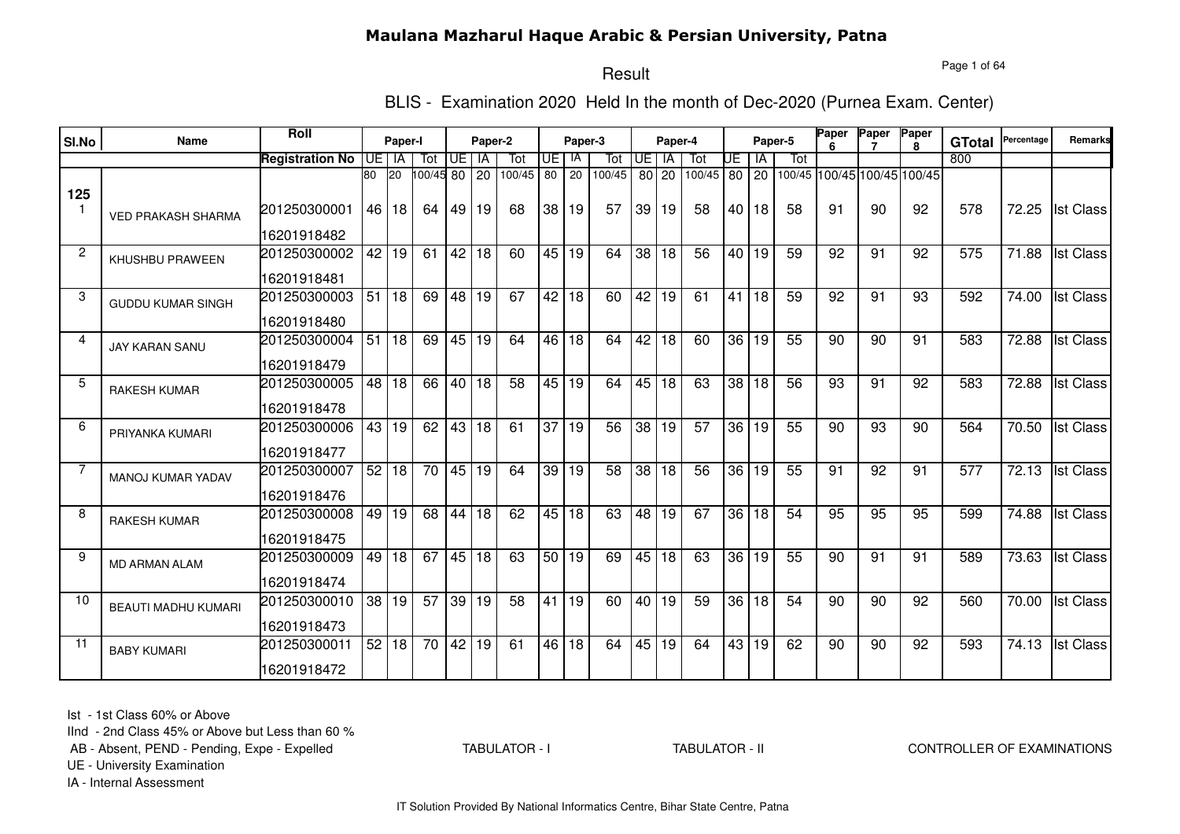# Maulana Mazharul Haque Arabic & Persian University, Patna

## Result

### BLIS - Examination 2020 Held In the month of Dec-2020 (Purnea Exam. Center)

| Sl.No | Name | Roll / Registration No | Paper-I UE | Paper-I IA | Paper-I Tot | Paper-2 UE | Paper-2 IA | Paper-2 Tot | Paper-3 UE | Paper-3 IA | Paper-3 Tot | Paper-4 UE | Paper-4 IA | Paper-4 Tot | Paper-5 UE | Paper-5 IA | Paper-5 Tot | Paper 6 | Paper 7 | Paper 8 | GTotal | Percentage | Remarks |
|---|---|---|---|---|---|---|---|---|---|---|---|---|---|---|---|---|---|---|---|---|---|---|---|
| | | | 80 | 20 | 100/45 | 80 | 20 | 100/45 | 80 | 20 | 100/45 | 80 | 20 | 100/45 | 80 | 20 | 100/45 | 100/45 | 100/45 | 100/45 | 800 | | |
| 125 | | | | | | | | | | | | | | | | | | | | | | | |
| 1 | VED PRAKASH SHARMA | 201250300001 / 16201918482 | 46 | 18 | 64 | 49 | 19 | 68 | 38 | 19 | 57 | 39 | 19 | 58 | 40 | 18 | 58 | 91 | 90 | 92 | 578 | 72.25 | Ist Class |
| 2 | KHUSHBU PRAWEEN | 201250300002 / 16201918481 | 42 | 19 | 61 | 42 | 18 | 60 | 45 | 19 | 64 | 38 | 18 | 56 | 40 | 19 | 59 | 92 | 91 | 92 | 575 | 71.88 | Ist Class |
| 3 | GUDDU KUMAR SINGH | 201250300003 / 16201918480 | 51 | 18 | 69 | 48 | 19 | 67 | 42 | 18 | 60 | 42 | 19 | 61 | 41 | 18 | 59 | 92 | 91 | 93 | 592 | 74.00 | Ist Class |
| 4 | JAY KARAN SANU | 201250300004 / 16201918479 | 51 | 18 | 69 | 45 | 19 | 64 | 46 | 18 | 64 | 42 | 18 | 60 | 36 | 19 | 55 | 90 | 90 | 91 | 583 | 72.88 | Ist Class |
| 5 | RAKESH KUMAR | 201250300005 / 16201918478 | 48 | 18 | 66 | 40 | 18 | 58 | 45 | 19 | 64 | 45 | 18 | 63 | 38 | 18 | 56 | 93 | 91 | 92 | 583 | 72.88 | Ist Class |
| 6 | PRIYANKA KUMARI | 201250300006 / 16201918477 | 43 | 19 | 62 | 43 | 18 | 61 | 37 | 19 | 56 | 38 | 19 | 57 | 36 | 19 | 55 | 90 | 93 | 90 | 564 | 70.50 | Ist Class |
| 7 | MANOJ KUMAR YADAV | 201250300007 / 16201918476 | 52 | 18 | 70 | 45 | 19 | 64 | 39 | 19 | 58 | 38 | 18 | 56 | 36 | 19 | 55 | 91 | 92 | 91 | 577 | 72.13 | Ist Class |
| 8 | RAKESH KUMAR | 201250300008 / 16201918475 | 49 | 19 | 68 | 44 | 18 | 62 | 45 | 18 | 63 | 48 | 19 | 67 | 36 | 18 | 54 | 95 | 95 | 95 | 599 | 74.88 | Ist Class |
| 9 | MD ARMAN ALAM | 201250300009 / 16201918474 | 49 | 18 | 67 | 45 | 18 | 63 | 50 | 19 | 69 | 45 | 18 | 63 | 36 | 19 | 55 | 90 | 91 | 91 | 589 | 73.63 | Ist Class |
| 10 | BEAUTI MADHU KUMARI | 201250300010 / 16201918473 | 38 | 19 | 57 | 39 | 19 | 58 | 41 | 19 | 60 | 40 | 19 | 59 | 36 | 18 | 54 | 90 | 90 | 92 | 560 | 70.00 | Ist Class |
| 11 | BABY KUMARI | 201250300011 / 16201918472 | 52 | 18 | 70 | 42 | 19 | 61 | 46 | 18 | 64 | 45 | 19 | 64 | 43 | 19 | 62 | 90 | 90 | 92 | 593 | 74.13 | Ist Class |

Ist - 1st Class 60% or Above
IInd - 2nd Class 45% or Above but Less than 60 %
AB - Absent, PEND - Pending, Expe - Expelled
UE - University Examination
IA - Internal Assessment

TABULATOR - I TABULATOR - II CONTROLLER OF EXAMINATIONS

IT Solution Provided By National Informatics Centre, Bihar State Centre, Patna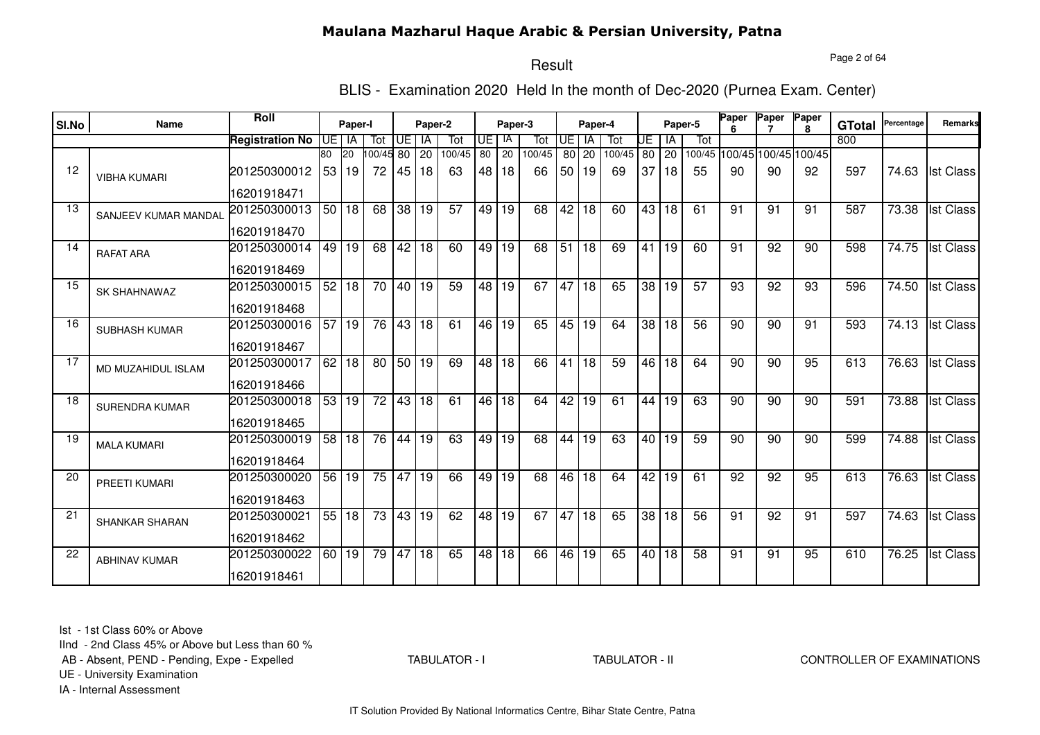# Maulana Mazharul Haque Arabic & Persian University, Patna

## Result

### BLIS - Examination 2020 Held In the month of Dec-2020 (Purnea Exam. Center)

| Sl.No | Name | Roll | Paper-I | | | Paper-2 | | | Paper-3 | | | Paper-4 | | | Paper-5 | | | Paper 6 | Paper 7 | Paper 8 | GTotal | Percentage | Remarks |
|---|---|---|---|---|---|---|---|---|---|---|---|---|---|---|---|---|---|---|---|---|---|---|---|
| | | Registration No | UE | IA | Tot | UE | IA | Tot | UE | IA | Tot | UE | IA | Tot | UE | IA | Tot | | | | 800 | | |
| | | | 80 | 20 | 100/45 | 80 | 20 | 100/45 | 80 | 20 | 100/45 | 80 | 20 | 100/45 | 80 | 20 | 100/45 | 100/45 | 100/45 | 100/45 | | | |
| 12 | VIBHA KUMARI | 201250300012<br>16201918471 | 53 | 19 | 72 | 45 | 18 | 63 | 48 | 18 | 66 | 50 | 19 | 69 | 37 | 18 | 55 | 90 | 90 | 92 | 597 | 74.63 | Ist Class |
| 13 | SANJEEV KUMAR MANDAL | 201250300013<br>16201918470 | 50 | 18 | 68 | 38 | 19 | 57 | 49 | 19 | 68 | 42 | 18 | 60 | 43 | 18 | 61 | 91 | 91 | 91 | 587 | 73.38 | Ist Class |
| 14 | RAFAT ARA | 201250300014<br>16201918469 | 49 | 19 | 68 | 42 | 18 | 60 | 49 | 19 | 68 | 51 | 18 | 69 | 41 | 19 | 60 | 91 | 92 | 90 | 598 | 74.75 | Ist Class |
| 15 | SK SHAHNAWAZ | 201250300015<br>16201918468 | 52 | 18 | 70 | 40 | 19 | 59 | 48 | 19 | 67 | 47 | 18 | 65 | 38 | 19 | 57 | 93 | 92 | 93 | 596 | 74.50 | Ist Class |
| 16 | SUBHASH KUMAR | 201250300016<br>16201918467 | 57 | 19 | 76 | 43 | 18 | 61 | 46 | 19 | 65 | 45 | 19 | 64 | 38 | 18 | 56 | 90 | 90 | 91 | 593 | 74.13 | Ist Class |
| 17 | MD MUZAHIDUL ISLAM | 201250300017<br>16201918466 | 62 | 18 | 80 | 50 | 19 | 69 | 48 | 18 | 66 | 41 | 18 | 59 | 46 | 18 | 64 | 90 | 90 | 95 | 613 | 76.63 | Ist Class |
| 18 | SURENDRA KUMAR | 201250300018<br>16201918465 | 53 | 19 | 72 | 43 | 18 | 61 | 46 | 18 | 64 | 42 | 19 | 61 | 44 | 19 | 63 | 90 | 90 | 90 | 591 | 73.88 | Ist Class |
| 19 | MALA KUMARI | 201250300019<br>16201918464 | 58 | 18 | 76 | 44 | 19 | 63 | 49 | 19 | 68 | 44 | 19 | 63 | 40 | 19 | 59 | 90 | 90 | 90 | 599 | 74.88 | Ist Class |
| 20 | PREETI KUMARI | 201250300020<br>16201918463 | 56 | 19 | 75 | 47 | 19 | 66 | 49 | 19 | 68 | 46 | 18 | 64 | 42 | 19 | 61 | 92 | 92 | 95 | 613 | 76.63 | Ist Class |
| 21 | SHANKAR SHARAN | 201250300021<br>16201918462 | 55 | 18 | 73 | 43 | 19 | 62 | 48 | 19 | 67 | 47 | 18 | 65 | 38 | 18 | 56 | 91 | 92 | 91 | 597 | 74.63 | Ist Class |
| 22 | ABHINAV KUMAR | 201250300022<br>16201918461 | 60 | 19 | 79 | 47 | 18 | 65 | 48 | 18 | 66 | 46 | 19 | 65 | 40 | 18 | 58 | 91 | 91 | 95 | 610 | 76.25 | Ist Class |

Ist - 1st Class 60% or Above
IInd - 2nd Class 45% or Above but Less than 60 %
AB - Absent, PEND - Pending, Expe - Expelled
UE - University Examination
IA - Internal Assessment

TABULATOR - I TABULATOR - II CONTROLLER OF EXAMINATIONS

IT Solution Provided By National Informatics Centre, Bihar State Centre, Patna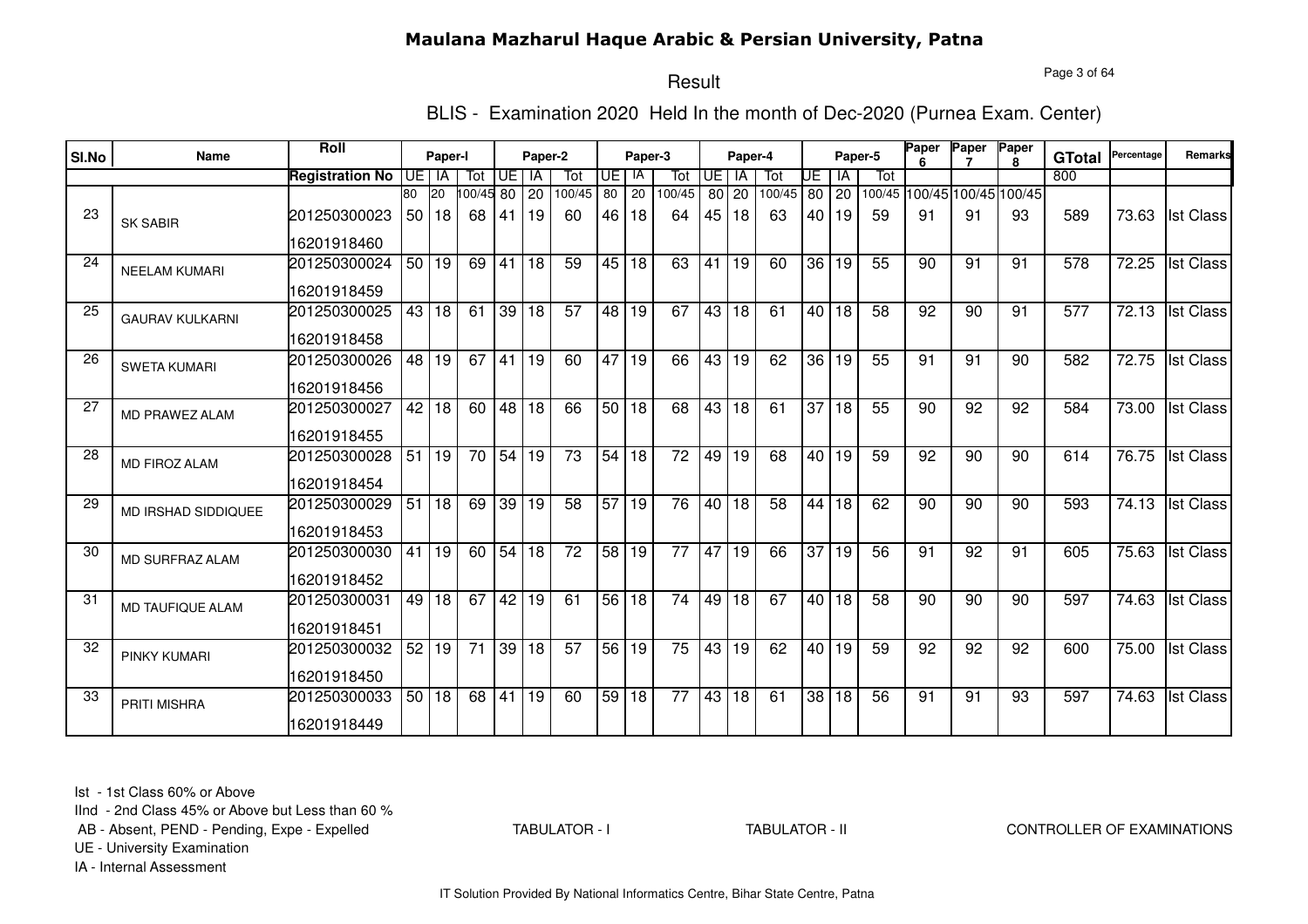# Maulana Mazharul Haque Arabic & Persian University, Patna

## Result

### BLIS - Examination 2020 Held In the month of Dec-2020 (Purnea Exam. Center)

| Sl.No | Name | Roll | Paper-I | | | Paper-2 | | | Paper-3 | | | Paper-4 | | | Paper-5 | | | Paper 6 | Paper 7 | Paper 8 | GTotal | Percentage | Remarks |
|---|---|---|---|---|---|---|---|---|---|---|---|---|---|---|---|---|---|---|---|---|---|---|---|
| | | Registration No | UE | IA | Tot | UE | IA | Tot | UE | IA | Tot | UE | IA | Tot | UE | IA | Tot | | | | 800 | | |
| | | | 80 | 20 | 100/45 | 80 | 20 | 100/45 | 80 | 20 | 100/45 | 80 | 20 | 100/45 | 80 | 20 | 100/45 | 100/45 | 100/45 | 100/45 | | | |
| 23 | SK SABIR | 201250300023 16201918460 | 50 | 18 | 68 | 41 | 19 | 60 | 46 | 18 | 64 | 45 | 18 | 63 | 40 | 19 | 59 | 91 | 91 | 93 | 589 | 73.63 | Ist Class |
| 24 | NEELAM KUMARI | 201250300024 16201918459 | 50 | 19 | 69 | 41 | 18 | 59 | 45 | 18 | 63 | 41 | 19 | 60 | 36 | 19 | 55 | 90 | 91 | 91 | 578 | 72.25 | Ist Class |
| 25 | GAURAV KULKARNI | 201250300025 16201918458 | 43 | 18 | 61 | 39 | 18 | 57 | 48 | 19 | 67 | 43 | 18 | 61 | 40 | 18 | 58 | 92 | 90 | 91 | 577 | 72.13 | Ist Class |
| 26 | SWETA KUMARI | 201250300026 16201918456 | 48 | 19 | 67 | 41 | 19 | 60 | 47 | 19 | 66 | 43 | 19 | 62 | 36 | 19 | 55 | 91 | 91 | 90 | 582 | 72.75 | Ist Class |
| 27 | MD PRAWEZ ALAM | 201250300027 16201918455 | 42 | 18 | 60 | 48 | 18 | 66 | 50 | 18 | 68 | 43 | 18 | 61 | 37 | 18 | 55 | 90 | 92 | 92 | 584 | 73.00 | Ist Class |
| 28 | MD FIROZ ALAM | 201250300028 16201918454 | 51 | 19 | 70 | 54 | 19 | 73 | 54 | 18 | 72 | 49 | 19 | 68 | 40 | 19 | 59 | 92 | 90 | 90 | 614 | 76.75 | Ist Class |
| 29 | MD IRSHAD SIDDIQUEE | 201250300029 16201918453 | 51 | 18 | 69 | 39 | 19 | 58 | 57 | 19 | 76 | 40 | 18 | 58 | 44 | 18 | 62 | 90 | 90 | 90 | 593 | 74.13 | Ist Class |
| 30 | MD SURFRAZ ALAM | 201250300030 16201918452 | 41 | 19 | 60 | 54 | 18 | 72 | 58 | 19 | 77 | 47 | 19 | 66 | 37 | 19 | 56 | 91 | 92 | 91 | 605 | 75.63 | Ist Class |
| 31 | MD TAUFIQUE ALAM | 201250300031 16201918451 | 49 | 18 | 67 | 42 | 19 | 61 | 56 | 18 | 74 | 49 | 18 | 67 | 40 | 18 | 58 | 90 | 90 | 90 | 597 | 74.63 | Ist Class |
| 32 | PINKY KUMARI | 201250300032 16201918450 | 52 | 19 | 71 | 39 | 18 | 57 | 56 | 19 | 75 | 43 | 19 | 62 | 40 | 19 | 59 | 92 | 92 | 92 | 600 | 75.00 | Ist Class |
| 33 | PRITI MISHRA | 201250300033 16201918449 | 50 | 18 | 68 | 41 | 19 | 60 | 59 | 18 | 77 | 43 | 18 | 61 | 38 | 18 | 56 | 91 | 91 | 93 | 597 | 74.63 | Ist Class |

Ist - 1st Class 60% or Above
IInd - 2nd Class 45% or Above but Less than 60 %
AB - Absent, PEND - Pending, Expe - Expelled
UE - University Examination
IA - Internal Assessment

TABULATOR - I TABULATOR - II CONTROLLER OF EXAMINATIONS

IT Solution Provided By National Informatics Centre, Bihar State Centre, Patna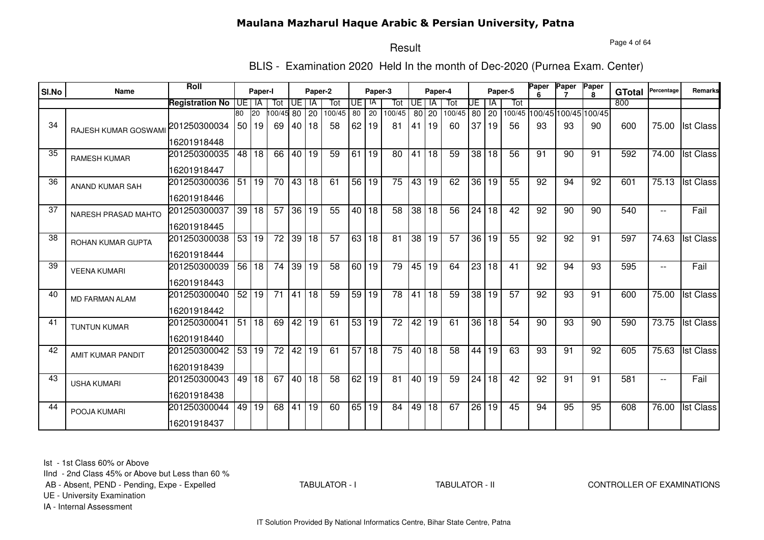# Maulana Mazharul Haque Arabic & Persian University, Patna

## Result

### BLIS - Examination 2020 Held In the month of Dec-2020 (Purnea Exam. Center)

| Sl.No | Name | Roll / Registration No | Paper-I UE (80) | Paper-I IA (20) | Paper-I Tot (100/45) | Paper-2 UE (80) | Paper-2 IA (20) | Paper-2 Tot (100/45) | Paper-3 UE (80) | Paper-3 IA (20) | Paper-3 Tot (100/45) | Paper-4 UE (80) | Paper-4 IA (20) | Paper-4 Tot (100/45) | Paper-5 UE (80) | Paper-5 IA (20) | Paper-5 Tot (100/45) | Paper 6 (100/45) | Paper 7 (100/45) | Paper 8 (100/45) | GTotal (800) | Percentage | Remarks |
|---|---|---|---|---|---|---|---|---|---|---|---|---|---|---|---|---|---|---|---|---|---|---|---|
| 34 | RAJESH KUMAR GOSWAMI | 201250300034 / 16201918448 | 50 | 19 | 69 | 40 | 18 | 58 | 62 | 19 | 81 | 41 | 19 | 60 | 37 | 19 | 56 | 93 | 93 | 90 | 600 | 75.00 | Ist Class |
| 35 | RAMESH KUMAR | 201250300035 / 16201918447 | 48 | 18 | 66 | 40 | 19 | 59 | 61 | 19 | 80 | 41 | 18 | 59 | 38 | 18 | 56 | 91 | 90 | 91 | 592 | 74.00 | Ist Class |
| 36 | ANAND KUMAR SAH | 201250300036 / 16201918446 | 51 | 19 | 70 | 43 | 18 | 61 | 56 | 19 | 75 | 43 | 19 | 62 | 36 | 19 | 55 | 92 | 94 | 92 | 601 | 75.13 | Ist Class |
| 37 | NARESH PRASAD MAHTO | 201250300037 / 16201918445 | 39 | 18 | 57 | 36 | 19 | 55 | 40 | 18 | 58 | 38 | 18 | 56 | 24 | 18 | 42 | 92 | 90 | 90 | 540 | -- | Fail |
| 38 | ROHAN KUMAR GUPTA | 201250300038 / 16201918444 | 53 | 19 | 72 | 39 | 18 | 57 | 63 | 18 | 81 | 38 | 19 | 57 | 36 | 19 | 55 | 92 | 92 | 91 | 597 | 74.63 | Ist Class |
| 39 | VEENA KUMARI | 201250300039 / 16201918443 | 56 | 18 | 74 | 39 | 19 | 58 | 60 | 19 | 79 | 45 | 19 | 64 | 23 | 18 | 41 | 92 | 94 | 93 | 595 | -- | Fail |
| 40 | MD FARMAN ALAM | 201250300040 / 16201918442 | 52 | 19 | 71 | 41 | 18 | 59 | 59 | 19 | 78 | 41 | 18 | 59 | 38 | 19 | 57 | 92 | 93 | 91 | 600 | 75.00 | Ist Class |
| 41 | TUNTUN KUMAR | 201250300041 / 16201918440 | 51 | 18 | 69 | 42 | 19 | 61 | 53 | 19 | 72 | 42 | 19 | 61 | 36 | 18 | 54 | 90 | 93 | 90 | 590 | 73.75 | Ist Class |
| 42 | AMIT KUMAR PANDIT | 201250300042 / 16201918439 | 53 | 19 | 72 | 42 | 19 | 61 | 57 | 18 | 75 | 40 | 18 | 58 | 44 | 19 | 63 | 93 | 91 | 92 | 605 | 75.63 | Ist Class |
| 43 | USHA KUMARI | 201250300043 / 16201918438 | 49 | 18 | 67 | 40 | 18 | 58 | 62 | 19 | 81 | 40 | 19 | 59 | 24 | 18 | 42 | 92 | 91 | 91 | 581 | -- | Fail |
| 44 | POOJA KUMARI | 201250300044 / 16201918437 | 49 | 19 | 68 | 41 | 19 | 60 | 65 | 19 | 84 | 49 | 18 | 67 | 26 | 19 | 45 | 94 | 95 | 95 | 608 | 76.00 | Ist Class |

Ist - 1st Class 60% or Above
IInd - 2nd Class 45% or Above but Less than 60 %
AB - Absent, PEND - Pending, Expe - Expelled
UE - University Examination
IA - Internal Assessment

TABULATOR - I TABULATOR - II CONTROLLER OF EXAMINATIONS

IT Solution Provided By National Informatics Centre, Bihar State Centre, Patna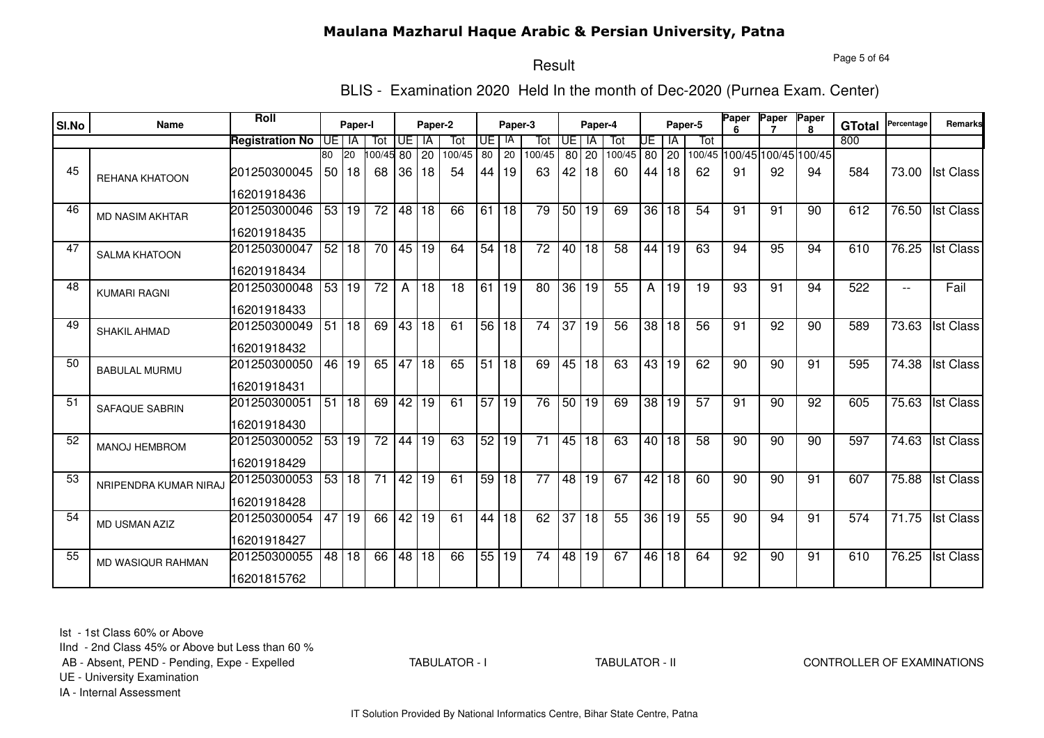# Maulana Mazharul Haque Arabic & Persian University, Patna

## Result

### BLIS - Examination 2020 Held In the month of Dec-2020 (Purnea Exam. Center)

| Sl.No | Name | Roll / Registration No | Paper-I UE | Paper-I IA | Paper-I Tot | Paper-2 UE | Paper-2 IA | Paper-2 Tot | Paper-3 UE | Paper-3 IA | Paper-3 Tot | Paper-4 UE | Paper-4 IA | Paper-4 Tot | Paper-5 UE | Paper-5 IA | Paper-5 Tot | Paper 6 | Paper 7 | Paper 8 | GTotal | Percentage | Remarks |
|---|---|---|---|---|---|---|---|---|---|---|---|---|---|---|---|---|---|---|---|---|---|---|---|
| | | | 80 | 20 | 100/45 | 80 | 20 | 100/45 | 80 | 20 | 100/45 | 80 | 20 | 100/45 | 80 | 20 | 100/45 | 100/45 | 100/45 | 100/45 | 800 | | |
| 45 | REHANA KHATOON | 201250300045<br>16201918436 | 50 | 18 | 68 | 36 | 18 | 54 | 44 | 19 | 63 | 42 | 18 | 60 | 44 | 18 | 62 | 91 | 92 | 94 | 584 | 73.00 | Ist Class |
| 46 | MD NASIM AKHTAR | 201250300046<br>16201918435 | 53 | 19 | 72 | 48 | 18 | 66 | 61 | 18 | 79 | 50 | 19 | 69 | 36 | 18 | 54 | 91 | 91 | 90 | 612 | 76.50 | Ist Class |
| 47 | SALMA KHATOON | 201250300047<br>16201918434 | 52 | 18 | 70 | 45 | 19 | 64 | 54 | 18 | 72 | 40 | 18 | 58 | 44 | 19 | 63 | 94 | 95 | 94 | 610 | 76.25 | Ist Class |
| 48 | KUMARI RAGNI | 201250300048<br>16201918433 | 53 | 19 | 72 | A | 18 | 18 | 61 | 19 | 80 | 36 | 19 | 55 | A | 19 | 19 | 93 | 91 | 94 | 522 | -- | Fail |
| 49 | SHAKIL AHMAD | 201250300049<br>16201918432 | 51 | 18 | 69 | 43 | 18 | 61 | 56 | 18 | 74 | 37 | 19 | 56 | 38 | 18 | 56 | 91 | 92 | 90 | 589 | 73.63 | Ist Class |
| 50 | BABULAL MURMU | 201250300050<br>16201918431 | 46 | 19 | 65 | 47 | 18 | 65 | 51 | 18 | 69 | 45 | 18 | 63 | 43 | 19 | 62 | 90 | 90 | 91 | 595 | 74.38 | Ist Class |
| 51 | SAFAQUE SABRIN | 201250300051<br>16201918430 | 51 | 18 | 69 | 42 | 19 | 61 | 57 | 19 | 76 | 50 | 19 | 69 | 38 | 19 | 57 | 91 | 90 | 92 | 605 | 75.63 | Ist Class |
| 52 | MANOJ HEMBROM | 201250300052<br>16201918429 | 53 | 19 | 72 | 44 | 19 | 63 | 52 | 19 | 71 | 45 | 18 | 63 | 40 | 18 | 58 | 90 | 90 | 90 | 597 | 74.63 | Ist Class |
| 53 | NRIPENDRA KUMAR NIRAJ | 201250300053<br>16201918428 | 53 | 18 | 71 | 42 | 19 | 61 | 59 | 18 | 77 | 48 | 19 | 67 | 42 | 18 | 60 | 90 | 90 | 91 | 607 | 75.88 | Ist Class |
| 54 | MD USMAN AZIZ | 201250300054<br>16201918427 | 47 | 19 | 66 | 42 | 19 | 61 | 44 | 18 | 62 | 37 | 18 | 55 | 36 | 19 | 55 | 90 | 94 | 91 | 574 | 71.75 | Ist Class |
| 55 | MD WASIQUR RAHMAN | 201250300055<br>16201815762 | 48 | 18 | 66 | 48 | 18 | 66 | 55 | 19 | 74 | 48 | 19 | 67 | 46 | 18 | 64 | 92 | 90 | 91 | 610 | 76.25 | Ist Class |

Ist - 1st Class 60% or Above
IInd - 2nd Class 45% or Above but Less than 60 %
AB - Absent, PEND - Pending, Expe - Expelled
UE - University Examination
IA - Internal Assessment

TABULATOR - I    TABULATOR - II    CONTROLLER OF EXAMINATIONS

IT Solution Provided By National Informatics Centre, Bihar State Centre, Patna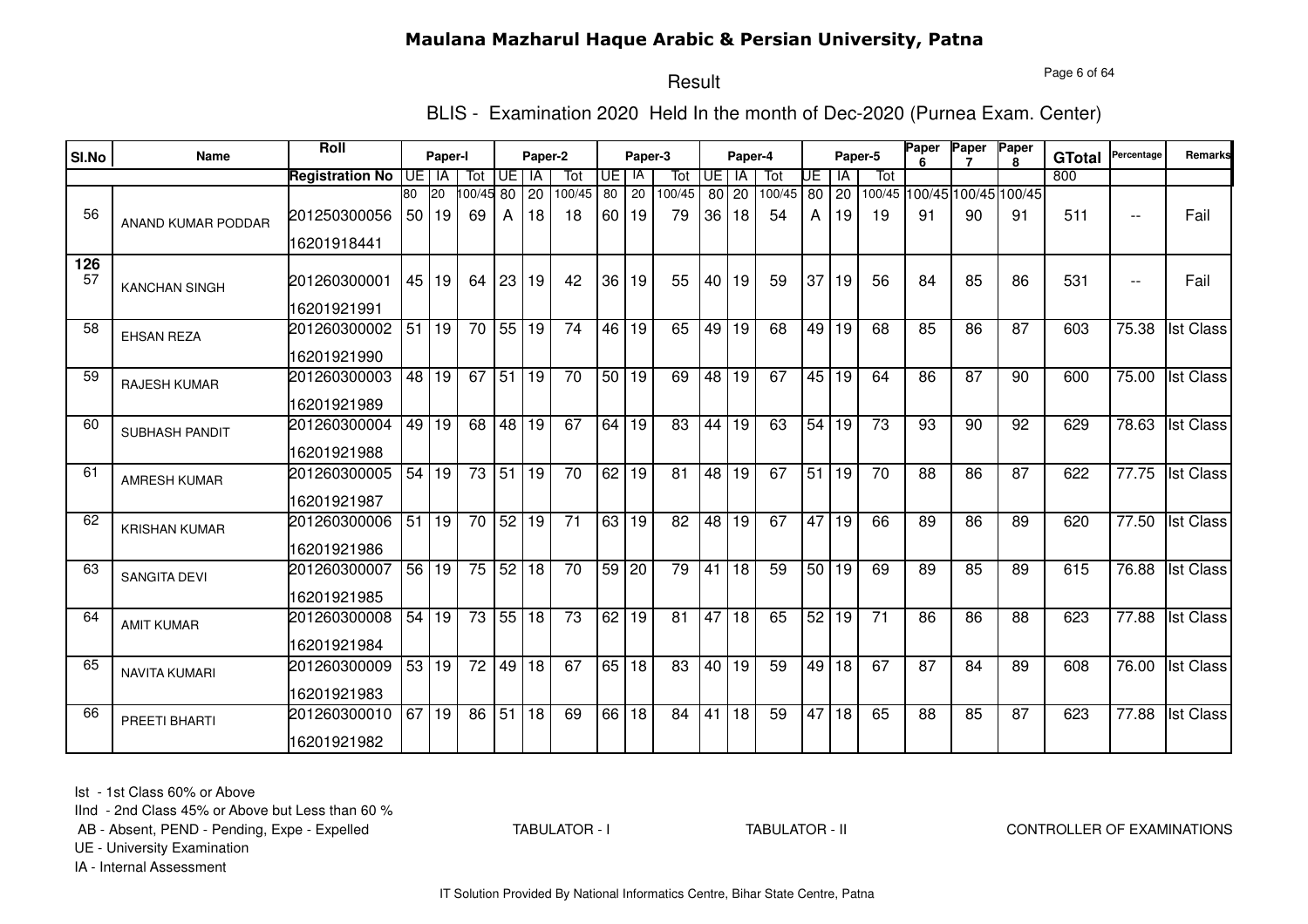# Maulana Mazharul Haque Arabic & Persian University, Patna

## Result

### BLIS - Examination 2020 Held In the month of Dec-2020 (Purnea Exam. Center)

| Sl.No | Name | Roll | Paper-I | | | Paper-2 | | | Paper-3 | | | Paper-4 | | | Paper-5 | | | Paper 6 | Paper 7 | Paper 8 | GTotal | Percentage | Remarks |
|---|---|---|---|---|---|---|---|---|---|---|---|---|---|---|---|---|---|---|---|---|---|---|---|
| | | Registration No | UE | IA | Tot | UE | IA | Tot | UE | IA | Tot | UE | IA | Tot | UE | IA | Tot | | | | | | |
| | | | 80 | 20 | 100/45 | 80 | 20 | 100/45 | 80 | 20 | 100/45 | 80 | 20 | 100/45 | 80 | 20 | 100/45 | 100/45 | 100/45 | 100/45 | 800 | | |
| 56 | ANAND KUMAR PODDAR | 201250300056<br>16201918441 | 50 | 19 | 69 | A | 18 | 18 | 60 | 19 | 79 | 36 | 18 | 54 | A | 19 | 19 | 91 | 90 | 91 | 511 | -- | Fail |
| 126<br>57 | KANCHAN SINGH | 201260300001<br>16201921991 | 45 | 19 | 64 | 23 | 19 | 42 | 36 | 19 | 55 | 40 | 19 | 59 | 37 | 19 | 56 | 84 | 85 | 86 | 531 | -- | Fail |
| 58 | EHSAN REZA | 201260300002<br>16201921990 | 51 | 19 | 70 | 55 | 19 | 74 | 46 | 19 | 65 | 49 | 19 | 68 | 49 | 19 | 68 | 85 | 86 | 87 | 603 | 75.38 | Ist Class |
| 59 | RAJESH KUMAR | 201260300003<br>16201921989 | 48 | 19 | 67 | 51 | 19 | 70 | 50 | 19 | 69 | 48 | 19 | 67 | 45 | 19 | 64 | 86 | 87 | 90 | 600 | 75.00 | Ist Class |
| 60 | SUBHASH PANDIT | 201260300004<br>16201921988 | 49 | 19 | 68 | 48 | 19 | 67 | 64 | 19 | 83 | 44 | 19 | 63 | 54 | 19 | 73 | 93 | 90 | 92 | 629 | 78.63 | Ist Class |
| 61 | AMRESH KUMAR | 201260300005<br>16201921987 | 54 | 19 | 73 | 51 | 19 | 70 | 62 | 19 | 81 | 48 | 19 | 67 | 51 | 19 | 70 | 88 | 86 | 87 | 622 | 77.75 | Ist Class |
| 62 | KRISHAN KUMAR | 201260300006<br>16201921986 | 51 | 19 | 70 | 52 | 19 | 71 | 63 | 19 | 82 | 48 | 19 | 67 | 47 | 19 | 66 | 89 | 86 | 89 | 620 | 77.50 | Ist Class |
| 63 | SANGITA DEVI | 201260300007<br>16201921985 | 56 | 19 | 75 | 52 | 18 | 70 | 59 | 20 | 79 | 41 | 18 | 59 | 50 | 19 | 69 | 89 | 85 | 89 | 615 | 76.88 | Ist Class |
| 64 | AMIT KUMAR | 201260300008<br>16201921984 | 54 | 19 | 73 | 55 | 18 | 73 | 62 | 19 | 81 | 47 | 18 | 65 | 52 | 19 | 71 | 86 | 86 | 88 | 623 | 77.88 | Ist Class |
| 65 | NAVITA KUMARI | 201260300009<br>16201921983 | 53 | 19 | 72 | 49 | 18 | 67 | 65 | 18 | 83 | 40 | 19 | 59 | 49 | 18 | 67 | 87 | 84 | 89 | 608 | 76.00 | Ist Class |
| 66 | PREETI BHARTI | 201260300010<br>16201921982 | 67 | 19 | 86 | 51 | 18 | 69 | 66 | 18 | 84 | 41 | 18 | 59 | 47 | 18 | 65 | 88 | 85 | 87 | 623 | 77.88 | Ist Class |

Ist - 1st Class 60% or Above
IInd - 2nd Class 45% or Above but Less than 60 %
AB - Absent, PEND - Pending, Expe - Expelled
UE - University Examination
IA - Internal Assessment

TABULATOR - I          TABULATOR - II          CONTROLLER OF EXAMINATIONS

IT Solution Provided By National Informatics Centre, Bihar State Centre, Patna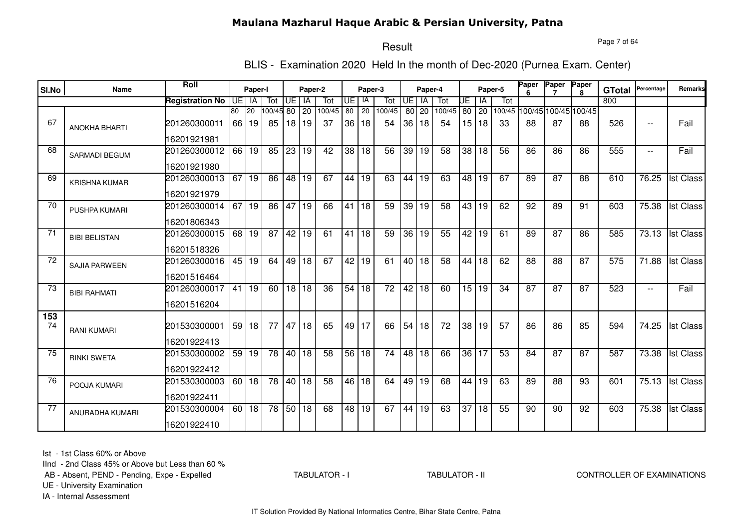# Maulana Mazharul Haque Arabic & Persian University, Patna

## Result

### BLIS - Examination 2020 Held In the month of Dec-2020 (Purnea Exam. Center)

| Sl.No | Name | Roll / Registration No | Paper-I UE | Paper-I IA | Paper-I Tot | Paper-2 UE | Paper-2 IA | Paper-2 Tot | Paper-3 UE | Paper-3 IA | Paper-3 Tot | Paper-4 UE | Paper-4 IA | Paper-4 Tot | Paper-5 UE | Paper-5 IA | Paper-5 Tot | Paper 6 | Paper 7 | Paper 8 | GTotal | Percentage | Remarks |
|---|---|---|---|---|---|---|---|---|---|---|---|---|---|---|---|---|---|---|---|---|---|---|---|
| | | | 80 | 20 | 100/45 | 80 | 20 | 100/45 | 80 | 20 | 100/45 | 80 | 20 | 100/45 | 80 | 20 | 100/45 | 100/45 | 100/45 | 100/45 | 800 | | |
| 67 | ANOKHA BHARTI | 201260300011<br>16201921981 | 66 | 19 | 85 | 18 | 19 | 37 | 36 | 18 | 54 | 36 | 18 | 54 | 15 | 18 | 33 | 88 | 87 | 88 | 526 | -- | Fail |
| 68 | SARMADI BEGUM | 201260300012<br>16201921980 | 66 | 19 | 85 | 23 | 19 | 42 | 38 | 18 | 56 | 39 | 19 | 58 | 38 | 18 | 56 | 86 | 86 | 86 | 555 | -- | Fail |
| 69 | KRISHNA KUMAR | 201260300013<br>16201921979 | 67 | 19 | 86 | 48 | 19 | 67 | 44 | 19 | 63 | 44 | 19 | 63 | 48 | 19 | 67 | 89 | 87 | 88 | 610 | 76.25 | Ist Class |
| 70 | PUSHPA KUMARI | 201260300014<br>16201806343 | 67 | 19 | 86 | 47 | 19 | 66 | 41 | 18 | 59 | 39 | 19 | 58 | 43 | 19 | 62 | 92 | 89 | 91 | 603 | 75.38 | Ist Class |
| 71 | BIBI BELISTAN | 201260300015<br>16201518326 | 68 | 19 | 87 | 42 | 19 | 61 | 41 | 18 | 59 | 36 | 19 | 55 | 42 | 19 | 61 | 89 | 87 | 86 | 585 | 73.13 | Ist Class |
| 72 | SAJIA PARWEEN | 201260300016<br>16201516464 | 45 | 19 | 64 | 49 | 18 | 67 | 42 | 19 | 61 | 40 | 18 | 58 | 44 | 18 | 62 | 88 | 88 | 87 | 575 | 71.88 | Ist Class |
| 73 | BIBI RAHMATI | 201260300017<br>16201516204 | 41 | 19 | 60 | 18 | 18 | 36 | 54 | 18 | 72 | 42 | 18 | 60 | 15 | 19 | 34 | 87 | 87 | 87 | 523 | -- | Fail |
| 153<br>74 | RANI KUMARI | 201530300001<br>16201922413 | 59 | 18 | 77 | 47 | 18 | 65 | 49 | 17 | 66 | 54 | 18 | 72 | 38 | 19 | 57 | 86 | 86 | 85 | 594 | 74.25 | Ist Class |
| 75 | RINKI SWETA | 201530300002<br>16201922412 | 59 | 19 | 78 | 40 | 18 | 58 | 56 | 18 | 74 | 48 | 18 | 66 | 36 | 17 | 53 | 84 | 87 | 87 | 587 | 73.38 | Ist Class |
| 76 | POOJA KUMARI | 201530300003<br>16201922411 | 60 | 18 | 78 | 40 | 18 | 58 | 46 | 18 | 64 | 49 | 19 | 68 | 44 | 19 | 63 | 89 | 88 | 93 | 601 | 75.13 | Ist Class |
| 77 | ANURADHA KUMARI | 201530300004<br>16201922410 | 60 | 18 | 78 | 50 | 18 | 68 | 48 | 19 | 67 | 44 | 19 | 63 | 37 | 18 | 55 | 90 | 90 | 92 | 603 | 75.38 | Ist Class |

Ist - 1st Class 60% or Above
IInd - 2nd Class 45% or Above but Less than 60 %
AB - Absent, PEND - Pending, Expe - Expelled
UE - University Examination
IA - Internal Assessment

TABULATOR - I TABULATOR - II CONTROLLER OF EXAMINATIONS

IT Solution Provided By National Informatics Centre, Bihar State Centre, Patna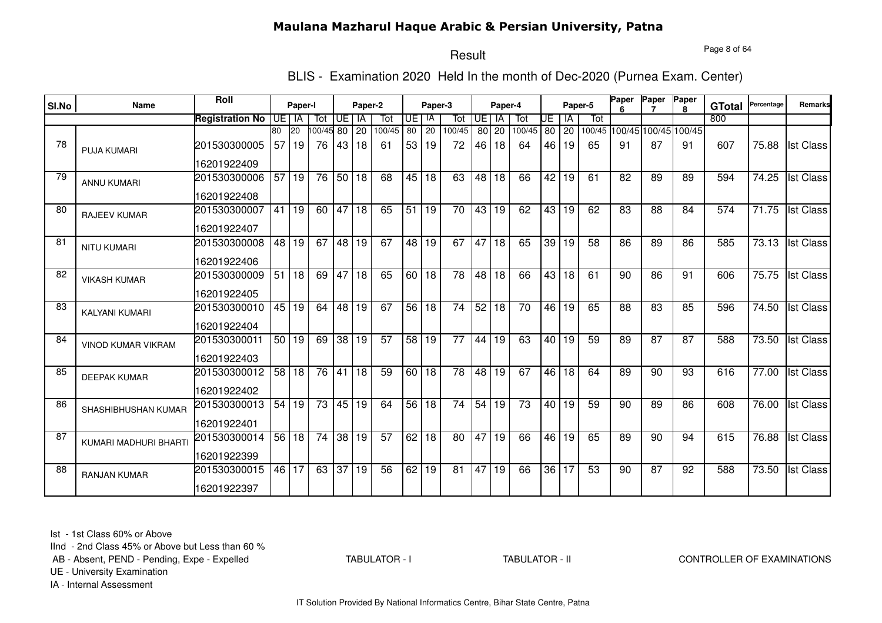# Maulana Mazharul Haque Arabic & Persian University, Patna

## Result

### BLIS - Examination 2020 Held In the month of Dec-2020 (Purnea Exam. Center)

| Sl.No | Name | Roll | Paper-I | | | Paper-2 | | | Paper-3 | | | Paper-4 | | | Paper-5 | | | Paper 6 | Paper 7 | Paper 8 | GTotal | Percentage | Remarks |
|---|---|---|---|---|---|---|---|---|---|---|---|---|---|---|---|---|---|---|---|---|---|---|---|
| | | Registration No | UE | IA | Tot | UE | IA | Tot | UE | IA | Tot | UE | IA | Tot | UE | IA | Tot | | | | 800 | | |
| | | | 80 | 20 | 100/45 | 80 | 20 | 100/45 | 80 | 20 | 100/45 | 80 | 20 | 100/45 | 80 | 20 | 100/45 | 100/45 | 100/45 | 100/45 | | | |
| 78 | PUJA KUMARI | 201530300005<br>16201922409 | 57 | 19 | 76 | 43 | 18 | 61 | 53 | 19 | 72 | 46 | 18 | 64 | 46 | 19 | 65 | 91 | 87 | 91 | 607 | 75.88 | Ist Class |
| 79 | ANNU KUMARI | 201530300006<br>16201922408 | 57 | 19 | 76 | 50 | 18 | 68 | 45 | 18 | 63 | 48 | 18 | 66 | 42 | 19 | 61 | 82 | 89 | 89 | 594 | 74.25 | Ist Class |
| 80 | RAJEEV KUMAR | 201530300007<br>16201922407 | 41 | 19 | 60 | 47 | 18 | 65 | 51 | 19 | 70 | 43 | 19 | 62 | 43 | 19 | 62 | 83 | 88 | 84 | 574 | 71.75 | Ist Class |
| 81 | NITU KUMARI | 201530300008<br>16201922406 | 48 | 19 | 67 | 48 | 19 | 67 | 48 | 19 | 67 | 47 | 18 | 65 | 39 | 19 | 58 | 86 | 89 | 86 | 585 | 73.13 | Ist Class |
| 82 | VIKASH KUMAR | 201530300009<br>16201922405 | 51 | 18 | 69 | 47 | 18 | 65 | 60 | 18 | 78 | 48 | 18 | 66 | 43 | 18 | 61 | 90 | 86 | 91 | 606 | 75.75 | Ist Class |
| 83 | KALYANI KUMARI | 201530300010<br>16201922404 | 45 | 19 | 64 | 48 | 19 | 67 | 56 | 18 | 74 | 52 | 18 | 70 | 46 | 19 | 65 | 88 | 83 | 85 | 596 | 74.50 | Ist Class |
| 84 | VINOD KUMAR VIKRAM | 201530300011<br>16201922403 | 50 | 19 | 69 | 38 | 19 | 57 | 58 | 19 | 77 | 44 | 19 | 63 | 40 | 19 | 59 | 89 | 87 | 87 | 588 | 73.50 | Ist Class |
| 85 | DEEPAK KUMAR | 201530300012<br>16201922402 | 58 | 18 | 76 | 41 | 18 | 59 | 60 | 18 | 78 | 48 | 19 | 67 | 46 | 18 | 64 | 89 | 90 | 93 | 616 | 77.00 | Ist Class |
| 86 | SHASHIBHUSHAN KUMAR | 201530300013<br>16201922401 | 54 | 19 | 73 | 45 | 19 | 64 | 56 | 18 | 74 | 54 | 19 | 73 | 40 | 19 | 59 | 90 | 89 | 86 | 608 | 76.00 | Ist Class |
| 87 | KUMARI MADHURI BHARTI | 201530300014<br>16201922399 | 56 | 18 | 74 | 38 | 19 | 57 | 62 | 18 | 80 | 47 | 19 | 66 | 46 | 19 | 65 | 89 | 90 | 94 | 615 | 76.88 | Ist Class |
| 88 | RANJAN KUMAR | 201530300015<br>16201922397 | 46 | 17 | 63 | 37 | 19 | 56 | 62 | 19 | 81 | 47 | 19 | 66 | 36 | 17 | 53 | 90 | 87 | 92 | 588 | 73.50 | Ist Class |

Ist - 1st Class 60% or Above
IInd - 2nd Class 45% or Above but Less than 60 %
AB - Absent, PEND - Pending, Expe - Expelled
UE - University Examination
IA - Internal Assessment

TABULATOR - I　　TABULATOR - II　　CONTROLLER OF EXAMINATIONS

IT Solution Provided By National Informatics Centre, Bihar State Centre, Patna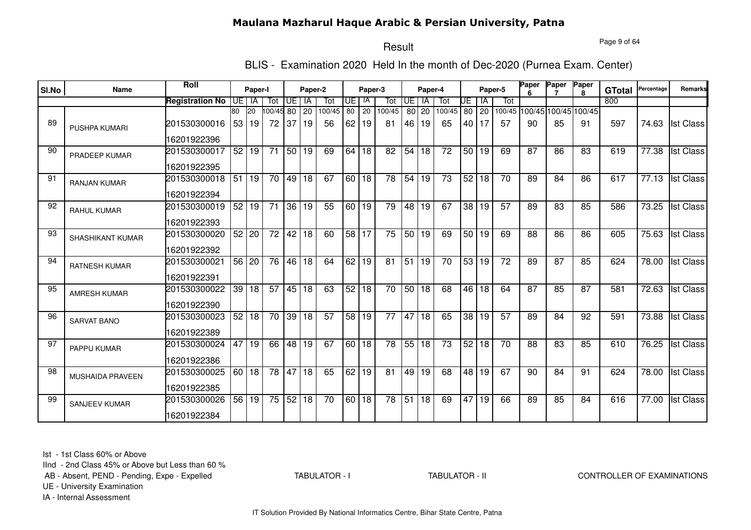# Maulana Mazharul Haque Arabic & Persian University, Patna

## Result

### BLIS - Examination 2020 Held In the month of Dec-2020 (Purnea Exam. Center)

| Sl.No | Name | Roll | Paper-I | | | Paper-2 | | | Paper-3 | | | Paper-4 | | | Paper-5 | | | Paper 6 | Paper 7 | Paper 8 | GTotal | Percentage | Remarks |
|---|---|---|---|---|---|---|---|---|---|---|---|---|---|---|---|---|---|---|---|---|---|---|---|
| | | Registration No | UE | IA | Tot | UE | IA | Tot | UE | IA | Tot | UE | IA | Tot | UE | IA | Tot | | | | 800 | | |
| | | | 80 | 20 | 100/45 | 80 | 20 | 100/45 | 80 | 20 | 100/45 | 80 | 20 | 100/45 | 80 | 20 | 100/45 | 100/45 | 100/45 | 100/45 | | | |
| 89 | PUSHPA KUMARI | 201530300016<br>16201922396 | 53 | 19 | 72 | 37 | 19 | 56 | 62 | 19 | 81 | 46 | 19 | 65 | 40 | 17 | 57 | 90 | 85 | 91 | 597 | 74.63 | Ist Class |
| 90 | PRADEEP KUMAR | 201530300017<br>16201922395 | 52 | 19 | 71 | 50 | 19 | 69 | 64 | 18 | 82 | 54 | 18 | 72 | 50 | 19 | 69 | 87 | 86 | 83 | 619 | 77.38 | Ist Class |
| 91 | RANJAN KUMAR | 201530300018<br>16201922394 | 51 | 19 | 70 | 49 | 18 | 67 | 60 | 18 | 78 | 54 | 19 | 73 | 52 | 18 | 70 | 89 | 84 | 86 | 617 | 77.13 | Ist Class |
| 92 | RAHUL KUMAR | 201530300019<br>16201922393 | 52 | 19 | 71 | 36 | 19 | 55 | 60 | 19 | 79 | 48 | 19 | 67 | 38 | 19 | 57 | 89 | 83 | 85 | 586 | 73.25 | Ist Class |
| 93 | SHASHIKANT KUMAR | 201530300020<br>16201922392 | 52 | 20 | 72 | 42 | 18 | 60 | 58 | 17 | 75 | 50 | 19 | 69 | 50 | 19 | 69 | 88 | 86 | 86 | 605 | 75.63 | Ist Class |
| 94 | RATNESH KUMAR | 201530300021<br>16201922391 | 56 | 20 | 76 | 46 | 18 | 64 | 62 | 19 | 81 | 51 | 19 | 70 | 53 | 19 | 72 | 89 | 87 | 85 | 624 | 78.00 | Ist Class |
| 95 | AMRESH KUMAR | 201530300022<br>16201922390 | 39 | 18 | 57 | 45 | 18 | 63 | 52 | 18 | 70 | 50 | 18 | 68 | 46 | 18 | 64 | 87 | 85 | 87 | 581 | 72.63 | Ist Class |
| 96 | SARVAT BANO | 201530300023<br>16201922389 | 52 | 18 | 70 | 39 | 18 | 57 | 58 | 19 | 77 | 47 | 18 | 65 | 38 | 19 | 57 | 89 | 84 | 92 | 591 | 73.88 | Ist Class |
| 97 | PAPPU KUMAR | 201530300024<br>16201922386 | 47 | 19 | 66 | 48 | 19 | 67 | 60 | 18 | 78 | 55 | 18 | 73 | 52 | 18 | 70 | 88 | 83 | 85 | 610 | 76.25 | Ist Class |
| 98 | MUSHAIDA PRAVEEN | 201530300025<br>16201922385 | 60 | 18 | 78 | 47 | 18 | 65 | 62 | 19 | 81 | 49 | 19 | 68 | 48 | 19 | 67 | 90 | 84 | 91 | 624 | 78.00 | Ist Class |
| 99 | SANJEEV KUMAR | 201530300026<br>16201922384 | 56 | 19 | 75 | 52 | 18 | 70 | 60 | 18 | 78 | 51 | 18 | 69 | 47 | 19 | 66 | 89 | 85 | 84 | 616 | 77.00 | Ist Class |

Ist - 1st Class 60% or Above
IInd - 2nd Class 45% or Above but Less than 60 %
AB - Absent, PEND - Pending, Expe - Expelled
UE - University Examination
IA - Internal Assessment

TABULATOR - I TABULATOR - II CONTROLLER OF EXAMINATIONS

IT Solution Provided By National Informatics Centre, Bihar State Centre, Patna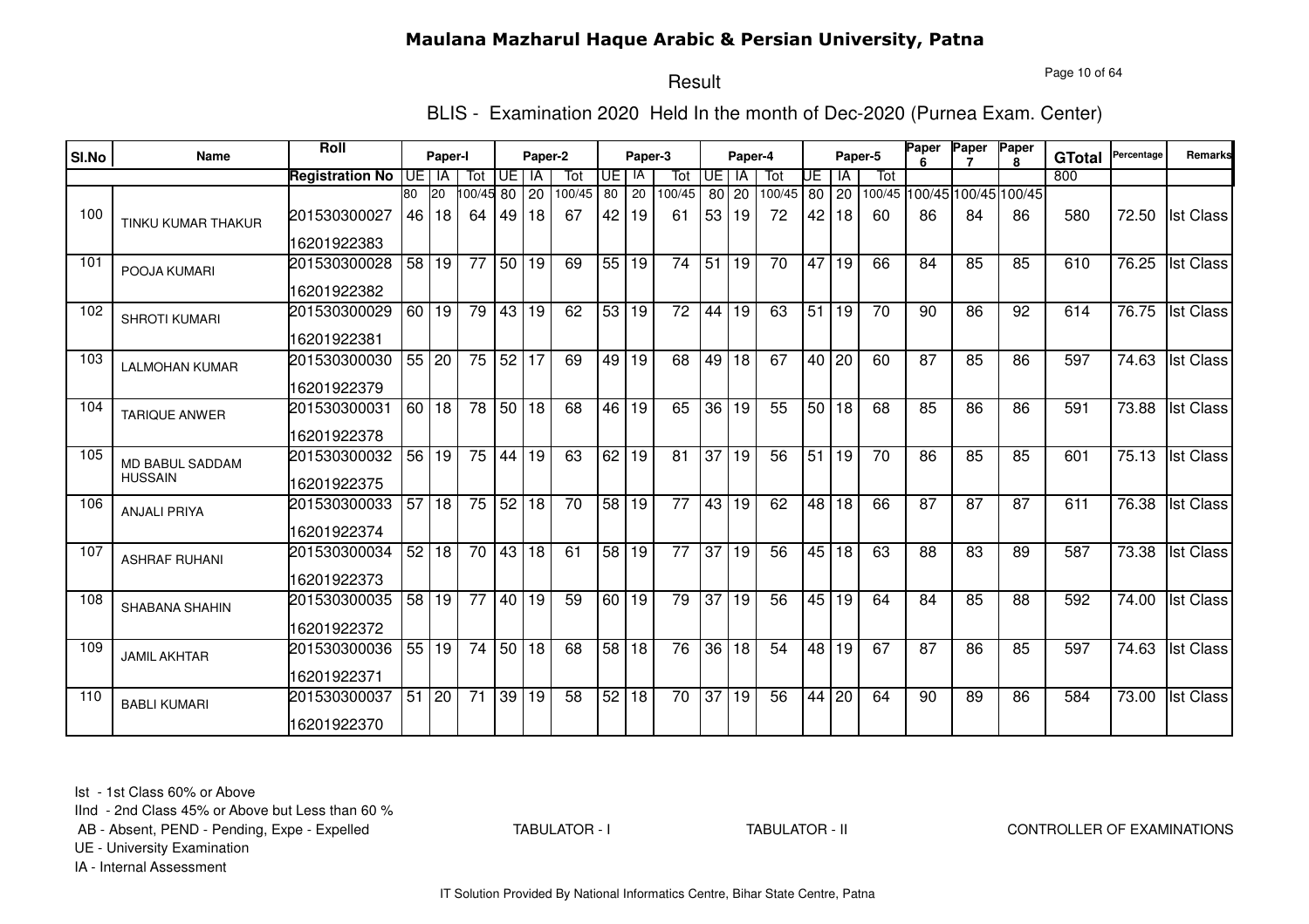# Maulana Mazharul Haque Arabic & Persian University, Patna

## Result

### BLIS - Examination 2020 Held In the month of Dec-2020 (Purnea Exam. Center)

| Sl.No | Name | Roll | Paper-I | | | Paper-2 | | | Paper-3 | | | Paper-4 | | | Paper-5 | | | Paper 6 | Paper 7 | Paper 8 | GTotal | Percentage | Remarks |
|---|---|---|---|---|---|---|---|---|---|---|---|---|---|---|---|---|---|---|---|---|---|---|---|
| | | Registration No | UE | IA | Tot | UE | IA | Tot | UE | IA | Tot | UE | IA | Tot | UE | IA | Tot | | | | | | |
| | | | 80 | 20 | 100/45 | 80 | 20 | 100/45 | 80 | 20 | 100/45 | 80 | 20 | 100/45 | 80 | 20 | 100/45 | 100/45 | 100/45 | 100/45 | 800 | | |
| 100 | TINKU KUMAR THAKUR | 201530300027<br>16201922383 | 46 | 18 | 64 | 49 | 18 | 67 | 42 | 19 | 61 | 53 | 19 | 72 | 42 | 18 | 60 | 86 | 84 | 86 | 580 | 72.50 | Ist Class |
| 101 | POOJA KUMARI | 201530300028<br>16201922382 | 58 | 19 | 77 | 50 | 19 | 69 | 55 | 19 | 74 | 51 | 19 | 70 | 47 | 19 | 66 | 84 | 85 | 85 | 610 | 76.25 | Ist Class |
| 102 | SHROTI KUMARI | 201530300029<br>16201922381 | 60 | 19 | 79 | 43 | 19 | 62 | 53 | 19 | 72 | 44 | 19 | 63 | 51 | 19 | 70 | 90 | 86 | 92 | 614 | 76.75 | Ist Class |
| 103 | LALMOHAN KUMAR | 201530300030<br>16201922379 | 55 | 20 | 75 | 52 | 17 | 69 | 49 | 19 | 68 | 49 | 18 | 67 | 40 | 20 | 60 | 87 | 85 | 86 | 597 | 74.63 | Ist Class |
| 104 | TARIQUE ANWER | 201530300031<br>16201922378 | 60 | 18 | 78 | 50 | 18 | 68 | 46 | 19 | 65 | 36 | 19 | 55 | 50 | 18 | 68 | 85 | 86 | 86 | 591 | 73.88 | Ist Class |
| 105 | MD BABUL SADDAM HUSSAIN | 201530300032<br>16201922375 | 56 | 19 | 75 | 44 | 19 | 63 | 62 | 19 | 81 | 37 | 19 | 56 | 51 | 19 | 70 | 86 | 85 | 85 | 601 | 75.13 | Ist Class |
| 106 | ANJALI PRIYA | 201530300033<br>16201922374 | 57 | 18 | 75 | 52 | 18 | 70 | 58 | 19 | 77 | 43 | 19 | 62 | 48 | 18 | 66 | 87 | 87 | 87 | 611 | 76.38 | Ist Class |
| 107 | ASHRAF RUHANI | 201530300034<br>16201922373 | 52 | 18 | 70 | 43 | 18 | 61 | 58 | 19 | 77 | 37 | 19 | 56 | 45 | 18 | 63 | 88 | 83 | 89 | 587 | 73.38 | Ist Class |
| 108 | SHABANA SHAHIN | 201530300035<br>16201922372 | 58 | 19 | 77 | 40 | 19 | 59 | 60 | 19 | 79 | 37 | 19 | 56 | 45 | 19 | 64 | 84 | 85 | 88 | 592 | 74.00 | Ist Class |
| 109 | JAMIL AKHTAR | 201530300036<br>16201922371 | 55 | 19 | 74 | 50 | 18 | 68 | 58 | 18 | 76 | 36 | 18 | 54 | 48 | 19 | 67 | 87 | 86 | 85 | 597 | 74.63 | Ist Class |
| 110 | BABLI KUMARI | 201530300037<br>16201922370 | 51 | 20 | 71 | 39 | 19 | 58 | 52 | 18 | 70 | 37 | 19 | 56 | 44 | 20 | 64 | 90 | 89 | 86 | 584 | 73.00 | Ist Class |

Ist - 1st Class 60% or Above
IInd - 2nd Class 45% or Above but Less than 60 %
AB - Absent, PEND - Pending, Expe - Expelled
UE - University Examination
IA - Internal Assessment

TABULATOR - I TABULATOR - II CONTROLLER OF EXAMINATIONS

IT Solution Provided By National Informatics Centre, Bihar State Centre, Patna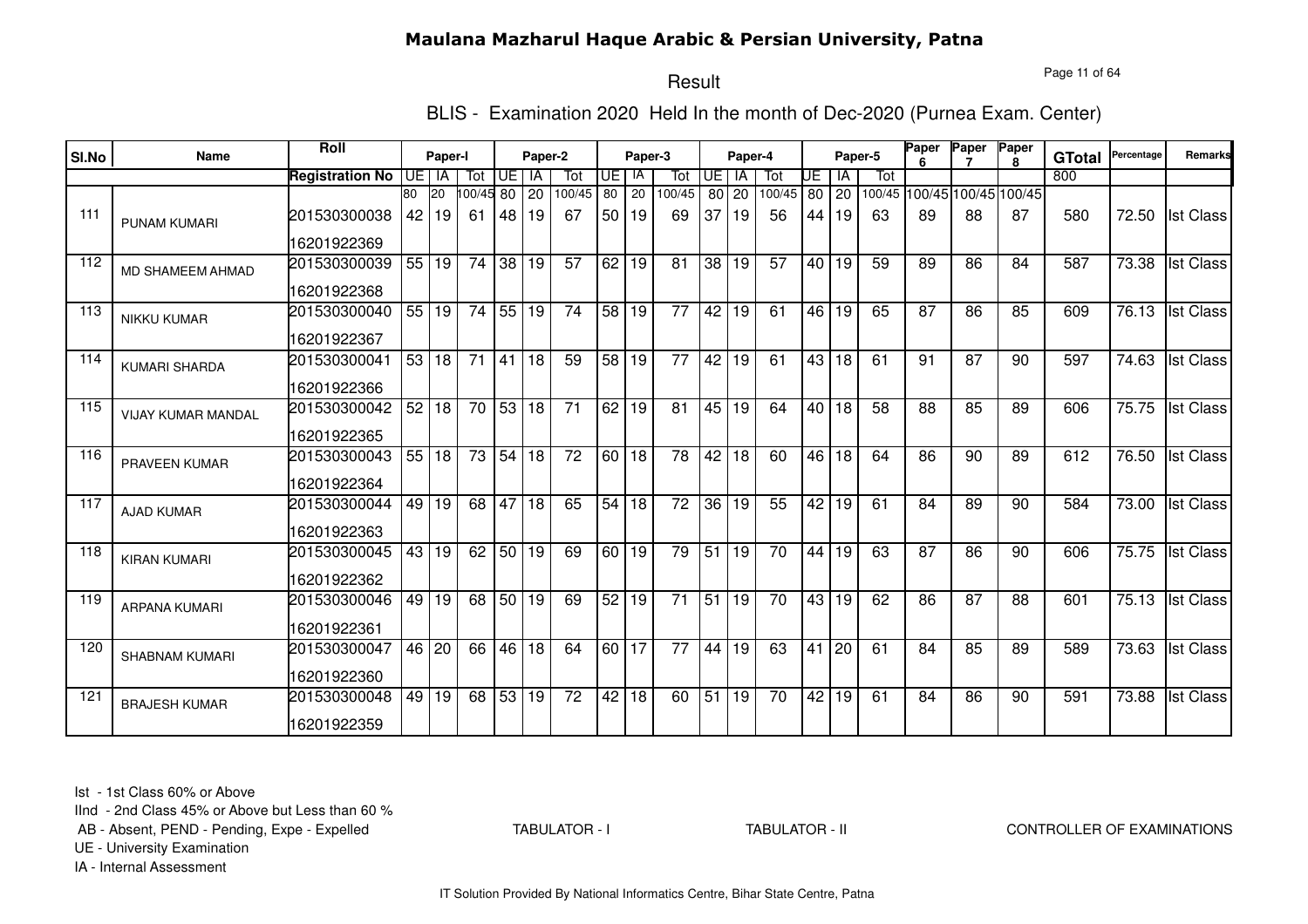# Maulana Mazharul Haque Arabic & Persian University, Patna

## Result

### BLIS - Examination 2020 Held In the month of Dec-2020 (Purnea Exam. Center)

| Sl.No | Name | Roll | Paper-I | | | Paper-2 | | | Paper-3 | | | Paper-4 | | | Paper-5 | | | Paper 6 | Paper 7 | Paper 8 | GTotal | Percentage | Remarks |
|---|---|---|---|---|---|---|---|---|---|---|---|---|---|---|---|---|---|---|---|---|---|---|---|
| | | Registration No | UE | IA | Tot | UE | IA | Tot | UE | IA | Tot | UE | IA | Tot | UE | IA | Tot | | | | 800 | | |
| | | | 80 | 20 | 100/45 | 80 | 20 | 100/45 | 80 | 20 | 100/45 | 80 | 20 | 100/45 | 80 | 20 | 100/45 | 100/45 | 100/45 | 100/45 | | | |
| 111 | PUNAM KUMARI | 201530300038<br>16201922369 | 42 | 19 | 61 | 48 | 19 | 67 | 50 | 19 | 69 | 37 | 19 | 56 | 44 | 19 | 63 | 89 | 88 | 87 | 580 | 72.50 | Ist Class |
| 112 | MD SHAMEEM AHMAD | 201530300039<br>16201922368 | 55 | 19 | 74 | 38 | 19 | 57 | 62 | 19 | 81 | 38 | 19 | 57 | 40 | 19 | 59 | 89 | 86 | 84 | 587 | 73.38 | Ist Class |
| 113 | NIKKU KUMAR | 201530300040<br>16201922367 | 55 | 19 | 74 | 55 | 19 | 74 | 58 | 19 | 77 | 42 | 19 | 61 | 46 | 19 | 65 | 87 | 86 | 85 | 609 | 76.13 | Ist Class |
| 114 | KUMARI SHARDA | 201530300041<br>16201922366 | 53 | 18 | 71 | 41 | 18 | 59 | 58 | 19 | 77 | 42 | 19 | 61 | 43 | 18 | 61 | 91 | 87 | 90 | 597 | 74.63 | Ist Class |
| 115 | VIJAY KUMAR MANDAL | 201530300042<br>16201922365 | 52 | 18 | 70 | 53 | 18 | 71 | 62 | 19 | 81 | 45 | 19 | 64 | 40 | 18 | 58 | 88 | 85 | 89 | 606 | 75.75 | Ist Class |
| 116 | PRAVEEN KUMAR | 201530300043<br>16201922364 | 55 | 18 | 73 | 54 | 18 | 72 | 60 | 18 | 78 | 42 | 18 | 60 | 46 | 18 | 64 | 86 | 90 | 89 | 612 | 76.50 | Ist Class |
| 117 | AJAD KUMAR | 201530300044<br>16201922363 | 49 | 19 | 68 | 47 | 18 | 65 | 54 | 18 | 72 | 36 | 19 | 55 | 42 | 19 | 61 | 84 | 89 | 90 | 584 | 73.00 | Ist Class |
| 118 | KIRAN KUMARI | 201530300045<br>16201922362 | 43 | 19 | 62 | 50 | 19 | 69 | 60 | 19 | 79 | 51 | 19 | 70 | 44 | 19 | 63 | 87 | 86 | 90 | 606 | 75.75 | Ist Class |
| 119 | ARPANA KUMARI | 201530300046<br>16201922361 | 49 | 19 | 68 | 50 | 19 | 69 | 52 | 19 | 71 | 51 | 19 | 70 | 43 | 19 | 62 | 86 | 87 | 88 | 601 | 75.13 | Ist Class |
| 120 | SHABNAM KUMARI | 201530300047<br>16201922360 | 46 | 20 | 66 | 46 | 18 | 64 | 60 | 17 | 77 | 44 | 19 | 63 | 41 | 20 | 61 | 84 | 85 | 89 | 589 | 73.63 | Ist Class |
| 121 | BRAJESH KUMAR | 201530300048<br>16201922359 | 49 | 19 | 68 | 53 | 19 | 72 | 42 | 18 | 60 | 51 | 19 | 70 | 42 | 19 | 61 | 84 | 86 | 90 | 591 | 73.88 | Ist Class |

Ist - 1st Class 60% or Above
IInd - 2nd Class 45% or Above but Less than 60 %
AB - Absent, PEND - Pending, Expe - Expelled
UE - University Examination
IA - Internal Assessment

TABULATOR - I &nbsp;&nbsp;&nbsp;&nbsp; TABULATOR - II &nbsp;&nbsp;&nbsp;&nbsp; CONTROLLER OF EXAMINATIONS

IT Solution Provided By National Informatics Centre, Bihar State Centre, Patna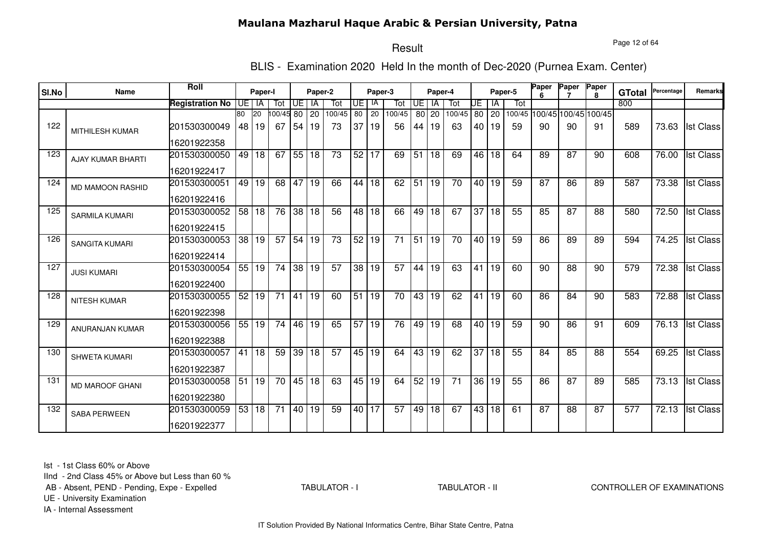# Maulana Mazharul Haque Arabic & Persian University, Patna

## Result

### BLIS - Examination 2020 Held In the month of Dec-2020 (Purnea Exam. Center)

| Sl.No | Name | Roll / Registration No | Paper-I UE | Paper-I IA | Paper-I Tot | Paper-2 UE | Paper-2 IA | Paper-2 Tot | Paper-3 UE | Paper-3 IA | Paper-3 Tot | Paper-4 UE | Paper-4 IA | Paper-4 Tot | Paper-5 UE | Paper-5 IA | Paper-5 Tot | Paper 6 | Paper 7 | Paper 8 | GTotal | Percentage | Remarks |
|---|---|---|---|---|---|---|---|---|---|---|---|---|---|---|---|---|---|---|---|---|---|---|---|
| | | | 80 | 20 | 100/45 | 80 | 20 | 100/45 | 80 | 20 | 100/45 | 80 | 20 | 100/45 | 80 | 20 | 100/45 | 100/45 | 100/45 | 100/45 | 800 | | |
| 122 | MITHILESH KUMAR | 201530300049 / 16201922358 | 48 | 19 | 67 | 54 | 19 | 73 | 37 | 19 | 56 | 44 | 19 | 63 | 40 | 19 | 59 | 90 | 90 | 91 | 589 | 73.63 | Ist Class |
| 123 | AJAY KUMAR BHARTI | 201530300050 / 16201922417 | 49 | 18 | 67 | 55 | 18 | 73 | 52 | 17 | 69 | 51 | 18 | 69 | 46 | 18 | 64 | 89 | 87 | 90 | 608 | 76.00 | Ist Class |
| 124 | MD MAMOON RASHID | 201530300051 / 16201922416 | 49 | 19 | 68 | 47 | 19 | 66 | 44 | 18 | 62 | 51 | 19 | 70 | 40 | 19 | 59 | 87 | 86 | 89 | 587 | 73.38 | Ist Class |
| 125 | SARMILA KUMARI | 201530300052 / 16201922415 | 58 | 18 | 76 | 38 | 18 | 56 | 48 | 18 | 66 | 49 | 18 | 67 | 37 | 18 | 55 | 85 | 87 | 88 | 580 | 72.50 | Ist Class |
| 126 | SANGITA KUMARI | 201530300053 / 16201922414 | 38 | 19 | 57 | 54 | 19 | 73 | 52 | 19 | 71 | 51 | 19 | 70 | 40 | 19 | 59 | 86 | 89 | 89 | 594 | 74.25 | Ist Class |
| 127 | JUSI KUMARI | 201530300054 / 16201922400 | 55 | 19 | 74 | 38 | 19 | 57 | 38 | 19 | 57 | 44 | 19 | 63 | 41 | 19 | 60 | 90 | 88 | 90 | 579 | 72.38 | Ist Class |
| 128 | NITESH KUMAR | 201530300055 / 16201922398 | 52 | 19 | 71 | 41 | 19 | 60 | 51 | 19 | 70 | 43 | 19 | 62 | 41 | 19 | 60 | 86 | 84 | 90 | 583 | 72.88 | Ist Class |
| 129 | ANURANJAN KUMAR | 201530300056 / 16201922388 | 55 | 19 | 74 | 46 | 19 | 65 | 57 | 19 | 76 | 49 | 19 | 68 | 40 | 19 | 59 | 90 | 86 | 91 | 609 | 76.13 | Ist Class |
| 130 | SHWETA KUMARI | 201530300057 / 16201922387 | 41 | 18 | 59 | 39 | 18 | 57 | 45 | 19 | 64 | 43 | 19 | 62 | 37 | 18 | 55 | 84 | 85 | 88 | 554 | 69.25 | Ist Class |
| 131 | MD MAROOF GHANI | 201530300058 / 16201922380 | 51 | 19 | 70 | 45 | 18 | 63 | 45 | 19 | 64 | 52 | 19 | 71 | 36 | 19 | 55 | 86 | 87 | 89 | 585 | 73.13 | Ist Class |
| 132 | SABA PERWEEN | 201530300059 / 16201922377 | 53 | 18 | 71 | 40 | 19 | 59 | 40 | 17 | 57 | 49 | 18 | 67 | 43 | 18 | 61 | 87 | 88 | 87 | 577 | 72.13 | Ist Class |

Ist - 1st Class 60% or Above
IInd - 2nd Class 45% or Above but Less than 60 %
AB - Absent, PEND - Pending, Expe - Expelled
UE - University Examination
IA - Internal Assessment

TABULATOR - I TABULATOR - II CONTROLLER OF EXAMINATIONS

IT Solution Provided By National Informatics Centre, Bihar State Centre, Patna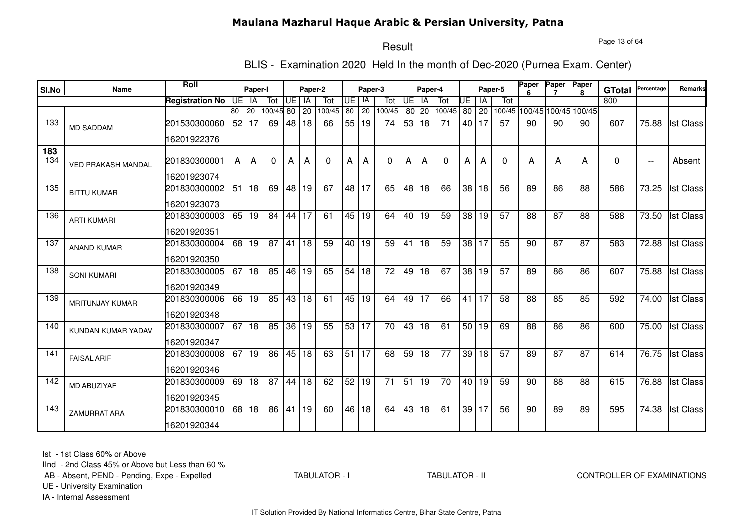# Maulana Mazharul Haque Arabic & Persian University, Patna

## Result

### BLIS - Examination 2020 Held In the month of Dec-2020 (Purnea Exam. Center)

| Sl.No | Name | Roll / Registration No | Paper-I UE | Paper-I IA | Paper-I Tot | Paper-2 UE | Paper-2 IA | Paper-2 Tot | Paper-3 UE | Paper-3 IA | Paper-3 Tot | Paper-4 UE | Paper-4 IA | Paper-4 Tot | Paper-5 UE | Paper-5 IA | Paper-5 Tot | Paper 6 | Paper 7 | Paper 8 | GTotal | Percentage | Remarks |
|---|---|---|---|---|---|---|---|---|---|---|---|---|---|---|---|---|---|---|---|---|---|---|---|
| | | | 80 | 20 | 100/45 | 80 | 20 | 100/45 | 80 | 20 | 100/45 | 80 | 20 | 100/45 | 80 | 20 | 100/45 | 100/45 | 100/45 | 100/45 | 800 | | |
| 133 | MD SADDAM | 201530300060 16201922376 | 52 | 17 | 69 | 48 | 18 | 66 | 55 | 19 | 74 | 53 | 18 | 71 | 40 | 17 | 57 | 90 | 90 | 90 | 607 | 75.88 | Ist Class |
| 183 134 | VED PRAKASH MANDAL | 201830300001 16201923074 | A | A | 0 | A | A | 0 | A | A | 0 | A | A | 0 | A | A | 0 | A | A | A | 0 | -- | Absent |
| 135 | BITTU KUMAR | 201830300002 16201923073 | 51 | 18 | 69 | 48 | 19 | 67 | 48 | 17 | 65 | 48 | 18 | 66 | 38 | 18 | 56 | 89 | 86 | 88 | 586 | 73.25 | Ist Class |
| 136 | ARTI KUMARI | 201830300003 16201920351 | 65 | 19 | 84 | 44 | 17 | 61 | 45 | 19 | 64 | 40 | 19 | 59 | 38 | 19 | 57 | 88 | 87 | 88 | 588 | 73.50 | Ist Class |
| 137 | ANAND KUMAR | 201830300004 16201920350 | 68 | 19 | 87 | 41 | 18 | 59 | 40 | 19 | 59 | 41 | 18 | 59 | 38 | 17 | 55 | 90 | 87 | 87 | 583 | 72.88 | Ist Class |
| 138 | SONI KUMARI | 201830300005 16201920349 | 67 | 18 | 85 | 46 | 19 | 65 | 54 | 18 | 72 | 49 | 18 | 67 | 38 | 19 | 57 | 89 | 86 | 86 | 607 | 75.88 | Ist Class |
| 139 | MRITUNJAY KUMAR | 201830300006 16201920348 | 66 | 19 | 85 | 43 | 18 | 61 | 45 | 19 | 64 | 49 | 17 | 66 | 41 | 17 | 58 | 88 | 85 | 85 | 592 | 74.00 | Ist Class |
| 140 | KUNDAN KUMAR YADAV | 201830300007 16201920347 | 67 | 18 | 85 | 36 | 19 | 55 | 53 | 17 | 70 | 43 | 18 | 61 | 50 | 19 | 69 | 88 | 86 | 86 | 600 | 75.00 | Ist Class |
| 141 | FAISAL ARIF | 201830300008 16201920346 | 67 | 19 | 86 | 45 | 18 | 63 | 51 | 17 | 68 | 59 | 18 | 77 | 39 | 18 | 57 | 89 | 87 | 87 | 614 | 76.75 | Ist Class |
| 142 | MD ABUZIYAF | 201830300009 16201920345 | 69 | 18 | 87 | 44 | 18 | 62 | 52 | 19 | 71 | 51 | 19 | 70 | 40 | 19 | 59 | 90 | 88 | 88 | 615 | 76.88 | Ist Class |
| 143 | ZAMURRAT ARA | 201830300010 16201920344 | 68 | 18 | 86 | 41 | 19 | 60 | 46 | 18 | 64 | 43 | 18 | 61 | 39 | 17 | 56 | 90 | 89 | 89 | 595 | 74.38 | Ist Class |

Ist - 1st Class 60% or Above
IInd - 2nd Class 45% or Above but Less than 60 %
AB - Absent, PEND - Pending, Expe - Expelled
UE - University Examination
IA - Internal Assessment

TABULATOR - I TABULATOR - II CONTROLLER OF EXAMINATIONS

IT Solution Provided By National Informatics Centre, Bihar State Centre, Patna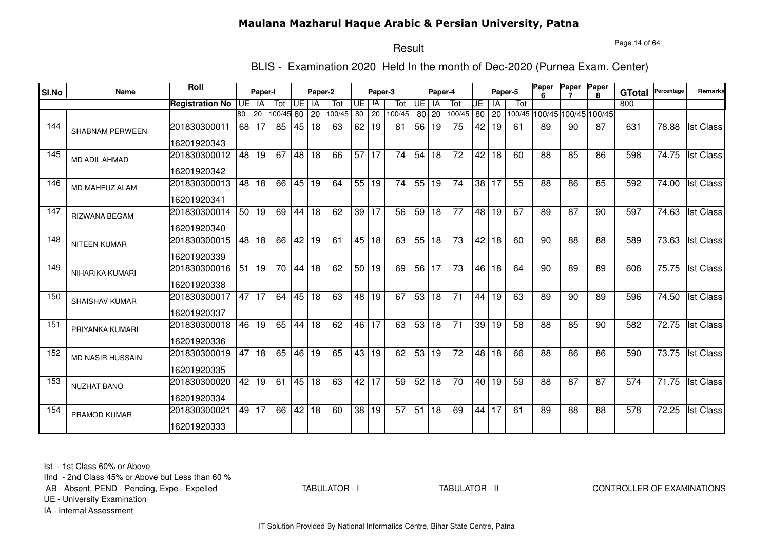# Maulana Mazharul Haque Arabic & Persian University, Patna

## Result

### BLIS - Examination 2020 Held In the month of Dec-2020 (Purnea Exam. Center)

| Sl.No | Name | Roll | Paper-I | | | Paper-2 | | | Paper-3 | | | Paper-4 | | | Paper-5 | | | Paper 6 | Paper 7 | Paper 8 | GTotal | Percentage | Remarks |
|---|---|---|---|---|---|---|---|---|---|---|---|---|---|---|---|---|---|---|---|---|---|---|---|
| | | Registration No | UE | IA | Tot | UE | IA | Tot | UE | IA | Tot | UE | IA | Tot | UE | IA | Tot | | | | 800 | | |
| | | | 80 | 20 | 100/45 | 80 | 20 | 100/45 | 80 | 20 | 100/45 | 80 | 20 | 100/45 | 80 | 20 | 100/45 | 100/45 | 100/45 | 100/45 | | | |
| 144 | SHABNAM PERWEEN | 201830300011<br>16201920343 | 68 | 17 | 85 | 45 | 18 | 63 | 62 | 19 | 81 | 56 | 19 | 75 | 42 | 19 | 61 | 89 | 90 | 87 | 631 | 78.88 | Ist Class |
| 145 | MD ADIL AHMAD | 201830300012<br>16201920342 | 48 | 19 | 67 | 48 | 18 | 66 | 57 | 17 | 74 | 54 | 18 | 72 | 42 | 18 | 60 | 88 | 85 | 86 | 598 | 74.75 | Ist Class |
| 146 | MD MAHFUZ ALAM | 201830300013<br>16201920341 | 48 | 18 | 66 | 45 | 19 | 64 | 55 | 19 | 74 | 55 | 19 | 74 | 38 | 17 | 55 | 88 | 86 | 85 | 592 | 74.00 | Ist Class |
| 147 | RIZWANA BEGAM | 201830300014<br>16201920340 | 50 | 19 | 69 | 44 | 18 | 62 | 39 | 17 | 56 | 59 | 18 | 77 | 48 | 19 | 67 | 89 | 87 | 90 | 597 | 74.63 | Ist Class |
| 148 | NITEEN KUMAR | 201830300015<br>16201920339 | 48 | 18 | 66 | 42 | 19 | 61 | 45 | 18 | 63 | 55 | 18 | 73 | 42 | 18 | 60 | 90 | 88 | 88 | 589 | 73.63 | Ist Class |
| 149 | NIHARIKA KUMARI | 201830300016<br>16201920338 | 51 | 19 | 70 | 44 | 18 | 62 | 50 | 19 | 69 | 56 | 17 | 73 | 46 | 18 | 64 | 90 | 89 | 89 | 606 | 75.75 | Ist Class |
| 150 | SHAISHAV KUMAR | 201830300017<br>16201920337 | 47 | 17 | 64 | 45 | 18 | 63 | 48 | 19 | 67 | 53 | 18 | 71 | 44 | 19 | 63 | 89 | 90 | 89 | 596 | 74.50 | Ist Class |
| 151 | PRIYANKA KUMARI | 201830300018<br>16201920336 | 46 | 19 | 65 | 44 | 18 | 62 | 46 | 17 | 63 | 53 | 18 | 71 | 39 | 19 | 58 | 88 | 85 | 90 | 582 | 72.75 | Ist Class |
| 152 | MD NASIR HUSSAIN | 201830300019<br>16201920335 | 47 | 18 | 65 | 46 | 19 | 65 | 43 | 19 | 62 | 53 | 19 | 72 | 48 | 18 | 66 | 88 | 86 | 86 | 590 | 73.75 | Ist Class |
| 153 | NUZHAT BANO | 201830300020<br>16201920334 | 42 | 19 | 61 | 45 | 18 | 63 | 42 | 17 | 59 | 52 | 18 | 70 | 40 | 19 | 59 | 88 | 87 | 87 | 574 | 71.75 | Ist Class |
| 154 | PRAMOD KUMAR | 201830300021<br>16201920333 | 49 | 17 | 66 | 42 | 18 | 60 | 38 | 19 | 57 | 51 | 18 | 69 | 44 | 17 | 61 | 89 | 88 | 88 | 578 | 72.25 | Ist Class |

Ist - 1st Class 60% or Above
IInd - 2nd Class 45% or Above but Less than 60 %
AB - Absent, PEND - Pending, Expe - Expelled
UE - University Examination
IA - Internal Assessment

TABULATOR - I TABULATOR - II CONTROLLER OF EXAMINATIONS

IT Solution Provided By National Informatics Centre, Bihar State Centre, Patna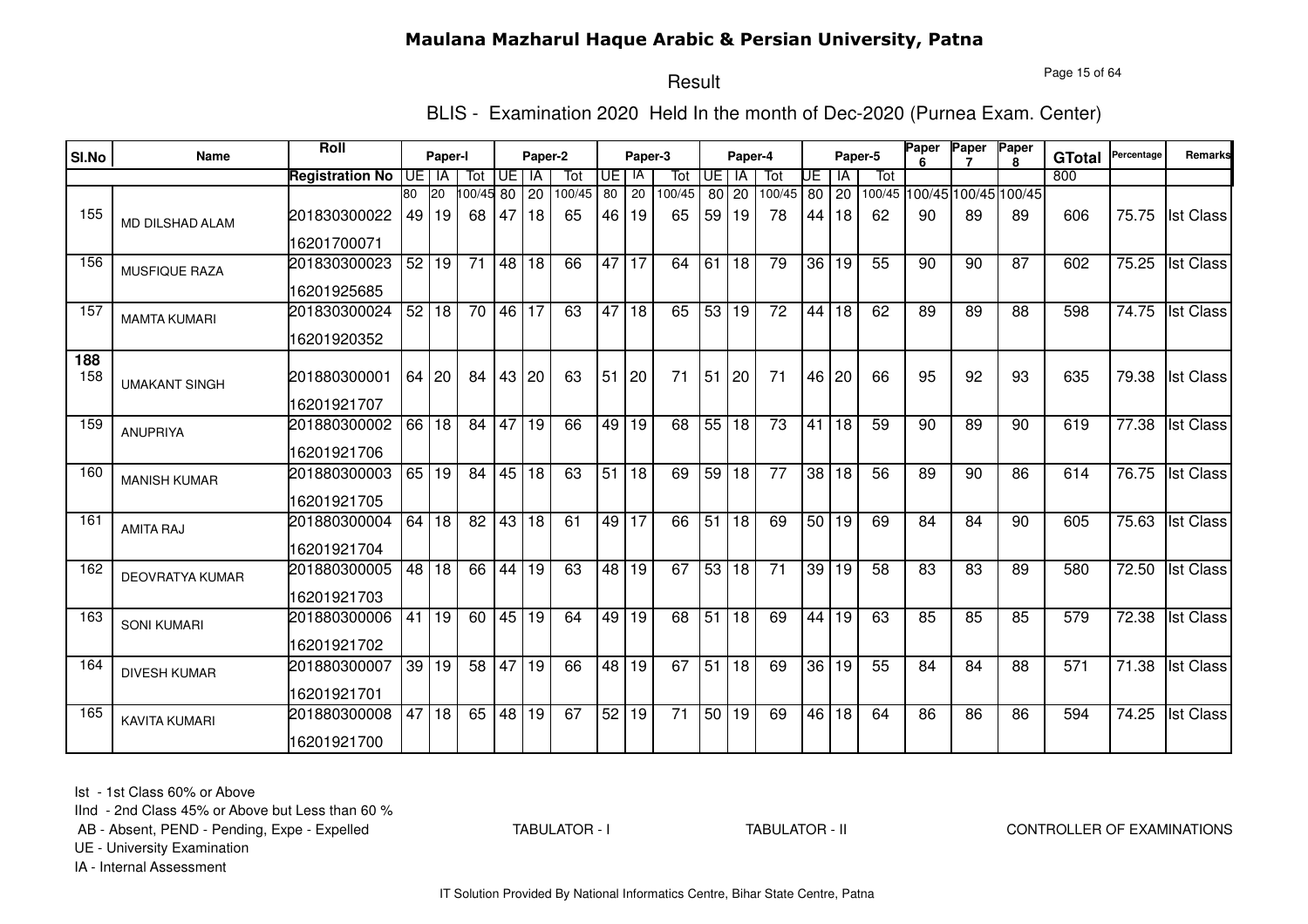# Maulana Mazharul Haque Arabic & Persian University, Patna

## Result

### BLIS - Examination 2020 Held In the month of Dec-2020 (Purnea Exam. Center)

| Sl.No | Name | Roll / Registration No | Paper-I UE | Paper-I IA | Paper-I Tot | Paper-2 UE | Paper-2 IA | Paper-2 Tot | Paper-3 UE | Paper-3 IA | Paper-3 Tot | Paper-4 UE | Paper-4 IA | Paper-4 Tot | Paper-5 UE | Paper-5 IA | Paper-5 Tot | Paper 6 | Paper 7 | Paper 8 | GTotal | Percentage | Remarks |
|---|---|---|---|---|---|---|---|---|---|---|---|---|---|---|---|---|---|---|---|---|---|---|---|
| | | | 80 | 20 | 100/45 | 80 | 20 | 100/45 | 80 | 20 | 100/45 | 80 | 20 | 100/45 | 80 | 20 | 100/45 | 100/45 | 100/45 | 100/45 | 800 | | |
| 155 | MD DILSHAD ALAM | 201830300022 16201700071 | 49 | 19 | 68 | 47 | 18 | 65 | 46 | 19 | 65 | 59 | 19 | 78 | 44 | 18 | 62 | 90 | 89 | 89 | 606 | 75.75 | Ist Class |
| 156 | MUSFIQUE RAZA | 201830300023 16201925685 | 52 | 19 | 71 | 48 | 18 | 66 | 47 | 17 | 64 | 61 | 18 | 79 | 36 | 19 | 55 | 90 | 90 | 87 | 602 | 75.25 | Ist Class |
| 157 | MAMTA KUMARI | 201830300024 16201920352 | 52 | 18 | 70 | 46 | 17 | 63 | 47 | 18 | 65 | 53 | 19 | 72 | 44 | 18 | 62 | 89 | 89 | 88 | 598 | 74.75 | Ist Class |
| **188** 158 | UMAKANT SINGH | 201880300001 16201921707 | 64 | 20 | 84 | 43 | 20 | 63 | 51 | 20 | 71 | 51 | 20 | 71 | 46 | 20 | 66 | 95 | 92 | 93 | 635 | 79.38 | Ist Class |
| 159 | ANUPRIYA | 201880300002 16201921706 | 66 | 18 | 84 | 47 | 19 | 66 | 49 | 19 | 68 | 55 | 18 | 73 | 41 | 18 | 59 | 90 | 89 | 90 | 619 | 77.38 | Ist Class |
| 160 | MANISH KUMAR | 201880300003 16201921705 | 65 | 19 | 84 | 45 | 18 | 63 | 51 | 18 | 69 | 59 | 18 | 77 | 38 | 18 | 56 | 89 | 90 | 86 | 614 | 76.75 | Ist Class |
| 161 | AMITA RAJ | 201880300004 16201921704 | 64 | 18 | 82 | 43 | 18 | 61 | 49 | 17 | 66 | 51 | 18 | 69 | 50 | 19 | 69 | 84 | 84 | 90 | 605 | 75.63 | Ist Class |
| 162 | DEOVRATYA KUMAR | 201880300005 16201921703 | 48 | 18 | 66 | 44 | 19 | 63 | 48 | 19 | 67 | 53 | 18 | 71 | 39 | 19 | 58 | 83 | 83 | 89 | 580 | 72.50 | Ist Class |
| 163 | SONI KUMARI | 201880300006 16201921702 | 41 | 19 | 60 | 45 | 19 | 64 | 49 | 19 | 68 | 51 | 18 | 69 | 44 | 19 | 63 | 85 | 85 | 85 | 579 | 72.38 | Ist Class |
| 164 | DIVESH KUMAR | 201880300007 16201921701 | 39 | 19 | 58 | 47 | 19 | 66 | 48 | 19 | 67 | 51 | 18 | 69 | 36 | 19 | 55 | 84 | 84 | 88 | 571 | 71.38 | Ist Class |
| 165 | KAVITA KUMARI | 201880300008 16201921700 | 47 | 18 | 65 | 48 | 19 | 67 | 52 | 19 | 71 | 50 | 19 | 69 | 46 | 18 | 64 | 86 | 86 | 86 | 594 | 74.25 | Ist Class |

Ist - 1st Class 60% or Above
IInd - 2nd Class 45% or Above but Less than 60 %
AB - Absent, PEND - Pending, Expe - Expelled
UE - University Examination
IA - Internal Assessment

TABULATOR - I TABULATOR - II CONTROLLER OF EXAMINATIONS

IT Solution Provided By National Informatics Centre, Bihar State Centre, Patna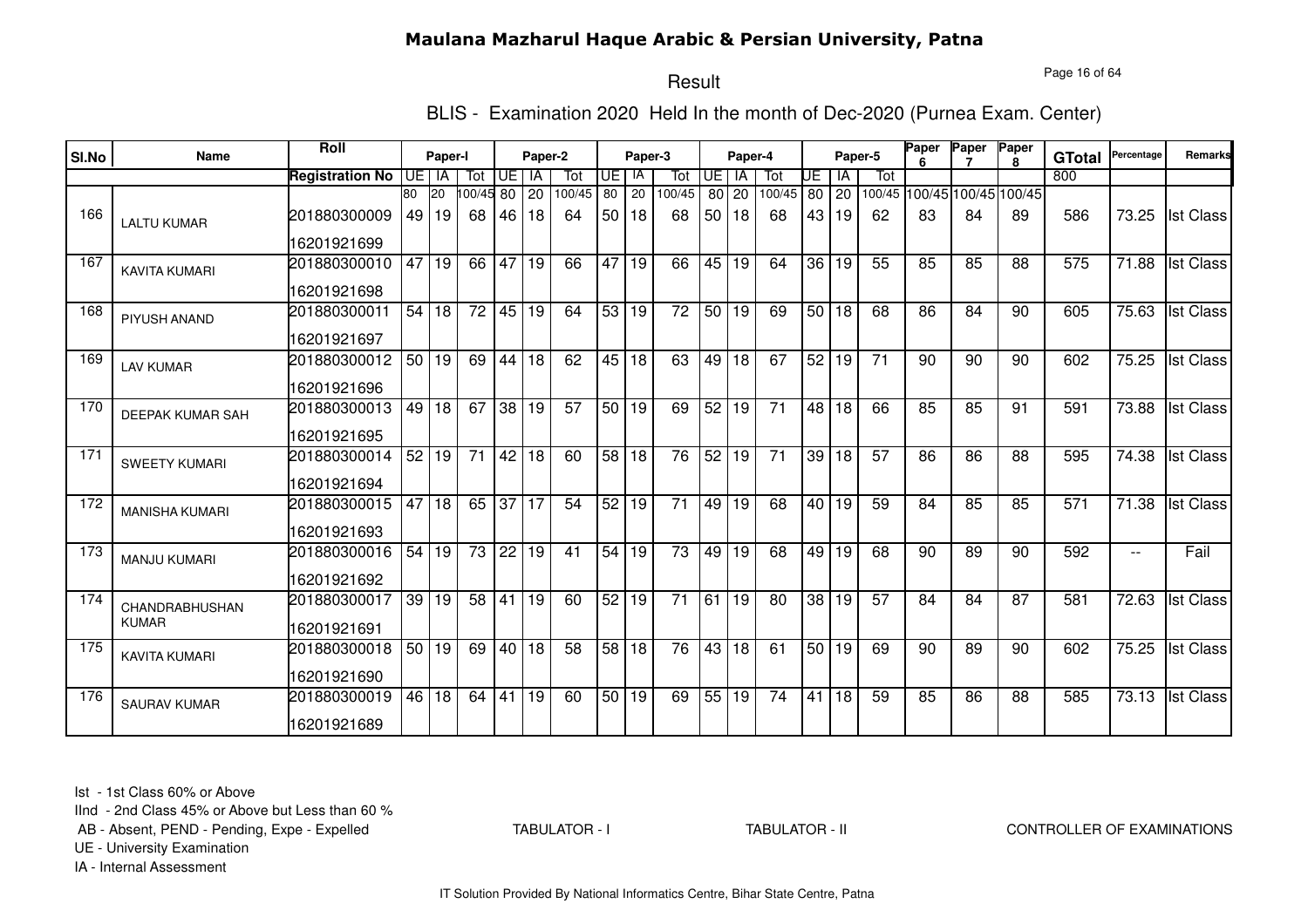# Maulana Mazharul Haque Arabic & Persian University, Patna

## Result

### BLIS - Examination 2020 Held In the month of Dec-2020 (Purnea Exam. Center)

| Sl.No | Name | Roll / Registration No | Paper-I UE | Paper-I IA | Paper-I Tot | Paper-2 UE | Paper-2 IA | Paper-2 Tot | Paper-3 UE | Paper-3 IA | Paper-3 Tot | Paper-4 UE | Paper-4 IA | Paper-4 Tot | Paper-5 UE | Paper-5 IA | Paper-5 Tot | Paper 6 | Paper 7 | Paper 8 | GTotal | Percentage | Remarks |
|---|---|---|---|---|---|---|---|---|---|---|---|---|---|---|---|---|---|---|---|---|---|---|---|
| | | | 80 | 20 | 100/45 | 80 | 20 | 100/45 | 80 | 20 | 100/45 | 80 | 20 | 100/45 | 80 | 20 | 100/45 | 100/45 | 100/45 | 100/45 | 800 | | |
| 166 | LALTU KUMAR | 201880300009 / 16201921699 | 49 | 19 | 68 | 46 | 18 | 64 | 50 | 18 | 68 | 50 | 18 | 68 | 43 | 19 | 62 | 83 | 84 | 89 | 586 | 73.25 | Ist Class |
| 167 | KAVITA KUMARI | 201880300010 / 16201921698 | 47 | 19 | 66 | 47 | 19 | 66 | 47 | 19 | 66 | 45 | 19 | 64 | 36 | 19 | 55 | 85 | 85 | 88 | 575 | 71.88 | Ist Class |
| 168 | PIYUSH ANAND | 201880300011 / 16201921697 | 54 | 18 | 72 | 45 | 19 | 64 | 53 | 19 | 72 | 50 | 19 | 69 | 50 | 18 | 68 | 86 | 84 | 90 | 605 | 75.63 | Ist Class |
| 169 | LAV KUMAR | 201880300012 / 16201921696 | 50 | 19 | 69 | 44 | 18 | 62 | 45 | 18 | 63 | 49 | 18 | 67 | 52 | 19 | 71 | 90 | 90 | 90 | 602 | 75.25 | Ist Class |
| 170 | DEEPAK KUMAR SAH | 201880300013 / 16201921695 | 49 | 18 | 67 | 38 | 19 | 57 | 50 | 19 | 69 | 52 | 19 | 71 | 48 | 18 | 66 | 85 | 85 | 91 | 591 | 73.88 | Ist Class |
| 171 | SWEETY KUMARI | 201880300014 / 16201921694 | 52 | 19 | 71 | 42 | 18 | 60 | 58 | 18 | 76 | 52 | 19 | 71 | 39 | 18 | 57 | 86 | 86 | 88 | 595 | 74.38 | Ist Class |
| 172 | MANISHA KUMARI | 201880300015 / 16201921693 | 47 | 18 | 65 | 37 | 17 | 54 | 52 | 19 | 71 | 49 | 19 | 68 | 40 | 19 | 59 | 84 | 85 | 85 | 571 | 71.38 | Ist Class |
| 173 | MANJU KUMARI | 201880300016 / 16201921692 | 54 | 19 | 73 | 22 | 19 | 41 | 54 | 19 | 73 | 49 | 19 | 68 | 49 | 19 | 68 | 90 | 89 | 90 | 592 | -- | Fail |
| 174 | CHANDRABHUSHAN KUMAR | 201880300017 / 16201921691 | 39 | 19 | 58 | 41 | 19 | 60 | 52 | 19 | 71 | 61 | 19 | 80 | 38 | 19 | 57 | 84 | 84 | 87 | 581 | 72.63 | Ist Class |
| 175 | KAVITA KUMARI | 201880300018 / 16201921690 | 50 | 19 | 69 | 40 | 18 | 58 | 58 | 18 | 76 | 43 | 18 | 61 | 50 | 19 | 69 | 90 | 89 | 90 | 602 | 75.25 | Ist Class |
| 176 | SAURAV KUMAR | 201880300019 / 16201921689 | 46 | 18 | 64 | 41 | 19 | 60 | 50 | 19 | 69 | 55 | 19 | 74 | 41 | 18 | 59 | 85 | 86 | 88 | 585 | 73.13 | Ist Class |

Ist - 1st Class 60% or Above
IInd - 2nd Class 45% or Above but Less than 60 %
AB - Absent, PEND - Pending, Expe - Expelled
UE - University Examination
IA - Internal Assessment

TABULATOR - I TABULATOR - II CONTROLLER OF EXAMINATIONS

IT Solution Provided By National Informatics Centre, Bihar State Centre, Patna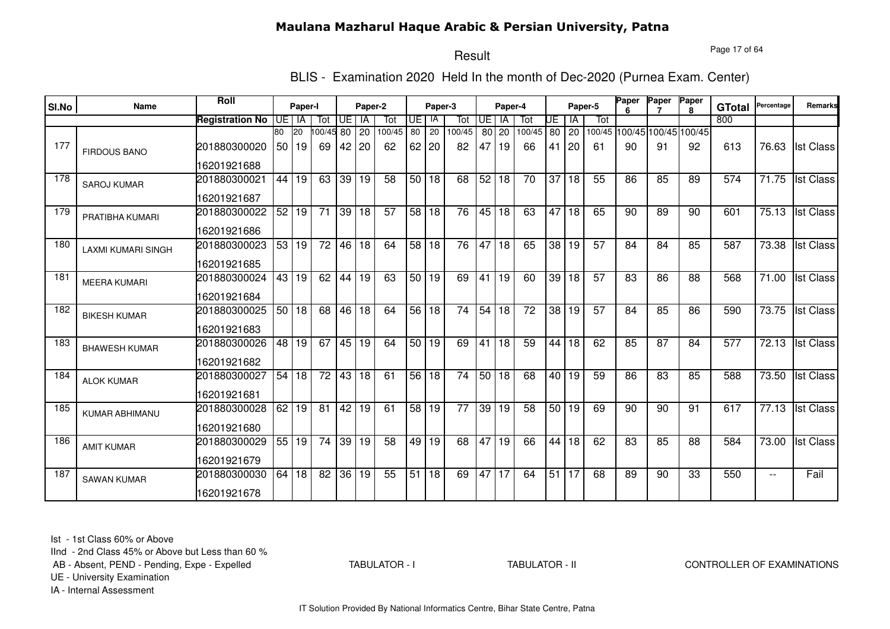# Maulana Mazharul Haque Arabic & Persian University, Patna

## Result

### BLIS - Examination 2020 Held In the month of Dec-2020 (Purnea Exam. Center)

| Sl.No | Name | Roll | Paper-I | | | Paper-2 | | | Paper-3 | | | Paper-4 | | | Paper-5 | | | Paper 6 | Paper 7 | Paper 8 | GTotal | Percentage | Remarks |
|---|---|---|---|---|---|---|---|---|---|---|---|---|---|---|---|---|---|---|---|---|---|---|---|
| | | Registration No | UE | IA | Tot | UE | IA | Tot | UE | IA | Tot | UE | IA | Tot | UE | IA | Tot | | | | 800 | | |
| | | | 80 | 20 | 100/45 | 80 | 20 | 100/45 | 80 | 20 | 100/45 | 80 | 20 | 100/45 | 80 | 20 | 100/45 | 100/45 | 100/45 | 100/45 | | | |
| 177 | FIRDOUS BANO | 201880300020<br>16201921688 | 50 | 19 | 69 | 42 | 20 | 62 | 62 | 20 | 82 | 47 | 19 | 66 | 41 | 20 | 61 | 90 | 91 | 92 | 613 | 76.63 | Ist Class |
| 178 | SAROJ KUMAR | 201880300021<br>16201921687 | 44 | 19 | 63 | 39 | 19 | 58 | 50 | 18 | 68 | 52 | 18 | 70 | 37 | 18 | 55 | 86 | 85 | 89 | 574 | 71.75 | Ist Class |
| 179 | PRATIBHA KUMARI | 201880300022<br>16201921686 | 52 | 19 | 71 | 39 | 18 | 57 | 58 | 18 | 76 | 45 | 18 | 63 | 47 | 18 | 65 | 90 | 89 | 90 | 601 | 75.13 | Ist Class |
| 180 | LAXMI KUMARI SINGH | 201880300023<br>16201921685 | 53 | 19 | 72 | 46 | 18 | 64 | 58 | 18 | 76 | 47 | 18 | 65 | 38 | 19 | 57 | 84 | 84 | 85 | 587 | 73.38 | Ist Class |
| 181 | MEERA KUMARI | 201880300024<br>16201921684 | 43 | 19 | 62 | 44 | 19 | 63 | 50 | 19 | 69 | 41 | 19 | 60 | 39 | 18 | 57 | 83 | 86 | 88 | 568 | 71.00 | Ist Class |
| 182 | BIKESH KUMAR | 201880300025<br>16201921683 | 50 | 18 | 68 | 46 | 18 | 64 | 56 | 18 | 74 | 54 | 18 | 72 | 38 | 19 | 57 | 84 | 85 | 86 | 590 | 73.75 | Ist Class |
| 183 | BHAWESH KUMAR | 201880300026<br>16201921682 | 48 | 19 | 67 | 45 | 19 | 64 | 50 | 19 | 69 | 41 | 18 | 59 | 44 | 18 | 62 | 85 | 87 | 84 | 577 | 72.13 | Ist Class |
| 184 | ALOK KUMAR | 201880300027<br>16201921681 | 54 | 18 | 72 | 43 | 18 | 61 | 56 | 18 | 74 | 50 | 18 | 68 | 40 | 19 | 59 | 86 | 83 | 85 | 588 | 73.50 | Ist Class |
| 185 | KUMAR ABHIMANU | 201880300028<br>16201921680 | 62 | 19 | 81 | 42 | 19 | 61 | 58 | 19 | 77 | 39 | 19 | 58 | 50 | 19 | 69 | 90 | 90 | 91 | 617 | 77.13 | Ist Class |
| 186 | AMIT KUMAR | 201880300029<br>16201921679 | 55 | 19 | 74 | 39 | 19 | 58 | 49 | 19 | 68 | 47 | 19 | 66 | 44 | 18 | 62 | 83 | 85 | 88 | 584 | 73.00 | Ist Class |
| 187 | SAWAN KUMAR | 201880300030<br>16201921678 | 64 | 18 | 82 | 36 | 19 | 55 | 51 | 18 | 69 | 47 | 17 | 64 | 51 | 17 | 68 | 89 | 90 | 33 | 550 | -- | Fail |

Ist - 1st Class 60% or Above
IInd - 2nd Class 45% or Above but Less than 60 %
AB - Absent, PEND - Pending, Expe - Expelled
UE - University Examination
IA - Internal Assessment

TABULATOR - I          TABULATOR - II          CONTROLLER OF EXAMINATIONS

IT Solution Provided By National Informatics Centre, Bihar State Centre, Patna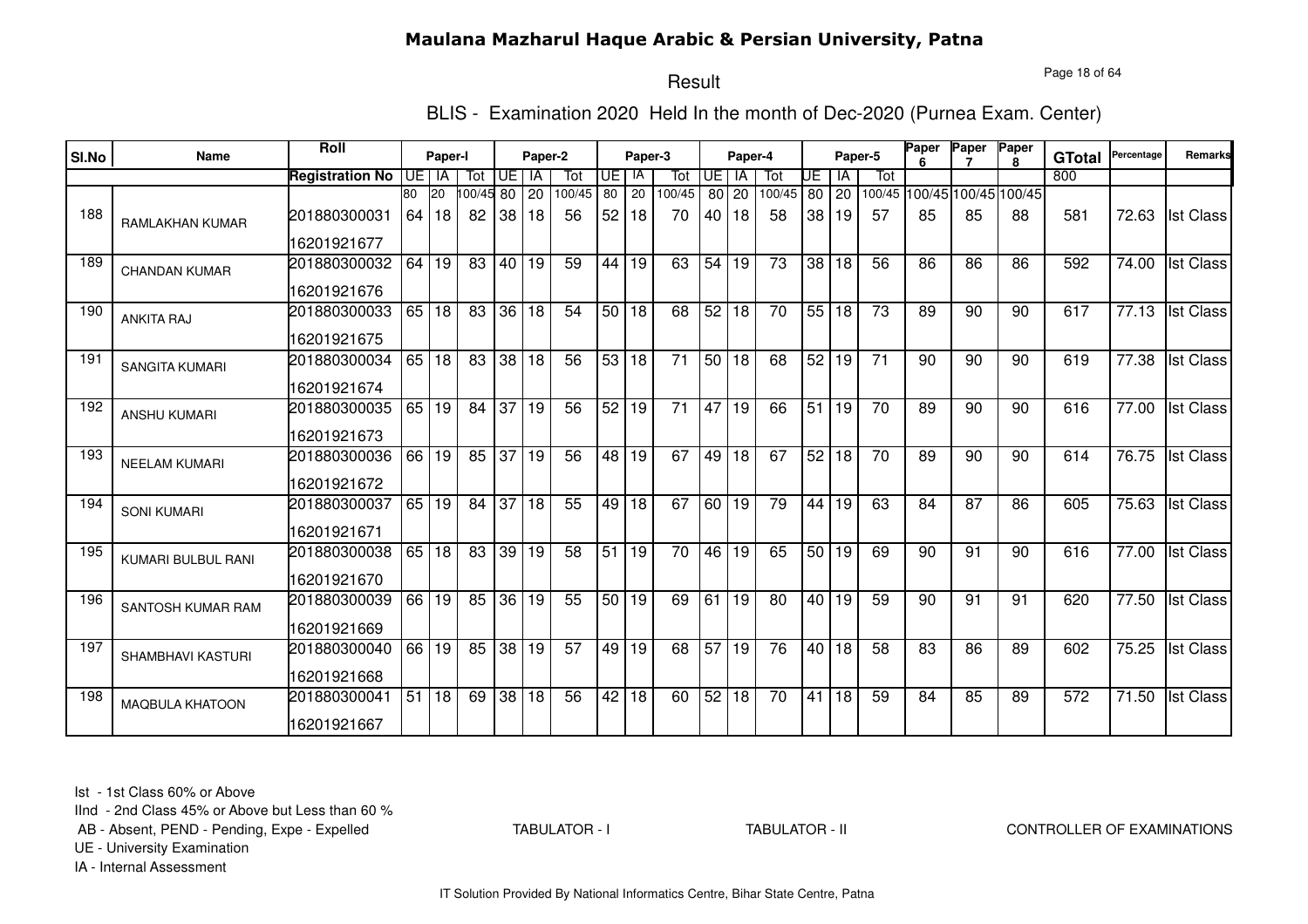# Maulana Mazharul Haque Arabic & Persian University, Patna

## Result

### BLIS - Examination 2020 Held In the month of Dec-2020 (Purnea Exam. Center)

| Sl.No | Name | Roll | Paper-I | | | Paper-2 | | | Paper-3 | | | Paper-4 | | | Paper-5 | | | Paper 6 | Paper 7 | Paper 8 | GTotal | Percentage | Remarks |
|---|---|---|---|---|---|---|---|---|---|---|---|---|---|---|---|---|---|---|---|---|---|---|---|
| | | Registration No | UE | IA | Tot | UE | IA | Tot | UE | IA | Tot | UE | IA | Tot | UE | IA | Tot | | | | 800 | | |
| | | | 80 | 20 | 100/45 | 80 | 20 | 100/45 | 80 | 20 | 100/45 | 80 | 20 | 100/45 | 80 | 20 | 100/45 | 100/45 | 100/45 | 100/45 | | | |
| 188 | RAMLAKHAN KUMAR | 201880300031<br>16201921677 | 64 | 18 | 82 | 38 | 18 | 56 | 52 | 18 | 70 | 40 | 18 | 58 | 38 | 19 | 57 | 85 | 85 | 88 | 581 | 72.63 | Ist Class |
| 189 | CHANDAN KUMAR | 201880300032<br>16201921676 | 64 | 19 | 83 | 40 | 19 | 59 | 44 | 19 | 63 | 54 | 19 | 73 | 38 | 18 | 56 | 86 | 86 | 86 | 592 | 74.00 | Ist Class |
| 190 | ANKITA RAJ | 201880300033<br>16201921675 | 65 | 18 | 83 | 36 | 18 | 54 | 50 | 18 | 68 | 52 | 18 | 70 | 55 | 18 | 73 | 89 | 90 | 90 | 617 | 77.13 | Ist Class |
| 191 | SANGITA KUMARI | 201880300034<br>16201921674 | 65 | 18 | 83 | 38 | 18 | 56 | 53 | 18 | 71 | 50 | 18 | 68 | 52 | 19 | 71 | 90 | 90 | 90 | 619 | 77.38 | Ist Class |
| 192 | ANSHU KUMARI | 201880300035<br>16201921673 | 65 | 19 | 84 | 37 | 19 | 56 | 52 | 19 | 71 | 47 | 19 | 66 | 51 | 19 | 70 | 89 | 90 | 90 | 616 | 77.00 | Ist Class |
| 193 | NEELAM KUMARI | 201880300036<br>16201921672 | 66 | 19 | 85 | 37 | 19 | 56 | 48 | 19 | 67 | 49 | 18 | 67 | 52 | 18 | 70 | 89 | 90 | 90 | 614 | 76.75 | Ist Class |
| 194 | SONI KUMARI | 201880300037<br>16201921671 | 65 | 19 | 84 | 37 | 18 | 55 | 49 | 18 | 67 | 60 | 19 | 79 | 44 | 19 | 63 | 84 | 87 | 86 | 605 | 75.63 | Ist Class |
| 195 | KUMARI BULBUL RANI | 201880300038<br>16201921670 | 65 | 18 | 83 | 39 | 19 | 58 | 51 | 19 | 70 | 46 | 19 | 65 | 50 | 19 | 69 | 90 | 91 | 90 | 616 | 77.00 | Ist Class |
| 196 | SANTOSH KUMAR RAM | 201880300039<br>16201921669 | 66 | 19 | 85 | 36 | 19 | 55 | 50 | 19 | 69 | 61 | 19 | 80 | 40 | 19 | 59 | 90 | 91 | 91 | 620 | 77.50 | Ist Class |
| 197 | SHAMBHAVI KASTURI | 201880300040<br>16201921668 | 66 | 19 | 85 | 38 | 19 | 57 | 49 | 19 | 68 | 57 | 19 | 76 | 40 | 18 | 58 | 83 | 86 | 89 | 602 | 75.25 | Ist Class |
| 198 | MAQBULA KHATOON | 201880300041<br>16201921667 | 51 | 18 | 69 | 38 | 18 | 56 | 42 | 18 | 60 | 52 | 18 | 70 | 41 | 18 | 59 | 84 | 85 | 89 | 572 | 71.50 | Ist Class |

Ist - 1st Class 60% or Above
IInd - 2nd Class 45% or Above but Less than 60 %
AB - Absent, PEND - Pending, Expe - Expelled
UE - University Examination
IA - Internal Assessment

TABULATOR - I &emsp; TABULATOR - II &emsp; CONTROLLER OF EXAMINATIONS

IT Solution Provided By National Informatics Centre, Bihar State Centre, Patna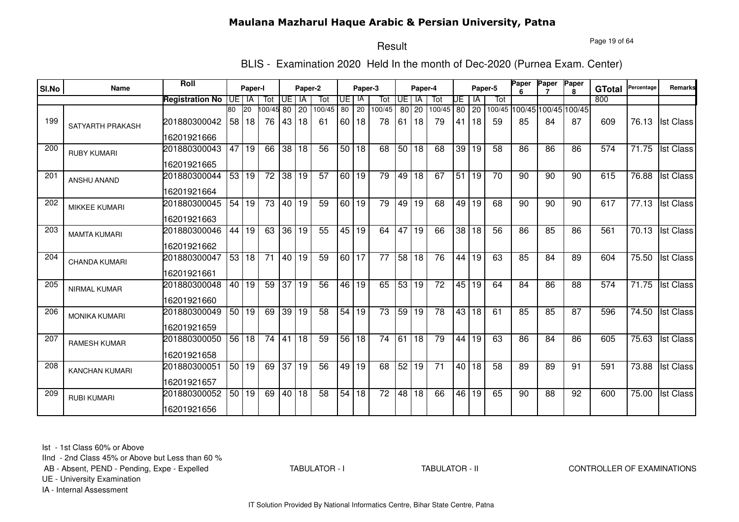# Maulana Mazharul Haque Arabic & Persian University, Patna

## Result

### BLIS - Examination 2020 Held In the month of Dec-2020 (Purnea Exam. Center)

| Sl.No | Name | Roll / Registration No | Paper-I UE | Paper-I IA | Paper-I Tot | Paper-2 UE | Paper-2 IA | Paper-2 Tot | Paper-3 UE | Paper-3 IA | Paper-3 Tot | Paper-4 UE | Paper-4 IA | Paper-4 Tot | Paper-5 UE | Paper-5 IA | Paper-5 Tot | Paper 6 | Paper 7 | Paper 8 | GTotal | Percentage | Remarks |
|---|---|---|---|---|---|---|---|---|---|---|---|---|---|---|---|---|---|---|---|---|---|---|---|
| | | | 80 | 20 | 100/45 | 80 | 20 | 100/45 | 80 | 20 | 100/45 | 80 | 20 | 100/45 | 80 | 20 | 100/45 | 100/45 | 100/45 | 100/45 | 800 | | |
| 199 | SATYARTH PRAKASH | 201880300042<br>16201921666 | 58 | 18 | 76 | 43 | 18 | 61 | 60 | 18 | 78 | 61 | 18 | 79 | 41 | 18 | 59 | 85 | 84 | 87 | 609 | 76.13 | Ist Class |
| 200 | RUBY KUMARI | 201880300043<br>16201921665 | 47 | 19 | 66 | 38 | 18 | 56 | 50 | 18 | 68 | 50 | 18 | 68 | 39 | 19 | 58 | 86 | 86 | 86 | 574 | 71.75 | Ist Class |
| 201 | ANSHU ANAND | 201880300044<br>16201921664 | 53 | 19 | 72 | 38 | 19 | 57 | 60 | 19 | 79 | 49 | 18 | 67 | 51 | 19 | 70 | 90 | 90 | 90 | 615 | 76.88 | Ist Class |
| 202 | MIKKEE KUMARI | 201880300045<br>16201921663 | 54 | 19 | 73 | 40 | 19 | 59 | 60 | 19 | 79 | 49 | 19 | 68 | 49 | 19 | 68 | 90 | 90 | 90 | 617 | 77.13 | Ist Class |
| 203 | MAMTA KUMARI | 201880300046<br>16201921662 | 44 | 19 | 63 | 36 | 19 | 55 | 45 | 19 | 64 | 47 | 19 | 66 | 38 | 18 | 56 | 86 | 85 | 86 | 561 | 70.13 | Ist Class |
| 204 | CHANDA KUMARI | 201880300047<br>16201921661 | 53 | 18 | 71 | 40 | 19 | 59 | 60 | 17 | 77 | 58 | 18 | 76 | 44 | 19 | 63 | 85 | 84 | 89 | 604 | 75.50 | Ist Class |
| 205 | NIRMAL KUMAR | 201880300048<br>16201921660 | 40 | 19 | 59 | 37 | 19 | 56 | 46 | 19 | 65 | 53 | 19 | 72 | 45 | 19 | 64 | 84 | 86 | 88 | 574 | 71.75 | Ist Class |
| 206 | MONIKA KUMARI | 201880300049<br>16201921659 | 50 | 19 | 69 | 39 | 19 | 58 | 54 | 19 | 73 | 59 | 19 | 78 | 43 | 18 | 61 | 85 | 85 | 87 | 596 | 74.50 | Ist Class |
| 207 | RAMESH KUMAR | 201880300050<br>16201921658 | 56 | 18 | 74 | 41 | 18 | 59 | 56 | 18 | 74 | 61 | 18 | 79 | 44 | 19 | 63 | 86 | 84 | 86 | 605 | 75.63 | Ist Class |
| 208 | KANCHAN KUMARI | 201880300051<br>16201921657 | 50 | 19 | 69 | 37 | 19 | 56 | 49 | 19 | 68 | 52 | 19 | 71 | 40 | 18 | 58 | 89 | 89 | 91 | 591 | 73.88 | Ist Class |
| 209 | RUBI KUMARI | 201880300052<br>16201921656 | 50 | 19 | 69 | 40 | 18 | 58 | 54 | 18 | 72 | 48 | 18 | 66 | 46 | 19 | 65 | 90 | 88 | 92 | 600 | 75.00 | Ist Class |

Ist - 1st Class 60% or Above
IInd - 2nd Class 45% or Above but Less than 60 %
AB - Absent, PEND - Pending, Expe - Expelled
UE - University Examination
IA - Internal Assessment

TABULATOR - I  TABULATOR - II  CONTROLLER OF EXAMINATIONS

IT Solution Provided By National Informatics Centre, Bihar State Centre, Patna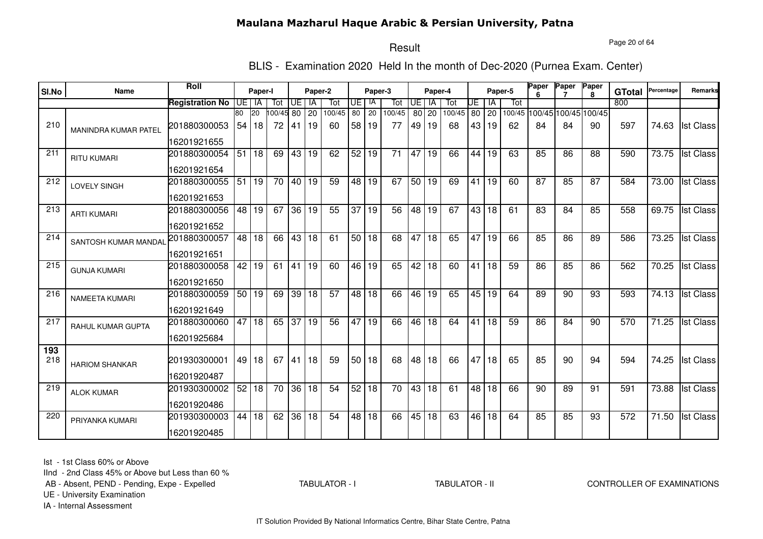# Maulana Mazharul Haque Arabic & Persian University, Patna

## Result

### BLIS - Examination 2020 Held In the month of Dec-2020 (Purnea Exam. Center)

| Sl.No | Name | Roll / Registration No | Paper-I UE | Paper-I IA | Paper-I Tot | Paper-2 UE | Paper-2 IA | Paper-2 Tot | Paper-3 UE | Paper-3 IA | Paper-3 Tot | Paper-4 UE | Paper-4 IA | Paper-4 Tot | Paper-5 UE | Paper-5 IA | Paper-5 Tot | Paper 6 | Paper 7 | Paper 8 | GTotal | Percentage | Remarks |
|---|---|---|---|---|---|---|---|---|---|---|---|---|---|---|---|---|---|---|---|---|---|---|---|
| | | | 80 | 20 | 100/45 | 80 | 20 | 100/45 | 80 | 20 | 100/45 | 80 | 20 | 100/45 | 80 | 20 | 100/45 | 100/45 | 100/45 | 100/45 | 800 | | |
| 210 | MANINDRA KUMAR PATEL | 201880300053 16201921655 | 54 | 18 | 72 | 41 | 19 | 60 | 58 | 19 | 77 | 49 | 19 | 68 | 43 | 19 | 62 | 84 | 84 | 90 | 597 | 74.63 | Ist Class |
| 211 | RITU KUMARI | 201880300054 16201921654 | 51 | 18 | 69 | 43 | 19 | 62 | 52 | 19 | 71 | 47 | 19 | 66 | 44 | 19 | 63 | 85 | 86 | 88 | 590 | 73.75 | Ist Class |
| 212 | LOVELY SINGH | 201880300055 16201921653 | 51 | 19 | 70 | 40 | 19 | 59 | 48 | 19 | 67 | 50 | 19 | 69 | 41 | 19 | 60 | 87 | 85 | 87 | 584 | 73.00 | Ist Class |
| 213 | ARTI KUMARI | 201880300056 16201921652 | 48 | 19 | 67 | 36 | 19 | 55 | 37 | 19 | 56 | 48 | 19 | 67 | 43 | 18 | 61 | 83 | 84 | 85 | 558 | 69.75 | Ist Class |
| 214 | SANTOSH KUMAR MANDAL | 201880300057 16201921651 | 48 | 18 | 66 | 43 | 18 | 61 | 50 | 18 | 68 | 47 | 18 | 65 | 47 | 19 | 66 | 85 | 86 | 89 | 586 | 73.25 | Ist Class |
| 215 | GUNJA KUMARI | 201880300058 16201921650 | 42 | 19 | 61 | 41 | 19 | 60 | 46 | 19 | 65 | 42 | 18 | 60 | 41 | 18 | 59 | 86 | 85 | 86 | 562 | 70.25 | Ist Class |
| 216 | NAMEETA KUMARI | 201880300059 16201921649 | 50 | 19 | 69 | 39 | 18 | 57 | 48 | 18 | 66 | 46 | 19 | 65 | 45 | 19 | 64 | 89 | 90 | 93 | 593 | 74.13 | Ist Class |
| 217 | RAHUL KUMAR GUPTA | 201880300060 16201925684 | 47 | 18 | 65 | 37 | 19 | 56 | 47 | 19 | 66 | 46 | 18 | 64 | 41 | 18 | 59 | 86 | 84 | 90 | 570 | 71.25 | Ist Class |
| **193** 218 | HARIOM SHANKAR | 201930300001 16201920487 | 49 | 18 | 67 | 41 | 18 | 59 | 50 | 18 | 68 | 48 | 18 | 66 | 47 | 18 | 65 | 85 | 90 | 94 | 594 | 74.25 | Ist Class |
| 219 | ALOK KUMAR | 201930300002 16201920486 | 52 | 18 | 70 | 36 | 18 | 54 | 52 | 18 | 70 | 43 | 18 | 61 | 48 | 18 | 66 | 90 | 89 | 91 | 591 | 73.88 | Ist Class |
| 220 | PRIYANKA KUMARI | 201930300003 16201920485 | 44 | 18 | 62 | 36 | 18 | 54 | 48 | 18 | 66 | 45 | 18 | 63 | 46 | 18 | 64 | 85 | 85 | 93 | 572 | 71.50 | Ist Class |

Ist - 1st Class 60% or Above
IInd - 2nd Class 45% or Above but Less than 60 %
AB - Absent, PEND - Pending, Expe - Expelled
UE - University Examination
IA - Internal Assessment

TABULATOR - I TABULATOR - II CONTROLLER OF EXAMINATIONS

IT Solution Provided By National Informatics Centre, Bihar State Centre, Patna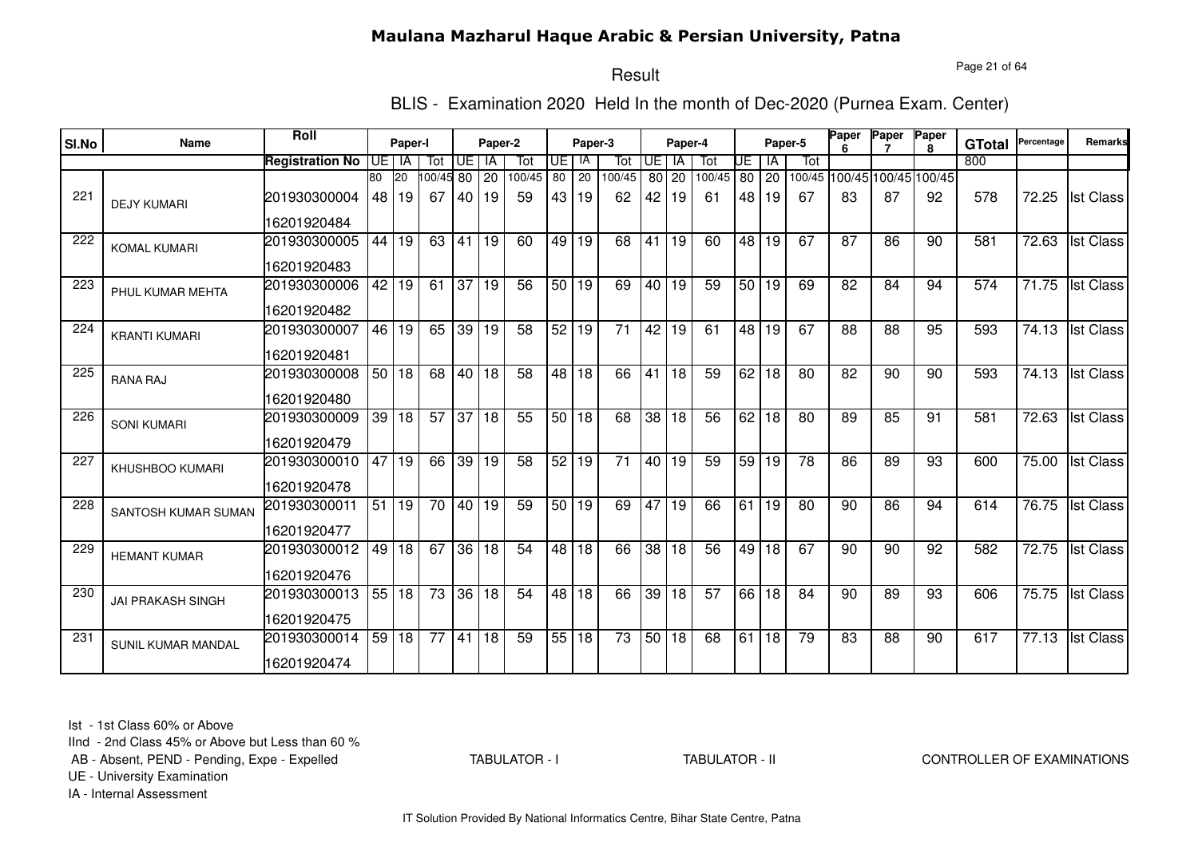# Maulana Mazharul Haque Arabic & Persian University, Patna

## Result

### BLIS - Examination 2020 Held In the month of Dec-2020 (Purnea Exam. Center)

| Sl.No | Name | Roll / Registration No | Paper-I UE | Paper-I IA | Paper-I Tot | Paper-2 UE | Paper-2 IA | Paper-2 Tot | Paper-3 UE | Paper-3 IA | Paper-3 Tot | Paper-4 UE | Paper-4 IA | Paper-4 Tot | Paper-5 UE | Paper-5 IA | Paper-5 Tot | Paper 6 | Paper 7 | Paper 8 | GTotal | Percentage | Remarks |
|---|---|---|---|---|---|---|---|---|---|---|---|---|---|---|---|---|---|---|---|---|---|---|---|
| | | | 80 | 20 | 100/45 | 80 | 20 | 100/45 | 80 | 20 | 100/45 | 80 | 20 | 100/45 | 80 | 20 | 100/45 | 100/45 | 100/45 | 100/45 | 800 | | |
| 221 | DEJY KUMARI | 201930300004 16201920484 | 48 | 19 | 67 | 40 | 19 | 59 | 43 | 19 | 62 | 42 | 19 | 61 | 48 | 19 | 67 | 83 | 87 | 92 | 578 | 72.25 | Ist Class |
| 222 | KOMAL KUMARI | 201930300005 16201920483 | 44 | 19 | 63 | 41 | 19 | 60 | 49 | 19 | 68 | 41 | 19 | 60 | 48 | 19 | 67 | 87 | 86 | 90 | 581 | 72.63 | Ist Class |
| 223 | PHUL KUMAR MEHTA | 201930300006 16201920482 | 42 | 19 | 61 | 37 | 19 | 56 | 50 | 19 | 69 | 40 | 19 | 59 | 50 | 19 | 69 | 82 | 84 | 94 | 574 | 71.75 | Ist Class |
| 224 | KRANTI KUMARI | 201930300007 16201920481 | 46 | 19 | 65 | 39 | 19 | 58 | 52 | 19 | 71 | 42 | 19 | 61 | 48 | 19 | 67 | 88 | 88 | 95 | 593 | 74.13 | Ist Class |
| 225 | RANA RAJ | 201930300008 16201920480 | 50 | 18 | 68 | 40 | 18 | 58 | 48 | 18 | 66 | 41 | 18 | 59 | 62 | 18 | 80 | 82 | 90 | 90 | 593 | 74.13 | Ist Class |
| 226 | SONI KUMARI | 201930300009 16201920479 | 39 | 18 | 57 | 37 | 18 | 55 | 50 | 18 | 68 | 38 | 18 | 56 | 62 | 18 | 80 | 89 | 85 | 91 | 581 | 72.63 | Ist Class |
| 227 | KHUSHBOO KUMARI | 201930300010 16201920478 | 47 | 19 | 66 | 39 | 19 | 58 | 52 | 19 | 71 | 40 | 19 | 59 | 59 | 19 | 78 | 86 | 89 | 93 | 600 | 75.00 | Ist Class |
| 228 | SANTOSH KUMAR SUMAN | 201930300011 16201920477 | 51 | 19 | 70 | 40 | 19 | 59 | 50 | 19 | 69 | 47 | 19 | 66 | 61 | 19 | 80 | 90 | 86 | 94 | 614 | 76.75 | Ist Class |
| 229 | HEMANT KUMAR | 201930300012 16201920476 | 49 | 18 | 67 | 36 | 18 | 54 | 48 | 18 | 66 | 38 | 18 | 56 | 49 | 18 | 67 | 90 | 90 | 92 | 582 | 72.75 | Ist Class |
| 230 | JAI PRAKASH SINGH | 201930300013 16201920475 | 55 | 18 | 73 | 36 | 18 | 54 | 48 | 18 | 66 | 39 | 18 | 57 | 66 | 18 | 84 | 90 | 89 | 93 | 606 | 75.75 | Ist Class |
| 231 | SUNIL KUMAR MANDAL | 201930300014 16201920474 | 59 | 18 | 77 | 41 | 18 | 59 | 55 | 18 | 73 | 50 | 18 | 68 | 61 | 18 | 79 | 83 | 88 | 90 | 617 | 77.13 | Ist Class |

Ist - 1st Class 60% or Above
IInd - 2nd Class 45% or Above but Less than 60 %
AB - Absent, PEND - Pending, Expe - Expelled
UE - University Examination
IA - Internal Assessment

TABULATOR - I TABULATOR - II CONTROLLER OF EXAMINATIONS

IT Solution Provided By National Informatics Centre, Bihar State Centre, Patna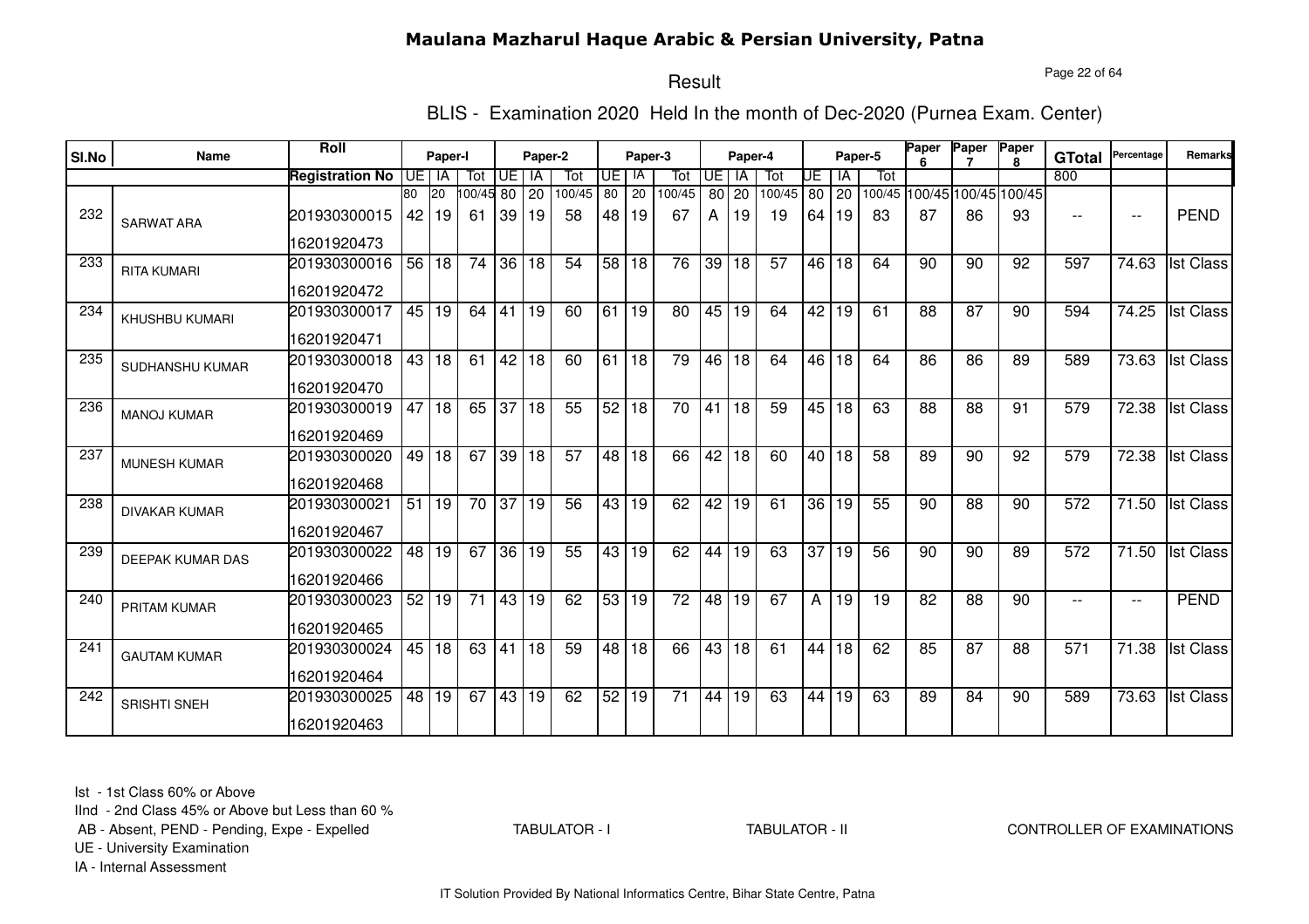# Maulana Mazharul Haque Arabic & Persian University, Patna

## Result

### BLIS - Examination 2020 Held In the month of Dec-2020 (Purnea Exam. Center)

| Sl.No | Name | Roll | Paper-I | | | Paper-2 | | | Paper-3 | | | Paper-4 | | | Paper-5 | | | Paper 6 | Paper 7 | Paper 8 | GTotal | Percentage | Remarks |
|---|---|---|---|---|---|---|---|---|---|---|---|---|---|---|---|---|---|---|---|---|---|---|---|
| | | Registration No | UE | IA | Tot | UE | IA | Tot | UE | IA | Tot | UE | IA | Tot | UE | IA | Tot | | | | | | |
| | | | 80 | 20 | 100/45 | 80 | 20 | 100/45 | 80 | 20 | 100/45 | 80 | 20 | 100/45 | 80 | 20 | 100/45 | 100/45 | 100/45 | 100/45 | 800 | | |
| 232 | SARWAT ARA | 201930300015<br>16201920473 | 42 | 19 | 61 | 39 | 19 | 58 | 48 | 19 | 67 | A | 19 | 19 | 64 | 19 | 83 | 87 | 86 | 93 | -- | -- | PEND |
| 233 | RITA KUMARI | 201930300016<br>16201920472 | 56 | 18 | 74 | 36 | 18 | 54 | 58 | 18 | 76 | 39 | 18 | 57 | 46 | 18 | 64 | 90 | 90 | 92 | 597 | 74.63 | Ist Class |
| 234 | KHUSHBU KUMARI | 201930300017<br>16201920471 | 45 | 19 | 64 | 41 | 19 | 60 | 61 | 19 | 80 | 45 | 19 | 64 | 42 | 19 | 61 | 88 | 87 | 90 | 594 | 74.25 | Ist Class |
| 235 | SUDHANSHU KUMAR | 201930300018<br>16201920470 | 43 | 18 | 61 | 42 | 18 | 60 | 61 | 18 | 79 | 46 | 18 | 64 | 46 | 18 | 64 | 86 | 86 | 89 | 589 | 73.63 | Ist Class |
| 236 | MANOJ KUMAR | 201930300019<br>16201920469 | 47 | 18 | 65 | 37 | 18 | 55 | 52 | 18 | 70 | 41 | 18 | 59 | 45 | 18 | 63 | 88 | 88 | 91 | 579 | 72.38 | Ist Class |
| 237 | MUNESH KUMAR | 201930300020<br>16201920468 | 49 | 18 | 67 | 39 | 18 | 57 | 48 | 18 | 66 | 42 | 18 | 60 | 40 | 18 | 58 | 89 | 90 | 92 | 579 | 72.38 | Ist Class |
| 238 | DIVAKAR KUMAR | 201930300021<br>16201920467 | 51 | 19 | 70 | 37 | 19 | 56 | 43 | 19 | 62 | 42 | 19 | 61 | 36 | 19 | 55 | 90 | 88 | 90 | 572 | 71.50 | Ist Class |
| 239 | DEEPAK KUMAR DAS | 201930300022<br>16201920466 | 48 | 19 | 67 | 36 | 19 | 55 | 43 | 19 | 62 | 44 | 19 | 63 | 37 | 19 | 56 | 90 | 90 | 89 | 572 | 71.50 | Ist Class |
| 240 | PRITAM KUMAR | 201930300023<br>16201920465 | 52 | 19 | 71 | 43 | 19 | 62 | 53 | 19 | 72 | 48 | 19 | 67 | A | 19 | 19 | 82 | 88 | 90 | -- | -- | PEND |
| 241 | GAUTAM KUMAR | 201930300024<br>16201920464 | 45 | 18 | 63 | 41 | 18 | 59 | 48 | 18 | 66 | 43 | 18 | 61 | 44 | 18 | 62 | 85 | 87 | 88 | 571 | 71.38 | Ist Class |
| 242 | SRISHTI SNEH | 201930300025<br>16201920463 | 48 | 19 | 67 | 43 | 19 | 62 | 52 | 19 | 71 | 44 | 19 | 63 | 44 | 19 | 63 | 89 | 84 | 90 | 589 | 73.63 | Ist Class |

Ist - 1st Class 60% or Above
IInd - 2nd Class 45% or Above but Less than 60 %
AB - Absent, PEND - Pending, Expe - Expelled
UE - University Examination
IA - Internal Assessment

TABULATOR - I TABULATOR - II CONTROLLER OF EXAMINATIONS

IT Solution Provided By National Informatics Centre, Bihar State Centre, Patna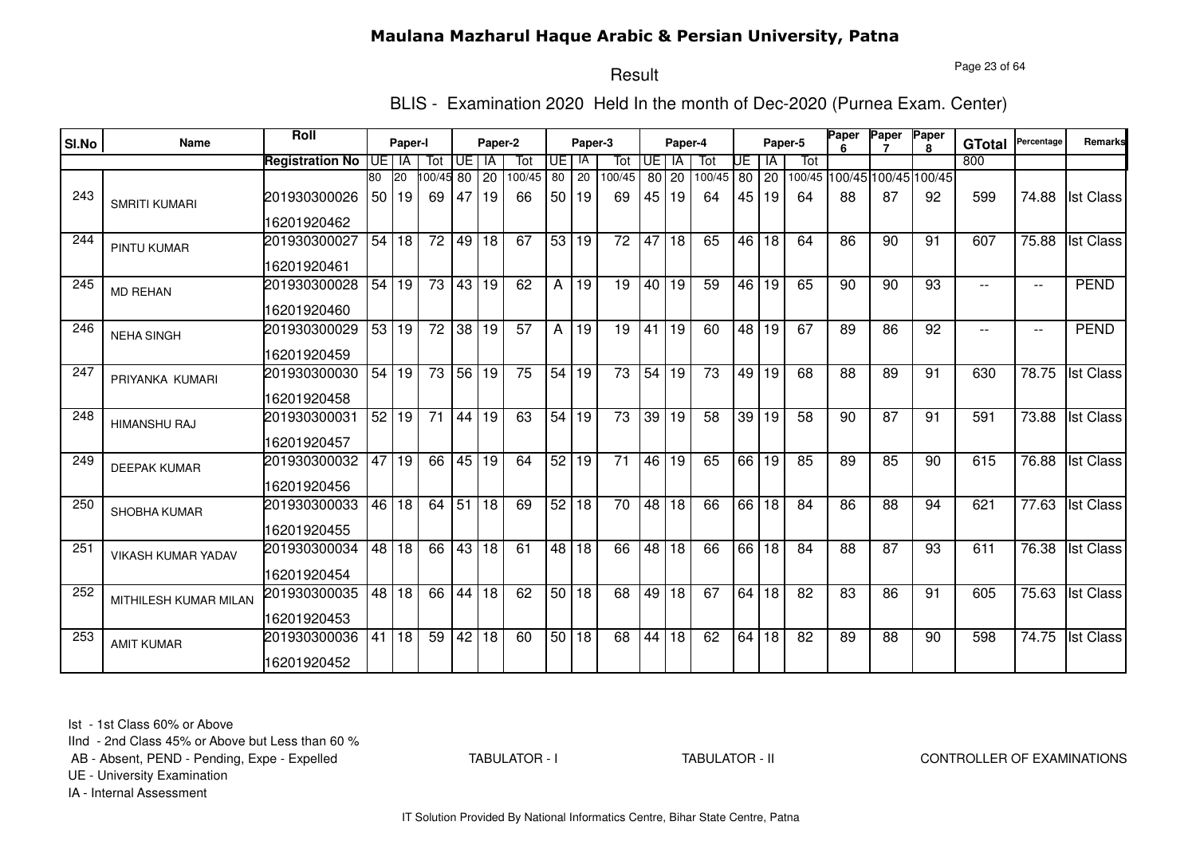# Maulana Mazharul Haque Arabic & Persian University, Patna

## Result

### BLIS - Examination 2020 Held In the month of Dec-2020 (Purnea Exam. Center)

| Sl.No | Name | Roll / Registration No | Paper-I UE | Paper-I IA | Paper-I Tot | Paper-2 UE | Paper-2 IA | Paper-2 Tot | Paper-3 UE | Paper-3 IA | Paper-3 Tot | Paper-4 UE | Paper-4 IA | Paper-4 Tot | Paper-5 UE | Paper-5 IA | Paper-5 Tot | Paper 6 | Paper 7 | Paper 8 | GTotal | Percentage | Remarks |
|---|---|---|---|---|---|---|---|---|---|---|---|---|---|---|---|---|---|---|---|---|---|---|---|
| | | | 80 | 20 | 100/45 | 80 | 20 | 100/45 | 80 | 20 | 100/45 | 80 | 20 | 100/45 | 80 | 20 | 100/45 | 100/45 | 100/45 | 100/45 | 800 | | |
| 243 | SMRITI KUMARI | 201930300026 / 16201920462 | 50 | 19 | 69 | 47 | 19 | 66 | 50 | 19 | 69 | 45 | 19 | 64 | 45 | 19 | 64 | 88 | 87 | 92 | 599 | 74.88 | Ist Class |
| 244 | PINTU KUMAR | 201930300027 / 16201920461 | 54 | 18 | 72 | 49 | 18 | 67 | 53 | 19 | 72 | 47 | 18 | 65 | 46 | 18 | 64 | 86 | 90 | 91 | 607 | 75.88 | Ist Class |
| 245 | MD REHAN | 201930300028 / 16201920460 | 54 | 19 | 73 | 43 | 19 | 62 | A | 19 | 19 | 40 | 19 | 59 | 46 | 19 | 65 | 90 | 90 | 93 | -- | -- | PEND |
| 246 | NEHA SINGH | 201930300029 / 16201920459 | 53 | 19 | 72 | 38 | 19 | 57 | A | 19 | 19 | 41 | 19 | 60 | 48 | 19 | 67 | 89 | 86 | 92 | -- | -- | PEND |
| 247 | PRIYANKA KUMARI | 201930300030 / 16201920458 | 54 | 19 | 73 | 56 | 19 | 75 | 54 | 19 | 73 | 54 | 19 | 73 | 49 | 19 | 68 | 88 | 89 | 91 | 630 | 78.75 | Ist Class |
| 248 | HIMANSHU RAJ | 201930300031 / 16201920457 | 52 | 19 | 71 | 44 | 19 | 63 | 54 | 19 | 73 | 39 | 19 | 58 | 39 | 19 | 58 | 90 | 87 | 91 | 591 | 73.88 | Ist Class |
| 249 | DEEPAK KUMAR | 201930300032 / 16201920456 | 47 | 19 | 66 | 45 | 19 | 64 | 52 | 19 | 71 | 46 | 19 | 65 | 66 | 19 | 85 | 89 | 85 | 90 | 615 | 76.88 | Ist Class |
| 250 | SHOBHA KUMAR | 201930300033 / 16201920455 | 46 | 18 | 64 | 51 | 18 | 69 | 52 | 18 | 70 | 48 | 18 | 66 | 66 | 18 | 84 | 86 | 88 | 94 | 621 | 77.63 | Ist Class |
| 251 | VIKASH KUMAR YADAV | 201930300034 / 16201920454 | 48 | 18 | 66 | 43 | 18 | 61 | 48 | 18 | 66 | 48 | 18 | 66 | 66 | 18 | 84 | 88 | 87 | 93 | 611 | 76.38 | Ist Class |
| 252 | MITHILESH KUMAR MILAN | 201930300035 / 16201920453 | 48 | 18 | 66 | 44 | 18 | 62 | 50 | 18 | 68 | 49 | 18 | 67 | 64 | 18 | 82 | 83 | 86 | 91 | 605 | 75.63 | Ist Class |
| 253 | AMIT KUMAR | 201930300036 / 16201920452 | 41 | 18 | 59 | 42 | 18 | 60 | 50 | 18 | 68 | 44 | 18 | 62 | 64 | 18 | 82 | 89 | 88 | 90 | 598 | 74.75 | Ist Class |

Ist - 1st Class 60% or Above
IInd - 2nd Class 45% or Above but Less than 60 %
AB - Absent, PEND - Pending, Expe - Expelled
UE - University Examination
IA - Internal Assessment

TABULATOR - I | TABULATOR - II | CONTROLLER OF EXAMINATIONS

IT Solution Provided By National Informatics Centre, Bihar State Centre, Patna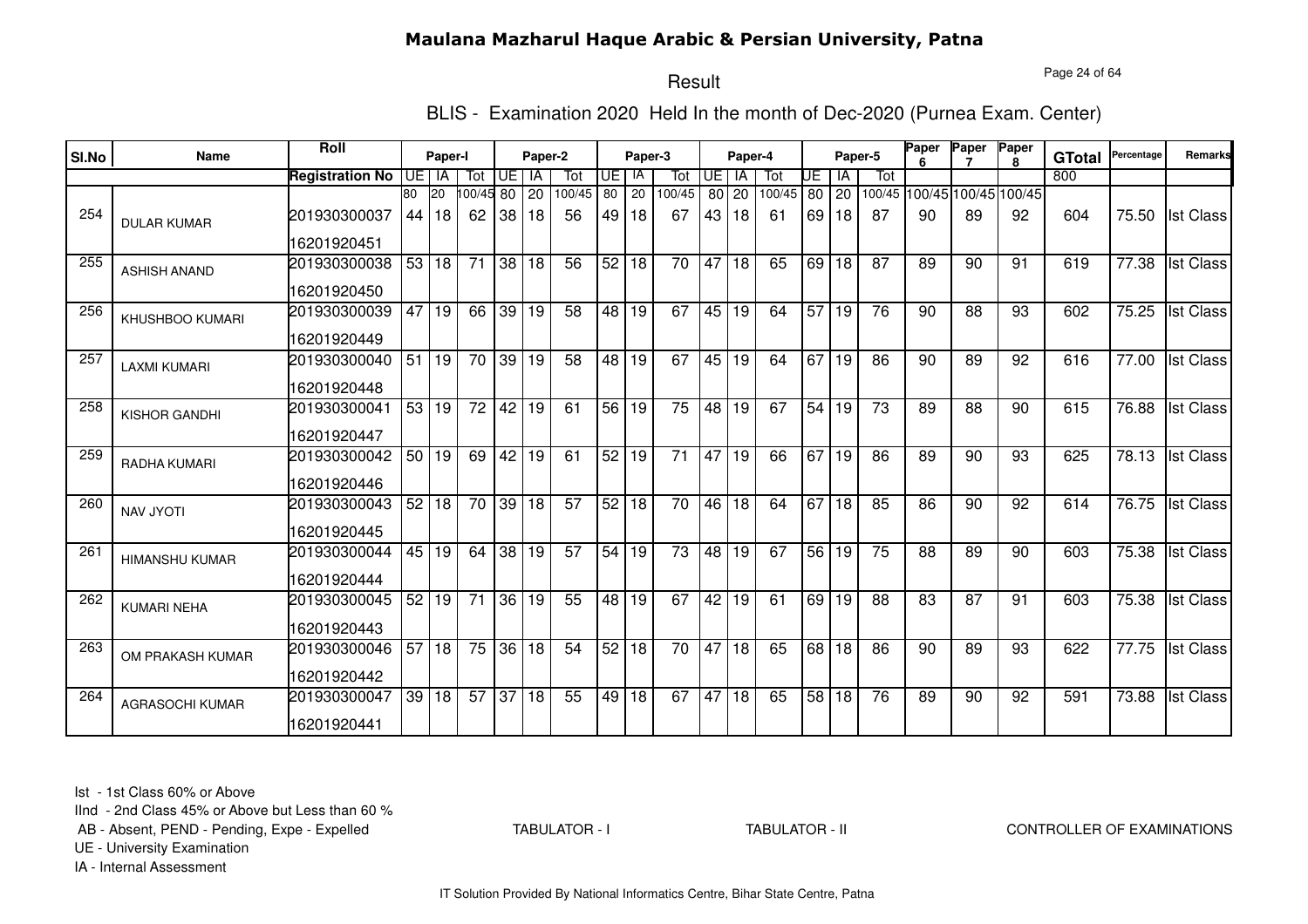# Maulana Mazharul Haque Arabic & Persian University, Patna

## Result

### BLIS - Examination 2020 Held In the month of Dec-2020 (Purnea Exam. Center)

| Sl.No | Name | Roll / Registration No | Paper-I UE | Paper-I IA | Paper-I Tot | Paper-2 UE | Paper-2 IA | Paper-2 Tot | Paper-3 UE | Paper-3 IA | Paper-3 Tot | Paper-4 UE | Paper-4 IA | Paper-4 Tot | Paper-5 UE | Paper-5 IA | Paper-5 Tot | Paper 6 | Paper 7 | Paper 8 | GTotal | Percentage | Remarks |
|---|---|---|---|---|---|---|---|---|---|---|---|---|---|---|---|---|---|---|---|---|---|---|---|
| | | | 80 | 20 | 100/45 | 80 | 20 | 100/45 | 80 | 20 | 100/45 | 80 | 20 | 100/45 | 80 | 20 | 100/45 | 100/45 | 100/45 | 100/45 | 800 | | |
| 254 | DULAR KUMAR | 201930300037 16201920451 | 44 | 18 | 62 | 38 | 18 | 56 | 49 | 18 | 67 | 43 | 18 | 61 | 69 | 18 | 87 | 90 | 89 | 92 | 604 | 75.50 | Ist Class |
| 255 | ASHISH ANAND | 201930300038 16201920450 | 53 | 18 | 71 | 38 | 18 | 56 | 52 | 18 | 70 | 47 | 18 | 65 | 69 | 18 | 87 | 89 | 90 | 91 | 619 | 77.38 | Ist Class |
| 256 | KHUSHBOO KUMARI | 201930300039 16201920449 | 47 | 19 | 66 | 39 | 19 | 58 | 48 | 19 | 67 | 45 | 19 | 64 | 57 | 19 | 76 | 90 | 88 | 93 | 602 | 75.25 | Ist Class |
| 257 | LAXMI KUMARI | 201930300040 16201920448 | 51 | 19 | 70 | 39 | 19 | 58 | 48 | 19 | 67 | 45 | 19 | 64 | 67 | 19 | 86 | 90 | 89 | 92 | 616 | 77.00 | Ist Class |
| 258 | KISHOR GANDHI | 201930300041 16201920447 | 53 | 19 | 72 | 42 | 19 | 61 | 56 | 19 | 75 | 48 | 19 | 67 | 54 | 19 | 73 | 89 | 88 | 90 | 615 | 76.88 | Ist Class |
| 259 | RADHA KUMARI | 201930300042 16201920446 | 50 | 19 | 69 | 42 | 19 | 61 | 52 | 19 | 71 | 47 | 19 | 66 | 67 | 19 | 86 | 89 | 90 | 93 | 625 | 78.13 | Ist Class |
| 260 | NAV JYOTI | 201930300043 16201920445 | 52 | 18 | 70 | 39 | 18 | 57 | 52 | 18 | 70 | 46 | 18 | 64 | 67 | 18 | 85 | 86 | 90 | 92 | 614 | 76.75 | Ist Class |
| 261 | HIMANSHU KUMAR | 201930300044 16201920444 | 45 | 19 | 64 | 38 | 19 | 57 | 54 | 19 | 73 | 48 | 19 | 67 | 56 | 19 | 75 | 88 | 89 | 90 | 603 | 75.38 | Ist Class |
| 262 | KUMARI NEHA | 201930300045 16201920443 | 52 | 19 | 71 | 36 | 19 | 55 | 48 | 19 | 67 | 42 | 19 | 61 | 69 | 19 | 88 | 83 | 87 | 91 | 603 | 75.38 | Ist Class |
| 263 | OM PRAKASH KUMAR | 201930300046 16201920442 | 57 | 18 | 75 | 36 | 18 | 54 | 52 | 18 | 70 | 47 | 18 | 65 | 68 | 18 | 86 | 90 | 89 | 93 | 622 | 77.75 | Ist Class |
| 264 | AGRASOCHI KUMAR | 201930300047 16201920441 | 39 | 18 | 57 | 37 | 18 | 55 | 49 | 18 | 67 | 47 | 18 | 65 | 58 | 18 | 76 | 89 | 90 | 92 | 591 | 73.88 | Ist Class |

Ist - 1st Class 60% or Above
IInd - 2nd Class 45% or Above but Less than 60 %
AB - Absent, PEND - Pending, Expe - Expelled
UE - University Examination
IA - Internal Assessment

TABULATOR - I    TABULATOR - II    CONTROLLER OF EXAMINATIONS

IT Solution Provided By National Informatics Centre, Bihar State Centre, Patna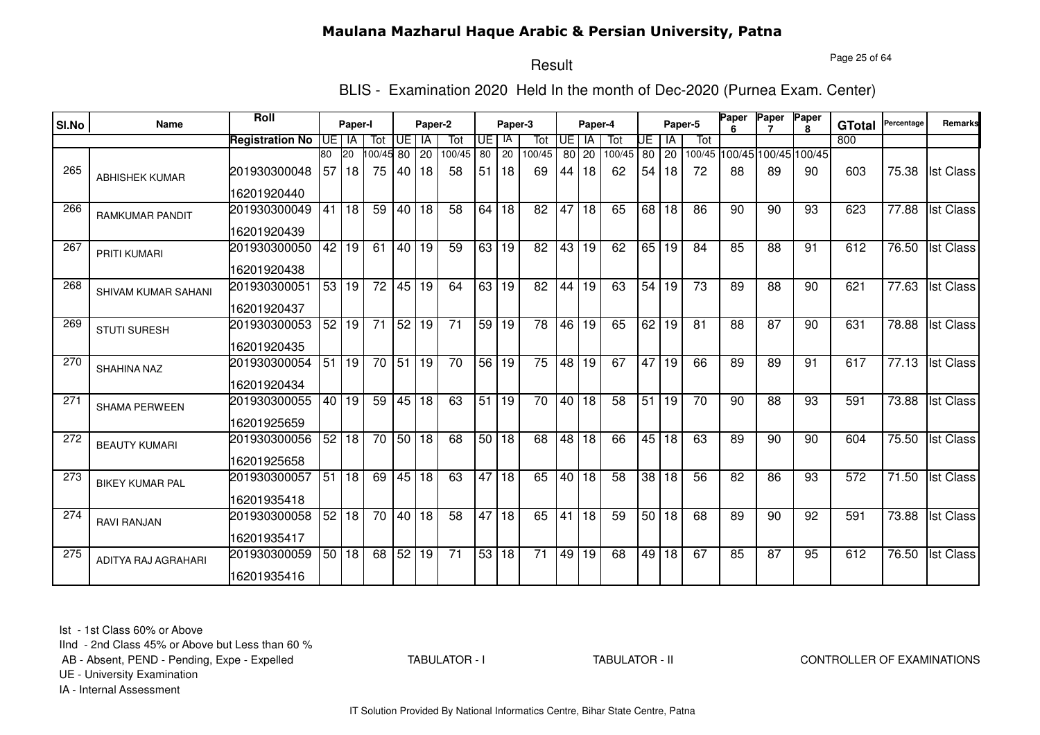# Maulana Mazharul Haque Arabic & Persian University, Patna

## Result

### BLIS - Examination 2020 Held In the month of Dec-2020 (Purnea Exam. Center)

| Sl.No | Name | Roll / Registration No | Paper-I UE | Paper-I IA | Paper-I Tot | Paper-2 UE | Paper-2 IA | Paper-2 Tot | Paper-3 UE | Paper-3 IA | Paper-3 Tot | Paper-4 UE | Paper-4 IA | Paper-4 Tot | Paper-5 UE | Paper-5 IA | Paper-5 Tot | Paper 6 | Paper 7 | Paper 8 | GTotal | Percentage | Remarks |
|---|---|---|---|---|---|---|---|---|---|---|---|---|---|---|---|---|---|---|---|---|---|---|---|
| | | | 80 | 20 | 100/45 | 80 | 20 | 100/45 | 80 | 20 | 100/45 | 80 | 20 | 100/45 | 80 | 20 | 100/45 | 100/45 | 100/45 | 100/45 | 800 | | |
| 265 | ABHISHEK KUMAR | 201930300048 16201920440 | 57 | 18 | 75 | 40 | 18 | 58 | 51 | 18 | 69 | 44 | 18 | 62 | 54 | 18 | 72 | 88 | 89 | 90 | 603 | 75.38 | Ist Class |
| 266 | RAMKUMAR PANDIT | 201930300049 16201920439 | 41 | 18 | 59 | 40 | 18 | 58 | 64 | 18 | 82 | 47 | 18 | 65 | 68 | 18 | 86 | 90 | 90 | 93 | 623 | 77.88 | Ist Class |
| 267 | PRITI KUMARI | 201930300050 16201920438 | 42 | 19 | 61 | 40 | 19 | 59 | 63 | 19 | 82 | 43 | 19 | 62 | 65 | 19 | 84 | 85 | 88 | 91 | 612 | 76.50 | Ist Class |
| 268 | SHIVAM KUMAR SAHANI | 201930300051 16201920437 | 53 | 19 | 72 | 45 | 19 | 64 | 63 | 19 | 82 | 44 | 19 | 63 | 54 | 19 | 73 | 89 | 88 | 90 | 621 | 77.63 | Ist Class |
| 269 | STUTI SURESH | 201930300053 16201920435 | 52 | 19 | 71 | 52 | 19 | 71 | 59 | 19 | 78 | 46 | 19 | 65 | 62 | 19 | 81 | 88 | 87 | 90 | 631 | 78.88 | Ist Class |
| 270 | SHAHINA NAZ | 201930300054 16201920434 | 51 | 19 | 70 | 51 | 19 | 70 | 56 | 19 | 75 | 48 | 19 | 67 | 47 | 19 | 66 | 89 | 89 | 91 | 617 | 77.13 | Ist Class |
| 271 | SHAMA PERWEEN | 201930300055 16201925659 | 40 | 19 | 59 | 45 | 18 | 63 | 51 | 19 | 70 | 40 | 18 | 58 | 51 | 19 | 70 | 90 | 88 | 93 | 591 | 73.88 | Ist Class |
| 272 | BEAUTY KUMARI | 201930300056 16201925658 | 52 | 18 | 70 | 50 | 18 | 68 | 50 | 18 | 68 | 48 | 18 | 66 | 45 | 18 | 63 | 89 | 90 | 90 | 604 | 75.50 | Ist Class |
| 273 | BIKEY KUMAR PAL | 201930300057 16201935418 | 51 | 18 | 69 | 45 | 18 | 63 | 47 | 18 | 65 | 40 | 18 | 58 | 38 | 18 | 56 | 82 | 86 | 93 | 572 | 71.50 | Ist Class |
| 274 | RAVI RANJAN | 201930300058 16201935417 | 52 | 18 | 70 | 40 | 18 | 58 | 47 | 18 | 65 | 41 | 18 | 59 | 50 | 18 | 68 | 89 | 90 | 92 | 591 | 73.88 | Ist Class |
| 275 | ADITYA RAJ AGRAHARI | 201930300059 16201935416 | 50 | 18 | 68 | 52 | 19 | 71 | 53 | 18 | 71 | 49 | 19 | 68 | 49 | 18 | 67 | 85 | 87 | 95 | 612 | 76.50 | Ist Class |

Ist - 1st Class 60% or Above
IInd - 2nd Class 45% or Above but Less than 60 %
AB - Absent, PEND - Pending, Expe - Expelled
UE - University Examination
IA - Internal Assessment

TABULATOR - I TABULATOR - II CONTROLLER OF EXAMINATIONS

IT Solution Provided By National Informatics Centre, Bihar State Centre, Patna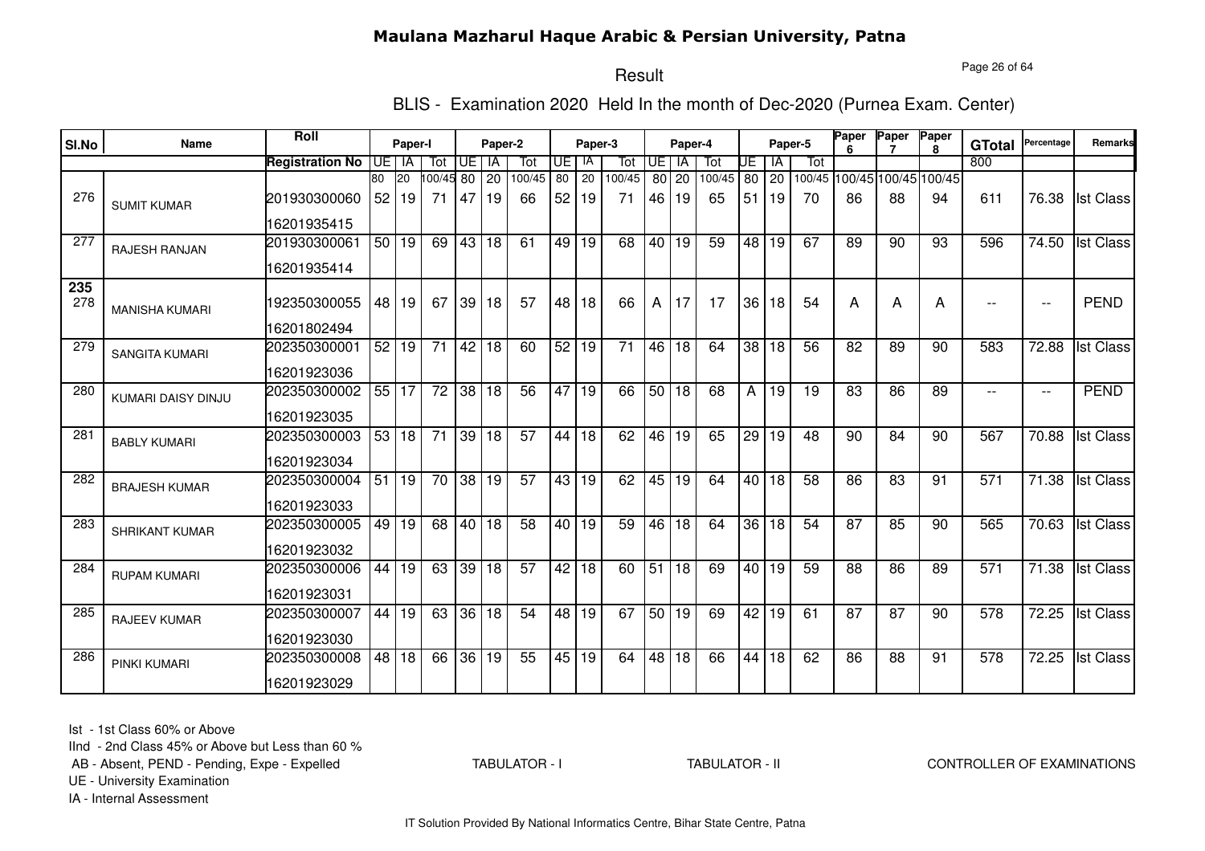# Maulana Mazharul Haque Arabic & Persian University, Patna

## Result

### BLIS - Examination 2020 Held In the month of Dec-2020 (Purnea Exam. Center)

| Sl.No | Name | Roll / Registration No | Paper-I UE | Paper-I IA | Paper-I Tot | Paper-2 UE | Paper-2 IA | Paper-2 Tot | Paper-3 UE | Paper-3 IA | Paper-3 Tot | Paper-4 UE | Paper-4 IA | Paper-4 Tot | Paper-5 UE | Paper-5 IA | Paper-5 Tot | Paper 6 | Paper 7 | Paper 8 | GTotal | Percentage | Remarks |
|---|---|---|---|---|---|---|---|---|---|---|---|---|---|---|---|---|---|---|---|---|---|---|---|
| | | | 80 | 20 | 100/45 | 80 | 20 | 100/45 | 80 | 20 | 100/45 | 80 | 20 | 100/45 | 80 | 20 | 100/45 | 100/45 | 100/45 | 100/45 | 800 | | |
| 276 | SUMIT KUMAR | 201930300060 16201935415 | 52 | 19 | 71 | 47 | 19 | 66 | 52 | 19 | 71 | 46 | 19 | 65 | 51 | 19 | 70 | 86 | 88 | 94 | 611 | 76.38 | Ist Class |
| 277 | RAJESH RANJAN | 201930300061 16201935414 | 50 | 19 | 69 | 43 | 18 | 61 | 49 | 19 | 68 | 40 | 19 | 59 | 48 | 19 | 67 | 89 | 90 | 93 | 596 | 74.50 | Ist Class |
| 235 278 | MANISHA KUMARI | 192350300055 16201802494 | 48 | 19 | 67 | 39 | 18 | 57 | 48 | 18 | 66 | A | 17 | 17 | 36 | 18 | 54 | A | A | A | -- | -- | PEND |
| 279 | SANGITA KUMARI | 202350300001 16201923036 | 52 | 19 | 71 | 42 | 18 | 60 | 52 | 19 | 71 | 46 | 18 | 64 | 38 | 18 | 56 | 82 | 89 | 90 | 583 | 72.88 | Ist Class |
| 280 | KUMARI DAISY DINJU | 202350300002 16201923035 | 55 | 17 | 72 | 38 | 18 | 56 | 47 | 19 | 66 | 50 | 18 | 68 | A | 19 | 19 | 83 | 86 | 89 | -- | -- | PEND |
| 281 | BABLY KUMARI | 202350300003 16201923034 | 53 | 18 | 71 | 39 | 18 | 57 | 44 | 18 | 62 | 46 | 19 | 65 | 29 | 19 | 48 | 90 | 84 | 90 | 567 | 70.88 | Ist Class |
| 282 | BRAJESH KUMAR | 202350300004 16201923033 | 51 | 19 | 70 | 38 | 19 | 57 | 43 | 19 | 62 | 45 | 19 | 64 | 40 | 18 | 58 | 86 | 83 | 91 | 571 | 71.38 | Ist Class |
| 283 | SHRIKANT KUMAR | 202350300005 16201923032 | 49 | 19 | 68 | 40 | 18 | 58 | 40 | 19 | 59 | 46 | 18 | 64 | 36 | 18 | 54 | 87 | 85 | 90 | 565 | 70.63 | Ist Class |
| 284 | RUPAM KUMARI | 202350300006 16201923031 | 44 | 19 | 63 | 39 | 18 | 57 | 42 | 18 | 60 | 51 | 18 | 69 | 40 | 19 | 59 | 88 | 86 | 89 | 571 | 71.38 | Ist Class |
| 285 | RAJEEV KUMAR | 202350300007 16201923030 | 44 | 19 | 63 | 36 | 18 | 54 | 48 | 19 | 67 | 50 | 19 | 69 | 42 | 19 | 61 | 87 | 87 | 90 | 578 | 72.25 | Ist Class |
| 286 | PINKI KUMARI | 202350300008 16201923029 | 48 | 18 | 66 | 36 | 19 | 55 | 45 | 19 | 64 | 48 | 18 | 66 | 44 | 18 | 62 | 86 | 88 | 91 | 578 | 72.25 | Ist Class |

Ist - 1st Class 60% or Above
IInd - 2nd Class 45% or Above but Less than 60 %
AB - Absent, PEND - Pending, Expe - Expelled
UE - University Examination
IA - Internal Assessment

TABULATOR - I TABULATOR - II CONTROLLER OF EXAMINATIONS

IT Solution Provided By National Informatics Centre, Bihar State Centre, Patna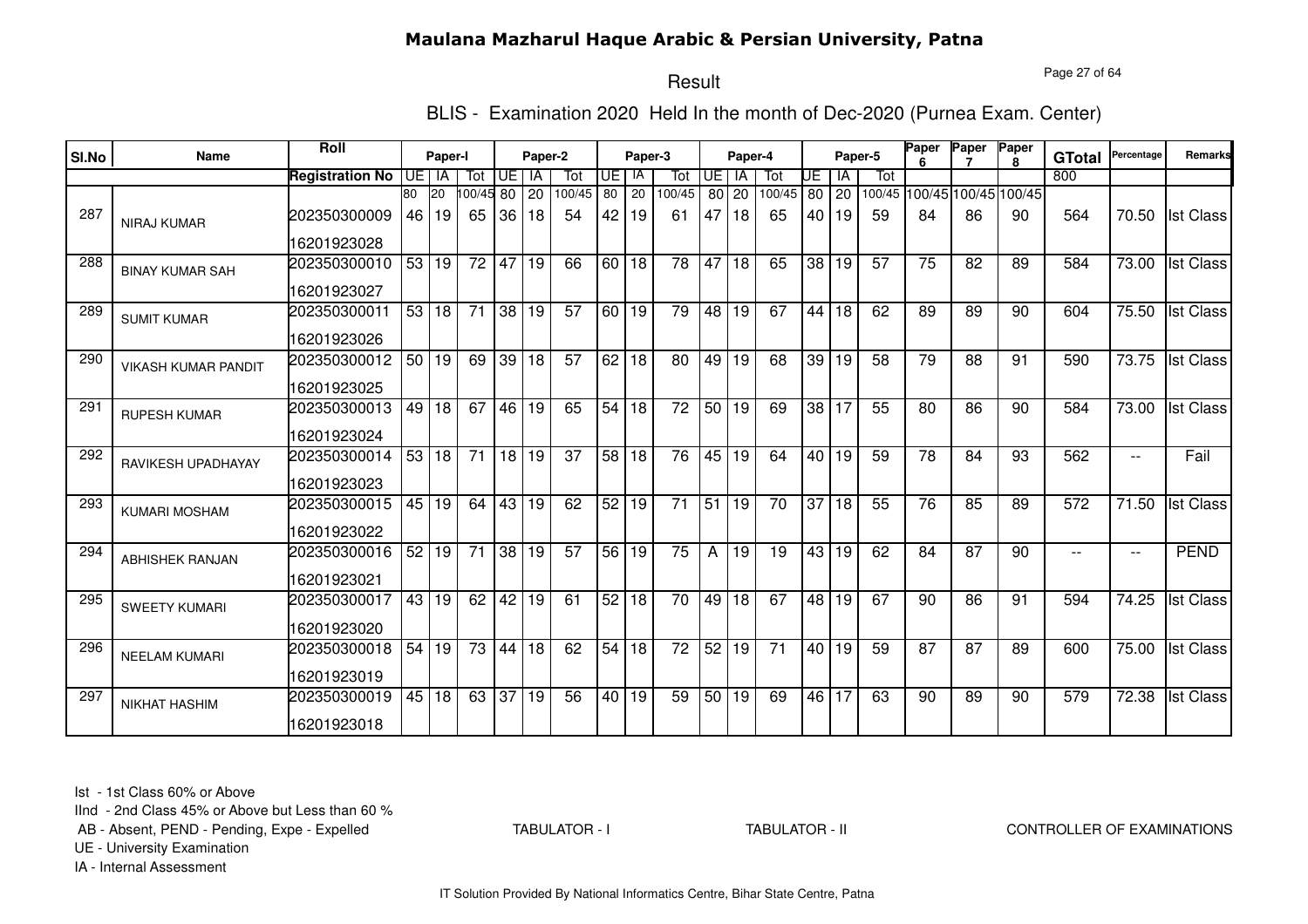# Maulana Mazharul Haque Arabic & Persian University, Patna

Result

BLIS - Examination 2020 Held In the month of Dec-2020 (Purnea Exam. Center)

| Sl.No | Name | Roll | Paper-I | | | Paper-2 | | | Paper-3 | | | Paper-4 | | | Paper-5 | | | Paper 6 | Paper 7 | Paper 8 | GTotal | Percentage | Remarks |
|---|---|---|---|---|---|---|---|---|---|---|---|---|---|---|---|---|---|---|---|---|---|---|---|
| | | Registration No | UE | IA | Tot | UE | IA | Tot | UE | IA | Tot | UE | IA | Tot | UE | IA | Tot | | | | 800 | | |
| | | | 80 | 20 | 100/45 | 80 | 20 | 100/45 | 80 | 20 | 100/45 | 80 | 20 | 100/45 | 80 | 20 | 100/45 | 100/45 | 100/45 | 100/45 | | | |
| 287 | NIRAJ KUMAR | 202350300009<br>16201923028 | 46 | 19 | 65 | 36 | 18 | 54 | 42 | 19 | 61 | 47 | 18 | 65 | 40 | 19 | 59 | 84 | 86 | 90 | 564 | 70.50 | Ist Class |
| 288 | BINAY KUMAR SAH | 202350300010<br>16201923027 | 53 | 19 | 72 | 47 | 19 | 66 | 60 | 18 | 78 | 47 | 18 | 65 | 38 | 19 | 57 | 75 | 82 | 89 | 584 | 73.00 | Ist Class |
| 289 | SUMIT KUMAR | 202350300011<br>16201923026 | 53 | 18 | 71 | 38 | 19 | 57 | 60 | 19 | 79 | 48 | 19 | 67 | 44 | 18 | 62 | 89 | 89 | 90 | 604 | 75.50 | Ist Class |
| 290 | VIKASH KUMAR PANDIT | 202350300012<br>16201923025 | 50 | 19 | 69 | 39 | 18 | 57 | 62 | 18 | 80 | 49 | 19 | 68 | 39 | 19 | 58 | 79 | 88 | 91 | 590 | 73.75 | Ist Class |
| 291 | RUPESH KUMAR | 202350300013<br>16201923024 | 49 | 18 | 67 | 46 | 19 | 65 | 54 | 18 | 72 | 50 | 19 | 69 | 38 | 17 | 55 | 80 | 86 | 90 | 584 | 73.00 | Ist Class |
| 292 | RAVIKESH UPADHAYAY | 202350300014<br>16201923023 | 53 | 18 | 71 | 18 | 19 | 37 | 58 | 18 | 76 | 45 | 19 | 64 | 40 | 19 | 59 | 78 | 84 | 93 | 562 | -- | Fail |
| 293 | KUMARI MOSHAM | 202350300015<br>16201923022 | 45 | 19 | 64 | 43 | 19 | 62 | 52 | 19 | 71 | 51 | 19 | 70 | 37 | 18 | 55 | 76 | 85 | 89 | 572 | 71.50 | Ist Class |
| 294 | ABHISHEK RANJAN | 202350300016<br>16201923021 | 52 | 19 | 71 | 38 | 19 | 57 | 56 | 19 | 75 | A | 19 | 19 | 43 | 19 | 62 | 84 | 87 | 90 | -- | -- | PEND |
| 295 | SWEETY KUMARI | 202350300017<br>16201923020 | 43 | 19 | 62 | 42 | 19 | 61 | 52 | 18 | 70 | 49 | 18 | 67 | 48 | 19 | 67 | 90 | 86 | 91 | 594 | 74.25 | Ist Class |
| 296 | NEELAM KUMARI | 202350300018<br>16201923019 | 54 | 19 | 73 | 44 | 18 | 62 | 54 | 18 | 72 | 52 | 19 | 71 | 40 | 19 | 59 | 87 | 87 | 89 | 600 | 75.00 | Ist Class |
| 297 | NIKHAT HASHIM | 202350300019<br>16201923018 | 45 | 18 | 63 | 37 | 19 | 56 | 40 | 19 | 59 | 50 | 19 | 69 | 46 | 17 | 63 | 90 | 89 | 90 | 579 | 72.38 | Ist Class |

Ist - 1st Class 60% or Above
IInd - 2nd Class 45% or Above but Less than 60 %
AB - Absent, PEND - Pending, Expe - Expelled
UE - University Examination
IA - Internal Assessment

TABULATOR - I TABULATOR - II CONTROLLER OF EXAMINATIONS

IT Solution Provided By National Informatics Centre, Bihar State Centre, Patna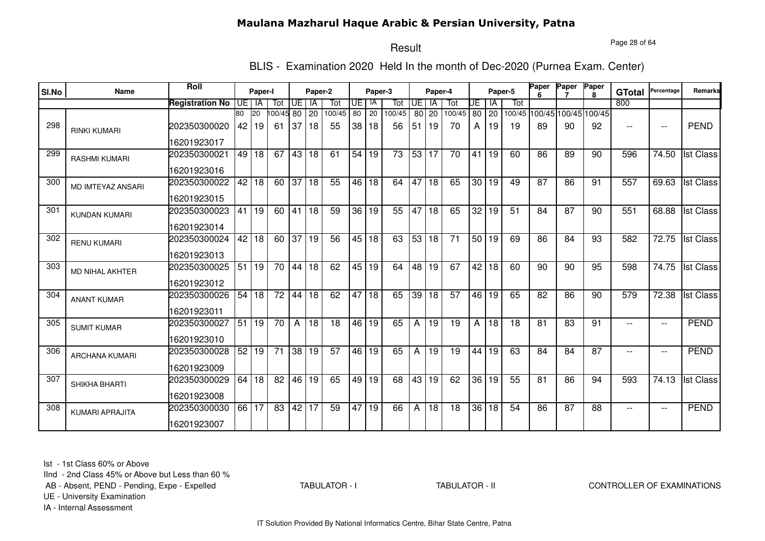# Maulana Mazharul Haque Arabic & Persian University, Patna

## Result

### BLIS - Examination 2020 Held In the month of Dec-2020 (Purnea Exam. Center)

| Sl.No | Name | Roll / Registration No | Paper-I UE | Paper-I IA | Paper-I Tot | Paper-2 UE | Paper-2 IA | Paper-2 Tot | Paper-3 UE | Paper-3 IA | Paper-3 Tot | Paper-4 UE | Paper-4 IA | Paper-4 Tot | Paper-5 UE | Paper-5 IA | Paper-5 Tot | Paper 6 | Paper 7 | Paper 8 | GTotal | Percentage | Remarks |
|---|---|---|---|---|---|---|---|---|---|---|---|---|---|---|---|---|---|---|---|---|---|---|---|
| | | | 80 | 20 | 100/45 | 80 | 20 | 100/45 | 80 | 20 | 100/45 | 80 | 20 | 100/45 | 80 | 20 | 100/45 | 100/45 | 100/45 | 100/45 | 800 | | |
| 298 | RINKI KUMARI | 202350300020 / 16201923017 | 42 | 19 | 61 | 37 | 18 | 55 | 38 | 18 | 56 | 51 | 19 | 70 | A | 19 | 19 | 89 | 90 | 92 | -- | -- | PEND |
| 299 | RASHMI KUMARI | 202350300021 / 16201923016 | 49 | 18 | 67 | 43 | 18 | 61 | 54 | 19 | 73 | 53 | 17 | 70 | 41 | 19 | 60 | 86 | 89 | 90 | 596 | 74.50 | Ist Class |
| 300 | MD IMTEYAZ ANSARI | 202350300022 / 16201923015 | 42 | 18 | 60 | 37 | 18 | 55 | 46 | 18 | 64 | 47 | 18 | 65 | 30 | 19 | 49 | 87 | 86 | 91 | 557 | 69.63 | Ist Class |
| 301 | KUNDAN KUMARI | 202350300023 / 16201923014 | 41 | 19 | 60 | 41 | 18 | 59 | 36 | 19 | 55 | 47 | 18 | 65 | 32 | 19 | 51 | 84 | 87 | 90 | 551 | 68.88 | Ist Class |
| 302 | RENU KUMARI | 202350300024 / 16201923013 | 42 | 18 | 60 | 37 | 19 | 56 | 45 | 18 | 63 | 53 | 18 | 71 | 50 | 19 | 69 | 86 | 84 | 93 | 582 | 72.75 | Ist Class |
| 303 | MD NIHAL AKHTER | 202350300025 / 16201923012 | 51 | 19 | 70 | 44 | 18 | 62 | 45 | 19 | 64 | 48 | 19 | 67 | 42 | 18 | 60 | 90 | 90 | 95 | 598 | 74.75 | Ist Class |
| 304 | ANANT KUMAR | 202350300026 / 16201923011 | 54 | 18 | 72 | 44 | 18 | 62 | 47 | 18 | 65 | 39 | 18 | 57 | 46 | 19 | 65 | 82 | 86 | 90 | 579 | 72.38 | Ist Class |
| 305 | SUMIT KUMAR | 202350300027 / 16201923010 | 51 | 19 | 70 | A | 18 | 18 | 46 | 19 | 65 | A | 19 | 19 | A | 18 | 18 | 81 | 83 | 91 | -- | -- | PEND |
| 306 | ARCHANA KUMARI | 202350300028 / 16201923009 | 52 | 19 | 71 | 38 | 19 | 57 | 46 | 19 | 65 | A | 19 | 19 | 44 | 19 | 63 | 84 | 84 | 87 | -- | -- | PEND |
| 307 | SHIKHA BHARTI | 202350300029 / 16201923008 | 64 | 18 | 82 | 46 | 19 | 65 | 49 | 19 | 68 | 43 | 19 | 62 | 36 | 19 | 55 | 81 | 86 | 94 | 593 | 74.13 | Ist Class |
| 308 | KUMARI APRAJITA | 202350300030 / 16201923007 | 66 | 17 | 83 | 42 | 17 | 59 | 47 | 19 | 66 | A | 18 | 18 | 36 | 18 | 54 | 86 | 87 | 88 | -- | -- | PEND |

Ist - 1st Class 60% or Above
IInd - 2nd Class 45% or Above but Less than 60 %
AB - Absent, PEND - Pending, Expe - Expelled
UE - University Examination
IA - Internal Assessment

TABULATOR - I　　TABULATOR - II　　CONTROLLER OF EXAMINATIONS

IT Solution Provided By National Informatics Centre, Bihar State Centre, Patna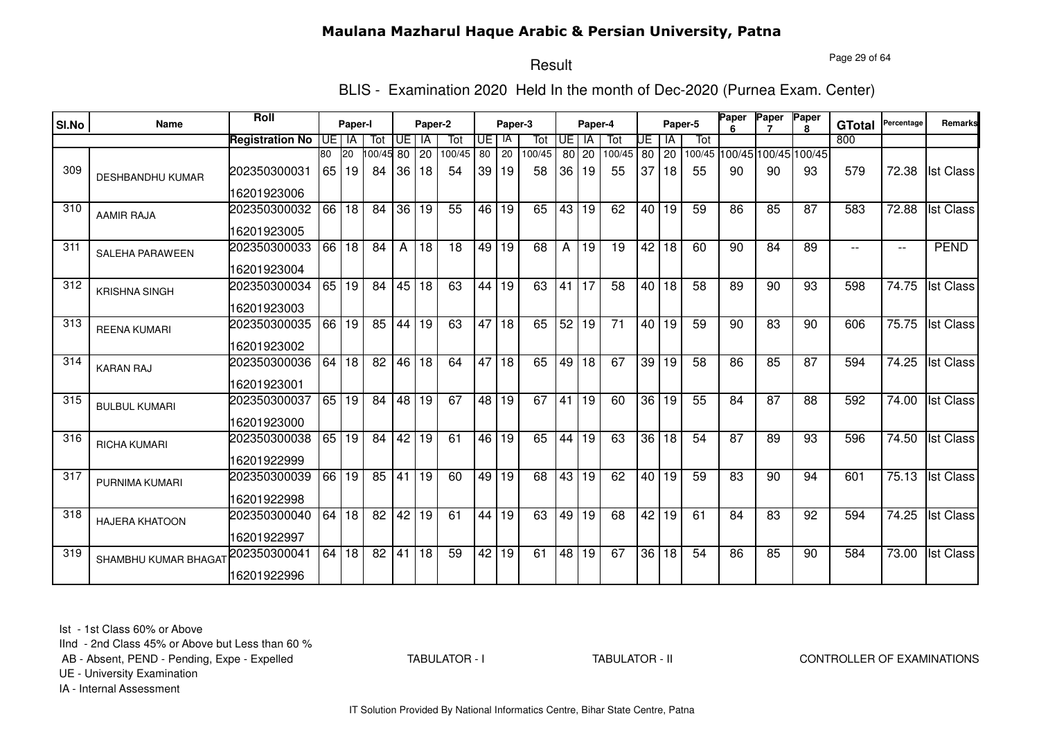# Maulana Mazharul Haque Arabic & Persian University, Patna

## Result

### BLIS - Examination 2020 Held In the month of Dec-2020 (Purnea Exam. Center)

| Sl.No | Name | Roll | Paper-I | | | Paper-2 | | | Paper-3 | | | Paper-4 | | | Paper-5 | | | Paper 6 | Paper 7 | Paper 8 | GTotal | Percentage | Remarks |
|---|---|---|---|---|---|---|---|---|---|---|---|---|---|---|---|---|---|---|---|---|---|---|---|
| | | Registration No | UE | IA | Tot | UE | IA | Tot | UE | IA | Tot | UE | IA | Tot | UE | IA | Tot | | | | 800 | | |
| | | | 80 | 20 | 100/45 | 80 | 20 | 100/45 | 80 | 20 | 100/45 | 80 | 20 | 100/45 | 80 | 20 | 100/45 | 100/45 | 100/45 | 100/45 | | | |
| 309 | DESHBANDHU KUMAR | 202350300031<br>16201923006 | 65 | 19 | 84 | 36 | 18 | 54 | 39 | 19 | 58 | 36 | 19 | 55 | 37 | 18 | 55 | 90 | 90 | 93 | 579 | 72.38 | Ist Class |
| 310 | AAMIR RAJA | 202350300032<br>16201923005 | 66 | 18 | 84 | 36 | 19 | 55 | 46 | 19 | 65 | 43 | 19 | 62 | 40 | 19 | 59 | 86 | 85 | 87 | 583 | 72.88 | Ist Class |
| 311 | SALEHA PARAWEEN | 202350300033<br>16201923004 | 66 | 18 | 84 | A | 18 | 18 | 49 | 19 | 68 | A | 19 | 19 | 42 | 18 | 60 | 90 | 84 | 89 | -- | -- | PEND |
| 312 | KRISHNA SINGH | 202350300034<br>16201923003 | 65 | 19 | 84 | 45 | 18 | 63 | 44 | 19 | 63 | 41 | 17 | 58 | 40 | 18 | 58 | 89 | 90 | 93 | 598 | 74.75 | Ist Class |
| 313 | REENA KUMARI | 202350300035<br>16201923002 | 66 | 19 | 85 | 44 | 19 | 63 | 47 | 18 | 65 | 52 | 19 | 71 | 40 | 19 | 59 | 90 | 83 | 90 | 606 | 75.75 | Ist Class |
| 314 | KARAN RAJ | 202350300036<br>16201923001 | 64 | 18 | 82 | 46 | 18 | 64 | 47 | 18 | 65 | 49 | 18 | 67 | 39 | 19 | 58 | 86 | 85 | 87 | 594 | 74.25 | Ist Class |
| 315 | BULBUL KUMARI | 202350300037<br>16201923000 | 65 | 19 | 84 | 48 | 19 | 67 | 48 | 19 | 67 | 41 | 19 | 60 | 36 | 19 | 55 | 84 | 87 | 88 | 592 | 74.00 | Ist Class |
| 316 | RICHA KUMARI | 202350300038<br>16201922999 | 65 | 19 | 84 | 42 | 19 | 61 | 46 | 19 | 65 | 44 | 19 | 63 | 36 | 18 | 54 | 87 | 89 | 93 | 596 | 74.50 | Ist Class |
| 317 | PURNIMA KUMARI | 202350300039<br>16201922998 | 66 | 19 | 85 | 41 | 19 | 60 | 49 | 19 | 68 | 43 | 19 | 62 | 40 | 19 | 59 | 83 | 90 | 94 | 601 | 75.13 | Ist Class |
| 318 | HAJERA KHATOON | 202350300040<br>16201922997 | 64 | 18 | 82 | 42 | 19 | 61 | 44 | 19 | 63 | 49 | 19 | 68 | 42 | 19 | 61 | 84 | 83 | 92 | 594 | 74.25 | Ist Class |
| 319 | SHAMBHU KUMAR BHAGAT | 202350300041<br>16201922996 | 64 | 18 | 82 | 41 | 18 | 59 | 42 | 19 | 61 | 48 | 19 | 67 | 36 | 18 | 54 | 86 | 85 | 90 | 584 | 73.00 | Ist Class |

Ist - 1st Class 60% or Above
IInd - 2nd Class 45% or Above but Less than 60 %
AB - Absent, PEND - Pending, Expe - Expelled
UE - University Examination
IA - Internal Assessment

TABULATOR - I TABULATOR - II CONTROLLER OF EXAMINATIONS

IT Solution Provided By National Informatics Centre, Bihar State Centre, Patna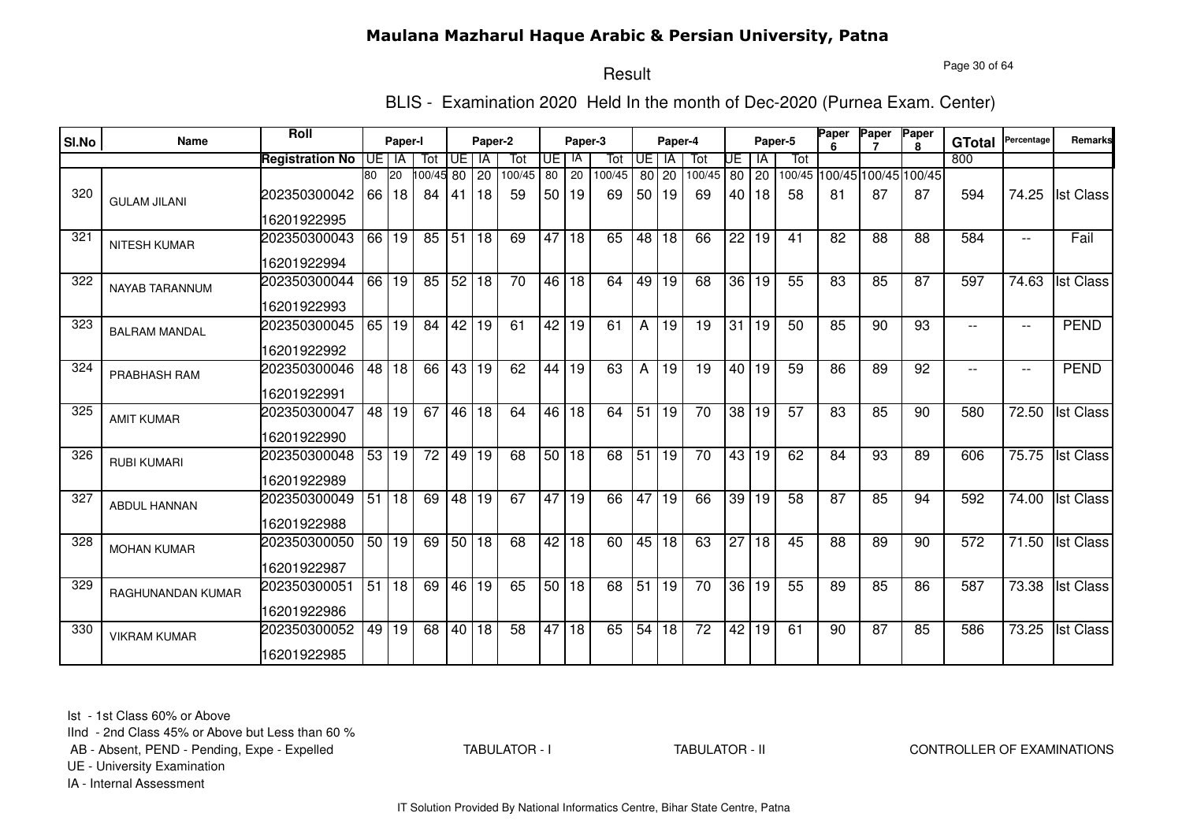# Maulana Mazharul Haque Arabic & Persian University, Patna

## Result

### BLIS - Examination 2020 Held In the month of Dec-2020 (Purnea Exam. Center)

| Sl.No | Name | Roll / Registration No | Paper-I UE | Paper-I IA | Paper-I Tot | Paper-2 UE | Paper-2 IA | Paper-2 Tot | Paper-3 UE | Paper-3 IA | Paper-3 Tot | Paper-4 UE | Paper-4 IA | Paper-4 Tot | Paper-5 UE | Paper-5 IA | Paper-5 Tot | Paper 6 | Paper 7 | Paper 8 | GTotal | Percentage | Remarks |
|---|---|---|---|---|---|---|---|---|---|---|---|---|---|---|---|---|---|---|---|---|---|---|---|
| | | | 80 | 20 | 100/45 | 80 | 20 | 100/45 | 80 | 20 | 100/45 | 80 | 20 | 100/45 | 80 | 20 | 100/45 | 100/45 | 100/45 | 100/45 | 800 | | |
| 320 | GULAM JILANI | 202350300042 16201922995 | 66 | 18 | 84 | 41 | 18 | 59 | 50 | 19 | 69 | 50 | 19 | 69 | 40 | 18 | 58 | 81 | 87 | 87 | 594 | 74.25 | Ist Class |
| 321 | NITESH KUMAR | 202350300043 16201922994 | 66 | 19 | 85 | 51 | 18 | 69 | 47 | 18 | 65 | 48 | 18 | 66 | 22 | 19 | 41 | 82 | 88 | 88 | 584 | -- | Fail |
| 322 | NAYAB TARANNUM | 202350300044 16201922993 | 66 | 19 | 85 | 52 | 18 | 70 | 46 | 18 | 64 | 49 | 19 | 68 | 36 | 19 | 55 | 83 | 85 | 87 | 597 | 74.63 | Ist Class |
| 323 | BALRAM MANDAL | 202350300045 16201922992 | 65 | 19 | 84 | 42 | 19 | 61 | 42 | 19 | 61 | A | 19 | 19 | 31 | 19 | 50 | 85 | 90 | 93 | -- | -- | PEND |
| 324 | PRABHASH RAM | 202350300046 16201922991 | 48 | 18 | 66 | 43 | 19 | 62 | 44 | 19 | 63 | A | 19 | 19 | 40 | 19 | 59 | 86 | 89 | 92 | -- | -- | PEND |
| 325 | AMIT KUMAR | 202350300047 16201922990 | 48 | 19 | 67 | 46 | 18 | 64 | 46 | 18 | 64 | 51 | 19 | 70 | 38 | 19 | 57 | 83 | 85 | 90 | 580 | 72.50 | Ist Class |
| 326 | RUBI KUMARI | 202350300048 16201922989 | 53 | 19 | 72 | 49 | 19 | 68 | 50 | 18 | 68 | 51 | 19 | 70 | 43 | 19 | 62 | 84 | 93 | 89 | 606 | 75.75 | Ist Class |
| 327 | ABDUL HANNAN | 202350300049 16201922988 | 51 | 18 | 69 | 48 | 19 | 67 | 47 | 19 | 66 | 47 | 19 | 66 | 39 | 19 | 58 | 87 | 85 | 94 | 592 | 74.00 | Ist Class |
| 328 | MOHAN KUMAR | 202350300050 16201922987 | 50 | 19 | 69 | 50 | 18 | 68 | 42 | 18 | 60 | 45 | 18 | 63 | 27 | 18 | 45 | 88 | 89 | 90 | 572 | 71.50 | Ist Class |
| 329 | RAGHUNANDAN KUMAR | 202350300051 16201922986 | 51 | 18 | 69 | 46 | 19 | 65 | 50 | 18 | 68 | 51 | 19 | 70 | 36 | 19 | 55 | 89 | 85 | 86 | 587 | 73.38 | Ist Class |
| 330 | VIKRAM KUMAR | 202350300052 16201922985 | 49 | 19 | 68 | 40 | 18 | 58 | 47 | 18 | 65 | 54 | 18 | 72 | 42 | 19 | 61 | 90 | 87 | 85 | 586 | 73.25 | Ist Class |

Ist - 1st Class 60% or Above
IInd - 2nd Class 45% or Above but Less than 60 %
AB - Absent, PEND - Pending, Expe - Expelled
UE - University Examination
IA - Internal Assessment

TABULATOR - I TABULATOR - II CONTROLLER OF EXAMINATIONS

IT Solution Provided By National Informatics Centre, Bihar State Centre, Patna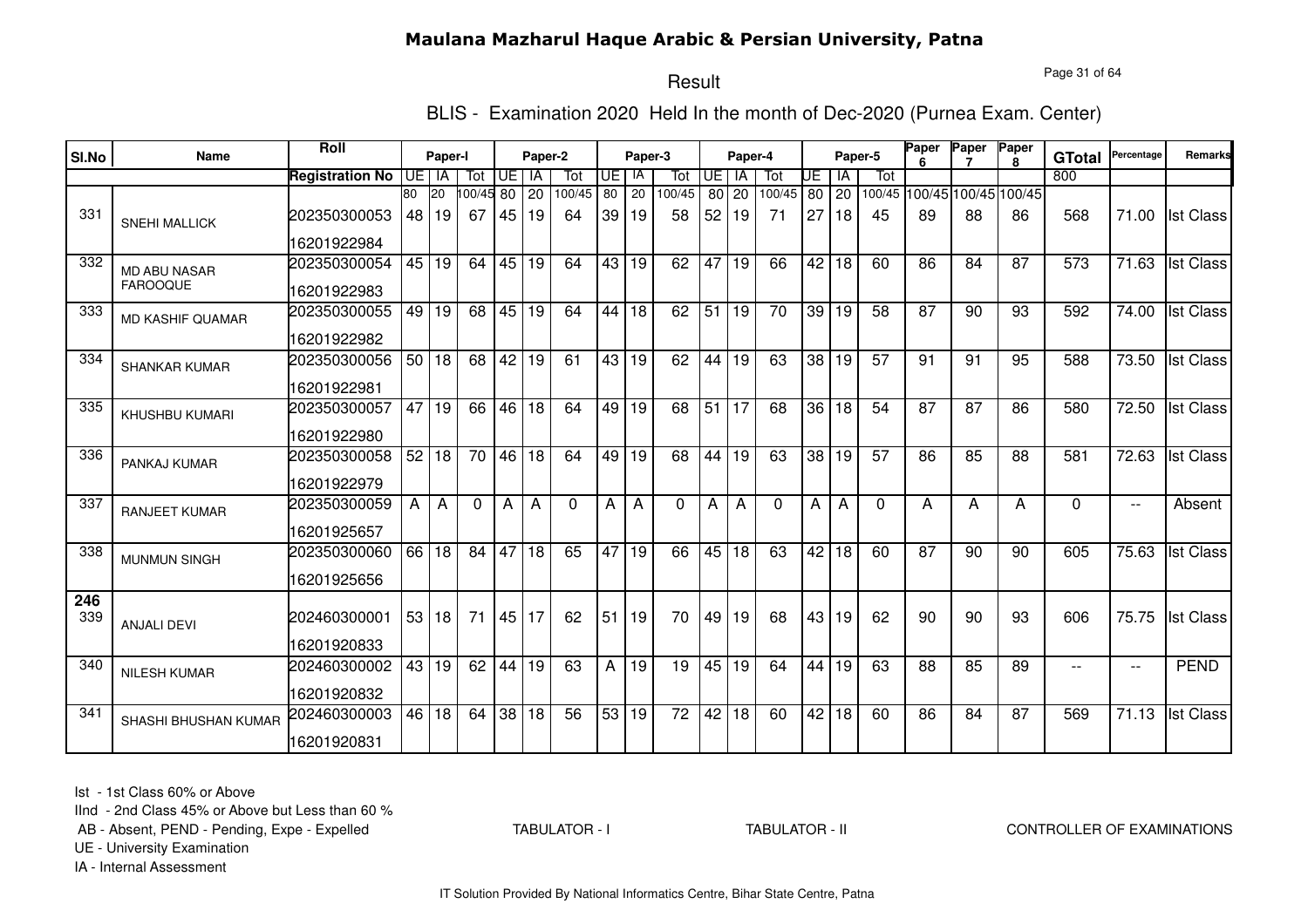# Maulana Mazharul Haque Arabic & Persian University, Patna

## Result

### BLIS - Examination 2020 Held In the month of Dec-2020 (Purnea Exam. Center)

| Sl.No | Name | Roll | Paper-I | | | Paper-2 | | | Paper-3 | | | Paper-4 | | | Paper-5 | | | Paper 6 | Paper 7 | Paper 8 | GTotal | Percentage | Remarks |
|---|---|---|---|---|---|---|---|---|---|---|---|---|---|---|---|---|---|---|---|---|---|---|---|
| | | Registration No | UE | IA | Tot | UE | IA | Tot | UE | IA | Tot | UE | IA | Tot | UE | IA | Tot | | | | 800 | | |
| | | | 80 | 20 | 100/45 | 80 | 20 | 100/45 | 80 | 20 | 100/45 | 80 | 20 | 100/45 | 80 | 20 | 100/45 | 100/45 | 100/45 | 100/45 | | | |
| 331 | SNEHI MALLICK | 202350300053<br>16201922984 | 48 | 19 | 67 | 45 | 19 | 64 | 39 | 19 | 58 | 52 | 19 | 71 | 27 | 18 | 45 | 89 | 88 | 86 | 568 | 71.00 | Ist Class |
| 332 | MD ABU NASAR FAROOQUE | 202350300054<br>16201922983 | 45 | 19 | 64 | 45 | 19 | 64 | 43 | 19 | 62 | 47 | 19 | 66 | 42 | 18 | 60 | 86 | 84 | 87 | 573 | 71.63 | Ist Class |
| 333 | MD KASHIF QUAMAR | 202350300055<br>16201922982 | 49 | 19 | 68 | 45 | 19 | 64 | 44 | 18 | 62 | 51 | 19 | 70 | 39 | 19 | 58 | 87 | 90 | 93 | 592 | 74.00 | Ist Class |
| 334 | SHANKAR KUMAR | 202350300056<br>16201922981 | 50 | 18 | 68 | 42 | 19 | 61 | 43 | 19 | 62 | 44 | 19 | 63 | 38 | 19 | 57 | 91 | 91 | 95 | 588 | 73.50 | Ist Class |
| 335 | KHUSHBU KUMARI | 202350300057<br>16201922980 | 47 | 19 | 66 | 46 | 18 | 64 | 49 | 19 | 68 | 51 | 17 | 68 | 36 | 18 | 54 | 87 | 87 | 86 | 580 | 72.50 | Ist Class |
| 336 | PANKAJ KUMAR | 202350300058<br>16201922979 | 52 | 18 | 70 | 46 | 18 | 64 | 49 | 19 | 68 | 44 | 19 | 63 | 38 | 19 | 57 | 86 | 85 | 88 | 581 | 72.63 | Ist Class |
| 337 | RANJEET KUMAR | 202350300059<br>16201925657 | A | A | 0 | A | A | 0 | A | A | 0 | A | A | 0 | A | A | 0 | A | A | A | 0 | -- | Absent |
| 338 | MUNMUN SINGH | 202350300060<br>16201925656 | 66 | 18 | 84 | 47 | 18 | 65 | 47 | 19 | 66 | 45 | 18 | 63 | 42 | 18 | 60 | 87 | 90 | 90 | 605 | 75.63 | Ist Class |
| 246<br>339 | ANJALI DEVI | 202460300001<br>16201920833 | 53 | 18 | 71 | 45 | 17 | 62 | 51 | 19 | 70 | 49 | 19 | 68 | 43 | 19 | 62 | 90 | 90 | 93 | 606 | 75.75 | Ist Class |
| 340 | NILESH KUMAR | 202460300002<br>16201920832 | 43 | 19 | 62 | 44 | 19 | 63 | A | 19 | 19 | 45 | 19 | 64 | 44 | 19 | 63 | 88 | 85 | 89 | -- | -- | PEND |
| 341 | SHASHI BHUSHAN KUMAR | 202460300003<br>16201920831 | 46 | 18 | 64 | 38 | 18 | 56 | 53 | 19 | 72 | 42 | 18 | 60 | 42 | 18 | 60 | 86 | 84 | 87 | 569 | 71.13 | Ist Class |

Ist - 1st Class 60% or Above
IInd - 2nd Class 45% or Above but Less than 60 %
AB - Absent, PEND - Pending, Expe - Expelled
UE - University Examination
IA - Internal Assessment

TABULATOR - I TABULATOR - II CONTROLLER OF EXAMINATIONS

IT Solution Provided By National Informatics Centre, Bihar State Centre, Patna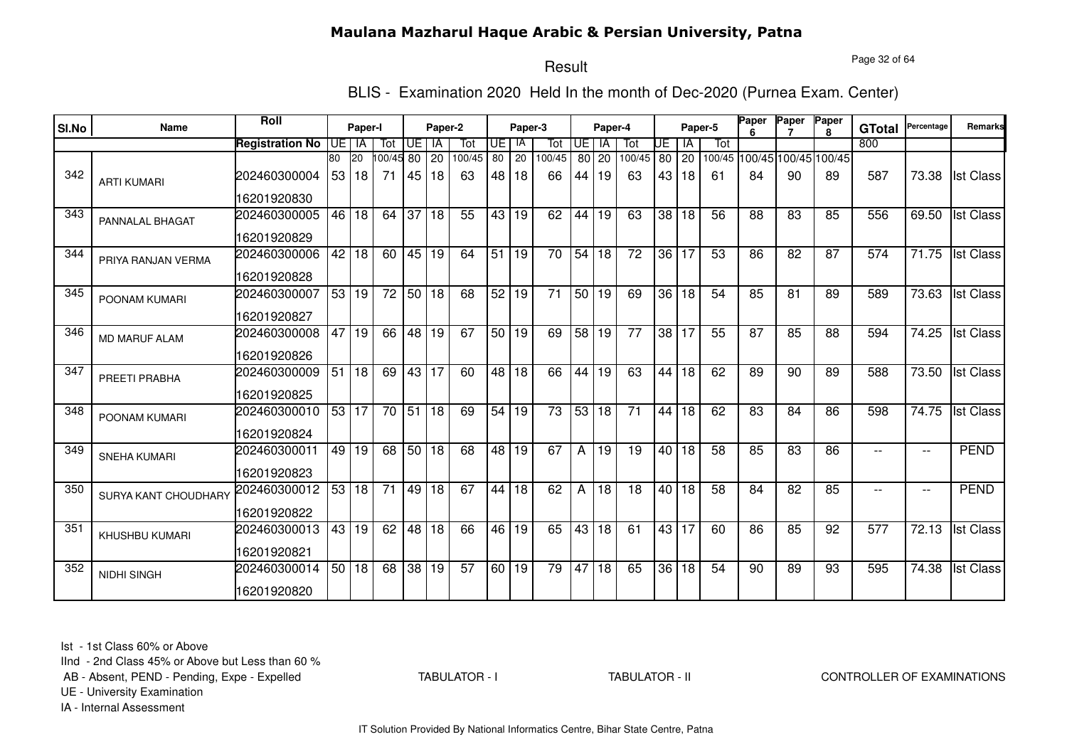# Maulana Mazharul Haque Arabic & Persian University, Patna

## Result

### BLIS - Examination 2020 Held In the month of Dec-2020 (Purnea Exam. Center)

| Sl.No | Name | Roll | Paper-I | | | Paper-2 | | | Paper-3 | | | Paper-4 | | | Paper-5 | | | Paper 6 | Paper 7 | Paper 8 | GTotal | Percentage | Remarks |
|---|---|---|---|---|---|---|---|---|---|---|---|---|---|---|---|---|---|---|---|---|---|---|---|
| | | Registration No | UE | IA | Tot | UE | IA | Tot | UE | IA | Tot | UE | IA | Tot | UE | IA | Tot | | | | 800 | | |
| | | | 80 | 20 | 100/45 | 80 | 20 | 100/45 | 80 | 20 | 100/45 | 80 | 20 | 100/45 | 80 | 20 | 100/45 | 100/45 | 100/45 | 100/45 | | | |
| 342 | ARTI KUMARI | 202460300004<br>16201920830 | 53 | 18 | 71 | 45 | 18 | 63 | 48 | 18 | 66 | 44 | 19 | 63 | 43 | 18 | 61 | 84 | 90 | 89 | 587 | 73.38 | Ist Class |
| 343 | PANNALAL BHAGAT | 202460300005<br>16201920829 | 46 | 18 | 64 | 37 | 18 | 55 | 43 | 19 | 62 | 44 | 19 | 63 | 38 | 18 | 56 | 88 | 83 | 85 | 556 | 69.50 | Ist Class |
| 344 | PRIYA RANJAN VERMA | 202460300006<br>16201920828 | 42 | 18 | 60 | 45 | 19 | 64 | 51 | 19 | 70 | 54 | 18 | 72 | 36 | 17 | 53 | 86 | 82 | 87 | 574 | 71.75 | Ist Class |
| 345 | POONAM KUMARI | 202460300007<br>16201920827 | 53 | 19 | 72 | 50 | 18 | 68 | 52 | 19 | 71 | 50 | 19 | 69 | 36 | 18 | 54 | 85 | 81 | 89 | 589 | 73.63 | Ist Class |
| 346 | MD MARUF ALAM | 202460300008<br>16201920826 | 47 | 19 | 66 | 48 | 19 | 67 | 50 | 19 | 69 | 58 | 19 | 77 | 38 | 17 | 55 | 87 | 85 | 88 | 594 | 74.25 | Ist Class |
| 347 | PREETI PRABHA | 202460300009<br>16201920825 | 51 | 18 | 69 | 43 | 17 | 60 | 48 | 18 | 66 | 44 | 19 | 63 | 44 | 18 | 62 | 89 | 90 | 89 | 588 | 73.50 | Ist Class |
| 348 | POONAM KUMARI | 202460300010<br>16201920824 | 53 | 17 | 70 | 51 | 18 | 69 | 54 | 19 | 73 | 53 | 18 | 71 | 44 | 18 | 62 | 83 | 84 | 86 | 598 | 74.75 | Ist Class |
| 349 | SNEHA KUMARI | 202460300011<br>16201920823 | 49 | 19 | 68 | 50 | 18 | 68 | 48 | 19 | 67 | A | 19 | 19 | 40 | 18 | 58 | 85 | 83 | 86 | -- | -- | PEND |
| 350 | SURYA KANT CHOUDHARY | 202460300012<br>16201920822 | 53 | 18 | 71 | 49 | 18 | 67 | 44 | 18 | 62 | A | 18 | 18 | 40 | 18 | 58 | 84 | 82 | 85 | -- | -- | PEND |
| 351 | KHUSHBU KUMARI | 202460300013<br>16201920821 | 43 | 19 | 62 | 48 | 18 | 66 | 46 | 19 | 65 | 43 | 18 | 61 | 43 | 17 | 60 | 86 | 85 | 92 | 577 | 72.13 | Ist Class |
| 352 | NIDHI SINGH | 202460300014<br>16201920820 | 50 | 18 | 68 | 38 | 19 | 57 | 60 | 19 | 79 | 47 | 18 | 65 | 36 | 18 | 54 | 90 | 89 | 93 | 595 | 74.38 | Ist Class |

Ist - 1st Class 60% or Above
IInd - 2nd Class 45% or Above but Less than 60 %
AB - Absent, PEND - Pending, Expe - Expelled
UE - University Examination
IA - Internal Assessment

TABULATOR - I TABULATOR - II CONTROLLER OF EXAMINATIONS

IT Solution Provided By National Informatics Centre, Bihar State Centre, Patna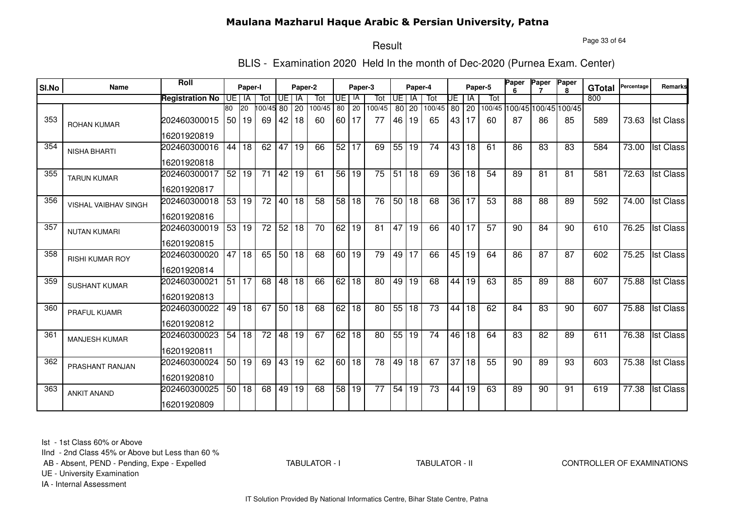# Maulana Mazharul Haque Arabic & Persian University, Patna

## Result

### BLIS - Examination 2020 Held In the month of Dec-2020 (Purnea Exam. Center)

| Sl.No | Name | Roll | Paper-I | | | Paper-2 | | | Paper-3 | | | Paper-4 | | | Paper-5 | | | Paper 6 | Paper 7 | Paper 8 | GTotal | Percentage | Remarks |
|---|---|---|---|---|---|---|---|---|---|---|---|---|---|---|---|---|---|---|---|---|---|---|---|
| | | Registration No | UE | IA | Tot | UE | IA | Tot | UE | IA | Tot | UE | IA | Tot | UE | IA | Tot | | | | 800 | | |
| | | | 80 | 20 | 100/45 | 80 | 20 | 100/45 | 80 | 20 | 100/45 | 80 | 20 | 100/45 | 80 | 20 | 100/45 | 100/45 | 100/45 | 100/45 | | | |
| 353 | ROHAN KUMAR | 202460300015<br>16201920819 | 50 | 19 | 69 | 42 | 18 | 60 | 60 | 17 | 77 | 46 | 19 | 65 | 43 | 17 | 60 | 87 | 86 | 85 | 589 | 73.63 | Ist Class |
| 354 | NISHA BHARTI | 202460300016<br>16201920818 | 44 | 18 | 62 | 47 | 19 | 66 | 52 | 17 | 69 | 55 | 19 | 74 | 43 | 18 | 61 | 86 | 83 | 83 | 584 | 73.00 | Ist Class |
| 355 | TARUN KUMAR | 202460300017<br>16201920817 | 52 | 19 | 71 | 42 | 19 | 61 | 56 | 19 | 75 | 51 | 18 | 69 | 36 | 18 | 54 | 89 | 81 | 81 | 581 | 72.63 | Ist Class |
| 356 | VISHAL VAIBHAV SINGH | 202460300018<br>16201920816 | 53 | 19 | 72 | 40 | 18 | 58 | 58 | 18 | 76 | 50 | 18 | 68 | 36 | 17 | 53 | 88 | 88 | 89 | 592 | 74.00 | Ist Class |
| 357 | NUTAN KUMARI | 202460300019<br>16201920815 | 53 | 19 | 72 | 52 | 18 | 70 | 62 | 19 | 81 | 47 | 19 | 66 | 40 | 17 | 57 | 90 | 84 | 90 | 610 | 76.25 | Ist Class |
| 358 | RISHI KUMAR ROY | 202460300020<br>16201920814 | 47 | 18 | 65 | 50 | 18 | 68 | 60 | 19 | 79 | 49 | 17 | 66 | 45 | 19 | 64 | 86 | 87 | 87 | 602 | 75.25 | Ist Class |
| 359 | SUSHANT KUMAR | 202460300021<br>16201920813 | 51 | 17 | 68 | 48 | 18 | 66 | 62 | 18 | 80 | 49 | 19 | 68 | 44 | 19 | 63 | 85 | 89 | 88 | 607 | 75.88 | Ist Class |
| 360 | PRAFUL KUAMR | 202460300022<br>16201920812 | 49 | 18 | 67 | 50 | 18 | 68 | 62 | 18 | 80 | 55 | 18 | 73 | 44 | 18 | 62 | 84 | 83 | 90 | 607 | 75.88 | Ist Class |
| 361 | MANJESH KUMAR | 202460300023<br>16201920811 | 54 | 18 | 72 | 48 | 19 | 67 | 62 | 18 | 80 | 55 | 19 | 74 | 46 | 18 | 64 | 83 | 82 | 89 | 611 | 76.38 | Ist Class |
| 362 | PRASHANT RANJAN | 202460300024<br>16201920810 | 50 | 19 | 69 | 43 | 19 | 62 | 60 | 18 | 78 | 49 | 18 | 67 | 37 | 18 | 55 | 90 | 89 | 93 | 603 | 75.38 | Ist Class |
| 363 | ANKIT ANAND | 202460300025<br>16201920809 | 50 | 18 | 68 | 49 | 19 | 68 | 58 | 19 | 77 | 54 | 19 | 73 | 44 | 19 | 63 | 89 | 90 | 91 | 619 | 77.38 | Ist Class |

Ist - 1st Class 60% or Above
IInd - 2nd Class 45% or Above but Less than 60 %
AB - Absent, PEND - Pending, Expe - Expelled
UE - University Examination
IA - Internal Assessment

TABULATOR - I TABULATOR - II CONTROLLER OF EXAMINATIONS

IT Solution Provided By National Informatics Centre, Bihar State Centre, Patna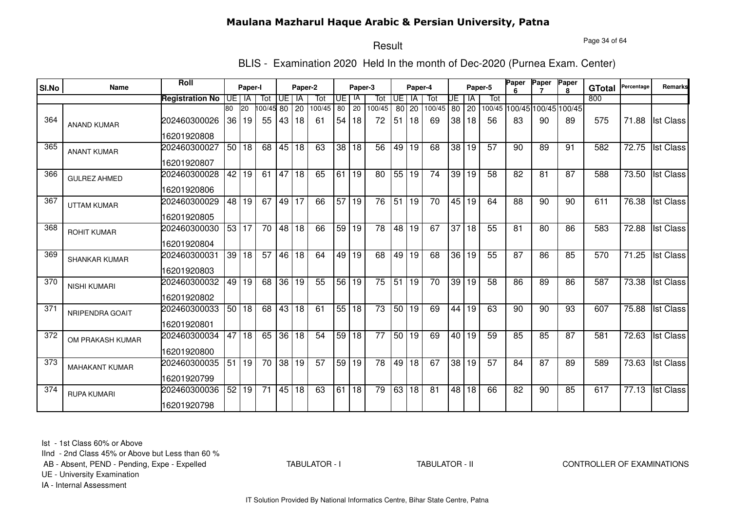# Maulana Mazharul Haque Arabic & Persian University, Patna

## Result

### BLIS - Examination 2020 Held In the month of Dec-2020 (Purnea Exam. Center)

| Sl.No | Name | Roll / Registration No | Paper-I UE | Paper-I IA | Paper-I Tot | Paper-2 UE | Paper-2 IA | Paper-2 Tot | Paper-3 UE | Paper-3 IA | Paper-3 Tot | Paper-4 UE | Paper-4 IA | Paper-4 Tot | Paper-5 UE | Paper-5 IA | Paper-5 Tot | Paper 6 | Paper 7 | Paper 8 | GTotal | Percentage | Remarks |
|---|---|---|---|---|---|---|---|---|---|---|---|---|---|---|---|---|---|---|---|---|---|---|---|
| | | | 80 | 20 | 100/45 | 80 | 20 | 100/45 | 80 | 20 | 100/45 | 80 | 20 | 100/45 | 80 | 20 | 100/45 | 100/45 | 100/45 | 100/45 | 800 | | |
| 364 | ANAND KUMAR | 202460300026 16201920808 | 36 | 19 | 55 | 43 | 18 | 61 | 54 | 18 | 72 | 51 | 18 | 69 | 38 | 18 | 56 | 83 | 90 | 89 | 575 | 71.88 | Ist Class |
| 365 | ANANT KUMAR | 202460300027 16201920807 | 50 | 18 | 68 | 45 | 18 | 63 | 38 | 18 | 56 | 49 | 19 | 68 | 38 | 19 | 57 | 90 | 89 | 91 | 582 | 72.75 | Ist Class |
| 366 | GULREZ AHMED | 202460300028 16201920806 | 42 | 19 | 61 | 47 | 18 | 65 | 61 | 19 | 80 | 55 | 19 | 74 | 39 | 19 | 58 | 82 | 81 | 87 | 588 | 73.50 | Ist Class |
| 367 | UTTAM KUMAR | 202460300029 16201920805 | 48 | 19 | 67 | 49 | 17 | 66 | 57 | 19 | 76 | 51 | 19 | 70 | 45 | 19 | 64 | 88 | 90 | 90 | 611 | 76.38 | Ist Class |
| 368 | ROHIT KUMAR | 202460300030 16201920804 | 53 | 17 | 70 | 48 | 18 | 66 | 59 | 19 | 78 | 48 | 19 | 67 | 37 | 18 | 55 | 81 | 80 | 86 | 583 | 72.88 | Ist Class |
| 369 | SHANKAR KUMAR | 202460300031 16201920803 | 39 | 18 | 57 | 46 | 18 | 64 | 49 | 19 | 68 | 49 | 19 | 68 | 36 | 19 | 55 | 87 | 86 | 85 | 570 | 71.25 | Ist Class |
| 370 | NISHI KUMARI | 202460300032 16201920802 | 49 | 19 | 68 | 36 | 19 | 55 | 56 | 19 | 75 | 51 | 19 | 70 | 39 | 19 | 58 | 86 | 89 | 86 | 587 | 73.38 | Ist Class |
| 371 | NRIPENDRA GOAIT | 202460300033 16201920801 | 50 | 18 | 68 | 43 | 18 | 61 | 55 | 18 | 73 | 50 | 19 | 69 | 44 | 19 | 63 | 90 | 90 | 93 | 607 | 75.88 | Ist Class |
| 372 | OM PRAKASH KUMAR | 202460300034 16201920800 | 47 | 18 | 65 | 36 | 18 | 54 | 59 | 18 | 77 | 50 | 19 | 69 | 40 | 19 | 59 | 85 | 85 | 87 | 581 | 72.63 | Ist Class |
| 373 | MAHAKANT KUMAR | 202460300035 16201920799 | 51 | 19 | 70 | 38 | 19 | 57 | 59 | 19 | 78 | 49 | 18 | 67 | 38 | 19 | 57 | 84 | 87 | 89 | 589 | 73.63 | Ist Class |
| 374 | RUPA KUMARI | 202460300036 16201920798 | 52 | 19 | 71 | 45 | 18 | 63 | 61 | 18 | 79 | 63 | 18 | 81 | 48 | 18 | 66 | 82 | 90 | 85 | 617 | 77.13 | Ist Class |

Ist - 1st Class 60% or Above
IInd - 2nd Class 45% or Above but Less than 60 %
AB - Absent, PEND - Pending, Expe - Expelled
UE - University Examination
IA - Internal Assessment

TABULATOR - I TABULATOR - II CONTROLLER OF EXAMINATIONS

IT Solution Provided By National Informatics Centre, Bihar State Centre, Patna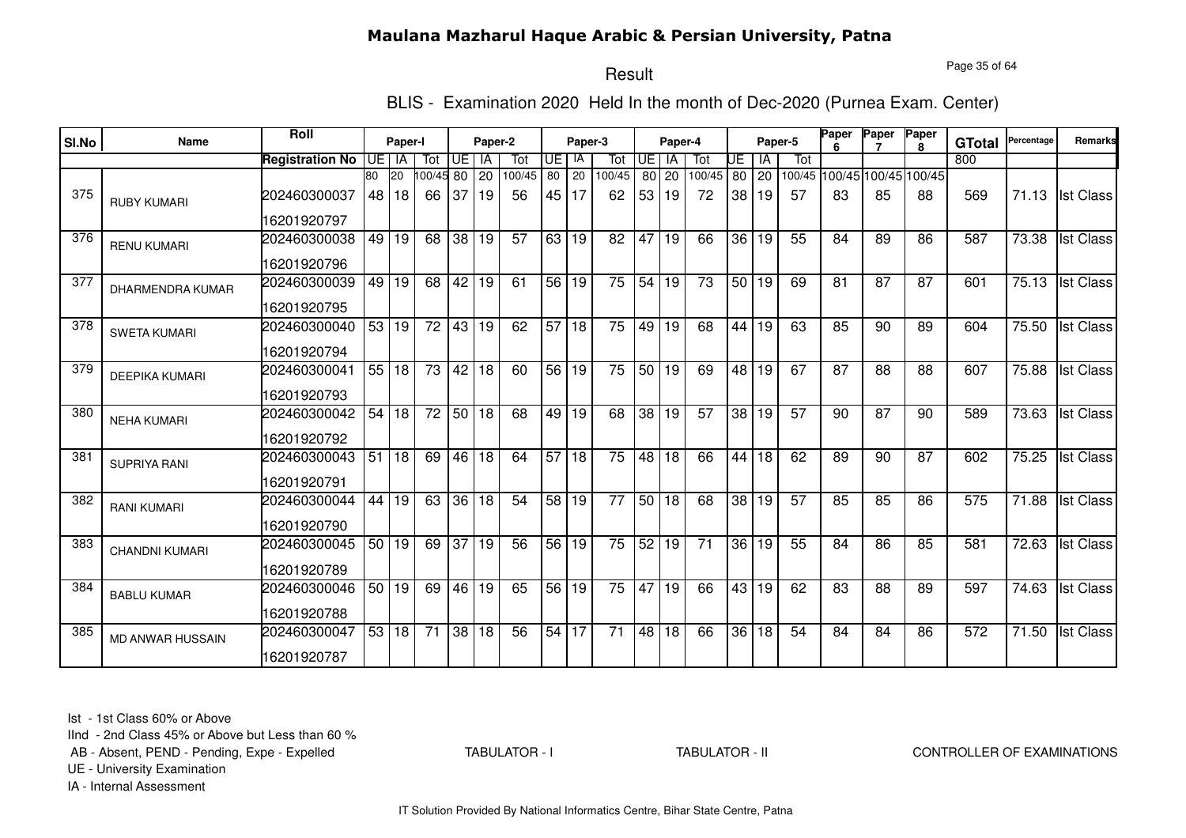# Maulana Mazharul Haque Arabic & Persian University, Patna

## Result

### BLIS - Examination 2020 Held In the month of Dec-2020 (Purnea Exam. Center)

| Sl.No | Name | Roll / Registration No | Paper-I UE | Paper-I IA | Paper-I Tot | Paper-2 UE | Paper-2 IA | Paper-2 Tot | Paper-3 UE | Paper-3 IA | Paper-3 Tot | Paper-4 UE | Paper-4 IA | Paper-4 Tot | Paper-5 UE | Paper-5 IA | Paper-5 Tot | Paper 6 | Paper 7 | Paper 8 | GTotal | Percentage | Remarks |
|---|---|---|---|---|---|---|---|---|---|---|---|---|---|---|---|---|---|---|---|---|---|---|---|
| | | | 80 | 20 | 100/45 | 80 | 20 | 100/45 | 80 | 20 | 100/45 | 80 | 20 | 100/45 | 80 | 20 | 100/45 | 100/45 | 100/45 | 100/45 | 800 | | |
| 375 | RUBY KUMARI | 202460300037<br>16201920797 | 48 | 18 | 66 | 37 | 19 | 56 | 45 | 17 | 62 | 53 | 19 | 72 | 38 | 19 | 57 | 83 | 85 | 88 | 569 | 71.13 | Ist Class |
| 376 | RENU KUMARI | 202460300038<br>16201920796 | 49 | 19 | 68 | 38 | 19 | 57 | 63 | 19 | 82 | 47 | 19 | 66 | 36 | 19 | 55 | 84 | 89 | 86 | 587 | 73.38 | Ist Class |
| 377 | DHARMENDRA KUMAR | 202460300039<br>16201920795 | 49 | 19 | 68 | 42 | 19 | 61 | 56 | 19 | 75 | 54 | 19 | 73 | 50 | 19 | 69 | 81 | 87 | 87 | 601 | 75.13 | Ist Class |
| 378 | SWETA KUMARI | 202460300040<br>16201920794 | 53 | 19 | 72 | 43 | 19 | 62 | 57 | 18 | 75 | 49 | 19 | 68 | 44 | 19 | 63 | 85 | 90 | 89 | 604 | 75.50 | Ist Class |
| 379 | DEEPIKA KUMARI | 202460300041<br>16201920793 | 55 | 18 | 73 | 42 | 18 | 60 | 56 | 19 | 75 | 50 | 19 | 69 | 48 | 19 | 67 | 87 | 88 | 88 | 607 | 75.88 | Ist Class |
| 380 | NEHA KUMARI | 202460300042<br>16201920792 | 54 | 18 | 72 | 50 | 18 | 68 | 49 | 19 | 68 | 38 | 19 | 57 | 38 | 19 | 57 | 90 | 87 | 90 | 589 | 73.63 | Ist Class |
| 381 | SUPRIYA RANI | 202460300043<br>16201920791 | 51 | 18 | 69 | 46 | 18 | 64 | 57 | 18 | 75 | 48 | 18 | 66 | 44 | 18 | 62 | 89 | 90 | 87 | 602 | 75.25 | Ist Class |
| 382 | RANI KUMARI | 202460300044<br>16201920790 | 44 | 19 | 63 | 36 | 18 | 54 | 58 | 19 | 77 | 50 | 18 | 68 | 38 | 19 | 57 | 85 | 85 | 86 | 575 | 71.88 | Ist Class |
| 383 | CHANDNI KUMARI | 202460300045<br>16201920789 | 50 | 19 | 69 | 37 | 19 | 56 | 56 | 19 | 75 | 52 | 19 | 71 | 36 | 19 | 55 | 84 | 86 | 85 | 581 | 72.63 | Ist Class |
| 384 | BABLU KUMAR | 202460300046<br>16201920788 | 50 | 19 | 69 | 46 | 19 | 65 | 56 | 19 | 75 | 47 | 19 | 66 | 43 | 19 | 62 | 83 | 88 | 89 | 597 | 74.63 | Ist Class |
| 385 | MD ANWAR HUSSAIN | 202460300047<br>16201920787 | 53 | 18 | 71 | 38 | 18 | 56 | 54 | 17 | 71 | 48 | 18 | 66 | 36 | 18 | 54 | 84 | 84 | 86 | 572 | 71.50 | Ist Class |

Ist - 1st Class 60% or Above
IInd - 2nd Class 45% or Above but Less than 60 %
AB - Absent, PEND - Pending, Expe - Expelled
UE - University Examination
IA - Internal Assessment

TABULATOR - I TABULATOR - II CONTROLLER OF EXAMINATIONS

IT Solution Provided By National Informatics Centre, Bihar State Centre, Patna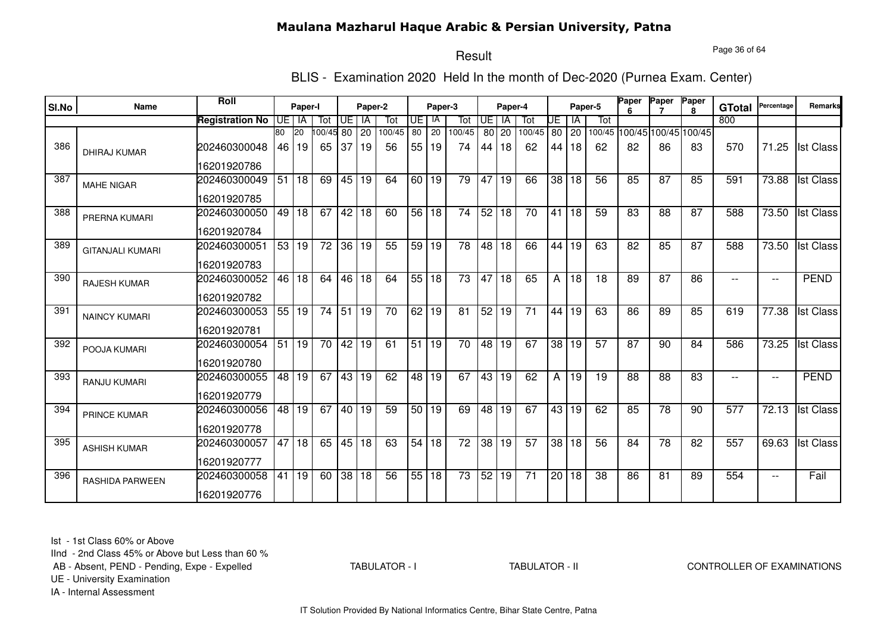# Maulana Mazharul Haque Arabic & Persian University, Patna

## Result

### BLIS - Examination 2020 Held In the month of Dec-2020 (Purnea Exam. Center)

| Sl.No | Name | Roll | Paper-I | | | Paper-2 | | | Paper-3 | | | Paper-4 | | | Paper-5 | | | Paper 6 | Paper 7 | Paper 8 | GTotal | Percentage | Remarks |
|---|---|---|---|---|---|---|---|---|---|---|---|---|---|---|---|---|---|---|---|---|---|---|---|
| | | Registration No | UE | IA | Tot | UE | IA | Tot | UE | IA | Tot | UE | IA | Tot | UE | IA | Tot | | | | 800 | | |
| | | | 80 | 20 | 100/45 | 80 | 20 | 100/45 | 80 | 20 | 100/45 | 80 | 20 | 100/45 | 80 | 20 | 100/45 | 100/45 | 100/45 | 100/45 | | | |
| 386 | DHIRAJ KUMAR | 202460300048<br>16201920786 | 46 | 19 | 65 | 37 | 19 | 56 | 55 | 19 | 74 | 44 | 18 | 62 | 44 | 18 | 62 | 82 | 86 | 83 | 570 | 71.25 | Ist Class |
| 387 | MAHE NIGAR | 202460300049<br>16201920785 | 51 | 18 | 69 | 45 | 19 | 64 | 60 | 19 | 79 | 47 | 19 | 66 | 38 | 18 | 56 | 85 | 87 | 85 | 591 | 73.88 | Ist Class |
| 388 | PRERNA KUMARI | 202460300050<br>16201920784 | 49 | 18 | 67 | 42 | 18 | 60 | 56 | 18 | 74 | 52 | 18 | 70 | 41 | 18 | 59 | 83 | 88 | 87 | 588 | 73.50 | Ist Class |
| 389 | GITANJALI KUMARI | 202460300051<br>16201920783 | 53 | 19 | 72 | 36 | 19 | 55 | 59 | 19 | 78 | 48 | 18 | 66 | 44 | 19 | 63 | 82 | 85 | 87 | 588 | 73.50 | Ist Class |
| 390 | RAJESH KUMAR | 202460300052<br>16201920782 | 46 | 18 | 64 | 46 | 18 | 64 | 55 | 18 | 73 | 47 | 18 | 65 | A | 18 | 18 | 89 | 87 | 86 | -- | -- | PEND |
| 391 | NAINCY KUMARI | 202460300053<br>16201920781 | 55 | 19 | 74 | 51 | 19 | 70 | 62 | 19 | 81 | 52 | 19 | 71 | 44 | 19 | 63 | 86 | 89 | 85 | 619 | 77.38 | Ist Class |
| 392 | POOJA KUMARI | 202460300054<br>16201920780 | 51 | 19 | 70 | 42 | 19 | 61 | 51 | 19 | 70 | 48 | 19 | 67 | 38 | 19 | 57 | 87 | 90 | 84 | 586 | 73.25 | Ist Class |
| 393 | RANJU KUMARI | 202460300055<br>16201920779 | 48 | 19 | 67 | 43 | 19 | 62 | 48 | 19 | 67 | 43 | 19 | 62 | A | 19 | 19 | 88 | 88 | 83 | -- | -- | PEND |
| 394 | PRINCE KUMAR | 202460300056<br>16201920778 | 48 | 19 | 67 | 40 | 19 | 59 | 50 | 19 | 69 | 48 | 19 | 67 | 43 | 19 | 62 | 85 | 78 | 90 | 577 | 72.13 | Ist Class |
| 395 | ASHISH KUMAR | 202460300057<br>16201920777 | 47 | 18 | 65 | 45 | 18 | 63 | 54 | 18 | 72 | 38 | 19 | 57 | 38 | 18 | 56 | 84 | 78 | 82 | 557 | 69.63 | Ist Class |
| 396 | RASHIDA PARWEEN | 202460300058<br>16201920776 | 41 | 19 | 60 | 38 | 18 | 56 | 55 | 18 | 73 | 52 | 19 | 71 | 20 | 18 | 38 | 86 | 81 | 89 | 554 | -- | Fail |

Ist - 1st Class 60% or Above
IInd - 2nd Class 45% or Above but Less than 60 %
AB - Absent, PEND - Pending, Expe - Expelled
UE - University Examination
IA - Internal Assessment

TABULATOR - I　　　TABULATOR - II　　　CONTROLLER OF EXAMINATIONS

IT Solution Provided By National Informatics Centre, Bihar State Centre, Patna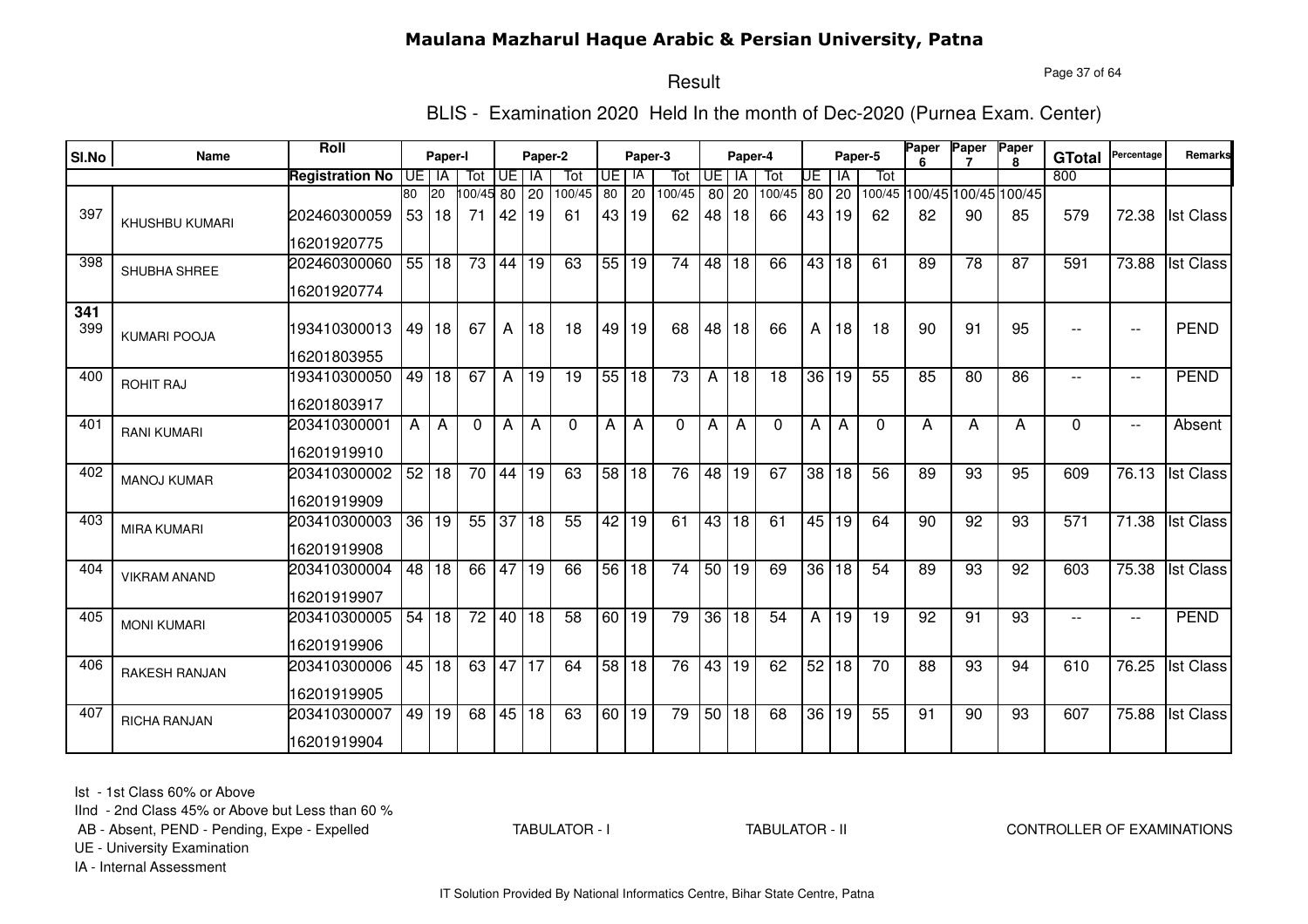# Maulana Mazharul Haque Arabic & Persian University, Patna

## Result

### BLIS - Examination 2020 Held In the month of Dec-2020 (Purnea Exam. Center)

| Sl.No | Name | Roll | Paper-I | | | Paper-2 | | | Paper-3 | | | Paper-4 | | | Paper-5 | | | Paper 6 | Paper 7 | Paper 8 | GTotal | Percentage | Remarks |
|---|---|---|---|---|---|---|---|---|---|---|---|---|---|---|---|---|---|---|---|---|---|---|---|
| | | Registration No | UE | IA | Tot | UE | IA | Tot | UE | IA | Tot | UE | IA | Tot | UE | IA | Tot | | | | 800 | | |
| | | | 80 | 20 | 100/45 | 80 | 20 | 100/45 | 80 | 20 | 100/45 | 80 | 20 | 100/45 | 80 | 20 | 100/45 | 100/45 | 100/45 | 100/45 | | | |
| 397 | KHUSHBU KUMARI | 202460300059<br>16201920775 | 53 | 18 | 71 | 42 | 19 | 61 | 43 | 19 | 62 | 48 | 18 | 66 | 43 | 19 | 62 | 82 | 90 | 85 | 579 | 72.38 | Ist Class |
| 398 | SHUBHA SHREE | 202460300060<br>16201920774 | 55 | 18 | 73 | 44 | 19 | 63 | 55 | 19 | 74 | 48 | 18 | 66 | 43 | 18 | 61 | 89 | 78 | 87 | 591 | 73.88 | Ist Class |
| **341**<br>399 | KUMARI POOJA | 193410300013<br>16201803955 | 49 | 18 | 67 | A | 18 | 18 | 49 | 19 | 68 | 48 | 18 | 66 | A | 18 | 18 | 90 | 91 | 95 | -- | -- | PEND |
| 400 | ROHIT RAJ | 193410300050<br>16201803917 | 49 | 18 | 67 | A | 19 | 19 | 55 | 18 | 73 | A | 18 | 18 | 36 | 19 | 55 | 85 | 80 | 86 | -- | -- | PEND |
| 401 | RANI KUMARI | 203410300001<br>16201919910 | A | A | 0 | A | A | 0 | A | A | 0 | A | A | 0 | A | A | 0 | A | A | A | 0 | -- | Absent |
| 402 | MANOJ KUMAR | 203410300002<br>16201919909 | 52 | 18 | 70 | 44 | 19 | 63 | 58 | 18 | 76 | 48 | 19 | 67 | 38 | 18 | 56 | 89 | 93 | 95 | 609 | 76.13 | Ist Class |
| 403 | MIRA KUMARI | 203410300003<br>16201919908 | 36 | 19 | 55 | 37 | 18 | 55 | 42 | 19 | 61 | 43 | 18 | 61 | 45 | 19 | 64 | 90 | 92 | 93 | 571 | 71.38 | Ist Class |
| 404 | VIKRAM ANAND | 203410300004<br>16201919907 | 48 | 18 | 66 | 47 | 19 | 66 | 56 | 18 | 74 | 50 | 19 | 69 | 36 | 18 | 54 | 89 | 93 | 92 | 603 | 75.38 | Ist Class |
| 405 | MONI KUMARI | 203410300005<br>16201919906 | 54 | 18 | 72 | 40 | 18 | 58 | 60 | 19 | 79 | 36 | 18 | 54 | A | 19 | 19 | 92 | 91 | 93 | -- | -- | PEND |
| 406 | RAKESH RANJAN | 203410300006<br>16201919905 | 45 | 18 | 63 | 47 | 17 | 64 | 58 | 18 | 76 | 43 | 19 | 62 | 52 | 18 | 70 | 88 | 93 | 94 | 610 | 76.25 | Ist Class |
| 407 | RICHA RANJAN | 203410300007<br>16201919904 | 49 | 19 | 68 | 45 | 18 | 63 | 60 | 19 | 79 | 50 | 18 | 68 | 36 | 19 | 55 | 91 | 90 | 93 | 607 | 75.88 | Ist Class |

Ist - 1st Class 60% or Above
IInd - 2nd Class 45% or Above but Less than 60 %
AB - Absent, PEND - Pending, Expe - Expelled
UE - University Examination
IA - Internal Assessment

TABULATOR - I TABULATOR - II CONTROLLER OF EXAMINATIONS

IT Solution Provided By National Informatics Centre, Bihar State Centre, Patna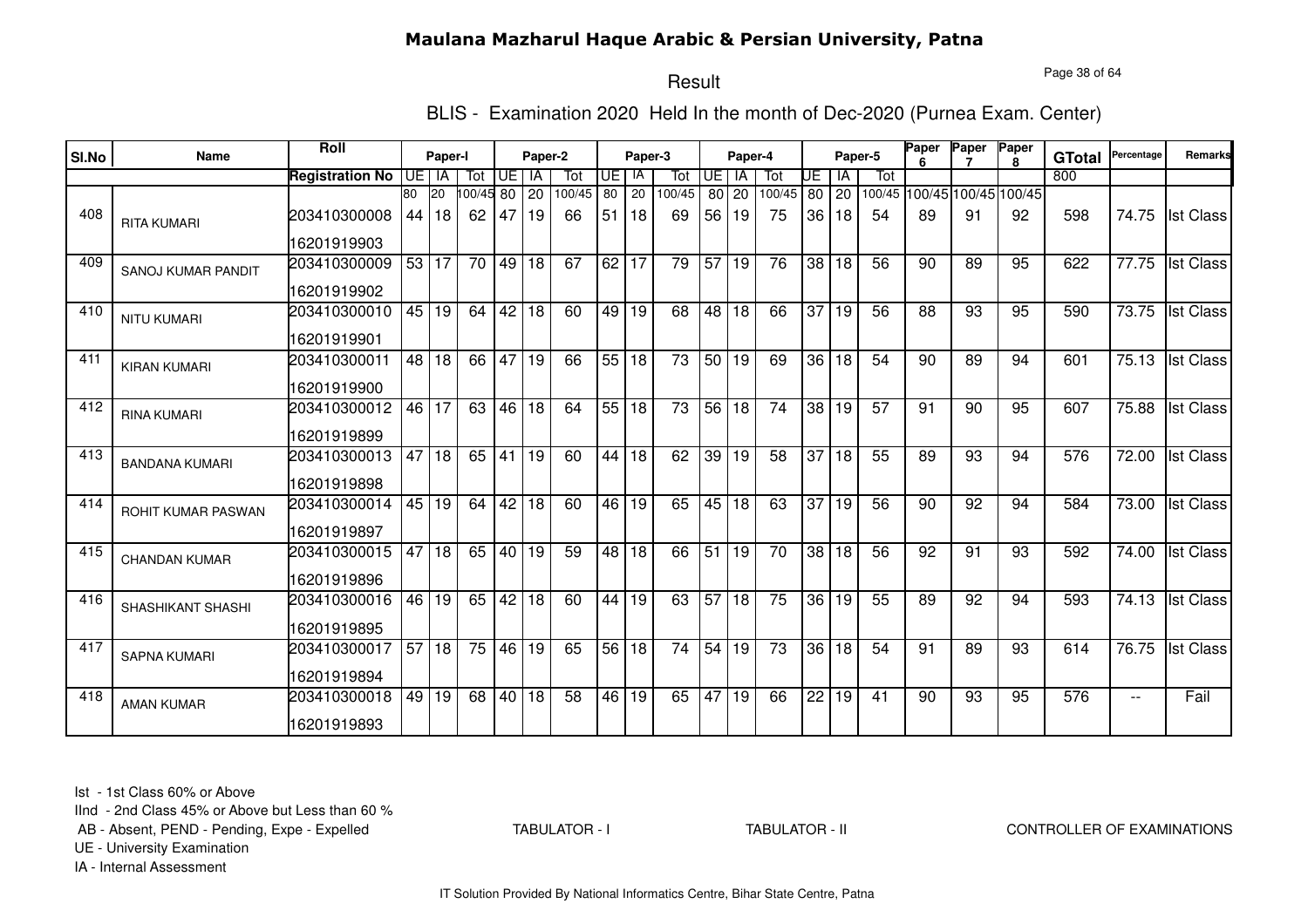# Maulana Mazharul Haque Arabic & Persian University, Patna

## Result

### BLIS - Examination 2020 Held In the month of Dec-2020 (Purnea Exam. Center)

| Sl.No | Name | Roll / Registration No | Paper-I UE | Paper-I IA | Paper-I Tot | Paper-2 UE | Paper-2 IA | Paper-2 Tot | Paper-3 UE | Paper-3 IA | Paper-3 Tot | Paper-4 UE | Paper-4 IA | Paper-4 Tot | Paper-5 UE | Paper-5 IA | Paper-5 Tot | Paper 6 | Paper 7 | Paper 8 | GTotal | Percentage | Remarks |
|---|---|---|---|---|---|---|---|---|---|---|---|---|---|---|---|---|---|---|---|---|---|---|---|
| | | | 80 | 20 | 100/45 | 80 | 20 | 100/45 | 80 | 20 | 100/45 | 80 | 20 | 100/45 | 80 | 20 | 100/45 | 100/45 | 100/45 | 100/45 | 800 | | |
| 408 | RITA KUMARI | 203410300008 / 16201919903 | 44 | 18 | 62 | 47 | 19 | 66 | 51 | 18 | 69 | 56 | 19 | 75 | 36 | 18 | 54 | 89 | 91 | 92 | 598 | 74.75 | Ist Class |
| 409 | SANOJ KUMAR PANDIT | 203410300009 / 16201919902 | 53 | 17 | 70 | 49 | 18 | 67 | 62 | 17 | 79 | 57 | 19 | 76 | 38 | 18 | 56 | 90 | 89 | 95 | 622 | 77.75 | Ist Class |
| 410 | NITU KUMARI | 203410300010 / 16201919901 | 45 | 19 | 64 | 42 | 18 | 60 | 49 | 19 | 68 | 48 | 18 | 66 | 37 | 19 | 56 | 88 | 93 | 95 | 590 | 73.75 | Ist Class |
| 411 | KIRAN KUMARI | 203410300011 / 16201919900 | 48 | 18 | 66 | 47 | 19 | 66 | 55 | 18 | 73 | 50 | 19 | 69 | 36 | 18 | 54 | 90 | 89 | 94 | 601 | 75.13 | Ist Class |
| 412 | RINA KUMARI | 203410300012 / 16201919899 | 46 | 17 | 63 | 46 | 18 | 64 | 55 | 18 | 73 | 56 | 18 | 74 | 38 | 19 | 57 | 91 | 90 | 95 | 607 | 75.88 | Ist Class |
| 413 | BANDANA KUMARI | 203410300013 / 16201919898 | 47 | 18 | 65 | 41 | 19 | 60 | 44 | 18 | 62 | 39 | 19 | 58 | 37 | 18 | 55 | 89 | 93 | 94 | 576 | 72.00 | Ist Class |
| 414 | ROHIT KUMAR PASWAN | 203410300014 / 16201919897 | 45 | 19 | 64 | 42 | 18 | 60 | 46 | 19 | 65 | 45 | 18 | 63 | 37 | 19 | 56 | 90 | 92 | 94 | 584 | 73.00 | Ist Class |
| 415 | CHANDAN KUMAR | 203410300015 / 16201919896 | 47 | 18 | 65 | 40 | 19 | 59 | 48 | 18 | 66 | 51 | 19 | 70 | 38 | 18 | 56 | 92 | 91 | 93 | 592 | 74.00 | Ist Class |
| 416 | SHASHIKANT SHASHI | 203410300016 / 16201919895 | 46 | 19 | 65 | 42 | 18 | 60 | 44 | 19 | 63 | 57 | 18 | 75 | 36 | 19 | 55 | 89 | 92 | 94 | 593 | 74.13 | Ist Class |
| 417 | SAPNA KUMARI | 203410300017 / 16201919894 | 57 | 18 | 75 | 46 | 19 | 65 | 56 | 18 | 74 | 54 | 19 | 73 | 36 | 18 | 54 | 91 | 89 | 93 | 614 | 76.75 | Ist Class |
| 418 | AMAN KUMAR | 203410300018 / 16201919893 | 49 | 19 | 68 | 40 | 18 | 58 | 46 | 19 | 65 | 47 | 19 | 66 | 22 | 19 | 41 | 90 | 93 | 95 | 576 | -- | Fail |

Ist - 1st Class 60% or Above
IInd - 2nd Class 45% or Above but Less than 60 %
AB - Absent, PEND - Pending, Expe - Expelled
UE - University Examination
IA - Internal Assessment

TABULATOR - I TABULATOR - II CONTROLLER OF EXAMINATIONS

IT Solution Provided By National Informatics Centre, Bihar State Centre, Patna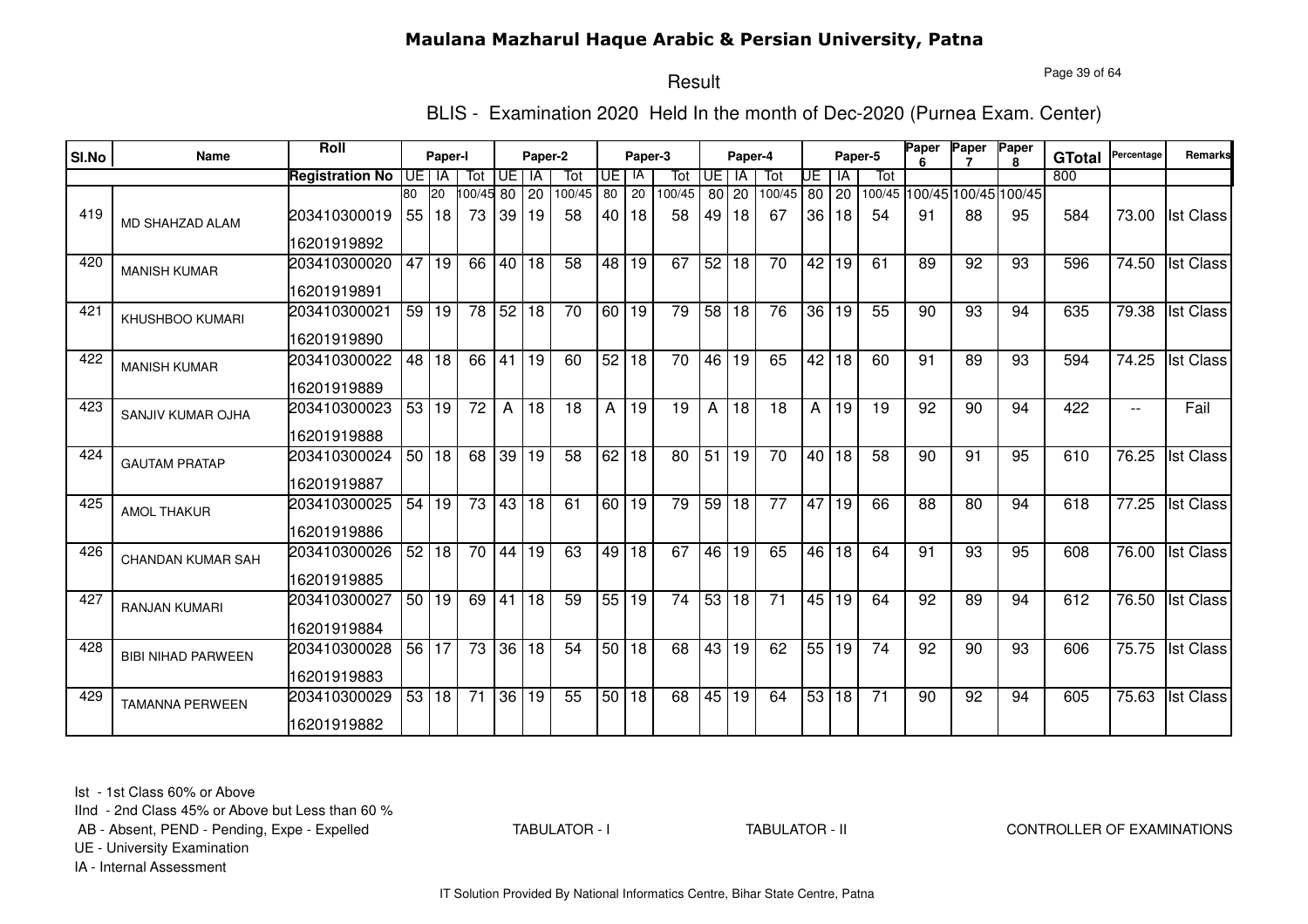# Maulana Mazharul Haque Arabic & Persian University, Patna

## Result

### BLIS - Examination 2020 Held In the month of Dec-2020 (Purnea Exam. Center)

| Sl.No | Name | Roll | Paper-I | | | Paper-2 | | | Paper-3 | | | Paper-4 | | | Paper-5 | | | Paper 6 | Paper 7 | Paper 8 | GTotal | Percentage | Remarks |
|---|---|---|---|---|---|---|---|---|---|---|---|---|---|---|---|---|---|---|---|---|---|---|---|
| | | Registration No | UE | IA | Tot | UE | IA | Tot | UE | IA | Tot | UE | IA | Tot | UE | IA | Tot | | | | 800 | | |
| | | | 80 | 20 | 100/45 | 80 | 20 | 100/45 | 80 | 20 | 100/45 | 80 | 20 | 100/45 | 80 | 20 | 100/45 | 100/45 | 100/45 | 100/45 | | | |
| 419 | MD SHAHZAD ALAM | 203410300019<br>16201919892 | 55 | 18 | 73 | 39 | 19 | 58 | 40 | 18 | 58 | 49 | 18 | 67 | 36 | 18 | 54 | 91 | 88 | 95 | 584 | 73.00 | Ist Class |
| 420 | MANISH KUMAR | 203410300020<br>16201919891 | 47 | 19 | 66 | 40 | 18 | 58 | 48 | 19 | 67 | 52 | 18 | 70 | 42 | 19 | 61 | 89 | 92 | 93 | 596 | 74.50 | Ist Class |
| 421 | KHUSHBOO KUMARI | 203410300021<br>16201919890 | 59 | 19 | 78 | 52 | 18 | 70 | 60 | 19 | 79 | 58 | 18 | 76 | 36 | 19 | 55 | 90 | 93 | 94 | 635 | 79.38 | Ist Class |
| 422 | MANISH KUMAR | 203410300022<br>16201919889 | 48 | 18 | 66 | 41 | 19 | 60 | 52 | 18 | 70 | 46 | 19 | 65 | 42 | 18 | 60 | 91 | 89 | 93 | 594 | 74.25 | Ist Class |
| 423 | SANJIV KUMAR OJHA | 203410300023<br>16201919888 | 53 | 19 | 72 | A | 18 | 18 | A | 19 | 19 | A | 18 | 18 | A | 19 | 19 | 92 | 90 | 94 | 422 | -- | Fail |
| 424 | GAUTAM PRATAP | 203410300024<br>16201919887 | 50 | 18 | 68 | 39 | 19 | 58 | 62 | 18 | 80 | 51 | 19 | 70 | 40 | 18 | 58 | 90 | 91 | 95 | 610 | 76.25 | Ist Class |
| 425 | AMOL THAKUR | 203410300025<br>16201919886 | 54 | 19 | 73 | 43 | 18 | 61 | 60 | 19 | 79 | 59 | 18 | 77 | 47 | 19 | 66 | 88 | 80 | 94 | 618 | 77.25 | Ist Class |
| 426 | CHANDAN KUMAR SAH | 203410300026<br>16201919885 | 52 | 18 | 70 | 44 | 19 | 63 | 49 | 18 | 67 | 46 | 19 | 65 | 46 | 18 | 64 | 91 | 93 | 95 | 608 | 76.00 | Ist Class |
| 427 | RANJAN KUMARI | 203410300027<br>16201919884 | 50 | 19 | 69 | 41 | 18 | 59 | 55 | 19 | 74 | 53 | 18 | 71 | 45 | 19 | 64 | 92 | 89 | 94 | 612 | 76.50 | Ist Class |
| 428 | BIBI NIHAD PARWEEN | 203410300028<br>16201919883 | 56 | 17 | 73 | 36 | 18 | 54 | 50 | 18 | 68 | 43 | 19 | 62 | 55 | 19 | 74 | 92 | 90 | 93 | 606 | 75.75 | Ist Class |
| 429 | TAMANNA PERWEEN | 203410300029<br>16201919882 | 53 | 18 | 71 | 36 | 19 | 55 | 50 | 18 | 68 | 45 | 19 | 64 | 53 | 18 | 71 | 90 | 92 | 94 | 605 | 75.63 | Ist Class |

Ist - 1st Class 60% or Above
IInd - 2nd Class 45% or Above but Less than 60 %
AB - Absent, PEND - Pending, Expe - Expelled
UE - University Examination
IA - Internal Assessment

TABULATOR - I     TABULATOR - II     CONTROLLER OF EXAMINATIONS

IT Solution Provided By National Informatics Centre, Bihar State Centre, Patna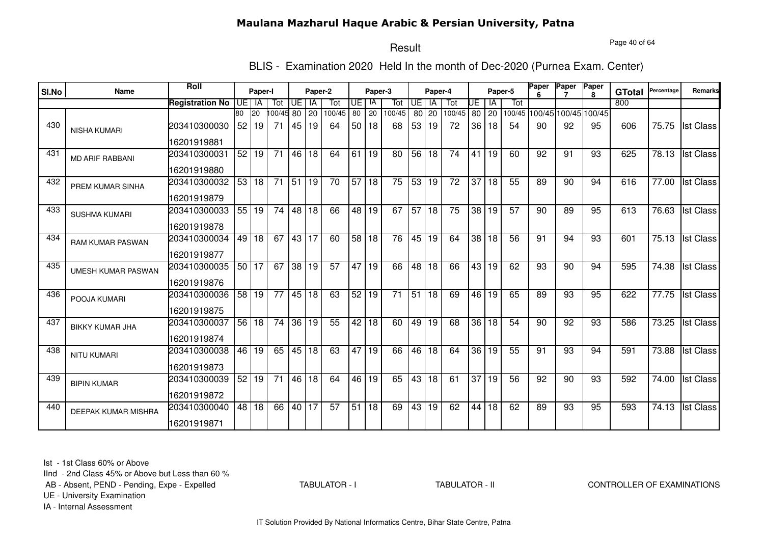# Maulana Mazharul Haque Arabic & Persian University, Patna

## Result

### BLIS - Examination 2020 Held In the month of Dec-2020 (Purnea Exam. Center)

| Sl.No | Name | Roll | Paper-I | | | Paper-2 | | | Paper-3 | | | Paper-4 | | | Paper-5 | | | Paper 6 | Paper 7 | Paper 8 | GTotal | Percentage | Remarks |
|---|---|---|---|---|---|---|---|---|---|---|---|---|---|---|---|---|---|---|---|---|---|---|---|
| | | Registration No | UE | IA | Tot | UE | IA | Tot | UE | IA | Tot | UE | IA | Tot | UE | IA | Tot | | | | 800 | | |
| | | | 80 | 20 | 100/45 | 80 | 20 | 100/45 | 80 | 20 | 100/45 | 80 | 20 | 100/45 | 80 | 20 | 100/45 | 100/45 | 100/45 | 100/45 | | | |
| 430 | NISHA KUMARI | 203410300030<br>16201919881 | 52 | 19 | 71 | 45 | 19 | 64 | 50 | 18 | 68 | 53 | 19 | 72 | 36 | 18 | 54 | 90 | 92 | 95 | 606 | 75.75 | Ist Class |
| 431 | MD ARIF RABBANI | 203410300031<br>16201919880 | 52 | 19 | 71 | 46 | 18 | 64 | 61 | 19 | 80 | 56 | 18 | 74 | 41 | 19 | 60 | 92 | 91 | 93 | 625 | 78.13 | Ist Class |
| 432 | PREM KUMAR SINHA | 203410300032<br>16201919879 | 53 | 18 | 71 | 51 | 19 | 70 | 57 | 18 | 75 | 53 | 19 | 72 | 37 | 18 | 55 | 89 | 90 | 94 | 616 | 77.00 | Ist Class |
| 433 | SUSHMA KUMARI | 203410300033<br>16201919878 | 55 | 19 | 74 | 48 | 18 | 66 | 48 | 19 | 67 | 57 | 18 | 75 | 38 | 19 | 57 | 90 | 89 | 95 | 613 | 76.63 | Ist Class |
| 434 | RAM KUMAR PASWAN | 203410300034<br>16201919877 | 49 | 18 | 67 | 43 | 17 | 60 | 58 | 18 | 76 | 45 | 19 | 64 | 38 | 18 | 56 | 91 | 94 | 93 | 601 | 75.13 | Ist Class |
| 435 | UMESH KUMAR PASWAN | 203410300035<br>16201919876 | 50 | 17 | 67 | 38 | 19 | 57 | 47 | 19 | 66 | 48 | 18 | 66 | 43 | 19 | 62 | 93 | 90 | 94 | 595 | 74.38 | Ist Class |
| 436 | POOJA KUMARI | 203410300036<br>16201919875 | 58 | 19 | 77 | 45 | 18 | 63 | 52 | 19 | 71 | 51 | 18 | 69 | 46 | 19 | 65 | 89 | 93 | 95 | 622 | 77.75 | Ist Class |
| 437 | BIKKY KUMAR JHA | 203410300037<br>16201919874 | 56 | 18 | 74 | 36 | 19 | 55 | 42 | 18 | 60 | 49 | 19 | 68 | 36 | 18 | 54 | 90 | 92 | 93 | 586 | 73.25 | Ist Class |
| 438 | NITU KUMARI | 203410300038<br>16201919873 | 46 | 19 | 65 | 45 | 18 | 63 | 47 | 19 | 66 | 46 | 18 | 64 | 36 | 19 | 55 | 91 | 93 | 94 | 591 | 73.88 | Ist Class |
| 439 | BIPIN KUMAR | 203410300039<br>16201919872 | 52 | 19 | 71 | 46 | 18 | 64 | 46 | 19 | 65 | 43 | 18 | 61 | 37 | 19 | 56 | 92 | 90 | 93 | 592 | 74.00 | Ist Class |
| 440 | DEEPAK KUMAR MISHRA | 203410300040<br>16201919871 | 48 | 18 | 66 | 40 | 17 | 57 | 51 | 18 | 69 | 43 | 19 | 62 | 44 | 18 | 62 | 89 | 93 | 95 | 593 | 74.13 | Ist Class |

Ist - 1st Class 60% or Above
IInd - 2nd Class 45% or Above but Less than 60 %
AB - Absent, PEND - Pending, Expe - Expelled
UE - University Examination
IA - Internal Assessment

TABULATOR - I TABULATOR - II CONTROLLER OF EXAMINATIONS

IT Solution Provided By National Informatics Centre, Bihar State Centre, Patna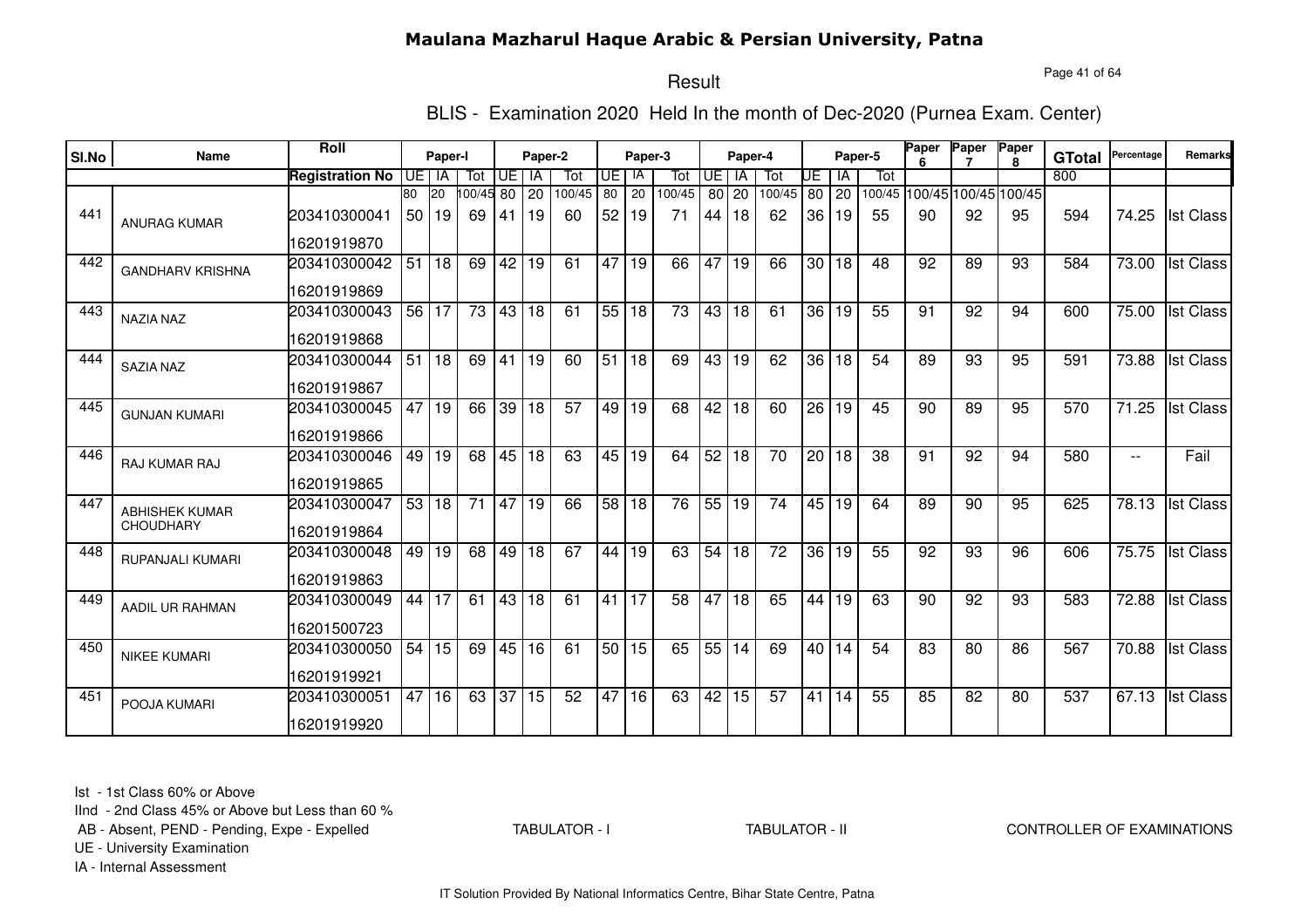# Maulana Mazharul Haque Arabic & Persian University, Patna

## Result

### BLIS - Examination 2020 Held In the month of Dec-2020 (Purnea Exam. Center)

| Sl.No | Name | Roll | Paper-I | | | Paper-2 | | | Paper-3 | | | Paper-4 | | | Paper-5 | | | Paper 6 | Paper 7 | Paper 8 | GTotal | Percentage | Remarks |
|---|---|---|---|---|---|---|---|---|---|---|---|---|---|---|---|---|---|---|---|---|---|---|---|
| | | Registration No | UE | IA | Tot | UE | IA | Tot | UE | IA | Tot | UE | IA | Tot | UE | IA | Tot | | | | 800 | | |
| | | | 80 | 20 | 100/45 | 80 | 20 | 100/45 | 80 | 20 | 100/45 | 80 | 20 | 100/45 | 80 | 20 | 100/45 | 100/45 | 100/45 | 100/45 | | | |
| 441 | ANURAG KUMAR | 203410300041<br>16201919870 | 50 | 19 | 69 | 41 | 19 | 60 | 52 | 19 | 71 | 44 | 18 | 62 | 36 | 19 | 55 | 90 | 92 | 95 | 594 | 74.25 | Ist Class |
| 442 | GANDHARV KRISHNA | 203410300042<br>16201919869 | 51 | 18 | 69 | 42 | 19 | 61 | 47 | 19 | 66 | 47 | 19 | 66 | 30 | 18 | 48 | 92 | 89 | 93 | 584 | 73.00 | Ist Class |
| 443 | NAZIA NAZ | 203410300043<br>16201919868 | 56 | 17 | 73 | 43 | 18 | 61 | 55 | 18 | 73 | 43 | 18 | 61 | 36 | 19 | 55 | 91 | 92 | 94 | 600 | 75.00 | Ist Class |
| 444 | SAZIA NAZ | 203410300044<br>16201919867 | 51 | 18 | 69 | 41 | 19 | 60 | 51 | 18 | 69 | 43 | 19 | 62 | 36 | 18 | 54 | 89 | 93 | 95 | 591 | 73.88 | Ist Class |
| 445 | GUNJAN KUMARI | 203410300045<br>16201919866 | 47 | 19 | 66 | 39 | 18 | 57 | 49 | 19 | 68 | 42 | 18 | 60 | 26 | 19 | 45 | 90 | 89 | 95 | 570 | 71.25 | Ist Class |
| 446 | RAJ KUMAR RAJ | 203410300046<br>16201919865 | 49 | 19 | 68 | 45 | 18 | 63 | 45 | 19 | 64 | 52 | 18 | 70 | 20 | 18 | 38 | 91 | 92 | 94 | 580 | -- | Fail |
| 447 | ABHISHEK KUMAR CHOUDHARY | 203410300047<br>16201919864 | 53 | 18 | 71 | 47 | 19 | 66 | 58 | 18 | 76 | 55 | 19 | 74 | 45 | 19 | 64 | 89 | 90 | 95 | 625 | 78.13 | Ist Class |
| 448 | RUPANJALI KUMARI | 203410300048<br>16201919863 | 49 | 19 | 68 | 49 | 18 | 67 | 44 | 19 | 63 | 54 | 18 | 72 | 36 | 19 | 55 | 92 | 93 | 96 | 606 | 75.75 | Ist Class |
| 449 | AADIL UR RAHMAN | 203410300049<br>16201500723 | 44 | 17 | 61 | 43 | 18 | 61 | 41 | 17 | 58 | 47 | 18 | 65 | 44 | 19 | 63 | 90 | 92 | 93 | 583 | 72.88 | Ist Class |
| 450 | NIKEE KUMARI | 203410300050<br>16201919921 | 54 | 15 | 69 | 45 | 16 | 61 | 50 | 15 | 65 | 55 | 14 | 69 | 40 | 14 | 54 | 83 | 80 | 86 | 567 | 70.88 | Ist Class |
| 451 | POOJA KUMARI | 203410300051<br>16201919920 | 47 | 16 | 63 | 37 | 15 | 52 | 47 | 16 | 63 | 42 | 15 | 57 | 41 | 14 | 55 | 85 | 82 | 80 | 537 | 67.13 | Ist Class |

Ist - 1st Class 60% or Above
IInd - 2nd Class 45% or Above but Less than 60 %
AB - Absent, PEND - Pending, Expe - Expelled
UE - University Examination
IA - Internal Assessment

TABULATOR - I TABULATOR - II CONTROLLER OF EXAMINATIONS

IT Solution Provided By National Informatics Centre, Bihar State Centre, Patna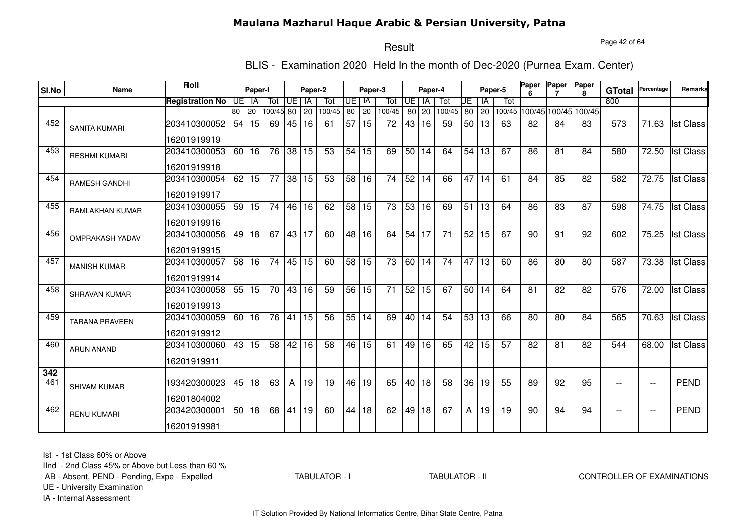# Maulana Mazharul Haque Arabic & Persian University, Patna

## Result

### BLIS - Examination 2020 Held In the month of Dec-2020 (Purnea Exam. Center)

| Sl.No | Name | Roll | Paper-I | | | Paper-2 | | | Paper-3 | | | Paper-4 | | | Paper-5 | | | Paper 6 | Paper 7 | Paper 8 | GTotal | Percentage | Remarks |
|---|---|---|---|---|---|---|---|---|---|---|---|---|---|---|---|---|---|---|---|---|---|---|---|
| | | Registration No | UE | IA | Tot | UE | IA | Tot | UE | IA | Tot | UE | IA | Tot | UE | IA | Tot | | | | 800 | | |
| | | | 80 | 20 | 100/45 | 80 | 20 | 100/45 | 80 | 20 | 100/45 | 80 | 20 | 100/45 | 80 | 20 | 100/45 | 100/45 | 100/45 | 100/45 | | | |
| 452 | SANITA KUMARI | 203410300052<br>16201919919 | 54 | 15 | 69 | 45 | 16 | 61 | 57 | 15 | 72 | 43 | 16 | 59 | 50 | 13 | 63 | 82 | 84 | 83 | 573 | 71.63 | Ist Class |
| 453 | RESHMI KUMARI | 203410300053<br>16201919918 | 60 | 16 | 76 | 38 | 15 | 53 | 54 | 15 | 69 | 50 | 14 | 64 | 54 | 13 | 67 | 86 | 81 | 84 | 580 | 72.50 | Ist Class |
| 454 | RAMESH GANDHI | 203410300054<br>16201919917 | 62 | 15 | 77 | 38 | 15 | 53 | 58 | 16 | 74 | 52 | 14 | 66 | 47 | 14 | 61 | 84 | 85 | 82 | 582 | 72.75 | Ist Class |
| 455 | RAMLAKHAN KUMAR | 203410300055<br>16201919916 | 59 | 15 | 74 | 46 | 16 | 62 | 58 | 15 | 73 | 53 | 16 | 69 | 51 | 13 | 64 | 86 | 83 | 87 | 598 | 74.75 | Ist Class |
| 456 | OMPRAKASH YADAV | 203410300056<br>16201919915 | 49 | 18 | 67 | 43 | 17 | 60 | 48 | 16 | 64 | 54 | 17 | 71 | 52 | 15 | 67 | 90 | 91 | 92 | 602 | 75.25 | Ist Class |
| 457 | MANISH KUMAR | 203410300057<br>16201919914 | 58 | 16 | 74 | 45 | 15 | 60 | 58 | 15 | 73 | 60 | 14 | 74 | 47 | 13 | 60 | 86 | 80 | 80 | 587 | 73.38 | Ist Class |
| 458 | SHRAVAN KUMAR | 203410300058<br>16201919913 | 55 | 15 | 70 | 43 | 16 | 59 | 56 | 15 | 71 | 52 | 15 | 67 | 50 | 14 | 64 | 81 | 82 | 82 | 576 | 72.00 | Ist Class |
| 459 | TARANA PRAVEEN | 203410300059<br>16201919912 | 60 | 16 | 76 | 41 | 15 | 56 | 55 | 14 | 69 | 40 | 14 | 54 | 53 | 13 | 66 | 80 | 80 | 84 | 565 | 70.63 | Ist Class |
| 460 | ARUN ANAND | 203410300060<br>16201919911 | 43 | 15 | 58 | 42 | 16 | 58 | 46 | 15 | 61 | 49 | 16 | 65 | 42 | 15 | 57 | 82 | 81 | 82 | 544 | 68.00 | Ist Class |
| **342**<br>461 | SHIVAM KUMAR | 193420300023<br>16201804002 | 45 | 18 | 63 | A | 19 | 19 | 46 | 19 | 65 | 40 | 18 | 58 | 36 | 19 | 55 | 89 | 92 | 95 | -- | -- | PEND |
| 462 | RENU KUMARI | 203420300001<br>16201919981 | 50 | 18 | 68 | 41 | 19 | 60 | 44 | 18 | 62 | 49 | 18 | 67 | A | 19 | 19 | 90 | 94 | 94 | -- | -- | PEND |

Ist - 1st Class 60% or Above
IInd - 2nd Class 45% or Above but Less than 60 %
AB - Absent, PEND - Pending, Expe - Expelled
UE - University Examination
IA - Internal Assessment

TABULATOR - I &nbsp;&nbsp;&nbsp; TABULATOR - II &nbsp;&nbsp;&nbsp; CONTROLLER OF EXAMINATIONS

IT Solution Provided By National Informatics Centre, Bihar State Centre, Patna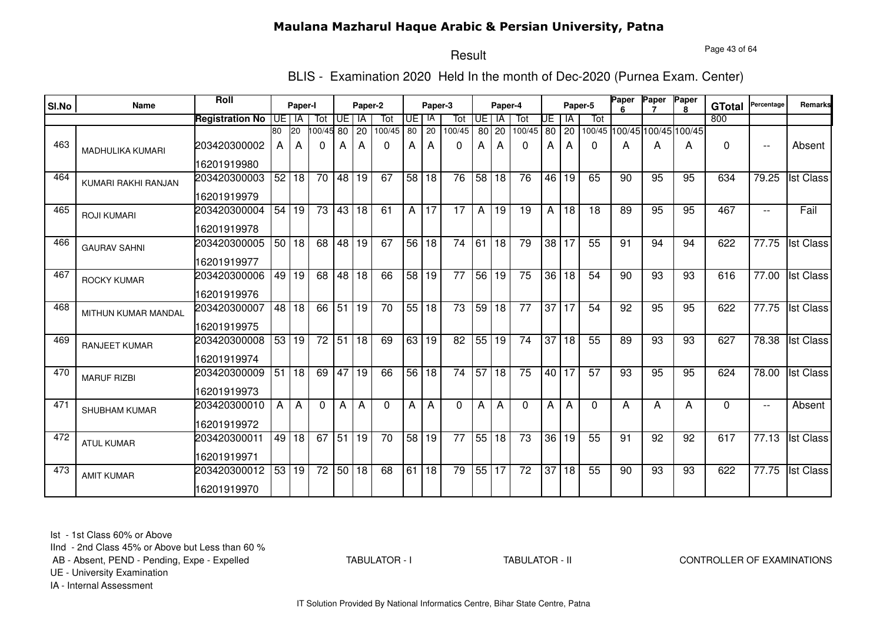# Maulana Mazharul Haque Arabic & Persian University, Patna

## Result

### BLIS - Examination 2020 Held In the month of Dec-2020 (Purnea Exam. Center)

| Sl.No | Name | Roll / Registration No | Paper-I UE | Paper-I IA | Paper-I Tot | Paper-2 UE | Paper-2 IA | Paper-2 Tot | Paper-3 UE | Paper-3 IA | Paper-3 Tot | Paper-4 UE | Paper-4 IA | Paper-4 Tot | Paper-5 UE | Paper-5 IA | Paper-5 Tot | Paper 6 | Paper 7 | Paper 8 | GTotal | Percentage | Remarks |
|---|---|---|---|---|---|---|---|---|---|---|---|---|---|---|---|---|---|---|---|---|---|---|---|
| | | | 80 | 20 | 100/45 | 80 | 20 | 100/45 | 80 | 20 | 100/45 | 80 | 20 | 100/45 | 80 | 20 | 100/45 | 100/45 | 100/45 | 100/45 | 800 | | |
| 463 | MADHULIKA KUMARI | 203420300002 / 16201919980 | A | A | 0 | A | A | 0 | A | A | 0 | A | A | 0 | A | A | 0 | A | A | A | 0 | -- | Absent |
| 464 | KUMARI RAKHI RANJAN | 203420300003 / 16201919979 | 52 | 18 | 70 | 48 | 19 | 67 | 58 | 18 | 76 | 58 | 18 | 76 | 46 | 19 | 65 | 90 | 95 | 95 | 634 | 79.25 | Ist Class |
| 465 | ROJI KUMARI | 203420300004 / 16201919978 | 54 | 19 | 73 | 43 | 18 | 61 | A | 17 | 17 | A | 19 | 19 | A | 18 | 18 | 89 | 95 | 95 | 467 | -- | Fail |
| 466 | GAURAV SAHNI | 203420300005 / 16201919977 | 50 | 18 | 68 | 48 | 19 | 67 | 56 | 18 | 74 | 61 | 18 | 79 | 38 | 17 | 55 | 91 | 94 | 94 | 622 | 77.75 | Ist Class |
| 467 | ROCKY KUMAR | 203420300006 / 16201919976 | 49 | 19 | 68 | 48 | 18 | 66 | 58 | 19 | 77 | 56 | 19 | 75 | 36 | 18 | 54 | 90 | 93 | 93 | 616 | 77.00 | Ist Class |
| 468 | MITHUN KUMAR MANDAL | 203420300007 / 16201919975 | 48 | 18 | 66 | 51 | 19 | 70 | 55 | 18 | 73 | 59 | 18 | 77 | 37 | 17 | 54 | 92 | 95 | 95 | 622 | 77.75 | Ist Class |
| 469 | RANJEET KUMAR | 203420300008 / 16201919974 | 53 | 19 | 72 | 51 | 18 | 69 | 63 | 19 | 82 | 55 | 19 | 74 | 37 | 18 | 55 | 89 | 93 | 93 | 627 | 78.38 | Ist Class |
| 470 | MARUF RIZBI | 203420300009 / 16201919973 | 51 | 18 | 69 | 47 | 19 | 66 | 56 | 18 | 74 | 57 | 18 | 75 | 40 | 17 | 57 | 93 | 95 | 95 | 624 | 78.00 | Ist Class |
| 471 | SHUBHAM KUMAR | 203420300010 / 16201919972 | A | A | 0 | A | A | 0 | A | A | 0 | A | A | 0 | A | A | 0 | A | A | A | 0 | -- | Absent |
| 472 | ATUL KUMAR | 203420300011 / 16201919971 | 49 | 18 | 67 | 51 | 19 | 70 | 58 | 19 | 77 | 55 | 18 | 73 | 36 | 19 | 55 | 91 | 92 | 92 | 617 | 77.13 | Ist Class |
| 473 | AMIT KUMAR | 203420300012 / 16201919970 | 53 | 19 | 72 | 50 | 18 | 68 | 61 | 18 | 79 | 55 | 17 | 72 | 37 | 18 | 55 | 90 | 93 | 93 | 622 | 77.75 | Ist Class |

Ist - 1st Class 60% or Above
IInd - 2nd Class 45% or Above but Less than 60 %
AB - Absent, PEND - Pending, Expe - Expelled
UE - University Examination
IA - Internal Assessment

TABULATOR - I TABULATOR - II CONTROLLER OF EXAMINATIONS

IT Solution Provided By National Informatics Centre, Bihar State Centre, Patna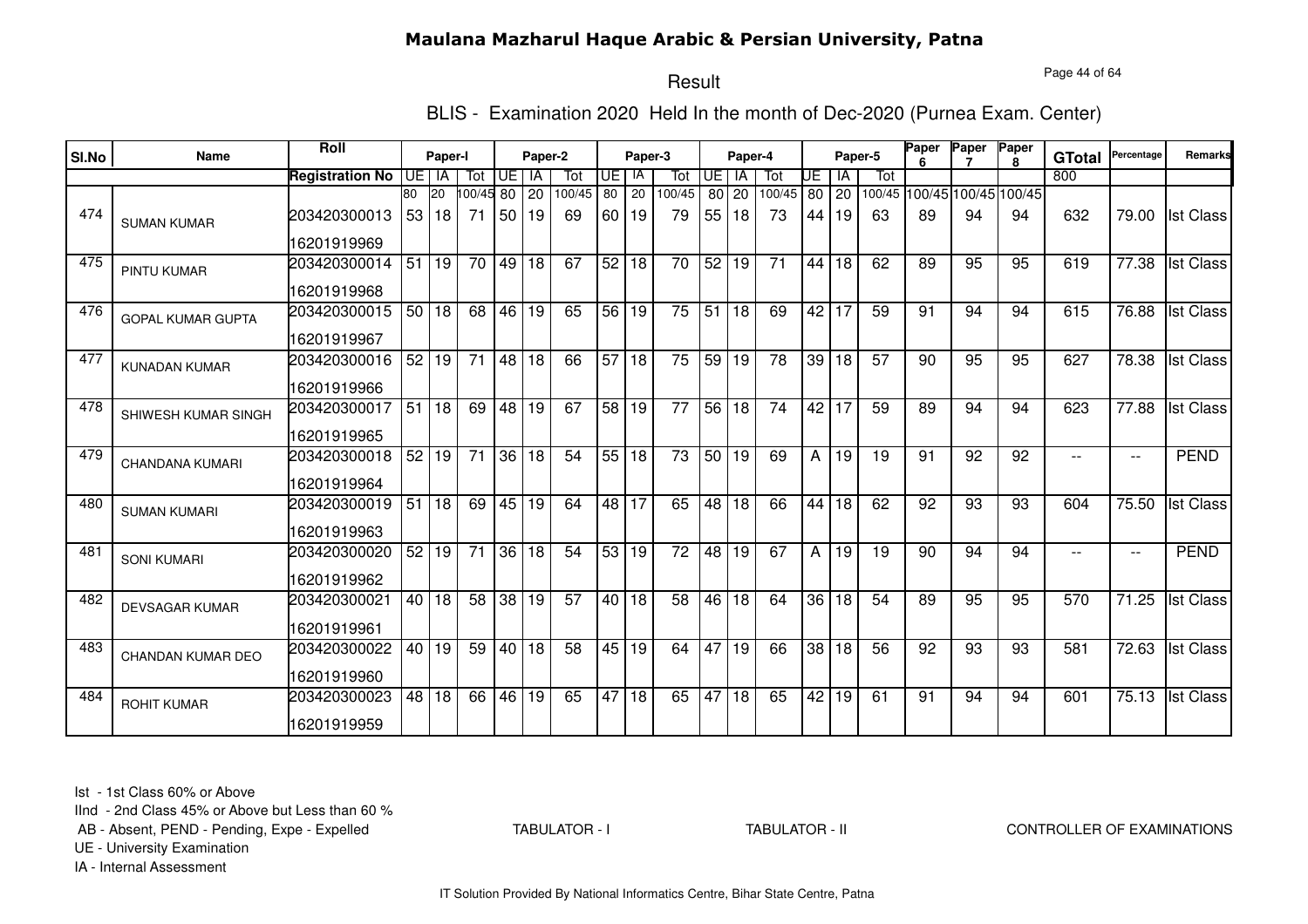# Maulana Mazharul Haque Arabic & Persian University, Patna

## Result

### BLIS - Examination 2020 Held In the month of Dec-2020 (Purnea Exam. Center)

| Sl.No | Name | Roll / Registration No | Paper-I UE | Paper-I IA | Paper-I Tot | Paper-2 UE | Paper-2 IA | Paper-2 Tot | Paper-3 UE | Paper-3 IA | Paper-3 Tot | Paper-4 UE | Paper-4 IA | Paper-4 Tot | Paper-5 UE | Paper-5 IA | Paper-5 Tot | Paper 6 | Paper 7 | Paper 8 | GTotal | Percentage | Remarks |
|---|---|---|---|---|---|---|---|---|---|---|---|---|---|---|---|---|---|---|---|---|---|---|---|
| | | | 80 | 20 | 100/45 | 80 | 20 | 100/45 | 80 | 20 | 100/45 | 80 | 20 | 100/45 | 80 | 20 | 100/45 | 100/45 | 100/45 | 100/45 | 800 | | |
| 474 | SUMAN KUMAR | 203420300013 16201919969 | 53 | 18 | 71 | 50 | 19 | 69 | 60 | 19 | 79 | 55 | 18 | 73 | 44 | 19 | 63 | 89 | 94 | 94 | 632 | 79.00 | Ist Class |
| 475 | PINTU KUMAR | 203420300014 16201919968 | 51 | 19 | 70 | 49 | 18 | 67 | 52 | 18 | 70 | 52 | 19 | 71 | 44 | 18 | 62 | 89 | 95 | 95 | 619 | 77.38 | Ist Class |
| 476 | GOPAL KUMAR GUPTA | 203420300015 16201919967 | 50 | 18 | 68 | 46 | 19 | 65 | 56 | 19 | 75 | 51 | 18 | 69 | 42 | 17 | 59 | 91 | 94 | 94 | 615 | 76.88 | Ist Class |
| 477 | KUNADAN KUMAR | 203420300016 16201919966 | 52 | 19 | 71 | 48 | 18 | 66 | 57 | 18 | 75 | 59 | 19 | 78 | 39 | 18 | 57 | 90 | 95 | 95 | 627 | 78.38 | Ist Class |
| 478 | SHIWESH KUMAR SINGH | 203420300017 16201919965 | 51 | 18 | 69 | 48 | 19 | 67 | 58 | 19 | 77 | 56 | 18 | 74 | 42 | 17 | 59 | 89 | 94 | 94 | 623 | 77.88 | Ist Class |
| 479 | CHANDANA KUMARI | 203420300018 16201919964 | 52 | 19 | 71 | 36 | 18 | 54 | 55 | 18 | 73 | 50 | 19 | 69 | A | 19 | 19 | 91 | 92 | 92 | -- | -- | PEND |
| 480 | SUMAN KUMARI | 203420300019 16201919963 | 51 | 18 | 69 | 45 | 19 | 64 | 48 | 17 | 65 | 48 | 18 | 66 | 44 | 18 | 62 | 92 | 93 | 93 | 604 | 75.50 | Ist Class |
| 481 | SONI KUMARI | 203420300020 16201919962 | 52 | 19 | 71 | 36 | 18 | 54 | 53 | 19 | 72 | 48 | 19 | 67 | A | 19 | 19 | 90 | 94 | 94 | -- | -- | PEND |
| 482 | DEVSAGAR KUMAR | 203420300021 16201919961 | 40 | 18 | 58 | 38 | 19 | 57 | 40 | 18 | 58 | 46 | 18 | 64 | 36 | 18 | 54 | 89 | 95 | 95 | 570 | 71.25 | Ist Class |
| 483 | CHANDAN KUMAR DEO | 203420300022 16201919960 | 40 | 19 | 59 | 40 | 18 | 58 | 45 | 19 | 64 | 47 | 19 | 66 | 38 | 18 | 56 | 92 | 93 | 93 | 581 | 72.63 | Ist Class |
| 484 | ROHIT KUMAR | 203420300023 16201919959 | 48 | 18 | 66 | 46 | 19 | 65 | 47 | 18 | 65 | 47 | 18 | 65 | 42 | 19 | 61 | 91 | 94 | 94 | 601 | 75.13 | Ist Class |

Ist - 1st Class 60% or Above
IInd - 2nd Class 45% or Above but Less than 60 %
AB - Absent, PEND - Pending, Expe - Expelled
UE - University Examination
IA - Internal Assessment

TABULATOR - I TABULATOR - II CONTROLLER OF EXAMINATIONS

IT Solution Provided By National Informatics Centre, Bihar State Centre, Patna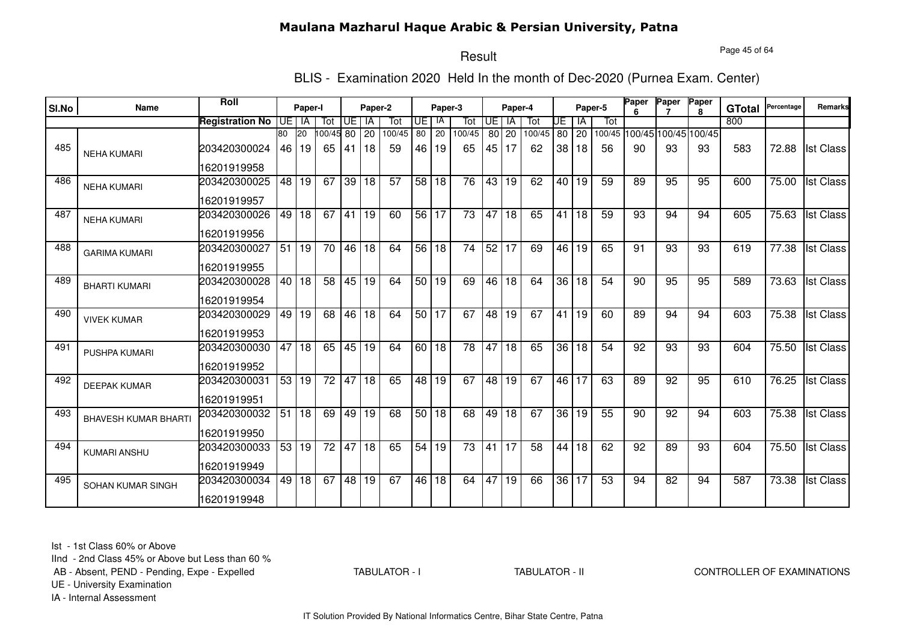# Maulana Mazharul Haque Arabic & Persian University, Patna

## Result

### BLIS - Examination 2020 Held In the month of Dec-2020 (Purnea Exam. Center)

| Sl.No | Name | Roll | Paper-I | | | Paper-2 | | | Paper-3 | | | Paper-4 | | | Paper-5 | | | Paper 6 | Paper 7 | Paper 8 | GTotal | Percentage | Remarks |
|---|---|---|---|---|---|---|---|---|---|---|---|---|---|---|---|---|---|---|---|---|---|---|---|
| | | Registration No | UE | IA | Tot | UE | IA | Tot | UE | IA | Tot | UE | IA | Tot | UE | IA | Tot | | | | | | |
| | | | 80 | 20 | 100/45 | 80 | 20 | 100/45 | 80 | 20 | 100/45 | 80 | 20 | 100/45 | 80 | 20 | 100/45 | 100/45 | 100/45 | 100/45 | 800 | | |
| 485 | NEHA KUMARI | 203420300024<br>16201919958 | 46 | 19 | 65 | 41 | 18 | 59 | 46 | 19 | 65 | 45 | 17 | 62 | 38 | 18 | 56 | 90 | 93 | 93 | 583 | 72.88 | Ist Class |
| 486 | NEHA KUMARI | 203420300025<br>16201919957 | 48 | 19 | 67 | 39 | 18 | 57 | 58 | 18 | 76 | 43 | 19 | 62 | 40 | 19 | 59 | 89 | 95 | 95 | 600 | 75.00 | Ist Class |
| 487 | NEHA KUMARI | 203420300026<br>16201919956 | 49 | 18 | 67 | 41 | 19 | 60 | 56 | 17 | 73 | 47 | 18 | 65 | 41 | 18 | 59 | 93 | 94 | 94 | 605 | 75.63 | Ist Class |
| 488 | GARIMA KUMARI | 203420300027<br>16201919955 | 51 | 19 | 70 | 46 | 18 | 64 | 56 | 18 | 74 | 52 | 17 | 69 | 46 | 19 | 65 | 91 | 93 | 93 | 619 | 77.38 | Ist Class |
| 489 | BHARTI KUMARI | 203420300028<br>16201919954 | 40 | 18 | 58 | 45 | 19 | 64 | 50 | 19 | 69 | 46 | 18 | 64 | 36 | 18 | 54 | 90 | 95 | 95 | 589 | 73.63 | Ist Class |
| 490 | VIVEK KUMAR | 203420300029<br>16201919953 | 49 | 19 | 68 | 46 | 18 | 64 | 50 | 17 | 67 | 48 | 19 | 67 | 41 | 19 | 60 | 89 | 94 | 94 | 603 | 75.38 | Ist Class |
| 491 | PUSHPA KUMARI | 203420300030<br>16201919952 | 47 | 18 | 65 | 45 | 19 | 64 | 60 | 18 | 78 | 47 | 18 | 65 | 36 | 18 | 54 | 92 | 93 | 93 | 604 | 75.50 | Ist Class |
| 492 | DEEPAK KUMAR | 203420300031<br>16201919951 | 53 | 19 | 72 | 47 | 18 | 65 | 48 | 19 | 67 | 48 | 19 | 67 | 46 | 17 | 63 | 89 | 92 | 95 | 610 | 76.25 | Ist Class |
| 493 | BHAVESH KUMAR BHARTI | 203420300032<br>16201919950 | 51 | 18 | 69 | 49 | 19 | 68 | 50 | 18 | 68 | 49 | 18 | 67 | 36 | 19 | 55 | 90 | 92 | 94 | 603 | 75.38 | Ist Class |
| 494 | KUMARI ANSHU | 203420300033<br>16201919949 | 53 | 19 | 72 | 47 | 18 | 65 | 54 | 19 | 73 | 41 | 17 | 58 | 44 | 18 | 62 | 92 | 89 | 93 | 604 | 75.50 | Ist Class |
| 495 | SOHAN KUMAR SINGH | 203420300034<br>16201919948 | 49 | 18 | 67 | 48 | 19 | 67 | 46 | 18 | 64 | 47 | 19 | 66 | 36 | 17 | 53 | 94 | 82 | 94 | 587 | 73.38 | Ist Class |

Ist - 1st Class 60% or Above
IInd - 2nd Class 45% or Above but Less than 60 %
AB - Absent, PEND - Pending, Expe - Expelled
UE - University Examination
IA - Internal Assessment

TABULATOR - I TABULATOR - II CONTROLLER OF EXAMINATIONS

IT Solution Provided By National Informatics Centre, Bihar State Centre, Patna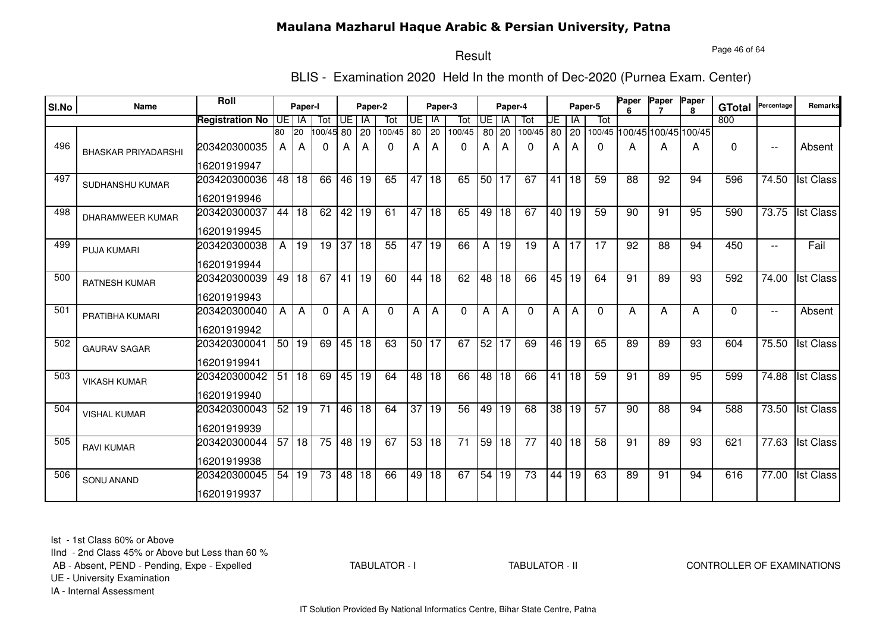# Maulana Mazharul Haque Arabic & Persian University, Patna

## Result

### BLIS - Examination 2020 Held In the month of Dec-2020 (Purnea Exam. Center)

| Sl.No | Name | Roll / Registration No | Paper-I UE | Paper-I IA | Paper-I Tot | Paper-2 UE | Paper-2 IA | Paper-2 Tot | Paper-3 UE | Paper-3 IA | Paper-3 Tot | Paper-4 UE | Paper-4 IA | Paper-4 Tot | Paper-5 UE | Paper-5 IA | Paper-5 Tot | Paper 6 | Paper 7 | Paper 8 | GTotal | Percentage | Remarks |
|---|---|---|---|---|---|---|---|---|---|---|---|---|---|---|---|---|---|---|---|---|---|---|---|
| | | | 80 | 20 | 100/45 | 80 | 20 | 100/45 | 80 | 20 | 100/45 | 80 | 20 | 100/45 | 80 | 20 | 100/45 | 100/45 | 100/45 | 100/45 | 800 | | |
| 496 | BHASKAR PRIYADARSHI | 203420300035 16201919947 | A | A | 0 | A | A | 0 | A | A | 0 | A | A | 0 | A | A | 0 | A | A | A | 0 | -- | Absent |
| 497 | SUDHANSHU KUMAR | 203420300036 16201919946 | 48 | 18 | 66 | 46 | 19 | 65 | 47 | 18 | 65 | 50 | 17 | 67 | 41 | 18 | 59 | 88 | 92 | 94 | 596 | 74.50 | Ist Class |
| 498 | DHARAMWEER KUMAR | 203420300037 16201919945 | 44 | 18 | 62 | 42 | 19 | 61 | 47 | 18 | 65 | 49 | 18 | 67 | 40 | 19 | 59 | 90 | 91 | 95 | 590 | 73.75 | Ist Class |
| 499 | PUJA KUMARI | 203420300038 16201919944 | A | 19 | 19 | 37 | 18 | 55 | 47 | 19 | 66 | A | 19 | 19 | A | 17 | 17 | 92 | 88 | 94 | 450 | -- | Fail |
| 500 | RATNESH KUMAR | 203420300039 16201919943 | 49 | 18 | 67 | 41 | 19 | 60 | 44 | 18 | 62 | 48 | 18 | 66 | 45 | 19 | 64 | 91 | 89 | 93 | 592 | 74.00 | Ist Class |
| 501 | PRATIBHA KUMARI | 203420300040 16201919942 | A | A | 0 | A | A | 0 | A | A | 0 | A | A | 0 | A | A | 0 | A | A | A | 0 | -- | Absent |
| 502 | GAURAV SAGAR | 203420300041 16201919941 | 50 | 19 | 69 | 45 | 18 | 63 | 50 | 17 | 67 | 52 | 17 | 69 | 46 | 19 | 65 | 89 | 89 | 93 | 604 | 75.50 | Ist Class |
| 503 | VIKASH KUMAR | 203420300042 16201919940 | 51 | 18 | 69 | 45 | 19 | 64 | 48 | 18 | 66 | 48 | 18 | 66 | 41 | 18 | 59 | 91 | 89 | 95 | 599 | 74.88 | Ist Class |
| 504 | VISHAL KUMAR | 203420300043 16201919939 | 52 | 19 | 71 | 46 | 18 | 64 | 37 | 19 | 56 | 49 | 19 | 68 | 38 | 19 | 57 | 90 | 88 | 94 | 588 | 73.50 | Ist Class |
| 505 | RAVI KUMAR | 203420300044 16201919938 | 57 | 18 | 75 | 48 | 19 | 67 | 53 | 18 | 71 | 59 | 18 | 77 | 40 | 18 | 58 | 91 | 89 | 93 | 621 | 77.63 | Ist Class |
| 506 | SONU ANAND | 203420300045 16201919937 | 54 | 19 | 73 | 48 | 18 | 66 | 49 | 18 | 67 | 54 | 19 | 73 | 44 | 19 | 63 | 89 | 91 | 94 | 616 | 77.00 | Ist Class |

Ist - 1st Class 60% or Above
IInd - 2nd Class 45% or Above but Less than 60 %
AB - Absent, PEND - Pending, Expe - Expelled
UE - University Examination
IA - Internal Assessment

TABULATOR - I TABULATOR - II CONTROLLER OF EXAMINATIONS

IT Solution Provided By National Informatics Centre, Bihar State Centre, Patna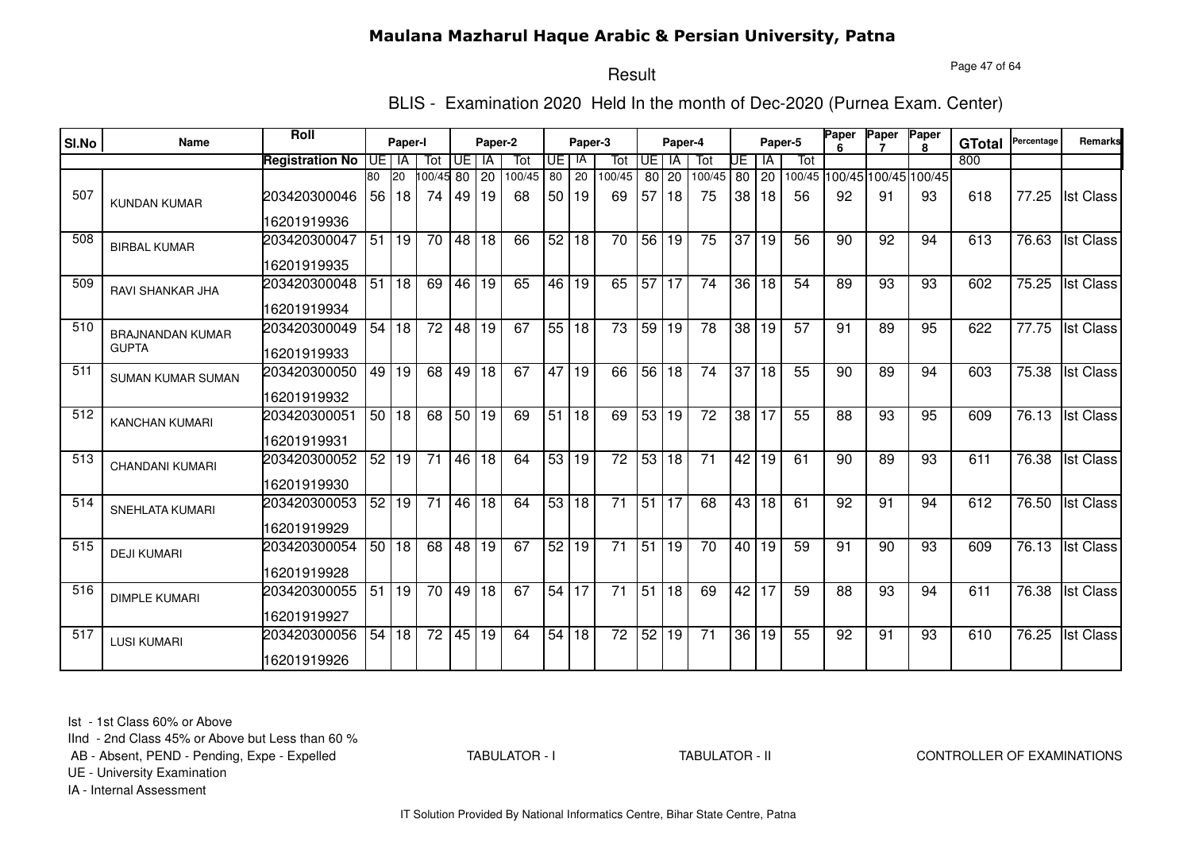# Maulana Mazharul Haque Arabic & Persian University, Patna

## Result

### BLIS - Examination 2020 Held In the month of Dec-2020 (Purnea Exam. Center)

| Sl.No | Name | Roll | Paper-I | | | Paper-2 | | | Paper-3 | | | Paper-4 | | | Paper-5 | | | Paper 6 | Paper 7 | Paper 8 | GTotal | Percentage | Remarks |
|---|---|---|---|---|---|---|---|---|---|---|---|---|---|---|---|---|---|---|---|---|---|---|---|
| | | Registration No | UE | IA | Tot | UE | IA | Tot | UE | IA | Tot | UE | IA | Tot | UE | IA | Tot | | | | | | |
| | | | 80 | 20 | 100/45 | 80 | 20 | 100/45 | 80 | 20 | 100/45 | 80 | 20 | 100/45 | 80 | 20 | 100/45 | 100/45 | 100/45 | 100/45 | 800 | | |
| 507 | KUNDAN KUMAR | 203420300046<br>16201919936 | 56 | 18 | 74 | 49 | 19 | 68 | 50 | 19 | 69 | 57 | 18 | 75 | 38 | 18 | 56 | 92 | 91 | 93 | 618 | 77.25 | Ist Class |
| 508 | BIRBAL KUMAR | 203420300047<br>16201919935 | 51 | 19 | 70 | 48 | 18 | 66 | 52 | 18 | 70 | 56 | 19 | 75 | 37 | 19 | 56 | 90 | 92 | 94 | 613 | 76.63 | Ist Class |
| 509 | RAVI SHANKAR JHA | 203420300048<br>16201919934 | 51 | 18 | 69 | 46 | 19 | 65 | 46 | 19 | 65 | 57 | 17 | 74 | 36 | 18 | 54 | 89 | 93 | 93 | 602 | 75.25 | Ist Class |
| 510 | BRAJNANDAN KUMAR GUPTA | 203420300049<br>16201919933 | 54 | 18 | 72 | 48 | 19 | 67 | 55 | 18 | 73 | 59 | 19 | 78 | 38 | 19 | 57 | 91 | 89 | 95 | 622 | 77.75 | Ist Class |
| 511 | SUMAN KUMAR SUMAN | 203420300050<br>16201919932 | 49 | 19 | 68 | 49 | 18 | 67 | 47 | 19 | 66 | 56 | 18 | 74 | 37 | 18 | 55 | 90 | 89 | 94 | 603 | 75.38 | Ist Class |
| 512 | KANCHAN KUMARI | 203420300051<br>16201919931 | 50 | 18 | 68 | 50 | 19 | 69 | 51 | 18 | 69 | 53 | 19 | 72 | 38 | 17 | 55 | 88 | 93 | 95 | 609 | 76.13 | Ist Class |
| 513 | CHANDANI KUMARI | 203420300052<br>16201919930 | 52 | 19 | 71 | 46 | 18 | 64 | 53 | 19 | 72 | 53 | 18 | 71 | 42 | 19 | 61 | 90 | 89 | 93 | 611 | 76.38 | Ist Class |
| 514 | SNEHLATA KUMARI | 203420300053<br>16201919929 | 52 | 19 | 71 | 46 | 18 | 64 | 53 | 18 | 71 | 51 | 17 | 68 | 43 | 18 | 61 | 92 | 91 | 94 | 612 | 76.50 | Ist Class |
| 515 | DEJI KUMARI | 203420300054<br>16201919928 | 50 | 18 | 68 | 48 | 19 | 67 | 52 | 19 | 71 | 51 | 19 | 70 | 40 | 19 | 59 | 91 | 90 | 93 | 609 | 76.13 | Ist Class |
| 516 | DIMPLE KUMARI | 203420300055<br>16201919927 | 51 | 19 | 70 | 49 | 18 | 67 | 54 | 17 | 71 | 51 | 18 | 69 | 42 | 17 | 59 | 88 | 93 | 94 | 611 | 76.38 | Ist Class |
| 517 | LUSI KUMARI | 203420300056<br>16201919926 | 54 | 18 | 72 | 45 | 19 | 64 | 54 | 18 | 72 | 52 | 19 | 71 | 36 | 19 | 55 | 92 | 91 | 93 | 610 | 76.25 | Ist Class |

Ist - 1st Class 60% or Above
IInd - 2nd Class 45% or Above but Less than 60 %
AB - Absent, PEND - Pending, Expe - Expelled
UE - University Examination
IA - Internal Assessment

TABULATOR - I TABULATOR - II CONTROLLER OF EXAMINATIONS

IT Solution Provided By National Informatics Centre, Bihar State Centre, Patna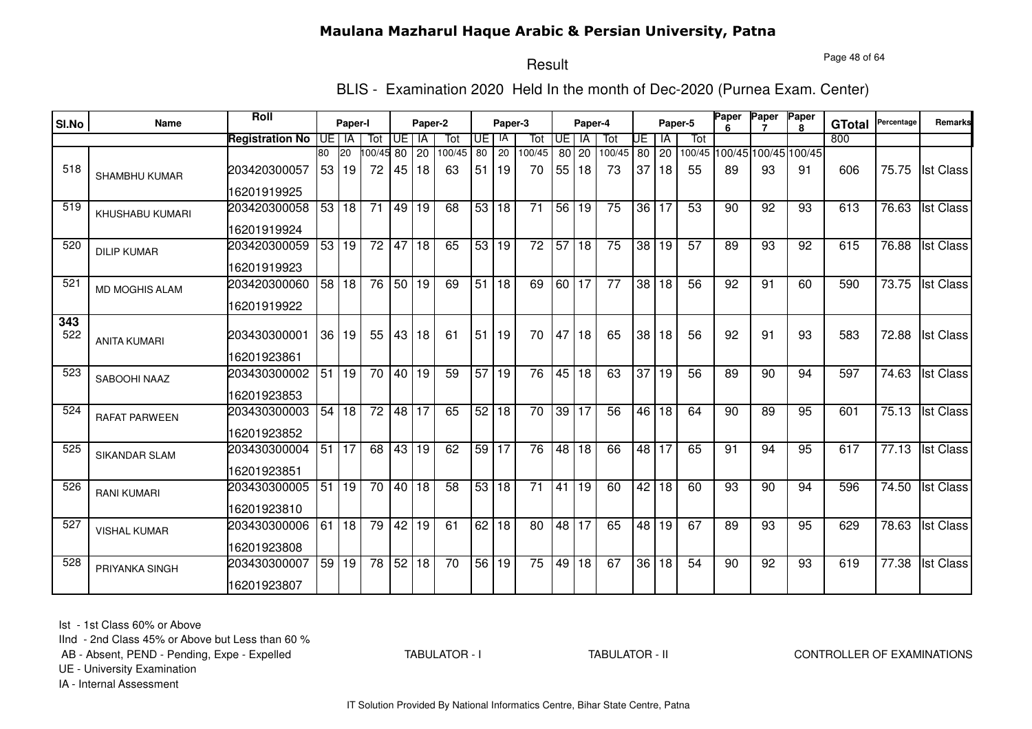# Maulana Mazharul Haque Arabic & Persian University, Patna

## Result

### BLIS - Examination 2020 Held In the month of Dec-2020 (Purnea Exam. Center)

| Sl.No | Name | Roll / Registration No | Paper-I UE | Paper-I IA | Paper-I Tot | Paper-2 UE | Paper-2 IA | Paper-2 Tot | Paper-3 UE | Paper-3 IA | Paper-3 Tot | Paper-4 UE | Paper-4 IA | Paper-4 Tot | Paper-5 UE | Paper-5 IA | Paper-5 Tot | Paper 6 | Paper 7 | Paper 8 | GTotal | Percentage | Remarks |
|---|---|---|---|---|---|---|---|---|---|---|---|---|---|---|---|---|---|---|---|---|---|---|---|
| | | | 80 | 20 | 100/45 | 80 | 20 | 100/45 | 80 | 20 | 100/45 | 80 | 20 | 100/45 | 80 | 20 | 100/45 | 100/45 | 100/45 | 100/45 | 800 | | |
| 518 | SHAMBHU KUMAR | 203420300057 16201919925 | 53 | 19 | 72 | 45 | 18 | 63 | 51 | 19 | 70 | 55 | 18 | 73 | 37 | 18 | 55 | 89 | 93 | 91 | 606 | 75.75 | Ist Class |
| 519 | KHUSHABU KUMARI | 203420300058 16201919924 | 53 | 18 | 71 | 49 | 19 | 68 | 53 | 18 | 71 | 56 | 19 | 75 | 36 | 17 | 53 | 90 | 92 | 93 | 613 | 76.63 | Ist Class |
| 520 | DILIP KUMAR | 203420300059 16201919923 | 53 | 19 | 72 | 47 | 18 | 65 | 53 | 19 | 72 | 57 | 18 | 75 | 38 | 19 | 57 | 89 | 93 | 92 | 615 | 76.88 | Ist Class |
| 521 | MD MOGHIS ALAM | 203420300060 16201919922 | 58 | 18 | 76 | 50 | 19 | 69 | 51 | 18 | 69 | 60 | 17 | 77 | 38 | 18 | 56 | 92 | 91 | 60 | 590 | 73.75 | Ist Class |
| **343** 522 | ANITA KUMARI | 203430300001 16201923861 | 36 | 19 | 55 | 43 | 18 | 61 | 51 | 19 | 70 | 47 | 18 | 65 | 38 | 18 | 56 | 92 | 91 | 93 | 583 | 72.88 | Ist Class |
| 523 | SABOOHI NAAZ | 203430300002 16201923853 | 51 | 19 | 70 | 40 | 19 | 59 | 57 | 19 | 76 | 45 | 18 | 63 | 37 | 19 | 56 | 89 | 90 | 94 | 597 | 74.63 | Ist Class |
| 524 | RAFAT PARWEEN | 203430300003 16201923852 | 54 | 18 | 72 | 48 | 17 | 65 | 52 | 18 | 70 | 39 | 17 | 56 | 46 | 18 | 64 | 90 | 89 | 95 | 601 | 75.13 | Ist Class |
| 525 | SIKANDAR SLAM | 203430300004 16201923851 | 51 | 17 | 68 | 43 | 19 | 62 | 59 | 17 | 76 | 48 | 18 | 66 | 48 | 17 | 65 | 91 | 94 | 95 | 617 | 77.13 | Ist Class |
| 526 | RANI KUMARI | 203430300005 16201923810 | 51 | 19 | 70 | 40 | 18 | 58 | 53 | 18 | 71 | 41 | 19 | 60 | 42 | 18 | 60 | 93 | 90 | 94 | 596 | 74.50 | Ist Class |
| 527 | VISHAL KUMAR | 203430300006 16201923808 | 61 | 18 | 79 | 42 | 19 | 61 | 62 | 18 | 80 | 48 | 17 | 65 | 48 | 19 | 67 | 89 | 93 | 95 | 629 | 78.63 | Ist Class |
| 528 | PRIYANKA SINGH | 203430300007 16201923807 | 59 | 19 | 78 | 52 | 18 | 70 | 56 | 19 | 75 | 49 | 18 | 67 | 36 | 18 | 54 | 90 | 92 | 93 | 619 | 77.38 | Ist Class |

Ist - 1st Class 60% or Above
IInd - 2nd Class 45% or Above but Less than 60 %
AB - Absent, PEND - Pending, Expe - Expelled
UE - University Examination
IA - Internal Assessment

TABULATOR - I    TABULATOR - II    CONTROLLER OF EXAMINATIONS

IT Solution Provided By National Informatics Centre, Bihar State Centre, Patna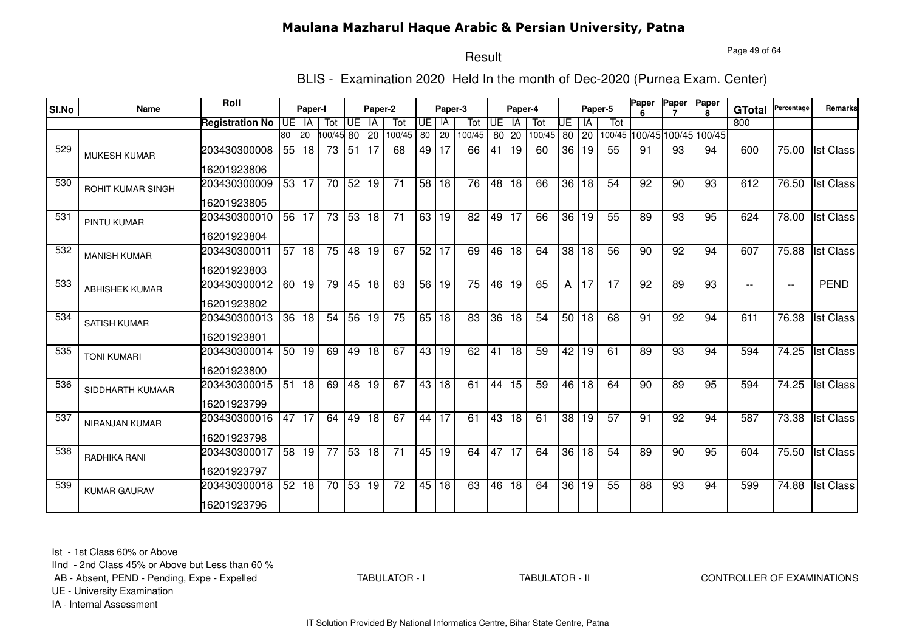# Maulana Mazharul Haque Arabic & Persian University, Patna

## Result

### BLIS - Examination 2020 Held In the month of Dec-2020 (Purnea Exam. Center)

| Sl.No | Name | Roll / Registration No | Paper-I UE | Paper-I IA | Paper-I Tot | Paper-2 UE | Paper-2 IA | Paper-2 Tot | Paper-3 UE | Paper-3 IA | Paper-3 Tot | Paper-4 UE | Paper-4 IA | Paper-4 Tot | Paper-5 UE | Paper-5 IA | Paper-5 Tot | Paper 6 | Paper 7 | Paper 8 | GTotal | Percentage | Remarks |
|---|---|---|---|---|---|---|---|---|---|---|---|---|---|---|---|---|---|---|---|---|---|---|---|
| | | | 80 | 20 | 100/45 | 80 | 20 | 100/45 | 80 | 20 | 100/45 | 80 | 20 | 100/45 | 80 | 20 | 100/45 | 100/45 | 100/45 | 100/45 | 800 | | |
| 529 | MUKESH KUMAR | 203430300008 16201923806 | 55 | 18 | 73 | 51 | 17 | 68 | 49 | 17 | 66 | 41 | 19 | 60 | 36 | 19 | 55 | 91 | 93 | 94 | 600 | 75.00 | Ist Class |
| 530 | ROHIT KUMAR SINGH | 203430300009 16201923805 | 53 | 17 | 70 | 52 | 19 | 71 | 58 | 18 | 76 | 48 | 18 | 66 | 36 | 18 | 54 | 92 | 90 | 93 | 612 | 76.50 | Ist Class |
| 531 | PINTU KUMAR | 203430300010 16201923804 | 56 | 17 | 73 | 53 | 18 | 71 | 63 | 19 | 82 | 49 | 17 | 66 | 36 | 19 | 55 | 89 | 93 | 95 | 624 | 78.00 | Ist Class |
| 532 | MANISH KUMAR | 203430300011 16201923803 | 57 | 18 | 75 | 48 | 19 | 67 | 52 | 17 | 69 | 46 | 18 | 64 | 38 | 18 | 56 | 90 | 92 | 94 | 607 | 75.88 | Ist Class |
| 533 | ABHISHEK KUMAR | 203430300012 16201923802 | 60 | 19 | 79 | 45 | 18 | 63 | 56 | 19 | 75 | 46 | 19 | 65 | A | 17 | 17 | 92 | 89 | 93 | -- | -- | PEND |
| 534 | SATISH KUMAR | 203430300013 16201923801 | 36 | 18 | 54 | 56 | 19 | 75 | 65 | 18 | 83 | 36 | 18 | 54 | 50 | 18 | 68 | 91 | 92 | 94 | 611 | 76.38 | Ist Class |
| 535 | TONI KUMARI | 203430300014 16201923800 | 50 | 19 | 69 | 49 | 18 | 67 | 43 | 19 | 62 | 41 | 18 | 59 | 42 | 19 | 61 | 89 | 93 | 94 | 594 | 74.25 | Ist Class |
| 536 | SIDDHARTH KUMAAR | 203430300015 16201923799 | 51 | 18 | 69 | 48 | 19 | 67 | 43 | 18 | 61 | 44 | 15 | 59 | 46 | 18 | 64 | 90 | 89 | 95 | 594 | 74.25 | Ist Class |
| 537 | NIRANJAN KUMAR | 203430300016 16201923798 | 47 | 17 | 64 | 49 | 18 | 67 | 44 | 17 | 61 | 43 | 18 | 61 | 38 | 19 | 57 | 91 | 92 | 94 | 587 | 73.38 | Ist Class |
| 538 | RADHIKA RANI | 203430300017 16201923797 | 58 | 19 | 77 | 53 | 18 | 71 | 45 | 19 | 64 | 47 | 17 | 64 | 36 | 18 | 54 | 89 | 90 | 95 | 604 | 75.50 | Ist Class |
| 539 | KUMAR GAURAV | 203430300018 16201923796 | 52 | 18 | 70 | 53 | 19 | 72 | 45 | 18 | 63 | 46 | 18 | 64 | 36 | 19 | 55 | 88 | 93 | 94 | 599 | 74.88 | Ist Class |

Ist - 1st Class 60% or Above
IInd - 2nd Class 45% or Above but Less than 60 %
AB - Absent, PEND - Pending, Expe - Expelled
UE - University Examination
IA - Internal Assessment

TABULATOR - I TABULATOR - II CONTROLLER OF EXAMINATIONS

IT Solution Provided By National Informatics Centre, Bihar State Centre, Patna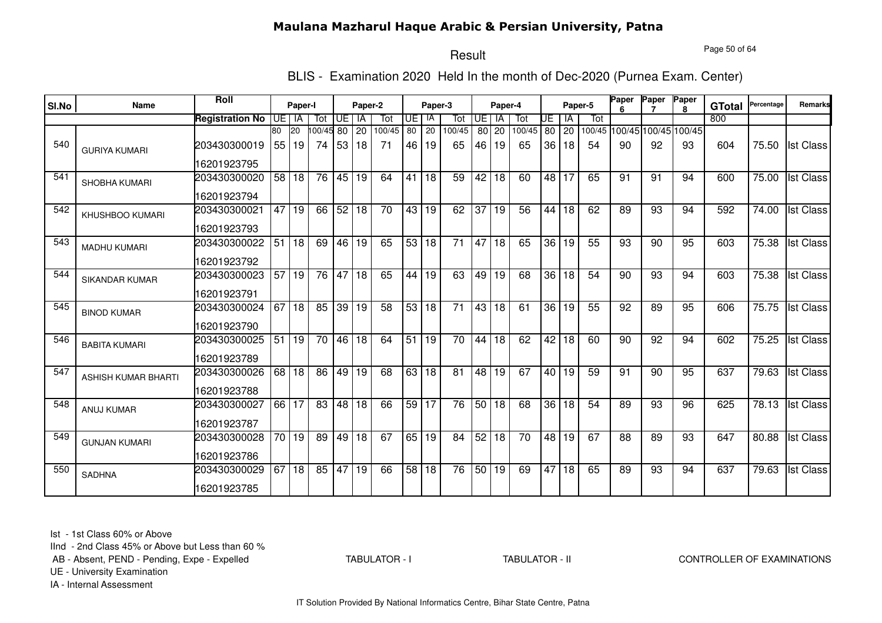# Maulana Mazharul Haque Arabic & Persian University, Patna

## Result

### BLIS - Examination 2020 Held In the month of Dec-2020 (Purnea Exam. Center)

| Sl.No | Name | Roll | Paper-I | | | Paper-2 | | | Paper-3 | | | Paper-4 | | | Paper-5 | | | Paper 6 | Paper 7 | Paper 8 | GTotal | Percentage | Remarks |
|---|---|---|---|---|---|---|---|---|---|---|---|---|---|---|---|---|---|---|---|---|---|---|---|
| | | Registration No | UE | IA | Tot | UE | IA | Tot | UE | IA | Tot | UE | IA | Tot | UE | IA | Tot | | | | | | |
| | | | 80 | 20 | 100/45 | 80 | 20 | 100/45 | 80 | 20 | 100/45 | 80 | 20 | 100/45 | 80 | 20 | 100/45 | 100/45 | 100/45 | 100/45 | 800 | | |
| 540 | GURIYA KUMARI | 203430300019<br>16201923795 | 55 | 19 | 74 | 53 | 18 | 71 | 46 | 19 | 65 | 46 | 19 | 65 | 36 | 18 | 54 | 90 | 92 | 93 | 604 | 75.50 | Ist Class |
| 541 | SHOBHA KUMARI | 203430300020<br>16201923794 | 58 | 18 | 76 | 45 | 19 | 64 | 41 | 18 | 59 | 42 | 18 | 60 | 48 | 17 | 65 | 91 | 91 | 94 | 600 | 75.00 | Ist Class |
| 542 | KHUSHBOO KUMARI | 203430300021<br>16201923793 | 47 | 19 | 66 | 52 | 18 | 70 | 43 | 19 | 62 | 37 | 19 | 56 | 44 | 18 | 62 | 89 | 93 | 94 | 592 | 74.00 | Ist Class |
| 543 | MADHU KUMARI | 203430300022<br>16201923792 | 51 | 18 | 69 | 46 | 19 | 65 | 53 | 18 | 71 | 47 | 18 | 65 | 36 | 19 | 55 | 93 | 90 | 95 | 603 | 75.38 | Ist Class |
| 544 | SIKANDAR KUMAR | 203430300023<br>16201923791 | 57 | 19 | 76 | 47 | 18 | 65 | 44 | 19 | 63 | 49 | 19 | 68 | 36 | 18 | 54 | 90 | 93 | 94 | 603 | 75.38 | Ist Class |
| 545 | BINOD KUMAR | 203430300024<br>16201923790 | 67 | 18 | 85 | 39 | 19 | 58 | 53 | 18 | 71 | 43 | 18 | 61 | 36 | 19 | 55 | 92 | 89 | 95 | 606 | 75.75 | Ist Class |
| 546 | BABITA KUMARI | 203430300025<br>16201923789 | 51 | 19 | 70 | 46 | 18 | 64 | 51 | 19 | 70 | 44 | 18 | 62 | 42 | 18 | 60 | 90 | 92 | 94 | 602 | 75.25 | Ist Class |
| 547 | ASHISH KUMAR BHARTI | 203430300026<br>16201923788 | 68 | 18 | 86 | 49 | 19 | 68 | 63 | 18 | 81 | 48 | 19 | 67 | 40 | 19 | 59 | 91 | 90 | 95 | 637 | 79.63 | Ist Class |
| 548 | ANUJ KUMAR | 203430300027<br>16201923787 | 66 | 17 | 83 | 48 | 18 | 66 | 59 | 17 | 76 | 50 | 18 | 68 | 36 | 18 | 54 | 89 | 93 | 96 | 625 | 78.13 | Ist Class |
| 549 | GUNJAN KUMARI | 203430300028<br>16201923786 | 70 | 19 | 89 | 49 | 18 | 67 | 65 | 19 | 84 | 52 | 18 | 70 | 48 | 19 | 67 | 88 | 89 | 93 | 647 | 80.88 | Ist Class |
| 550 | SADHNA | 203430300029<br>16201923785 | 67 | 18 | 85 | 47 | 19 | 66 | 58 | 18 | 76 | 50 | 19 | 69 | 47 | 18 | 65 | 89 | 93 | 94 | 637 | 79.63 | Ist Class |

Ist - 1st Class 60% or Above
IInd - 2nd Class 45% or Above but Less than 60 %
AB - Absent, PEND - Pending, Expe - Expelled
UE - University Examination
IA - Internal Assessment

TABULATOR - I TABULATOR - II CONTROLLER OF EXAMINATIONS

IT Solution Provided By National Informatics Centre, Bihar State Centre, Patna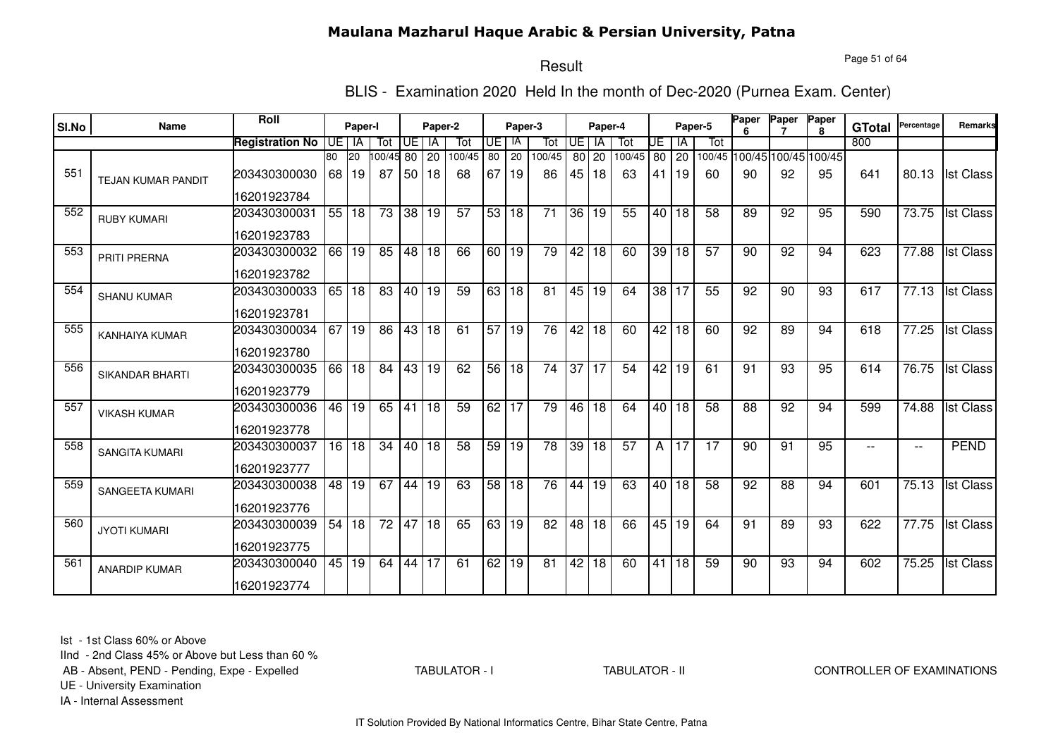# Maulana Mazharul Haque Arabic & Persian University, Patna

Result

BLIS - Examination 2020 Held In the month of Dec-2020 (Purnea Exam. Center)

| Sl.No | Name | Roll | Paper-I | | | Paper-2 | | | Paper-3 | | | Paper-4 | | | Paper-5 | | | Paper 6 | Paper 7 | Paper 8 | GTotal | Percentage | Remarks |
|---|---|---|---|---|---|---|---|---|---|---|---|---|---|---|---|---|---|---|---|---|---|---|---|
| | | Registration No | UE | IA | Tot | UE | IA | Tot | UE | IA | Tot | UE | IA | Tot | UE | IA | Tot | | | | 800 | | |
| | | | 80 | 20 | 100/45 | 80 | 20 | 100/45 | 80 | 20 | 100/45 | 80 | 20 | 100/45 | 80 | 20 | 100/45 | 100/45 | 100/45 | 100/45 | | | |
| 551 | TEJAN KUMAR PANDIT | 203430300030<br>16201923784 | 68 | 19 | 87 | 50 | 18 | 68 | 67 | 19 | 86 | 45 | 18 | 63 | 41 | 19 | 60 | 90 | 92 | 95 | 641 | 80.13 | Ist Class |
| 552 | RUBY KUMARI | 203430300031<br>16201923783 | 55 | 18 | 73 | 38 | 19 | 57 | 53 | 18 | 71 | 36 | 19 | 55 | 40 | 18 | 58 | 89 | 92 | 95 | 590 | 73.75 | Ist Class |
| 553 | PRITI PRERNA | 203430300032<br>16201923782 | 66 | 19 | 85 | 48 | 18 | 66 | 60 | 19 | 79 | 42 | 18 | 60 | 39 | 18 | 57 | 90 | 92 | 94 | 623 | 77.88 | Ist Class |
| 554 | SHANU KUMAR | 203430300033<br>16201923781 | 65 | 18 | 83 | 40 | 19 | 59 | 63 | 18 | 81 | 45 | 19 | 64 | 38 | 17 | 55 | 92 | 90 | 93 | 617 | 77.13 | Ist Class |
| 555 | KANHAIYA KUMAR | 203430300034<br>16201923780 | 67 | 19 | 86 | 43 | 18 | 61 | 57 | 19 | 76 | 42 | 18 | 60 | 42 | 18 | 60 | 92 | 89 | 94 | 618 | 77.25 | Ist Class |
| 556 | SIKANDAR BHARTI | 203430300035<br>16201923779 | 66 | 18 | 84 | 43 | 19 | 62 | 56 | 18 | 74 | 37 | 17 | 54 | 42 | 19 | 61 | 91 | 93 | 95 | 614 | 76.75 | Ist Class |
| 557 | VIKASH KUMAR | 203430300036<br>16201923778 | 46 | 19 | 65 | 41 | 18 | 59 | 62 | 17 | 79 | 46 | 18 | 64 | 40 | 18 | 58 | 88 | 92 | 94 | 599 | 74.88 | Ist Class |
| 558 | SANGITA KUMARI | 203430300037<br>16201923777 | 16 | 18 | 34 | 40 | 18 | 58 | 59 | 19 | 78 | 39 | 18 | 57 | A | 17 | 17 | 90 | 91 | 95 | -- | -- | PEND |
| 559 | SANGEETA KUMARI | 203430300038<br>16201923776 | 48 | 19 | 67 | 44 | 19 | 63 | 58 | 18 | 76 | 44 | 19 | 63 | 40 | 18 | 58 | 92 | 88 | 94 | 601 | 75.13 | Ist Class |
| 560 | JYOTI KUMARI | 203430300039<br>16201923775 | 54 | 18 | 72 | 47 | 18 | 65 | 63 | 19 | 82 | 48 | 18 | 66 | 45 | 19 | 64 | 91 | 89 | 93 | 622 | 77.75 | Ist Class |
| 561 | ANARDIP KUMAR | 203430300040<br>16201923774 | 45 | 19 | 64 | 44 | 17 | 61 | 62 | 19 | 81 | 42 | 18 | 60 | 41 | 18 | 59 | 90 | 93 | 94 | 602 | 75.25 | Ist Class |

Ist - 1st Class 60% or Above
IInd - 2nd Class 45% or Above but Less than 60 %
AB - Absent, PEND - Pending, Expe - Expelled
UE - University Examination
IA - Internal Assessment

TABULATOR - I TABULATOR - II CONTROLLER OF EXAMINATIONS

IT Solution Provided By National Informatics Centre, Bihar State Centre, Patna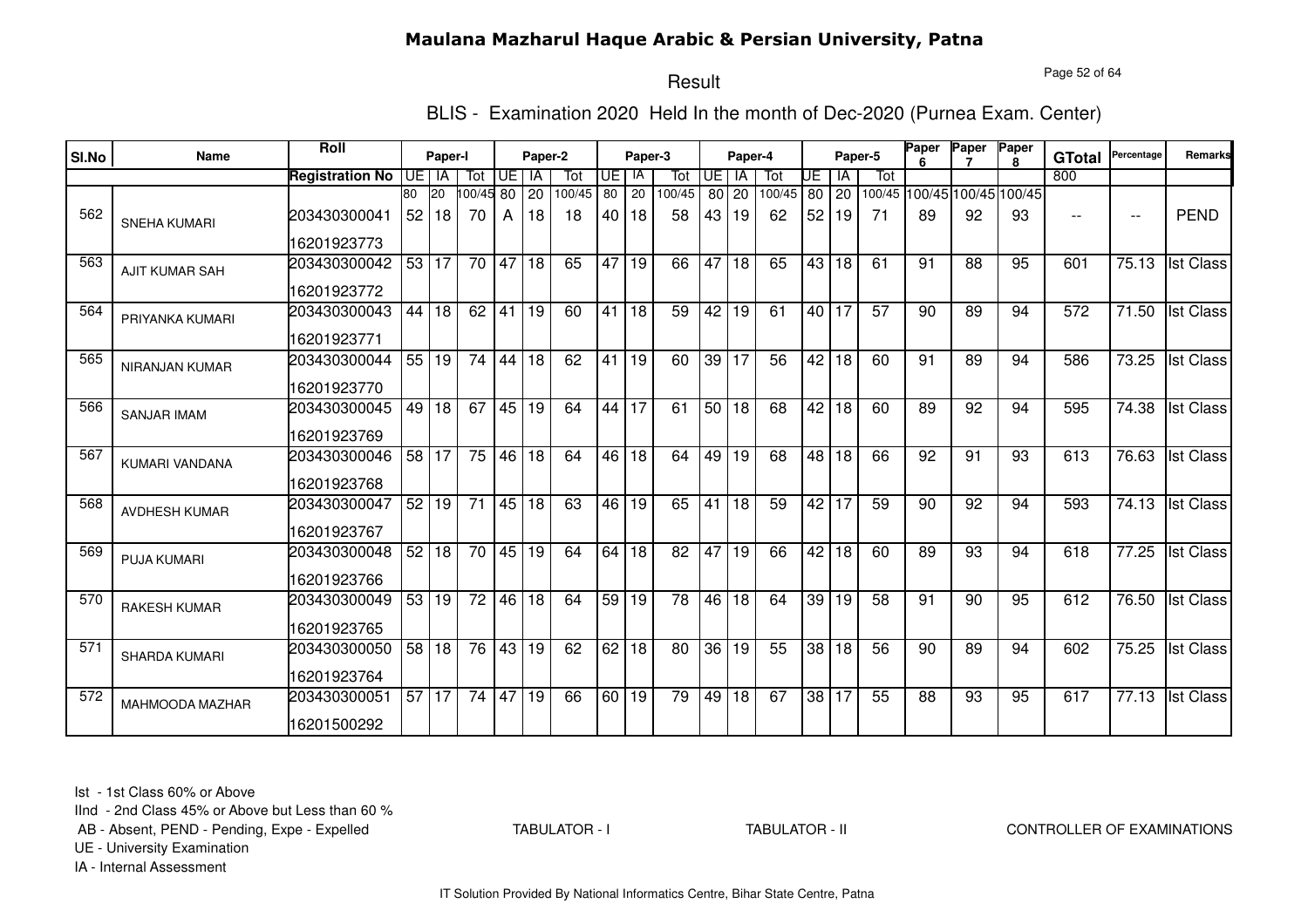# Maulana Mazharul Haque Arabic & Persian University, Patna

## Result

### BLIS - Examination 2020 Held In the month of Dec-2020 (Purnea Exam. Center)

| Sl.No | Name | Roll / Registration No | Paper-I UE | Paper-I IA | Paper-I Tot | Paper-2 UE | Paper-2 IA | Paper-2 Tot | Paper-3 UE | Paper-3 IA | Paper-3 Tot | Paper-4 UE | Paper-4 IA | Paper-4 Tot | Paper-5 UE | Paper-5 IA | Paper-5 Tot | Paper 6 | Paper 7 | Paper 8 | GTotal | Percentage | Remarks |
|---|---|---|---|---|---|---|---|---|---|---|---|---|---|---|---|---|---|---|---|---|---|---|---|
| | | | 80 | 20 | 100/45 | 80 | 20 | 100/45 | 80 | 20 | 100/45 | 80 | 20 | 100/45 | 80 | 20 | 100/45 | 100/45 | 100/45 | 100/45 | 800 | | |
| 562 | SNEHA KUMARI | 203430300041<br>16201923773 | 52 | 18 | 70 | A | 18 | 18 | 40 | 18 | 58 | 43 | 19 | 62 | 52 | 19 | 71 | 89 | 92 | 93 | -- | -- | PEND |
| 563 | AJIT KUMAR SAH | 203430300042<br>16201923772 | 53 | 17 | 70 | 47 | 18 | 65 | 47 | 19 | 66 | 47 | 18 | 65 | 43 | 18 | 61 | 91 | 88 | 95 | 601 | 75.13 | Ist Class |
| 564 | PRIYANKA KUMARI | 203430300043<br>16201923771 | 44 | 18 | 62 | 41 | 19 | 60 | 41 | 18 | 59 | 42 | 19 | 61 | 40 | 17 | 57 | 90 | 89 | 94 | 572 | 71.50 | Ist Class |
| 565 | NIRANJAN KUMAR | 203430300044<br>16201923770 | 55 | 19 | 74 | 44 | 18 | 62 | 41 | 19 | 60 | 39 | 17 | 56 | 42 | 18 | 60 | 91 | 89 | 94 | 586 | 73.25 | Ist Class |
| 566 | SANJAR IMAM | 203430300045<br>16201923769 | 49 | 18 | 67 | 45 | 19 | 64 | 44 | 17 | 61 | 50 | 18 | 68 | 42 | 18 | 60 | 89 | 92 | 94 | 595 | 74.38 | Ist Class |
| 567 | KUMARI VANDANA | 203430300046<br>16201923768 | 58 | 17 | 75 | 46 | 18 | 64 | 46 | 18 | 64 | 49 | 19 | 68 | 48 | 18 | 66 | 92 | 91 | 93 | 613 | 76.63 | Ist Class |
| 568 | AVDHESH KUMAR | 203430300047<br>16201923767 | 52 | 19 | 71 | 45 | 18 | 63 | 46 | 19 | 65 | 41 | 18 | 59 | 42 | 17 | 59 | 90 | 92 | 94 | 593 | 74.13 | Ist Class |
| 569 | PUJA KUMARI | 203430300048<br>16201923766 | 52 | 18 | 70 | 45 | 19 | 64 | 64 | 18 | 82 | 47 | 19 | 66 | 42 | 18 | 60 | 89 | 93 | 94 | 618 | 77.25 | Ist Class |
| 570 | RAKESH KUMAR | 203430300049<br>16201923765 | 53 | 19 | 72 | 46 | 18 | 64 | 59 | 19 | 78 | 46 | 18 | 64 | 39 | 19 | 58 | 91 | 90 | 95 | 612 | 76.50 | Ist Class |
| 571 | SHARDA KUMARI | 203430300050<br>16201923764 | 58 | 18 | 76 | 43 | 19 | 62 | 62 | 18 | 80 | 36 | 19 | 55 | 38 | 18 | 56 | 90 | 89 | 94 | 602 | 75.25 | Ist Class |
| 572 | MAHMOODA MAZHAR | 203430300051<br>16201500292 | 57 | 17 | 74 | 47 | 19 | 66 | 60 | 19 | 79 | 49 | 18 | 67 | 38 | 17 | 55 | 88 | 93 | 95 | 617 | 77.13 | Ist Class |

Ist - 1st Class 60% or Above
IInd - 2nd Class 45% or Above but Less than 60 %
AB - Absent, PEND - Pending, Expe - Expelled
UE - University Examination
IA - Internal Assessment

TABULATOR - I TABULATOR - II CONTROLLER OF EXAMINATIONS

IT Solution Provided By National Informatics Centre, Bihar State Centre, Patna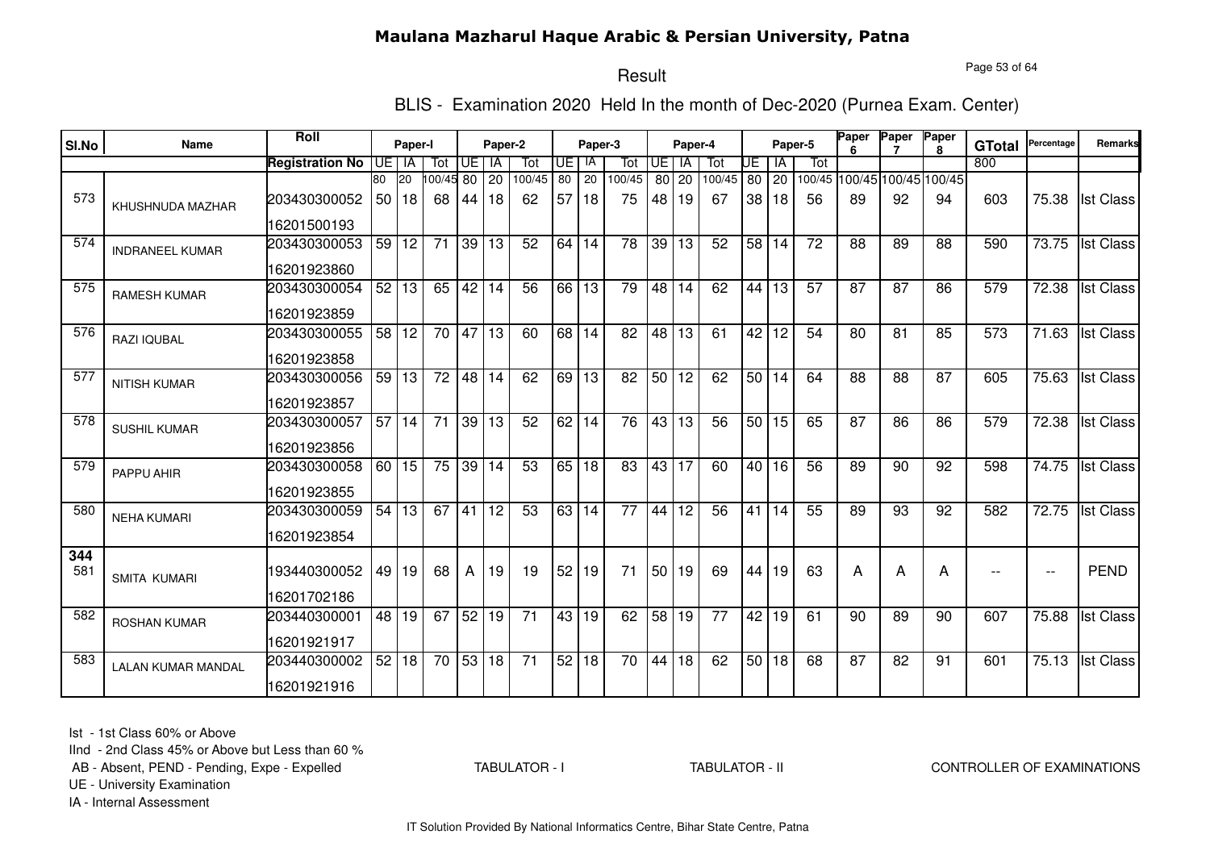# Maulana Mazharul Haque Arabic & Persian University, Patna

## Result

### BLIS - Examination 2020 Held In the month of Dec-2020 (Purnea Exam. Center)

| Sl.No | Name | Roll / Registration No | Paper-I UE | Paper-I IA | Paper-I Tot | Paper-2 UE | Paper-2 IA | Paper-2 Tot | Paper-3 UE | Paper-3 IA | Paper-3 Tot | Paper-4 UE | Paper-4 IA | Paper-4 Tot | Paper-5 UE | Paper-5 IA | Paper-5 Tot | Paper 6 | Paper 7 | Paper 8 | GTotal | Percentage | Remarks |
|---|---|---|---|---|---|---|---|---|---|---|---|---|---|---|---|---|---|---|---|---|---|---|---|
| | | | 80 | 20 | 100/45 | 80 | 20 | 100/45 | 80 | 20 | 100/45 | 80 | 20 | 100/45 | 80 | 20 | 100/45 | 100/45 | 100/45 | 100/45 | 800 | | |
| 573 | KHUSHNUDA MAZHAR | 203430300052 16201500193 | 50 | 18 | 68 | 44 | 18 | 62 | 57 | 18 | 75 | 48 | 19 | 67 | 38 | 18 | 56 | 89 | 92 | 94 | 603 | 75.38 | Ist Class |
| 574 | INDRANEEL KUMAR | 203430300053 16201923860 | 59 | 12 | 71 | 39 | 13 | 52 | 64 | 14 | 78 | 39 | 13 | 52 | 58 | 14 | 72 | 88 | 89 | 88 | 590 | 73.75 | Ist Class |
| 575 | RAMESH KUMAR | 203430300054 16201923859 | 52 | 13 | 65 | 42 | 14 | 56 | 66 | 13 | 79 | 48 | 14 | 62 | 44 | 13 | 57 | 87 | 87 | 86 | 579 | 72.38 | Ist Class |
| 576 | RAZI IQUBAL | 203430300055 16201923858 | 58 | 12 | 70 | 47 | 13 | 60 | 68 | 14 | 82 | 48 | 13 | 61 | 42 | 12 | 54 | 80 | 81 | 85 | 573 | 71.63 | Ist Class |
| 577 | NITISH KUMAR | 203430300056 16201923857 | 59 | 13 | 72 | 48 | 14 | 62 | 69 | 13 | 82 | 50 | 12 | 62 | 50 | 14 | 64 | 88 | 88 | 87 | 605 | 75.63 | Ist Class |
| 578 | SUSHIL KUMAR | 203430300057 16201923856 | 57 | 14 | 71 | 39 | 13 | 52 | 62 | 14 | 76 | 43 | 13 | 56 | 50 | 15 | 65 | 87 | 86 | 86 | 579 | 72.38 | Ist Class |
| 579 | PAPPU AHIR | 203430300058 16201923855 | 60 | 15 | 75 | 39 | 14 | 53 | 65 | 18 | 83 | 43 | 17 | 60 | 40 | 16 | 56 | 89 | 90 | 92 | 598 | 74.75 | Ist Class |
| 580 | NEHA KUMARI | 203430300059 16201923854 | 54 | 13 | 67 | 41 | 12 | 53 | 63 | 14 | 77 | 44 | 12 | 56 | 41 | 14 | 55 | 89 | 93 | 92 | 582 | 72.75 | Ist Class |
| 344 581 | SMITA KUMARI | 193440300052 16201702186 | 49 | 19 | 68 | A | 19 | 19 | 52 | 19 | 71 | 50 | 19 | 69 | 44 | 19 | 63 | A | A | A | -- | -- | PEND |
| 582 | ROSHAN KUMAR | 203440300001 16201921917 | 48 | 19 | 67 | 52 | 19 | 71 | 43 | 19 | 62 | 58 | 19 | 77 | 42 | 19 | 61 | 90 | 89 | 90 | 607 | 75.88 | Ist Class |
| 583 | LALAN KUMAR MANDAL | 203440300002 16201921916 | 52 | 18 | 70 | 53 | 18 | 71 | 52 | 18 | 70 | 44 | 18 | 62 | 50 | 18 | 68 | 87 | 82 | 91 | 601 | 75.13 | Ist Class |

Ist - 1st Class 60% or Above
IInd - 2nd Class 45% or Above but Less than 60 %
AB - Absent, PEND - Pending, Expe - Expelled
UE - University Examination
IA - Internal Assessment

TABULATOR - I TABULATOR - II CONTROLLER OF EXAMINATIONS

IT Solution Provided By National Informatics Centre, Bihar State Centre, Patna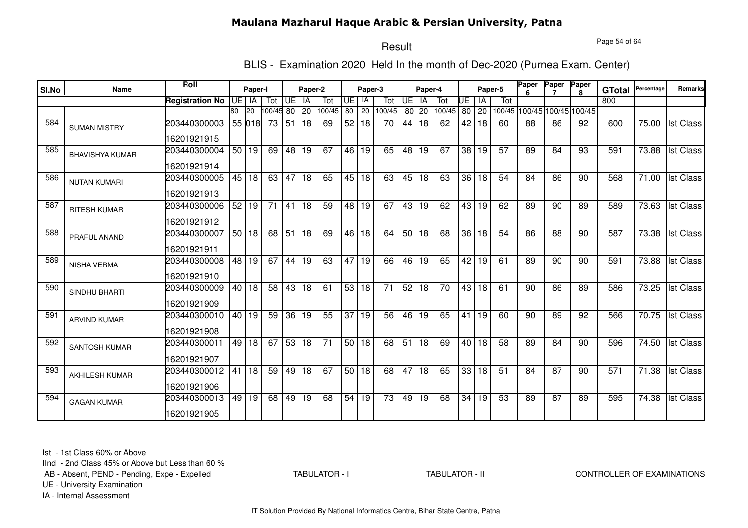# Maulana Mazharul Haque Arabic & Persian University, Patna

## Result

### BLIS - Examination 2020 Held In the month of Dec-2020 (Purnea Exam. Center)

| Sl.No | Name | Roll | Paper-I | | | Paper-2 | | | Paper-3 | | | Paper-4 | | | Paper-5 | | | Paper 6 | Paper 7 | Paper 8 | GTotal | Percentage | Remarks |
|---|---|---|---|---|---|---|---|---|---|---|---|---|---|---|---|---|---|---|---|---|---|---|---|
| | | Registration No | UE | IA | Tot | UE | IA | Tot | UE | IA | Tot | UE | IA | Tot | UE | IA | Tot | | | | 800 | | |
| | | | 80 | 20 | 100/45 | 80 | 20 | 100/45 | 80 | 20 | 100/45 | 80 | 20 | 100/45 | 80 | 20 | 100/45 | 100/45 | 100/45 | 100/45 | | | |
| 584 | SUMAN MISTRY | 203440300003<br>16201921915 | 55 | 018 | 73 | 51 | 18 | 69 | 52 | 18 | 70 | 44 | 18 | 62 | 42 | 18 | 60 | 88 | 86 | 92 | 600 | 75.00 | Ist Class |
| 585 | BHAVISHYA KUMAR | 203440300004<br>16201921914 | 50 | 19 | 69 | 48 | 19 | 67 | 46 | 19 | 65 | 48 | 19 | 67 | 38 | 19 | 57 | 89 | 84 | 93 | 591 | 73.88 | Ist Class |
| 586 | NUTAN KUMARI | 203440300005<br>16201921913 | 45 | 18 | 63 | 47 | 18 | 65 | 45 | 18 | 63 | 45 | 18 | 63 | 36 | 18 | 54 | 84 | 86 | 90 | 568 | 71.00 | Ist Class |
| 587 | RITESH KUMAR | 203440300006<br>16201921912 | 52 | 19 | 71 | 41 | 18 | 59 | 48 | 19 | 67 | 43 | 19 | 62 | 43 | 19 | 62 | 89 | 90 | 89 | 589 | 73.63 | Ist Class |
| 588 | PRAFUL ANAND | 203440300007<br>16201921911 | 50 | 18 | 68 | 51 | 18 | 69 | 46 | 18 | 64 | 50 | 18 | 68 | 36 | 18 | 54 | 86 | 88 | 90 | 587 | 73.38 | Ist Class |
| 589 | NISHA VERMA | 203440300008<br>16201921910 | 48 | 19 | 67 | 44 | 19 | 63 | 47 | 19 | 66 | 46 | 19 | 65 | 42 | 19 | 61 | 89 | 90 | 90 | 591 | 73.88 | Ist Class |
| 590 | SINDHU BHARTI | 203440300009<br>16201921909 | 40 | 18 | 58 | 43 | 18 | 61 | 53 | 18 | 71 | 52 | 18 | 70 | 43 | 18 | 61 | 90 | 86 | 89 | 586 | 73.25 | Ist Class |
| 591 | ARVIND KUMAR | 203440300010<br>16201921908 | 40 | 19 | 59 | 36 | 19 | 55 | 37 | 19 | 56 | 46 | 19 | 65 | 41 | 19 | 60 | 90 | 89 | 92 | 566 | 70.75 | Ist Class |
| 592 | SANTOSH KUMAR | 203440300011<br>16201921907 | 49 | 18 | 67 | 53 | 18 | 71 | 50 | 18 | 68 | 51 | 18 | 69 | 40 | 18 | 58 | 89 | 84 | 90 | 596 | 74.50 | Ist Class |
| 593 | AKHILESH KUMAR | 203440300012<br>16201921906 | 41 | 18 | 59 | 49 | 18 | 67 | 50 | 18 | 68 | 47 | 18 | 65 | 33 | 18 | 51 | 84 | 87 | 90 | 571 | 71.38 | Ist Class |
| 594 | GAGAN KUMAR | 203440300013<br>16201921905 | 49 | 19 | 68 | 49 | 19 | 68 | 54 | 19 | 73 | 49 | 19 | 68 | 34 | 19 | 53 | 89 | 87 | 89 | 595 | 74.38 | Ist Class |

Ist - 1st Class 60% or Above
IInd - 2nd Class 45% or Above but Less than 60 %
AB - Absent, PEND - Pending, Expe - Expelled
UE - University Examination
IA - Internal Assessment

TABULATOR - I TABULATOR - II CONTROLLER OF EXAMINATIONS

IT Solution Provided By National Informatics Centre, Bihar State Centre, Patna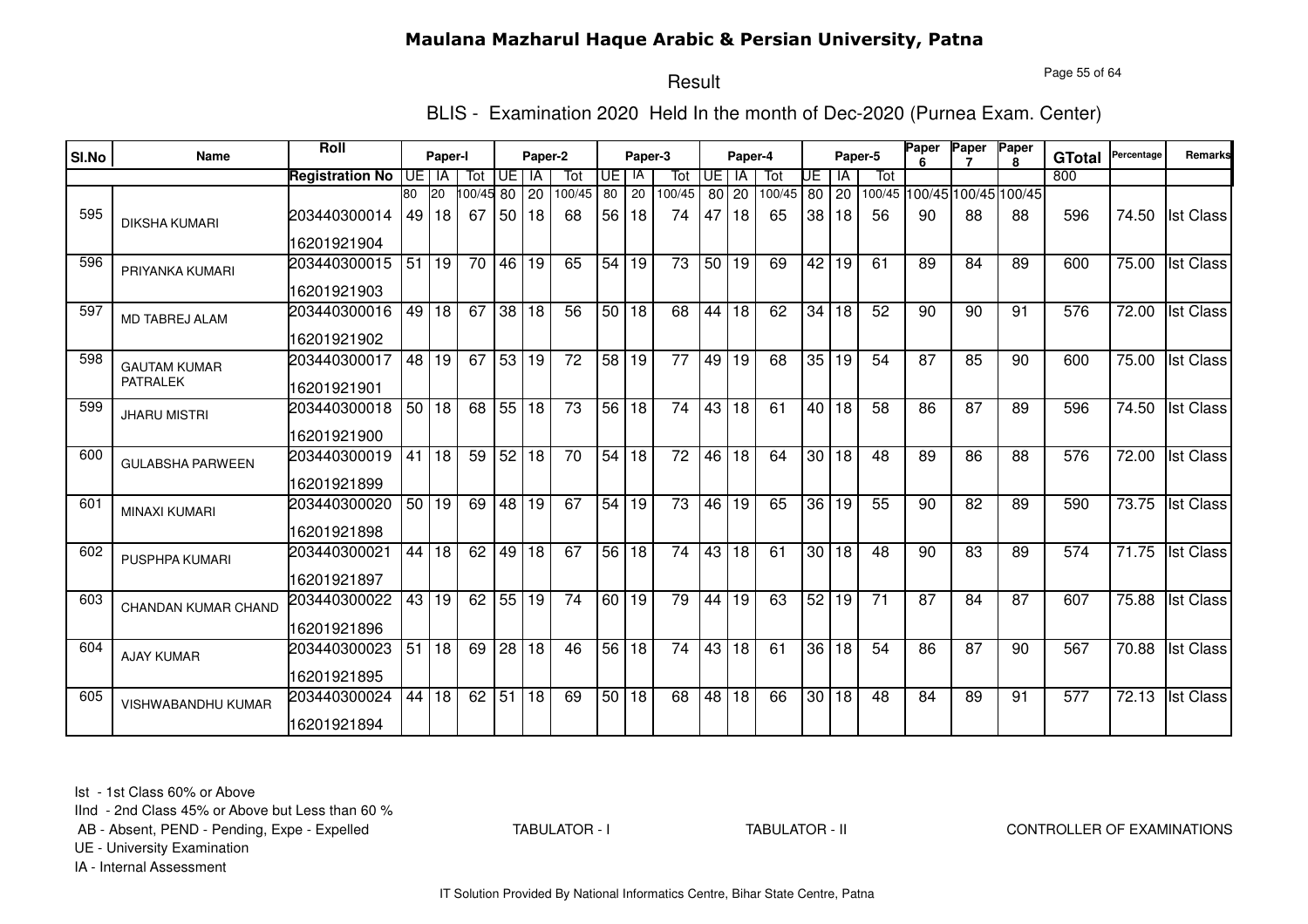# Maulana Mazharul Haque Arabic & Persian University, Patna

## Result

### BLIS - Examination 2020 Held In the month of Dec-2020 (Purnea Exam. Center)

| Sl.No | Name | Roll / Registration No | Paper-I UE | Paper-I IA | Paper-I Tot | Paper-2 UE | Paper-2 IA | Paper-2 Tot | Paper-3 UE | Paper-3 IA | Paper-3 Tot | Paper-4 UE | Paper-4 IA | Paper-4 Tot | Paper-5 UE | Paper-5 IA | Paper-5 Tot | Paper 6 | Paper 7 | Paper 8 | GTotal | Percentage | Remarks |
|---|---|---|---|---|---|---|---|---|---|---|---|---|---|---|---|---|---|---|---|---|---|---|---|
| | | | 80 | 20 | 100/45 | 80 | 20 | 100/45 | 80 | 20 | 100/45 | 80 | 20 | 100/45 | 80 | 20 | 100/45 | 100/45 | 100/45 | 100/45 | 800 | | |
| 595 | DIKSHA KUMARI | 203440300014 16201921904 | 49 | 18 | 67 | 50 | 18 | 68 | 56 | 18 | 74 | 47 | 18 | 65 | 38 | 18 | 56 | 90 | 88 | 88 | 596 | 74.50 | Ist Class |
| 596 | PRIYANKA KUMARI | 203440300015 16201921903 | 51 | 19 | 70 | 46 | 19 | 65 | 54 | 19 | 73 | 50 | 19 | 69 | 42 | 19 | 61 | 89 | 84 | 89 | 600 | 75.00 | Ist Class |
| 597 | MD TABREJ ALAM | 203440300016 16201921902 | 49 | 18 | 67 | 38 | 18 | 56 | 50 | 18 | 68 | 44 | 18 | 62 | 34 | 18 | 52 | 90 | 90 | 91 | 576 | 72.00 | Ist Class |
| 598 | GAUTAM KUMAR PATRALEK | 203440300017 16201921901 | 48 | 19 | 67 | 53 | 19 | 72 | 58 | 19 | 77 | 49 | 19 | 68 | 35 | 19 | 54 | 87 | 85 | 90 | 600 | 75.00 | Ist Class |
| 599 | JHARU MISTRI | 203440300018 16201921900 | 50 | 18 | 68 | 55 | 18 | 73 | 56 | 18 | 74 | 43 | 18 | 61 | 40 | 18 | 58 | 86 | 87 | 89 | 596 | 74.50 | Ist Class |
| 600 | GULABSHA PARWEEN | 203440300019 16201921899 | 41 | 18 | 59 | 52 | 18 | 70 | 54 | 18 | 72 | 46 | 18 | 64 | 30 | 18 | 48 | 89 | 86 | 88 | 576 | 72.00 | Ist Class |
| 601 | MINAXI KUMARI | 203440300020 16201921898 | 50 | 19 | 69 | 48 | 19 | 67 | 54 | 19 | 73 | 46 | 19 | 65 | 36 | 19 | 55 | 90 | 82 | 89 | 590 | 73.75 | Ist Class |
| 602 | PUSPHPA KUMARI | 203440300021 16201921897 | 44 | 18 | 62 | 49 | 18 | 67 | 56 | 18 | 74 | 43 | 18 | 61 | 30 | 18 | 48 | 90 | 83 | 89 | 574 | 71.75 | Ist Class |
| 603 | CHANDAN KUMAR CHAND | 203440300022 16201921896 | 43 | 19 | 62 | 55 | 19 | 74 | 60 | 19 | 79 | 44 | 19 | 63 | 52 | 19 | 71 | 87 | 84 | 87 | 607 | 75.88 | Ist Class |
| 604 | AJAY KUMAR | 203440300023 16201921895 | 51 | 18 | 69 | 28 | 18 | 46 | 56 | 18 | 74 | 43 | 18 | 61 | 36 | 18 | 54 | 86 | 87 | 90 | 567 | 70.88 | Ist Class |
| 605 | VISHWABANDHU KUMAR | 203440300024 16201921894 | 44 | 18 | 62 | 51 | 18 | 69 | 50 | 18 | 68 | 48 | 18 | 66 | 30 | 18 | 48 | 84 | 89 | 91 | 577 | 72.13 | Ist Class |

Ist - 1st Class 60% or Above
IInd - 2nd Class 45% or Above but Less than 60 %
AB - Absent, PEND - Pending, Expe - Expelled
UE - University Examination
IA - Internal Assessment

TABULATOR - I TABULATOR - II CONTROLLER OF EXAMINATIONS

IT Solution Provided By National Informatics Centre, Bihar State Centre, Patna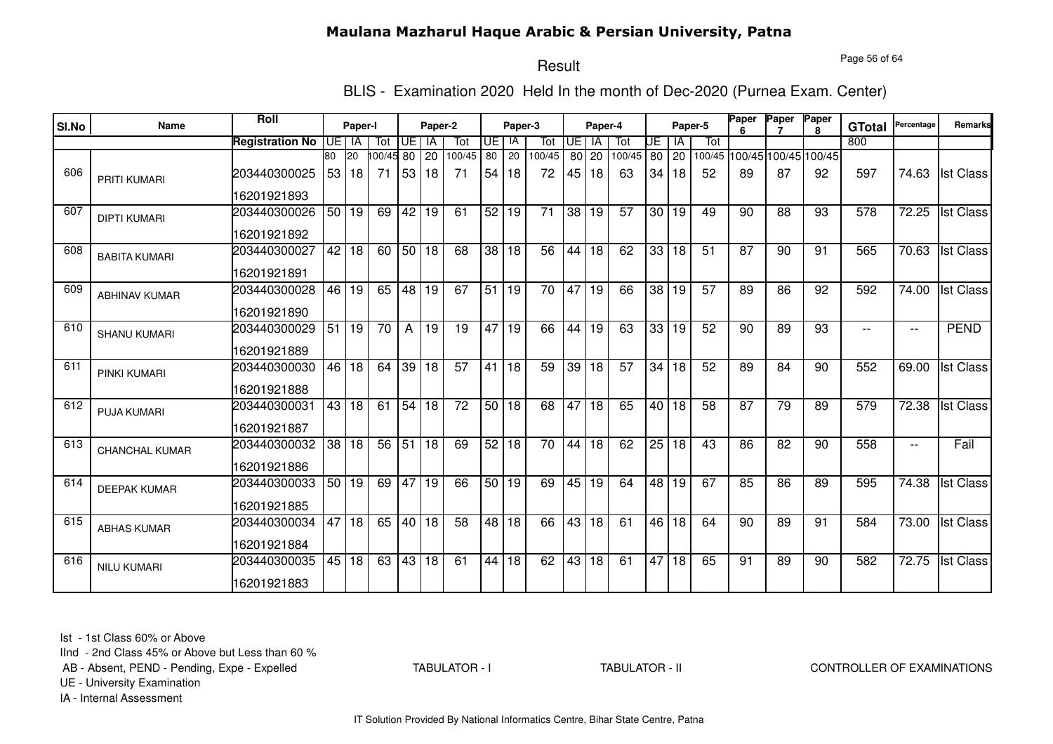# Maulana Mazharul Haque Arabic & Persian University, Patna

## Result

### BLIS - Examination 2020 Held In the month of Dec-2020 (Purnea Exam. Center)

| Sl.No | Name | Roll | Paper-I | | | Paper-2 | | | Paper-3 | | | Paper-4 | | | Paper-5 | | | Paper 6 | Paper 7 | Paper 8 | GTotal | Percentage | Remarks |
|---|---|---|---|---|---|---|---|---|---|---|---|---|---|---|---|---|---|---|---|---|---|---|---|
| | | Registration No | UE | IA | Tot | UE | IA | Tot | UE | IA | Tot | UE | IA | Tot | UE | IA | Tot | | | | 800 | | |
| | | | 80 | 20 | 100/45 | 80 | 20 | 100/45 | 80 | 20 | 100/45 | 80 | 20 | 100/45 | 80 | 20 | 100/45 | 100/45 | 100/45 | 100/45 | | | |
| 606 | PRITI KUMARI | 203440300025<br>16201921893 | 53 | 18 | 71 | 53 | 18 | 71 | 54 | 18 | 72 | 45 | 18 | 63 | 34 | 18 | 52 | 89 | 87 | 92 | 597 | 74.63 | Ist Class |
| 607 | DIPTI KUMARI | 203440300026<br>16201921892 | 50 | 19 | 69 | 42 | 19 | 61 | 52 | 19 | 71 | 38 | 19 | 57 | 30 | 19 | 49 | 90 | 88 | 93 | 578 | 72.25 | Ist Class |
| 608 | BABITA KUMARI | 203440300027<br>16201921891 | 42 | 18 | 60 | 50 | 18 | 68 | 38 | 18 | 56 | 44 | 18 | 62 | 33 | 18 | 51 | 87 | 90 | 91 | 565 | 70.63 | Ist Class |
| 609 | ABHINAV KUMAR | 203440300028<br>16201921890 | 46 | 19 | 65 | 48 | 19 | 67 | 51 | 19 | 70 | 47 | 19 | 66 | 38 | 19 | 57 | 89 | 86 | 92 | 592 | 74.00 | Ist Class |
| 610 | SHANU KUMARI | 203440300029<br>16201921889 | 51 | 19 | 70 | A | 19 | 19 | 47 | 19 | 66 | 44 | 19 | 63 | 33 | 19 | 52 | 90 | 89 | 93 | -- | -- | PEND |
| 611 | PINKI KUMARI | 203440300030<br>16201921888 | 46 | 18 | 64 | 39 | 18 | 57 | 41 | 18 | 59 | 39 | 18 | 57 | 34 | 18 | 52 | 89 | 84 | 90 | 552 | 69.00 | Ist Class |
| 612 | PUJA KUMARI | 203440300031<br>16201921887 | 43 | 18 | 61 | 54 | 18 | 72 | 50 | 18 | 68 | 47 | 18 | 65 | 40 | 18 | 58 | 87 | 79 | 89 | 579 | 72.38 | Ist Class |
| 613 | CHANCHAL KUMAR | 203440300032<br>16201921886 | 38 | 18 | 56 | 51 | 18 | 69 | 52 | 18 | 70 | 44 | 18 | 62 | 25 | 18 | 43 | 86 | 82 | 90 | 558 | -- | Fail |
| 614 | DEEPAK KUMAR | 203440300033<br>16201921885 | 50 | 19 | 69 | 47 | 19 | 66 | 50 | 19 | 69 | 45 | 19 | 64 | 48 | 19 | 67 | 85 | 86 | 89 | 595 | 74.38 | Ist Class |
| 615 | ABHAS KUMAR | 203440300034<br>16201921884 | 47 | 18 | 65 | 40 | 18 | 58 | 48 | 18 | 66 | 43 | 18 | 61 | 46 | 18 | 64 | 90 | 89 | 91 | 584 | 73.00 | Ist Class |
| 616 | NILU KUMARI | 203440300035<br>16201921883 | 45 | 18 | 63 | 43 | 18 | 61 | 44 | 18 | 62 | 43 | 18 | 61 | 47 | 18 | 65 | 91 | 89 | 90 | 582 | 72.75 | Ist Class |

Ist - 1st Class 60% or Above
IInd - 2nd Class 45% or Above but Less than 60 %
AB - Absent, PEND - Pending, Expe - Expelled
UE - University Examination
IA - Internal Assessment

TABULATOR - I TABULATOR - II CONTROLLER OF EXAMINATIONS

IT Solution Provided By National Informatics Centre, Bihar State Centre, Patna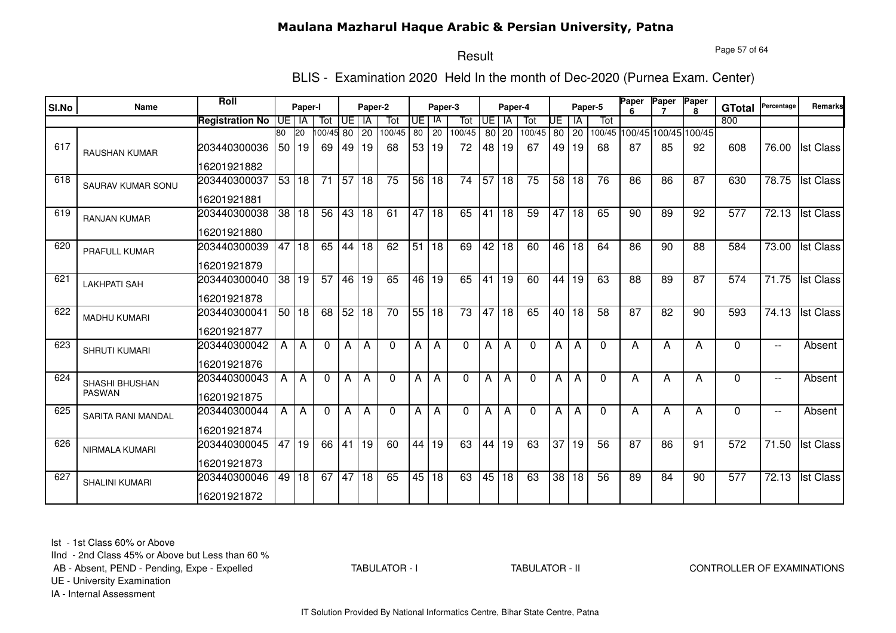# Maulana Mazharul Haque Arabic & Persian University, Patna

## Result

### BLIS - Examination 2020 Held In the month of Dec-2020 (Purnea Exam. Center)

| Sl.No | Name | Roll | Paper-I | | | Paper-2 | | | Paper-3 | | | Paper-4 | | | Paper-5 | | | Paper 6 | Paper 7 | Paper 8 | GTotal | Percentage | Remarks |
|---|---|---|---|---|---|---|---|---|---|---|---|---|---|---|---|---|---|---|---|---|---|---|---|
| | | Registration No | UE | IA | Tot | UE | IA | Tot | UE | IA | Tot | UE | IA | Tot | UE | IA | Tot | | | | 800 | | |
| | | | 80 | 20 | 100/45 | 80 | 20 | 100/45 | 80 | 20 | 100/45 | 80 | 20 | 100/45 | 80 | 20 | 100/45 | 100/45 | 100/45 | 100/45 | | | |
| 617 | RAUSHAN KUMAR | 203440300036<br>16201921882 | 50 | 19 | 69 | 49 | 19 | 68 | 53 | 19 | 72 | 48 | 19 | 67 | 49 | 19 | 68 | 87 | 85 | 92 | 608 | 76.00 | Ist Class |
| 618 | SAURAV KUMAR SONU | 203440300037<br>16201921881 | 53 | 18 | 71 | 57 | 18 | 75 | 56 | 18 | 74 | 57 | 18 | 75 | 58 | 18 | 76 | 86 | 86 | 87 | 630 | 78.75 | Ist Class |
| 619 | RANJAN KUMAR | 203440300038<br>16201921880 | 38 | 18 | 56 | 43 | 18 | 61 | 47 | 18 | 65 | 41 | 18 | 59 | 47 | 18 | 65 | 90 | 89 | 92 | 577 | 72.13 | Ist Class |
| 620 | PRAFULL KUMAR | 203440300039<br>16201921879 | 47 | 18 | 65 | 44 | 18 | 62 | 51 | 18 | 69 | 42 | 18 | 60 | 46 | 18 | 64 | 86 | 90 | 88 | 584 | 73.00 | Ist Class |
| 621 | LAKHPATI SAH | 203440300040<br>16201921878 | 38 | 19 | 57 | 46 | 19 | 65 | 46 | 19 | 65 | 41 | 19 | 60 | 44 | 19 | 63 | 88 | 89 | 87 | 574 | 71.75 | Ist Class |
| 622 | MADHU KUMARI | 203440300041<br>16201921877 | 50 | 18 | 68 | 52 | 18 | 70 | 55 | 18 | 73 | 47 | 18 | 65 | 40 | 18 | 58 | 87 | 82 | 90 | 593 | 74.13 | Ist Class |
| 623 | SHRUTI KUMARI | 203440300042<br>16201921876 | A | A | 0 | A | A | 0 | A | A | 0 | A | A | 0 | A | A | 0 | A | A | A | 0 | -- | Absent |
| 624 | SHASHI BHUSHAN PASWAN | 203440300043<br>16201921875 | A | A | 0 | A | A | 0 | A | A | 0 | A | A | 0 | A | A | 0 | A | A | A | 0 | -- | Absent |
| 625 | SARITA RANI MANDAL | 203440300044<br>16201921874 | A | A | 0 | A | A | 0 | A | A | 0 | A | A | 0 | A | A | 0 | A | A | A | 0 | -- | Absent |
| 626 | NIRMALA KUMARI | 203440300045<br>16201921873 | 47 | 19 | 66 | 41 | 19 | 60 | 44 | 19 | 63 | 44 | 19 | 63 | 37 | 19 | 56 | 87 | 86 | 91 | 572 | 71.50 | Ist Class |
| 627 | SHALINI KUMARI | 203440300046<br>16201921872 | 49 | 18 | 67 | 47 | 18 | 65 | 45 | 18 | 63 | 45 | 18 | 63 | 38 | 18 | 56 | 89 | 84 | 90 | 577 | 72.13 | Ist Class |

Ist - 1st Class 60% or Above
IInd - 2nd Class 45% or Above but Less than 60 %
AB - Absent, PEND - Pending, Expe - Expelled
UE - University Examination
IA - Internal Assessment

TABULATOR - I TABULATOR - II CONTROLLER OF EXAMINATIONS

IT Solution Provided By National Informatics Centre, Bihar State Centre, Patna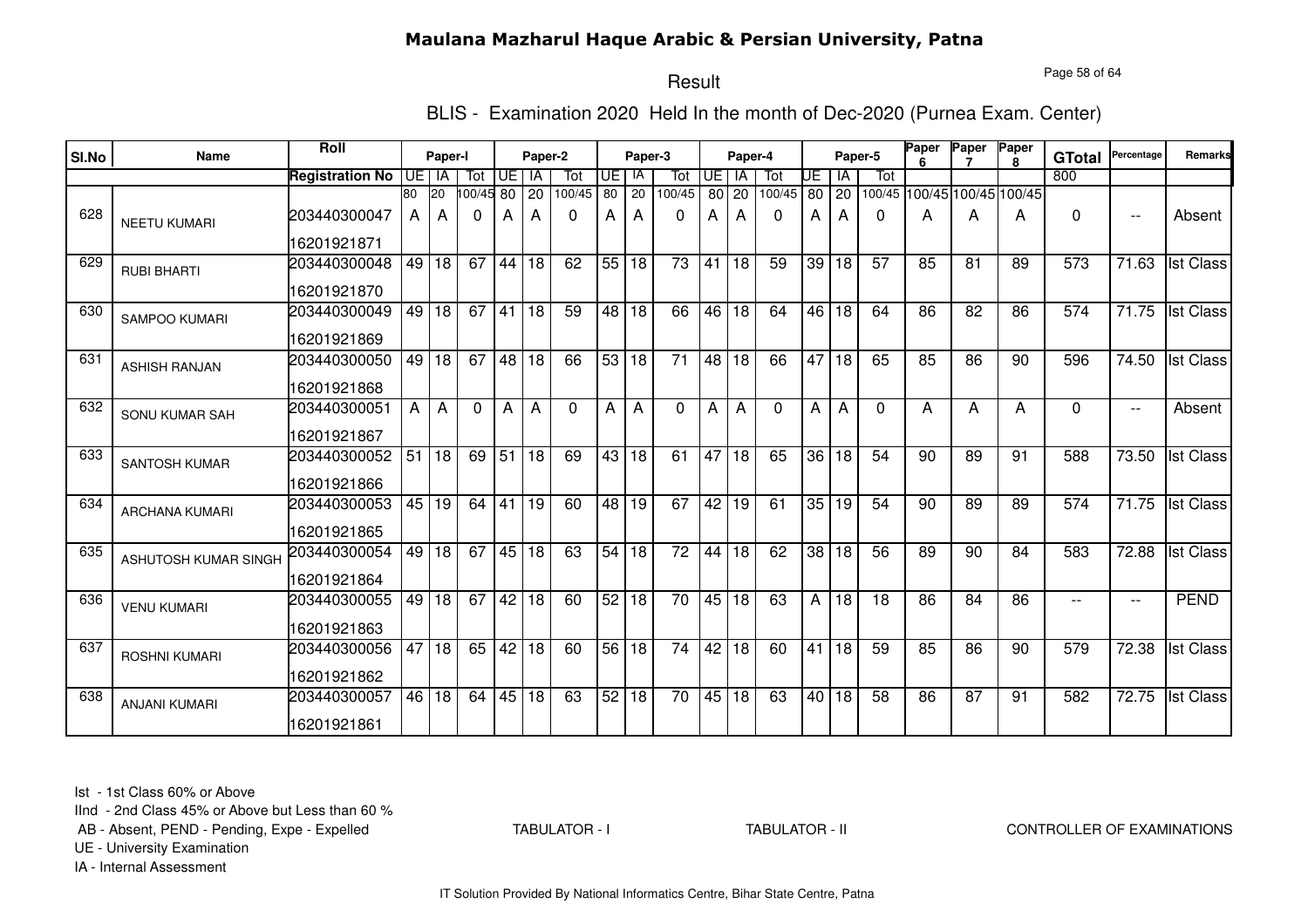# Maulana Mazharul Haque Arabic & Persian University, Patna

## Result

### BLIS - Examination 2020 Held In the month of Dec-2020 (Purnea Exam. Center)

| Sl.No | Name | Roll / Registration No | Paper-I UE (80) | Paper-I IA (20) | Paper-I Tot (100/45) | Paper-2 UE (80) | Paper-2 IA (20) | Paper-2 Tot (100/45) | Paper-3 UE (80) | Paper-3 IA (20) | Paper-3 Tot (100/45) | Paper-4 UE (80) | Paper-4 IA (20) | Paper-4 Tot (100/45) | Paper-5 UE (80) | Paper-5 IA (20) | Paper-5 Tot (100/45) | Paper 6 (100/45) | Paper 7 (100/45) | Paper 8 (100/45) | GTotal (800) | Percentage | Remarks |
|---|---|---|---|---|---|---|---|---|---|---|---|---|---|---|---|---|---|---|---|---|---|---|---|
| 628 | NEETU KUMARI | 203440300047 16201921871 | A | A | 0 | A | A | 0 | A | A | 0 | A | A | 0 | A | A | 0 | A | A | A | 0 | -- | Absent |
| 629 | RUBI BHARTI | 203440300048 16201921870 | 49 | 18 | 67 | 44 | 18 | 62 | 55 | 18 | 73 | 41 | 18 | 59 | 39 | 18 | 57 | 85 | 81 | 89 | 573 | 71.63 | Ist Class |
| 630 | SAMPOO KUMARI | 203440300049 16201921869 | 49 | 18 | 67 | 41 | 18 | 59 | 48 | 18 | 66 | 46 | 18 | 64 | 46 | 18 | 64 | 86 | 82 | 86 | 574 | 71.75 | Ist Class |
| 631 | ASHISH RANJAN | 203440300050 16201921868 | 49 | 18 | 67 | 48 | 18 | 66 | 53 | 18 | 71 | 48 | 18 | 66 | 47 | 18 | 65 | 85 | 86 | 90 | 596 | 74.50 | Ist Class |
| 632 | SONU KUMAR SAH | 203440300051 16201921867 | A | A | 0 | A | A | 0 | A | A | 0 | A | A | 0 | A | A | 0 | A | A | A | 0 | -- | Absent |
| 633 | SANTOSH KUMAR | 203440300052 16201921866 | 51 | 18 | 69 | 51 | 18 | 69 | 43 | 18 | 61 | 47 | 18 | 65 | 36 | 18 | 54 | 90 | 89 | 91 | 588 | 73.50 | Ist Class |
| 634 | ARCHANA KUMARI | 203440300053 16201921865 | 45 | 19 | 64 | 41 | 19 | 60 | 48 | 19 | 67 | 42 | 19 | 61 | 35 | 19 | 54 | 90 | 89 | 89 | 574 | 71.75 | Ist Class |
| 635 | ASHUTOSH KUMAR SINGH | 203440300054 16201921864 | 49 | 18 | 67 | 45 | 18 | 63 | 54 | 18 | 72 | 44 | 18 | 62 | 38 | 18 | 56 | 89 | 90 | 84 | 583 | 72.88 | Ist Class |
| 636 | VENU KUMARI | 203440300055 16201921863 | 49 | 18 | 67 | 42 | 18 | 60 | 52 | 18 | 70 | 45 | 18 | 63 | A | 18 | 18 | 86 | 84 | 86 | -- | -- | PEND |
| 637 | ROSHNI KUMARI | 203440300056 16201921862 | 47 | 18 | 65 | 42 | 18 | 60 | 56 | 18 | 74 | 42 | 18 | 60 | 41 | 18 | 59 | 85 | 86 | 90 | 579 | 72.38 | Ist Class |
| 638 | ANJANI KUMARI | 203440300057 16201921861 | 46 | 18 | 64 | 45 | 18 | 63 | 52 | 18 | 70 | 45 | 18 | 63 | 40 | 18 | 58 | 86 | 87 | 91 | 582 | 72.75 | Ist Class |

Ist - 1st Class 60% or Above
IInd - 2nd Class 45% or Above but Less than 60 %
AB - Absent, PEND - Pending, Expe - Expelled
UE - University Examination
IA - Internal Assessment

TABULATOR - I TABULATOR - II CONTROLLER OF EXAMINATIONS

IT Solution Provided By National Informatics Centre, Bihar State Centre, Patna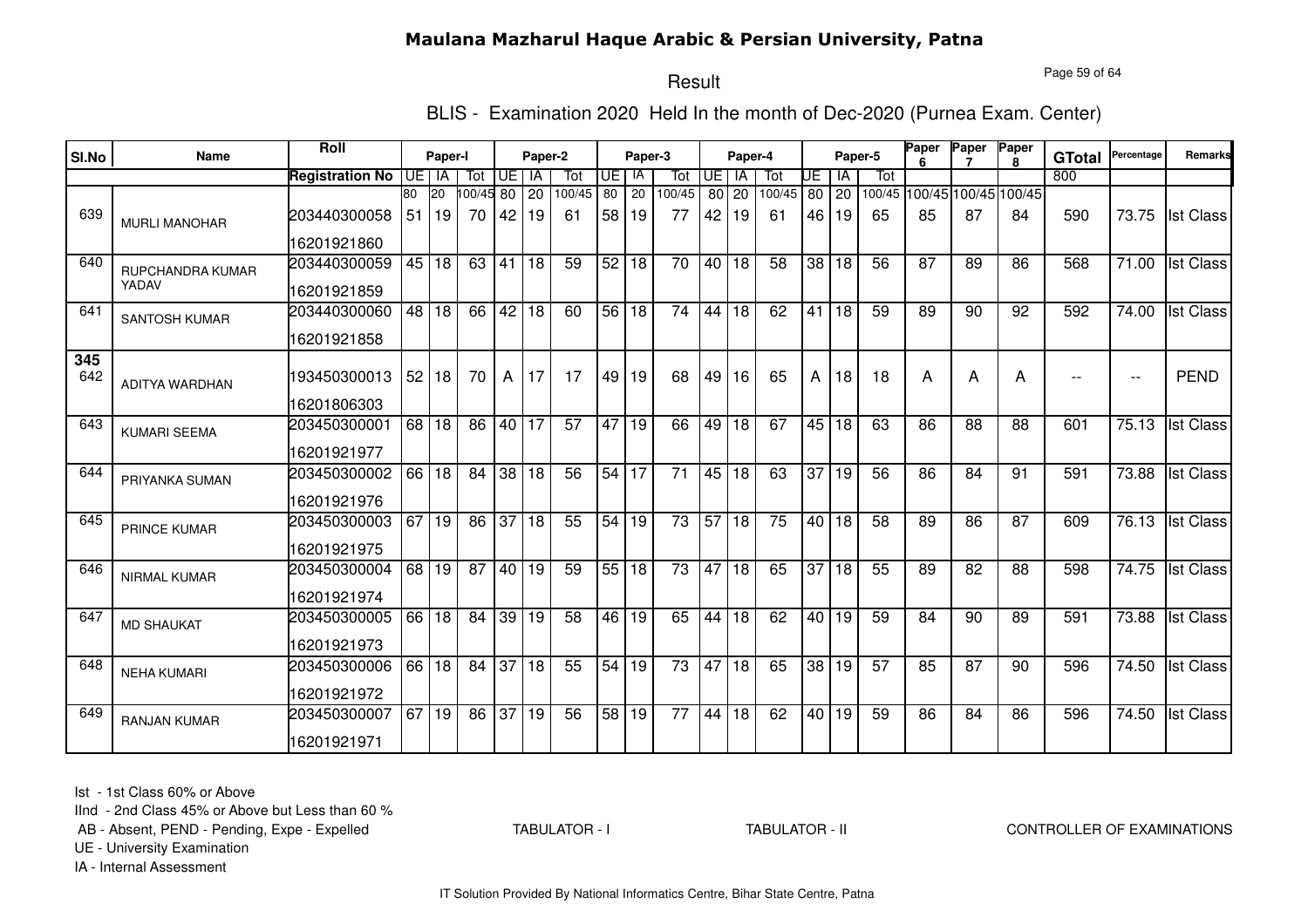# Maulana Mazharul Haque Arabic & Persian University, Patna

## Result

### BLIS - Examination 2020 Held In the month of Dec-2020 (Purnea Exam. Center)

| Sl.No | Name | Roll | Paper-I | | | Paper-2 | | | Paper-3 | | | Paper-4 | | | Paper-5 | | | Paper 6 | Paper 7 | Paper 8 | GTotal | Percentage | Remarks |
|---|---|---|---|---|---|---|---|---|---|---|---|---|---|---|---|---|---|---|---|---|---|---|---|
| | | Registration No | UE | IA | Tot | UE | IA | Tot | UE | IA | Tot | UE | IA | Tot | UE | IA | Tot | | | | 800 | | |
| | | | 80 | 20 | 100/45 | 80 | 20 | 100/45 | 80 | 20 | 100/45 | 80 | 20 | 100/45 | 80 | 20 | 100/45 | 100/45 | 100/45 | 100/45 | | | |
| 639 | MURLI MANOHAR | 203440300058<br>16201921860 | 51 | 19 | 70 | 42 | 19 | 61 | 58 | 19 | 77 | 42 | 19 | 61 | 46 | 19 | 65 | 85 | 87 | 84 | 590 | 73.75 | Ist Class |
| 640 | RUPCHANDRA KUMAR YADAV | 203440300059<br>16201921859 | 45 | 18 | 63 | 41 | 18 | 59 | 52 | 18 | 70 | 40 | 18 | 58 | 38 | 18 | 56 | 87 | 89 | 86 | 568 | 71.00 | Ist Class |
| 641 | SANTOSH KUMAR | 203440300060<br>16201921858 | 48 | 18 | 66 | 42 | 18 | 60 | 56 | 18 | 74 | 44 | 18 | 62 | 41 | 18 | 59 | 89 | 90 | 92 | 592 | 74.00 | Ist Class |
| 345<br>642 | ADITYA WARDHAN | 193450300013<br>16201806303 | 52 | 18 | 70 | A | 17 | 17 | 49 | 19 | 68 | 49 | 16 | 65 | A | 18 | 18 | A | A | A | -- | -- | PEND |
| 643 | KUMARI SEEMA | 203450300001<br>16201921977 | 68 | 18 | 86 | 40 | 17 | 57 | 47 | 19 | 66 | 49 | 18 | 67 | 45 | 18 | 63 | 86 | 88 | 88 | 601 | 75.13 | Ist Class |
| 644 | PRIYANKA SUMAN | 203450300002<br>16201921976 | 66 | 18 | 84 | 38 | 18 | 56 | 54 | 17 | 71 | 45 | 18 | 63 | 37 | 19 | 56 | 86 | 84 | 91 | 591 | 73.88 | Ist Class |
| 645 | PRINCE KUMAR | 203450300003<br>16201921975 | 67 | 19 | 86 | 37 | 18 | 55 | 54 | 19 | 73 | 57 | 18 | 75 | 40 | 18 | 58 | 89 | 86 | 87 | 609 | 76.13 | Ist Class |
| 646 | NIRMAL KUMAR | 203450300004<br>16201921974 | 68 | 19 | 87 | 40 | 19 | 59 | 55 | 18 | 73 | 47 | 18 | 65 | 37 | 18 | 55 | 89 | 82 | 88 | 598 | 74.75 | Ist Class |
| 647 | MD SHAUKAT | 203450300005<br>16201921973 | 66 | 18 | 84 | 39 | 19 | 58 | 46 | 19 | 65 | 44 | 18 | 62 | 40 | 19 | 59 | 84 | 90 | 89 | 591 | 73.88 | Ist Class |
| 648 | NEHA KUMARI | 203450300006<br>16201921972 | 66 | 18 | 84 | 37 | 18 | 55 | 54 | 19 | 73 | 47 | 18 | 65 | 38 | 19 | 57 | 85 | 87 | 90 | 596 | 74.50 | Ist Class |
| 649 | RANJAN KUMAR | 203450300007<br>16201921971 | 67 | 19 | 86 | 37 | 19 | 56 | 58 | 19 | 77 | 44 | 18 | 62 | 40 | 19 | 59 | 86 | 84 | 86 | 596 | 74.50 | Ist Class |

Ist - 1st Class 60% or Above

IInd - 2nd Class 45% or Above but Less than 60 %

AB - Absent, PEND - Pending, Expe - Expelled

UE - University Examination

IA - Internal Assessment

TABULATOR - I TABULATOR - II CONTROLLER OF EXAMINATIONS

IT Solution Provided By National Informatics Centre, Bihar State Centre, Patna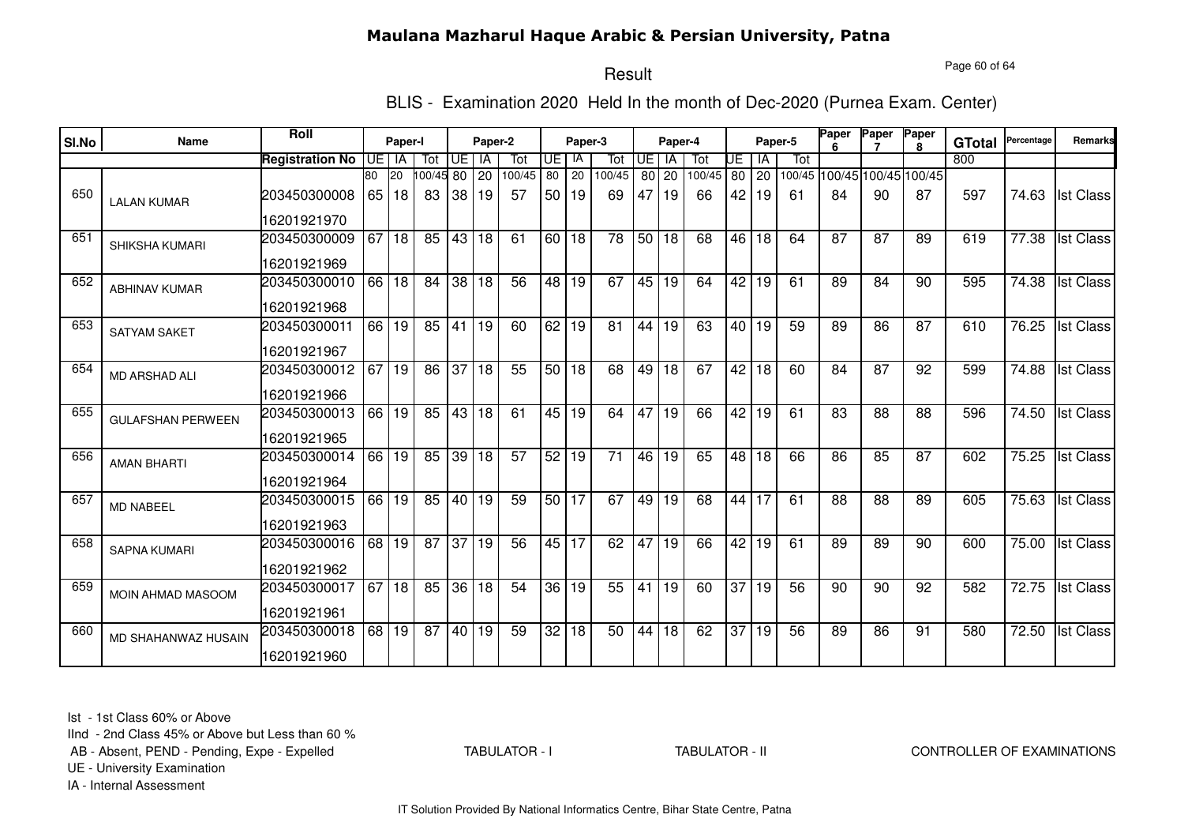# Maulana Mazharul Haque Arabic & Persian University, Patna

## Result

### BLIS - Examination 2020 Held In the month of Dec-2020 (Purnea Exam. Center)

| Sl.No | Name | Roll | Paper-I | | | Paper-2 | | | Paper-3 | | | Paper-4 | | | Paper-5 | | | Paper 6 | Paper 7 | Paper 8 | GTotal | Percentage | Remarks |
|---|---|---|---|---|---|---|---|---|---|---|---|---|---|---|---|---|---|---|---|---|---|---|---|
| | | Registration No | UE | IA | Tot | UE | IA | Tot | UE | IA | Tot | UE | IA | Tot | UE | IA | Tot | | | | | | |
| | | | 80 | 20 | 100/45 | 80 | 20 | 100/45 | 80 | 20 | 100/45 | 80 | 20 | 100/45 | 80 | 20 | 100/45 | 100/45 | 100/45 | 100/45 | 800 | | |
| 650 | LALAN KUMAR | 203450300008<br>16201921970 | 65 | 18 | 83 | 38 | 19 | 57 | 50 | 19 | 69 | 47 | 19 | 66 | 42 | 19 | 61 | 84 | 90 | 87 | 597 | 74.63 | Ist Class |
| 651 | SHIKSHA KUMARI | 203450300009<br>16201921969 | 67 | 18 | 85 | 43 | 18 | 61 | 60 | 18 | 78 | 50 | 18 | 68 | 46 | 18 | 64 | 87 | 87 | 89 | 619 | 77.38 | Ist Class |
| 652 | ABHINAV KUMAR | 203450300010<br>16201921968 | 66 | 18 | 84 | 38 | 18 | 56 | 48 | 19 | 67 | 45 | 19 | 64 | 42 | 19 | 61 | 89 | 84 | 90 | 595 | 74.38 | Ist Class |
| 653 | SATYAM SAKET | 203450300011<br>16201921967 | 66 | 19 | 85 | 41 | 19 | 60 | 62 | 19 | 81 | 44 | 19 | 63 | 40 | 19 | 59 | 89 | 86 | 87 | 610 | 76.25 | Ist Class |
| 654 | MD ARSHAD ALI | 203450300012<br>16201921966 | 67 | 19 | 86 | 37 | 18 | 55 | 50 | 18 | 68 | 49 | 18 | 67 | 42 | 18 | 60 | 84 | 87 | 92 | 599 | 74.88 | Ist Class |
| 655 | GULAFSHAN PERWEEN | 203450300013<br>16201921965 | 66 | 19 | 85 | 43 | 18 | 61 | 45 | 19 | 64 | 47 | 19 | 66 | 42 | 19 | 61 | 83 | 88 | 88 | 596 | 74.50 | Ist Class |
| 656 | AMAN BHARTI | 203450300014<br>16201921964 | 66 | 19 | 85 | 39 | 18 | 57 | 52 | 19 | 71 | 46 | 19 | 65 | 48 | 18 | 66 | 86 | 85 | 87 | 602 | 75.25 | Ist Class |
| 657 | MD NABEEL | 203450300015<br>16201921963 | 66 | 19 | 85 | 40 | 19 | 59 | 50 | 17 | 67 | 49 | 19 | 68 | 44 | 17 | 61 | 88 | 88 | 89 | 605 | 75.63 | Ist Class |
| 658 | SAPNA KUMARI | 203450300016<br>16201921962 | 68 | 19 | 87 | 37 | 19 | 56 | 45 | 17 | 62 | 47 | 19 | 66 | 42 | 19 | 61 | 89 | 89 | 90 | 600 | 75.00 | Ist Class |
| 659 | MOIN AHMAD MASOOM | 203450300017<br>16201921961 | 67 | 18 | 85 | 36 | 18 | 54 | 36 | 19 | 55 | 41 | 19 | 60 | 37 | 19 | 56 | 90 | 90 | 92 | 582 | 72.75 | Ist Class |
| 660 | MD SHAHANWAZ HUSAIN | 203450300018<br>16201921960 | 68 | 19 | 87 | 40 | 19 | 59 | 32 | 18 | 50 | 44 | 18 | 62 | 37 | 19 | 56 | 89 | 86 | 91 | 580 | 72.50 | Ist Class |

Ist - 1st Class 60% or Above
IInd - 2nd Class 45% or Above but Less than 60 %
AB - Absent, PEND - Pending, Expe - Expelled
UE - University Examination
IA - Internal Assessment

TABULATOR - I　　TABULATOR - II　　CONTROLLER OF EXAMINATIONS

IT Solution Provided By National Informatics Centre, Bihar State Centre, Patna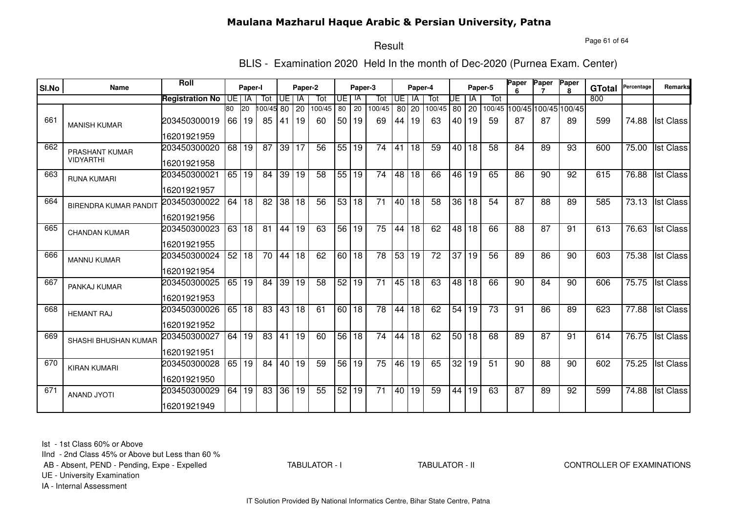# Maulana Mazharul Haque Arabic & Persian University, Patna

## Result

### BLIS - Examination 2020 Held In the month of Dec-2020 (Purnea Exam. Center)

| Sl.No | Name | Roll / Registration No | Paper-I UE | Paper-I IA | Paper-I Tot | Paper-2 UE | Paper-2 IA | Paper-2 Tot | Paper-3 UE | Paper-3 IA | Paper-3 Tot | Paper-4 UE | Paper-4 IA | Paper-4 Tot | Paper-5 UE | Paper-5 IA | Paper-5 Tot | Paper 6 | Paper 7 | Paper 8 | GTotal | Percentage | Remarks |
|---|---|---|---|---|---|---|---|---|---|---|---|---|---|---|---|---|---|---|---|---|---|---|---|
| | | | 80 | 20 | 100/45 | 80 | 20 | 100/45 | 80 | 20 | 100/45 | 80 | 20 | 100/45 | 80 | 20 | 100/45 | 100/45 | 100/45 | 100/45 | 800 | | |
| 661 | MANISH KUMAR | 203450300019 16201921959 | 66 | 19 | 85 | 41 | 19 | 60 | 50 | 19 | 69 | 44 | 19 | 63 | 40 | 19 | 59 | 87 | 87 | 89 | 599 | 74.88 | Ist Class |
| 662 | PRASHANT KUMAR VIDYARTHI | 203450300020 16201921958 | 68 | 19 | 87 | 39 | 17 | 56 | 55 | 19 | 74 | 41 | 18 | 59 | 40 | 18 | 58 | 84 | 89 | 93 | 600 | 75.00 | Ist Class |
| 663 | RUNA KUMARI | 203450300021 16201921957 | 65 | 19 | 84 | 39 | 19 | 58 | 55 | 19 | 74 | 48 | 18 | 66 | 46 | 19 | 65 | 86 | 90 | 92 | 615 | 76.88 | Ist Class |
| 664 | BIRENDRA KUMAR PANDIT | 203450300022 16201921956 | 64 | 18 | 82 | 38 | 18 | 56 | 53 | 18 | 71 | 40 | 18 | 58 | 36 | 18 | 54 | 87 | 88 | 89 | 585 | 73.13 | Ist Class |
| 665 | CHANDAN KUMAR | 203450300023 16201921955 | 63 | 18 | 81 | 44 | 19 | 63 | 56 | 19 | 75 | 44 | 18 | 62 | 48 | 18 | 66 | 88 | 87 | 91 | 613 | 76.63 | Ist Class |
| 666 | MANNU KUMAR | 203450300024 16201921954 | 52 | 18 | 70 | 44 | 18 | 62 | 60 | 18 | 78 | 53 | 19 | 72 | 37 | 19 | 56 | 89 | 86 | 90 | 603 | 75.38 | Ist Class |
| 667 | PANKAJ KUMAR | 203450300025 16201921953 | 65 | 19 | 84 | 39 | 19 | 58 | 52 | 19 | 71 | 45 | 18 | 63 | 48 | 18 | 66 | 90 | 84 | 90 | 606 | 75.75 | Ist Class |
| 668 | HEMANT RAJ | 203450300026 16201921952 | 65 | 18 | 83 | 43 | 18 | 61 | 60 | 18 | 78 | 44 | 18 | 62 | 54 | 19 | 73 | 91 | 86 | 89 | 623 | 77.88 | Ist Class |
| 669 | SHASHI BHUSHAN KUMAR | 203450300027 16201921951 | 64 | 19 | 83 | 41 | 19 | 60 | 56 | 18 | 74 | 44 | 18 | 62 | 50 | 18 | 68 | 89 | 87 | 91 | 614 | 76.75 | Ist Class |
| 670 | KIRAN KUMARI | 203450300028 16201921950 | 65 | 19 | 84 | 40 | 19 | 59 | 56 | 19 | 75 | 46 | 19 | 65 | 32 | 19 | 51 | 90 | 88 | 90 | 602 | 75.25 | Ist Class |
| 671 | ANAND JYOTI | 203450300029 16201921949 | 64 | 19 | 83 | 36 | 19 | 55 | 52 | 19 | 71 | 40 | 19 | 59 | 44 | 19 | 63 | 87 | 89 | 92 | 599 | 74.88 | Ist Class |

Ist - 1st Class 60% or Above
IInd - 2nd Class 45% or Above but Less than 60 %
AB - Absent, PEND - Pending, Expe - Expelled
UE - University Examination
IA - Internal Assessment

TABULATOR - I TABULATOR - II CONTROLLER OF EXAMINATIONS

IT Solution Provided By National Informatics Centre, Bihar State Centre, Patna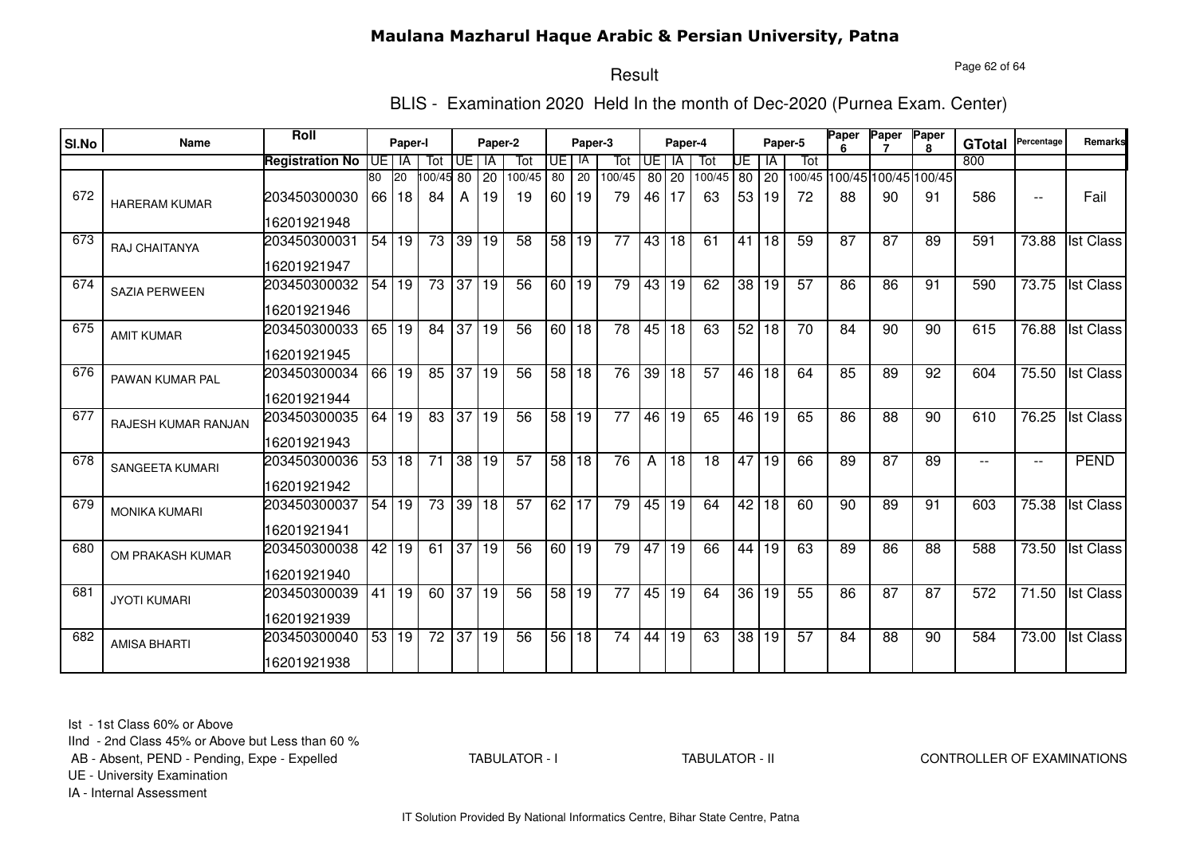# Maulana Mazharul Haque Arabic & Persian University, Patna

## Result

### BLIS - Examination 2020 Held In the month of Dec-2020 (Purnea Exam. Center)

| Sl.No | Name | Roll / Registration No | Paper-I UE | Paper-I IA | Paper-I Tot | Paper-2 UE | Paper-2 IA | Paper-2 Tot | Paper-3 UE | Paper-3 IA | Paper-3 Tot | Paper-4 UE | Paper-4 IA | Paper-4 Tot | Paper-5 UE | Paper-5 IA | Paper-5 Tot | Paper 6 | Paper 7 | Paper 8 | GTotal | Percentage | Remarks |
|---|---|---|---|---|---|---|---|---|---|---|---|---|---|---|---|---|---|---|---|---|---|---|---|
| | | | 80 | 20 | 100/45 | 80 | 20 | 100/45 | 80 | 20 | 100/45 | 80 | 20 | 100/45 | 80 | 20 | 100/45 | 100/45 | 100/45 | 100/45 | 800 | | |
| 672 | HARERAM KUMAR | 203450300030 16201921948 | 66 | 18 | 84 | A | 19 | 19 | 60 | 19 | 79 | 46 | 17 | 63 | 53 | 19 | 72 | 88 | 90 | 91 | 586 | -- | Fail |
| 673 | RAJ CHAITANYA | 203450300031 16201921947 | 54 | 19 | 73 | 39 | 19 | 58 | 58 | 19 | 77 | 43 | 18 | 61 | 41 | 18 | 59 | 87 | 87 | 89 | 591 | 73.88 | Ist Class |
| 674 | SAZIA PERWEEN | 203450300032 16201921946 | 54 | 19 | 73 | 37 | 19 | 56 | 60 | 19 | 79 | 43 | 19 | 62 | 38 | 19 | 57 | 86 | 86 | 91 | 590 | 73.75 | Ist Class |
| 675 | AMIT KUMAR | 203450300033 16201921945 | 65 | 19 | 84 | 37 | 19 | 56 | 60 | 18 | 78 | 45 | 18 | 63 | 52 | 18 | 70 | 84 | 90 | 90 | 615 | 76.88 | Ist Class |
| 676 | PAWAN KUMAR PAL | 203450300034 16201921944 | 66 | 19 | 85 | 37 | 19 | 56 | 58 | 18 | 76 | 39 | 18 | 57 | 46 | 18 | 64 | 85 | 89 | 92 | 604 | 75.50 | Ist Class |
| 677 | RAJESH KUMAR RANJAN | 203450300035 16201921943 | 64 | 19 | 83 | 37 | 19 | 56 | 58 | 19 | 77 | 46 | 19 | 65 | 46 | 19 | 65 | 86 | 88 | 90 | 610 | 76.25 | Ist Class |
| 678 | SANGEETA KUMARI | 203450300036 16201921942 | 53 | 18 | 71 | 38 | 19 | 57 | 58 | 18 | 76 | A | 18 | 18 | 47 | 19 | 66 | 89 | 87 | 89 | -- | -- | PEND |
| 679 | MONIKA KUMARI | 203450300037 16201921941 | 54 | 19 | 73 | 39 | 18 | 57 | 62 | 17 | 79 | 45 | 19 | 64 | 42 | 18 | 60 | 90 | 89 | 91 | 603 | 75.38 | Ist Class |
| 680 | OM PRAKASH KUMAR | 203450300038 16201921940 | 42 | 19 | 61 | 37 | 19 | 56 | 60 | 19 | 79 | 47 | 19 | 66 | 44 | 19 | 63 | 89 | 86 | 88 | 588 | 73.50 | Ist Class |
| 681 | JYOTI KUMARI | 203450300039 16201921939 | 41 | 19 | 60 | 37 | 19 | 56 | 58 | 19 | 77 | 45 | 19 | 64 | 36 | 19 | 55 | 86 | 87 | 87 | 572 | 71.50 | Ist Class |
| 682 | AMISA BHARTI | 203450300040 16201921938 | 53 | 19 | 72 | 37 | 19 | 56 | 56 | 18 | 74 | 44 | 19 | 63 | 38 | 19 | 57 | 84 | 88 | 90 | 584 | 73.00 | Ist Class |

Ist - 1st Class 60% or Above
IInd - 2nd Class 45% or Above but Less than 60 %
AB - Absent, PEND - Pending, Expe - Expelled
UE - University Examination
IA - Internal Assessment

TABULATOR - I TABULATOR - II CONTROLLER OF EXAMINATIONS

IT Solution Provided By National Informatics Centre, Bihar State Centre, Patna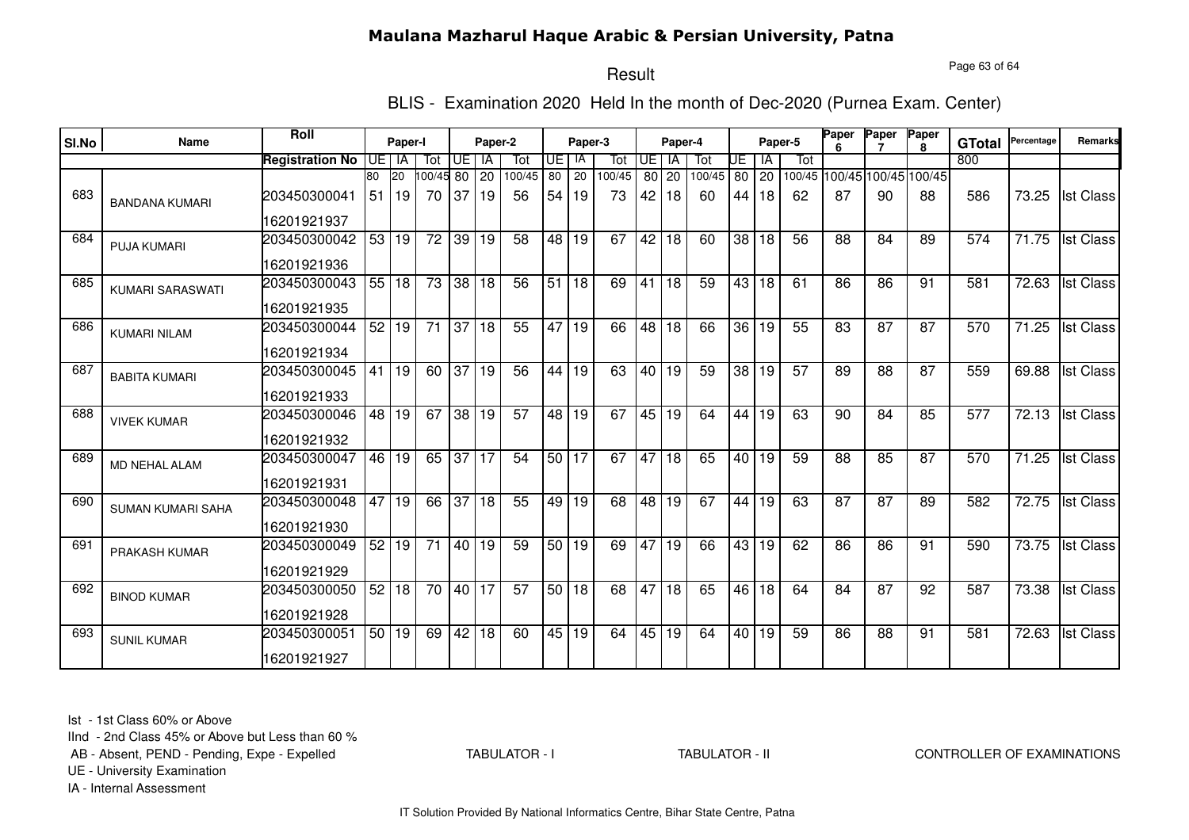# Maulana Mazharul Haque Arabic & Persian University, Patna

## Result

### BLIS - Examination 2020 Held In the month of Dec-2020 (Purnea Exam. Center)

| Sl.No | Name | Roll / Registration No | Paper-I UE | Paper-I IA | Paper-I Tot | Paper-2 UE | Paper-2 IA | Paper-2 Tot | Paper-3 UE | Paper-3 IA | Paper-3 Tot | Paper-4 UE | Paper-4 IA | Paper-4 Tot | Paper-5 UE | Paper-5 IA | Paper-5 Tot | Paper 6 | Paper 7 | Paper 8 | GTotal | Percentage | Remarks |
|---|---|---|---|---|---|---|---|---|---|---|---|---|---|---|---|---|---|---|---|---|---|---|---|
| | | | 80 | 20 | 100/45 | 80 | 20 | 100/45 | 80 | 20 | 100/45 | 80 | 20 | 100/45 | 80 | 20 | 100/45 | 100/45 | 100/45 | 100/45 | 800 | | |
| 683 | BANDANA KUMARI | 203450300041 16201921937 | 51 | 19 | 70 | 37 | 19 | 56 | 54 | 19 | 73 | 42 | 18 | 60 | 44 | 18 | 62 | 87 | 90 | 88 | 586 | 73.25 | Ist Class |
| 684 | PUJA KUMARI | 203450300042 16201921936 | 53 | 19 | 72 | 39 | 19 | 58 | 48 | 19 | 67 | 42 | 18 | 60 | 38 | 18 | 56 | 88 | 84 | 89 | 574 | 71.75 | Ist Class |
| 685 | KUMARI SARASWATI | 203450300043 16201921935 | 55 | 18 | 73 | 38 | 18 | 56 | 51 | 18 | 69 | 41 | 18 | 59 | 43 | 18 | 61 | 86 | 86 | 91 | 581 | 72.63 | Ist Class |
| 686 | KUMARI NILAM | 203450300044 16201921934 | 52 | 19 | 71 | 37 | 18 | 55 | 47 | 19 | 66 | 48 | 18 | 66 | 36 | 19 | 55 | 83 | 87 | 87 | 570 | 71.25 | Ist Class |
| 687 | BABITA KUMARI | 203450300045 16201921933 | 41 | 19 | 60 | 37 | 19 | 56 | 44 | 19 | 63 | 40 | 19 | 59 | 38 | 19 | 57 | 89 | 88 | 87 | 559 | 69.88 | Ist Class |
| 688 | VIVEK KUMAR | 203450300046 16201921932 | 48 | 19 | 67 | 38 | 19 | 57 | 48 | 19 | 67 | 45 | 19 | 64 | 44 | 19 | 63 | 90 | 84 | 85 | 577 | 72.13 | Ist Class |
| 689 | MD NEHAL ALAM | 203450300047 16201921931 | 46 | 19 | 65 | 37 | 17 | 54 | 50 | 17 | 67 | 47 | 18 | 65 | 40 | 19 | 59 | 88 | 85 | 87 | 570 | 71.25 | Ist Class |
| 690 | SUMAN KUMARI SAHA | 203450300048 16201921930 | 47 | 19 | 66 | 37 | 18 | 55 | 49 | 19 | 68 | 48 | 19 | 67 | 44 | 19 | 63 | 87 | 87 | 89 | 582 | 72.75 | Ist Class |
| 691 | PRAKASH KUMAR | 203450300049 16201921929 | 52 | 19 | 71 | 40 | 19 | 59 | 50 | 19 | 69 | 47 | 19 | 66 | 43 | 19 | 62 | 86 | 86 | 91 | 590 | 73.75 | Ist Class |
| 692 | BINOD KUMAR | 203450300050 16201921928 | 52 | 18 | 70 | 40 | 17 | 57 | 50 | 18 | 68 | 47 | 18 | 65 | 46 | 18 | 64 | 84 | 87 | 92 | 587 | 73.38 | Ist Class |
| 693 | SUNIL KUMAR | 203450300051 16201921927 | 50 | 19 | 69 | 42 | 18 | 60 | 45 | 19 | 64 | 45 | 19 | 64 | 40 | 19 | 59 | 86 | 88 | 91 | 581 | 72.63 | Ist Class |

Ist - 1st Class 60% or Above
IInd - 2nd Class 45% or Above but Less than 60 %
AB - Absent, PEND - Pending, Expe - Expelled
UE - University Examination
IA - Internal Assessment

TABULATOR - I    TABULATOR - II    CONTROLLER OF EXAMINATIONS

IT Solution Provided By National Informatics Centre, Bihar State Centre, Patna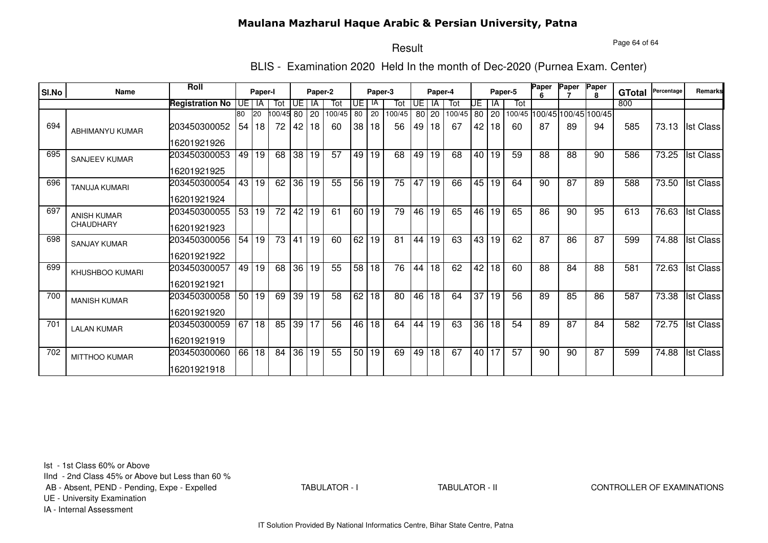# Maulana Mazharul Haque Arabic & Persian University, Patna

## Result

BLIS - Examination 2020 Held In the month of Dec-2020 (Purnea Exam. Center)

| Sl.No | Name | Roll | Paper-I | | | Paper-2 | | | Paper-3 | | | Paper-4 | | | Paper-5 | | | Paper 6 | Paper 7 | Paper 8 | GTotal | Percentage | Remarks |
|---|---|---|---|---|---|---|---|---|---|---|---|---|---|---|---|---|---|---|---|---|---|---|---|
| | | Registration No | UE | IA | Tot | UE | IA | Tot | UE | IA | Tot | UE | IA | Tot | UE | IA | Tot | | | | 800 | | |
| | | | 80 | 20 | 100/45 | 80 | 20 | 100/45 | 80 | 20 | 100/45 | 80 | 20 | 100/45 | 80 | 20 | 100/45 | 100/45 | 100/45 | 100/45 | | | |
| 694 | ABHIMANYU KUMAR | 203450300052<br>16201921926 | 54 | 18 | 72 | 42 | 18 | 60 | 38 | 18 | 56 | 49 | 18 | 67 | 42 | 18 | 60 | 87 | 89 | 94 | 585 | 73.13 | Ist Class |
| 695 | SANJEEV KUMAR | 203450300053<br>16201921925 | 49 | 19 | 68 | 38 | 19 | 57 | 49 | 19 | 68 | 49 | 19 | 68 | 40 | 19 | 59 | 88 | 88 | 90 | 586 | 73.25 | Ist Class |
| 696 | TANUJA KUMARI | 203450300054<br>16201921924 | 43 | 19 | 62 | 36 | 19 | 55 | 56 | 19 | 75 | 47 | 19 | 66 | 45 | 19 | 64 | 90 | 87 | 89 | 588 | 73.50 | Ist Class |
| 697 | ANISH KUMAR CHAUDHARY | 203450300055<br>16201921923 | 53 | 19 | 72 | 42 | 19 | 61 | 60 | 19 | 79 | 46 | 19 | 65 | 46 | 19 | 65 | 86 | 90 | 95 | 613 | 76.63 | Ist Class |
| 698 | SANJAY KUMAR | 203450300056<br>16201921922 | 54 | 19 | 73 | 41 | 19 | 60 | 62 | 19 | 81 | 44 | 19 | 63 | 43 | 19 | 62 | 87 | 86 | 87 | 599 | 74.88 | Ist Class |
| 699 | KHUSHBOO KUMARI | 203450300057<br>16201921921 | 49 | 19 | 68 | 36 | 19 | 55 | 58 | 18 | 76 | 44 | 18 | 62 | 42 | 18 | 60 | 88 | 84 | 88 | 581 | 72.63 | Ist Class |
| 700 | MANISH KUMAR | 203450300058<br>16201921920 | 50 | 19 | 69 | 39 | 19 | 58 | 62 | 18 | 80 | 46 | 18 | 64 | 37 | 19 | 56 | 89 | 85 | 86 | 587 | 73.38 | Ist Class |
| 701 | LALAN KUMAR | 203450300059<br>16201921919 | 67 | 18 | 85 | 39 | 17 | 56 | 46 | 18 | 64 | 44 | 19 | 63 | 36 | 18 | 54 | 89 | 87 | 84 | 582 | 72.75 | Ist Class |
| 702 | MITTHOO KUMAR | 203450300060<br>16201921918 | 66 | 18 | 84 | 36 | 19 | 55 | 50 | 19 | 69 | 49 | 18 | 67 | 40 | 17 | 57 | 90 | 90 | 87 | 599 | 74.88 | Ist Class |

Ist - 1st Class 60% or Above
IInd - 2nd Class 45% or Above but Less than 60 %
AB - Absent, PEND - Pending, Expe - Expelled
UE - University Examination
IA - Internal Assessment

TABULATOR - I | TABULATOR - II | CONTROLLER OF EXAMINATIONS

IT Solution Provided By National Informatics Centre, Bihar State Centre, Patna